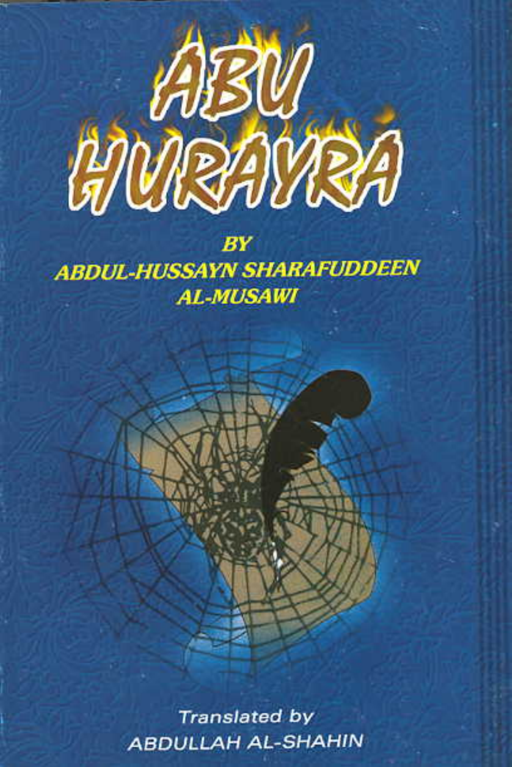# ABU HURAYRA

**BY**
**ABDUL-HUSSAYN SHARAFUDDEEN AL-MUSAWI**

Translated by
ABDULLAH AL-SHAHIN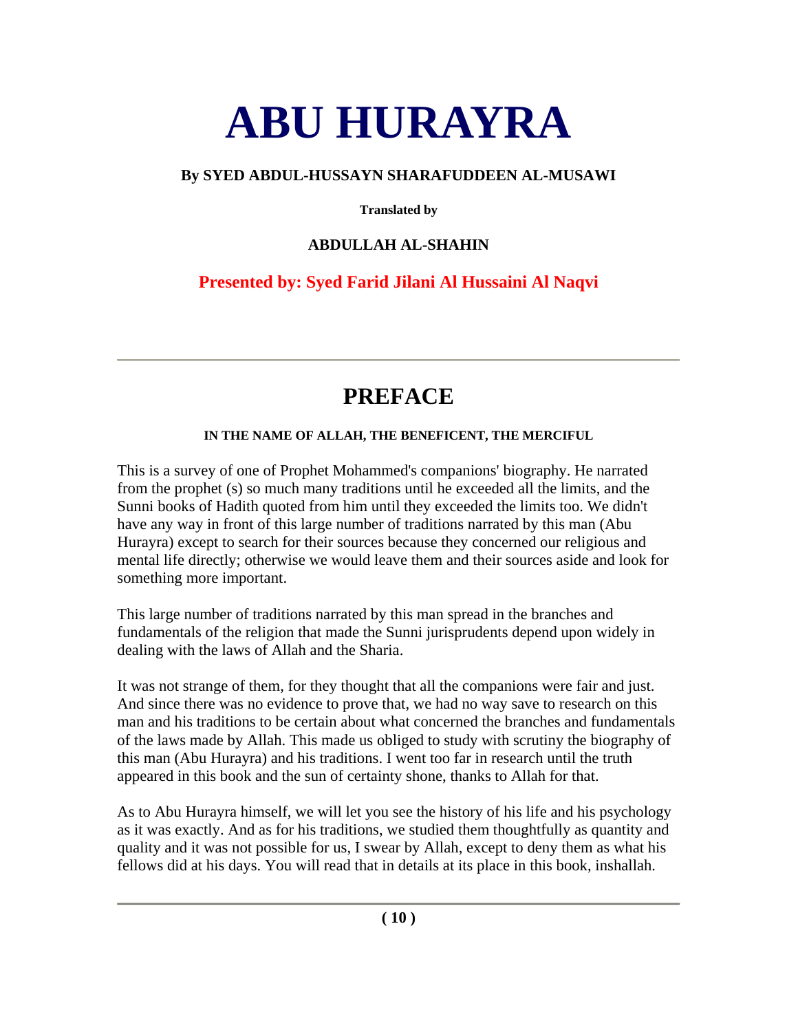# ABU HURAYRA

**By SYED ABDUL-HUSSAYN SHARAFUDDEEN AL-MUSAWI**

**Translated by**

**ABDULLAH AL-SHAHIN**

**Presented by: Syed Farid Jilani Al Hussaini Al Naqvi**

---

## PREFACE

**IN THE NAME OF ALLAH, THE BENEFICENT, THE MERCIFUL**

This is a survey of one of Prophet Mohammed's companions' biography. He narrated from the prophet (s) so much many traditions until he exceeded all the limits, and the Sunni books of Hadith quoted from him until they exceeded the limits too. We didn't have any way in front of this large number of traditions narrated by this man (Abu Hurayra) except to search for their sources because they concerned our religious and mental life directly; otherwise we would leave them and their sources aside and look for something more important.

This large number of traditions narrated by this man spread in the branches and fundamentals of the religion that made the Sunni jurisprudents depend upon widely in dealing with the laws of Allah and the Sharia.

It was not strange of them, for they thought that all the companions were fair and just. And since there was no evidence to prove that, we had no way save to research on this man and his traditions to be certain about what concerned the branches and fundamentals of the laws made by Allah. This made us obliged to study with scrutiny the biography of this man (Abu Hurayra) and his traditions. I went too far in research until the truth appeared in this book and the sun of certainty shone, thanks to Allah for that.

As to Abu Hurayra himself, we will let you see the history of his life and his psychology as it was exactly. And as for his traditions, we studied them thoughtfully as quantity and quality and it was not possible for us, I swear by Allah, except to deny them as what his fellows did at his days. You will read that in details at its place in this book, inshallah.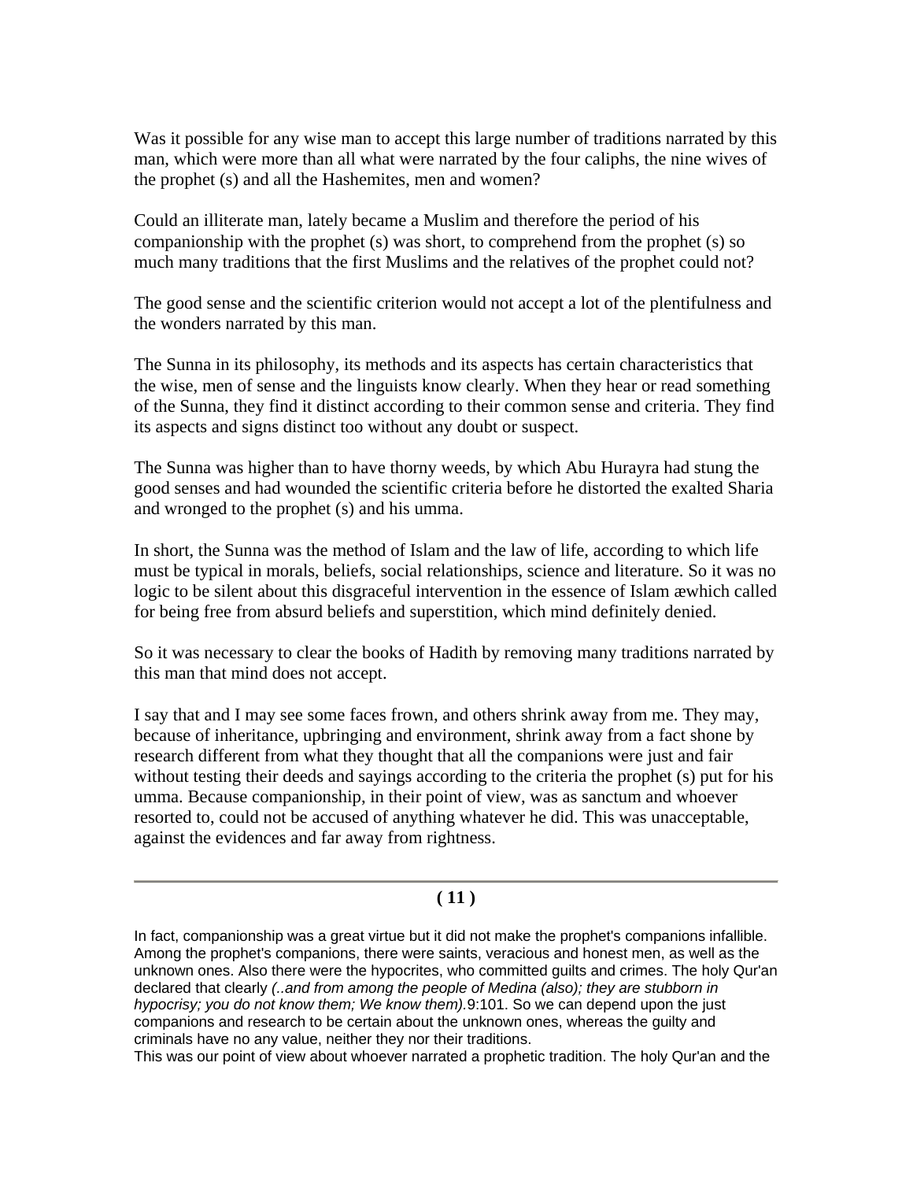Was it possible for any wise man to accept this large number of traditions narrated by this man, which were more than all what were narrated by the four caliphs, the nine wives of the prophet (s) and all the Hashemites, men and women?

Could an illiterate man, lately became a Muslim and therefore the period of his companionship with the prophet (s) was short, to comprehend from the prophet (s) so much many traditions that the first Muslims and the relatives of the prophet could not?

The good sense and the scientific criterion would not accept a lot of the plentifulness and the wonders narrated by this man.

The Sunna in its philosophy, its methods and its aspects has certain characteristics that the wise, men of sense and the linguists know clearly. When they hear or read something of the Sunna, they find it distinct according to their common sense and criteria. They find its aspects and signs distinct too without any doubt or suspect.

The Sunna was higher than to have thorny weeds, by which Abu Hurayra had stung the good senses and had wounded the scientific criteria before he distorted the exalted Sharia and wronged to the prophet (s) and his umma.

In short, the Sunna was the method of Islam and the law of life, according to which life must be typical in morals, beliefs, social relationships, science and literature. So it was no logic to be silent about this disgraceful intervention in the essence of Islam æwhich called for being free from absurd beliefs and superstition, which mind definitely denied.

So it was necessary to clear the books of Hadith by removing many traditions narrated by this man that mind does not accept.

I say that and I may see some faces frown, and others shrink away from me. They may, because of inheritance, upbringing and environment, shrink away from a fact shone by research different from what they thought that all the companions were just and fair without testing their deeds and sayings according to the criteria the prophet (s) put for his umma. Because companionship, in their point of view, was as sanctum and whoever resorted to, could not be accused of anything whatever he did. This was unacceptable, against the evidences and far away from rightness.

---

**( 11 )**

In fact, companionship was a great virtue but it did not make the prophet's companions infallible. Among the prophet's companions, there were saints, veracious and honest men, as well as the unknown ones. Also there were the hypocrites, who committed guilts and crimes. The holy Qur'an declared that clearly *(..and from among the people of Medina (also); they are stubborn in hypocrisy; you do not know them; We know them).*9:101. So we can depend upon the just companions and research to be certain about the unknown ones, whereas the guilty and criminals have no any value, neither they nor their traditions.

This was our point of view about whoever narrated a prophetic tradition. The holy Qur'an and the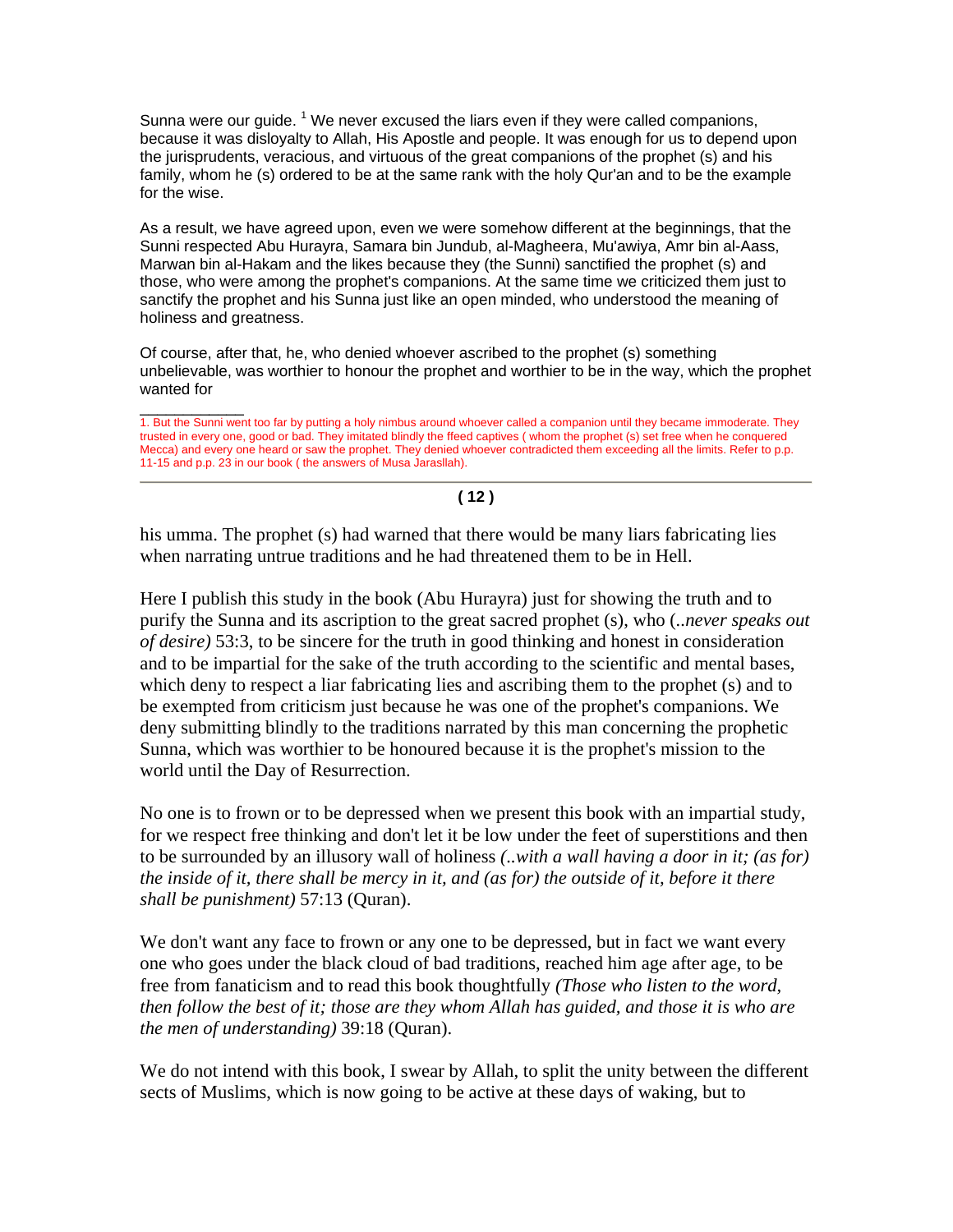Sunna were our guide. [1] We never excused the liars even if they were called companions, because it was disloyalty to Allah, His Apostle and people. It was enough for us to depend upon the jurisprudents, veracious, and virtuous of the great companions of the prophet (s) and his family, whom he (s) ordered to be at the same rank with the holy Qur'an and to be the example for the wise.

As a result, we have agreed upon, even we were somehow different at the beginnings, that the Sunni respected Abu Hurayra, Samara bin Jundub, al-Magheera, Mu'awiya, Amr bin al-Aass, Marwan bin al-Hakam and the likes because they (the Sunni) sanctified the prophet (s) and those, who were among the prophet's companions. At the same time we criticized them just to sanctify the prophet and his Sunna just like an open minded, who understood the meaning of holiness and greatness.

Of course, after that, he, who denied whoever ascribed to the prophet (s) something unbelievable, was worthier to honour the prophet and worthier to be in the way, which the prophet wanted for

1. But the Sunni went too far by putting a holy nimbus around whoever called a companion until they became immoderate. They trusted in every one, good or bad. They imitated blindly the ffeed captives ( whom the prophet (s) set free when he conquered Mecca) and every one heard or saw the prophet. They denied whoever contradicted them exceeding all the limits. Refer to p.p. 11-15 and p.p. 23 in our book ( the answers of Musa Jarasllah).

his umma. The prophet (s) had warned that there would be many liars fabricating lies when narrating untrue traditions and he had threatened them to be in Hell.

Here I publish this study in the book (Abu Hurayra) just for showing the truth and to purify the Sunna and its ascription to the great sacred prophet (s), who (*..never speaks out of desire)* 53:3, to be sincere for the truth in good thinking and honest in consideration and to be impartial for the sake of the truth according to the scientific and mental bases, which deny to respect a liar fabricating lies and ascribing them to the prophet (s) and to be exempted from criticism just because he was one of the prophet's companions. We deny submitting blindly to the traditions narrated by this man concerning the prophetic Sunna, which was worthier to be honoured because it is the prophet's mission to the world until the Day of Resurrection.

No one is to frown or to be depressed when we present this book with an impartial study, for we respect free thinking and don't let it be low under the feet of superstitions and then to be surrounded by an illusory wall of holiness *(..with a wall having a door in it; (as for) the inside of it, there shall be mercy in it, and (as for) the outside of it, before it there shall be punishment)* 57:13 (Quran).

We don't want any face to frown or any one to be depressed, but in fact we want every one who goes under the black cloud of bad traditions, reached him age after age, to be free from fanaticism and to read this book thoughtfully *(Those who listen to the word, then follow the best of it; those are they whom Allah has guided, and those it is who are the men of understanding)* 39:18 (Quran).

We do not intend with this book, I swear by Allah, to split the unity between the different sects of Muslims, which is now going to be active at these days of waking, but to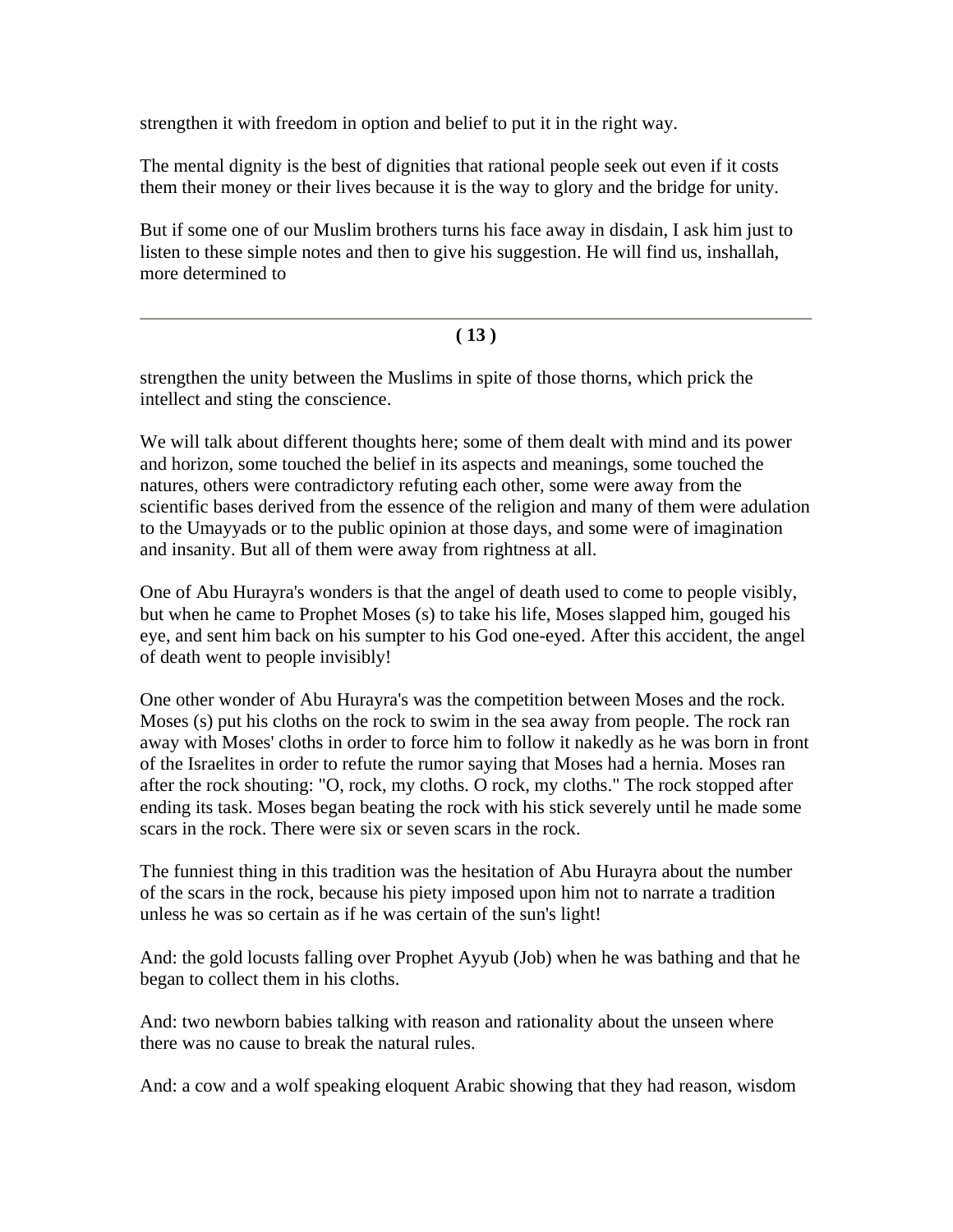strengthen it with freedom in option and belief to put it in the right way.

The mental dignity is the best of dignities that rational people seek out even if it costs them their money or their lives because it is the way to glory and the bridge for unity.

But if some one of our Muslim brothers turns his face away in disdain, I ask him just to listen to these simple notes and then to give his suggestion. He will find us, inshallah, more determined to

---

strengthen the unity between the Muslims in spite of those thorns, which prick the intellect and sting the conscience.

We will talk about different thoughts here; some of them dealt with mind and its power and horizon, some touched the belief in its aspects and meanings, some touched the natures, others were contradictory refuting each other, some were away from the scientific bases derived from the essence of the religion and many of them were adulation to the Umayyads or to the public opinion at those days, and some were of imagination and insanity. But all of them were away from rightness at all.

One of Abu Hurayra's wonders is that the angel of death used to come to people visibly, but when he came to Prophet Moses (s) to take his life, Moses slapped him, gouged his eye, and sent him back on his sumpter to his God one-eyed. After this accident, the angel of death went to people invisibly!

One other wonder of Abu Hurayra's was the competition between Moses and the rock. Moses (s) put his cloths on the rock to swim in the sea away from people. The rock ran away with Moses' cloths in order to force him to follow it nakedly as he was born in front of the Israelites in order to refute the rumor saying that Moses had a hernia. Moses ran after the rock shouting: "O, rock, my cloths. O rock, my cloths." The rock stopped after ending its task. Moses began beating the rock with his stick severely until he made some scars in the rock. There were six or seven scars in the rock.

The funniest thing in this tradition was the hesitation of Abu Hurayra about the number of the scars in the rock, because his piety imposed upon him not to narrate a tradition unless he was so certain as if he was certain of the sun's light!

And: the gold locusts falling over Prophet Ayyub (Job) when he was bathing and that he began to collect them in his cloths.

And: two newborn babies talking with reason and rationality about the unseen where there was no cause to break the natural rules.

And: a cow and a wolf speaking eloquent Arabic showing that they had reason, wisdom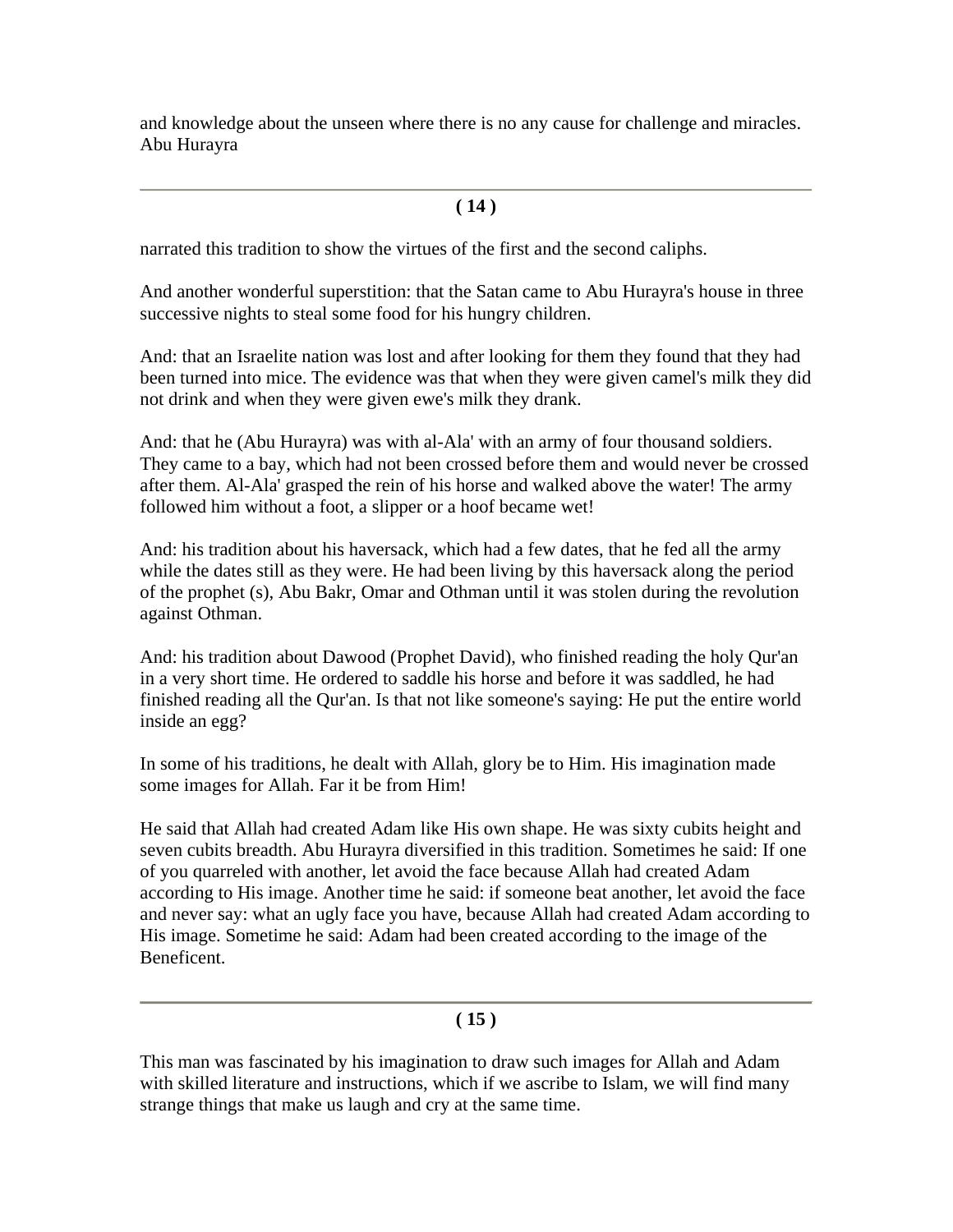and knowledge about the unseen where there is no any cause for challenge and miracles. Abu Hurayra

narrated this tradition to show the virtues of the first and the second caliphs.

And another wonderful superstition: that the Satan came to Abu Hurayra's house in three successive nights to steal some food for his hungry children.

And: that an Israelite nation was lost and after looking for them they found that they had been turned into mice. The evidence was that when they were given camel's milk they did not drink and when they were given ewe's milk they drank.

And: that he (Abu Hurayra) was with al-Ala' with an army of four thousand soldiers. They came to a bay, which had not been crossed before them and would never be crossed after them. Al-Ala' grasped the rein of his horse and walked above the water! The army followed him without a foot, a slipper or a hoof became wet!

And: his tradition about his haversack, which had a few dates, that he fed all the army while the dates still as they were. He had been living by this haversack along the period of the prophet (s), Abu Bakr, Omar and Othman until it was stolen during the revolution against Othman.

And: his tradition about Dawood (Prophet David), who finished reading the holy Qur'an in a very short time. He ordered to saddle his horse and before it was saddled, he had finished reading all the Qur'an. Is that not like someone's saying: He put the entire world inside an egg?

In some of his traditions, he dealt with Allah, glory be to Him. His imagination made some images for Allah. Far it be from Him!

He said that Allah had created Adam like His own shape. He was sixty cubits height and seven cubits breadth. Abu Hurayra diversified in this tradition. Sometimes he said: If one of you quarreled with another, let avoid the face because Allah had created Adam according to His image. Another time he said: if someone beat another, let avoid the face and never say: what an ugly face you have, because Allah had created Adam according to His image. Sometime he said: Adam had been created according to the image of the Beneficent.

This man was fascinated by his imagination to draw such images for Allah and Adam with skilled literature and instructions, which if we ascribe to Islam, we will find many strange things that make us laugh and cry at the same time.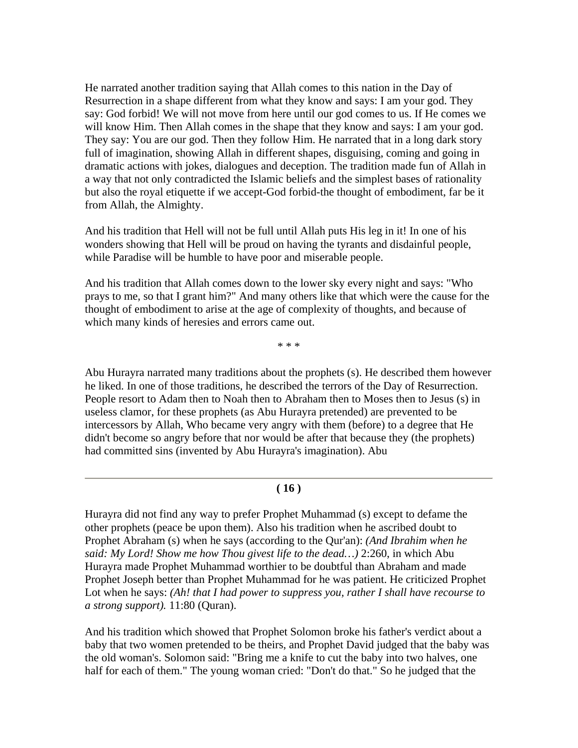He narrated another tradition saying that Allah comes to this nation in the Day of Resurrection in a shape different from what they know and says: I am your god. They say: God forbid! We will not move from here until our god comes to us. If He comes we will know Him. Then Allah comes in the shape that they know and says: I am your god. They say: You are our god. Then they follow Him. He narrated that in a long dark story full of imagination, showing Allah in different shapes, disguising, coming and going in dramatic actions with jokes, dialogues and deception. The tradition made fun of Allah in a way that not only contradicted the Islamic beliefs and the simplest bases of rationality but also the royal etiquette if we accept-God forbid-the thought of embodiment, far be it from Allah, the Almighty.

And his tradition that Hell will not be full until Allah puts His leg in it! In one of his wonders showing that Hell will be proud on having the tyrants and disdainful people, while Paradise will be humble to have poor and miserable people.

And his tradition that Allah comes down to the lower sky every night and says: "Who prays to me, so that I grant him?" And many others like that which were the cause for the thought of embodiment to arise at the age of complexity of thoughts, and because of which many kinds of heresies and errors came out.

* * *

Abu Hurayra narrated many traditions about the prophets (s). He described them however he liked. In one of those traditions, he described the terrors of the Day of Resurrection. People resort to Adam then to Noah then to Abraham then to Moses then to Jesus (s) in useless clamor, for these prophets (as Abu Hurayra pretended) are prevented to be intercessors by Allah, Who became very angry with them (before) to a degree that He didn't become so angry before that nor would be after that because they (the prophets) had committed sins (invented by Abu Hurayra's imagination). Abu Hurayra did not find any way to prefer Prophet Muhammad (s) except to defame the other prophets (peace be upon them). Also his tradition when he ascribed doubt to Prophet Abraham (s) when he says (according to the Qur'an): *(And Ibrahim when he said: My Lord! Show me how Thou givest life to the dead…)* 2:260, in which Abu Hurayra made Prophet Muhammad worthier to be doubtful than Abraham and made Prophet Joseph better than Prophet Muhammad for he was patient. He criticized Prophet Lot when he says: *(Ah! that I had power to suppress you, rather I shall have recourse to a strong support).* 11:80 (Quran).

And his tradition which showed that Prophet Solomon broke his father's verdict about a baby that two women pretended to be theirs, and Prophet David judged that the baby was the old woman's. Solomon said: "Bring me a knife to cut the baby into two halves, one half for each of them." The young woman cried: "Don't do that." So he judged that the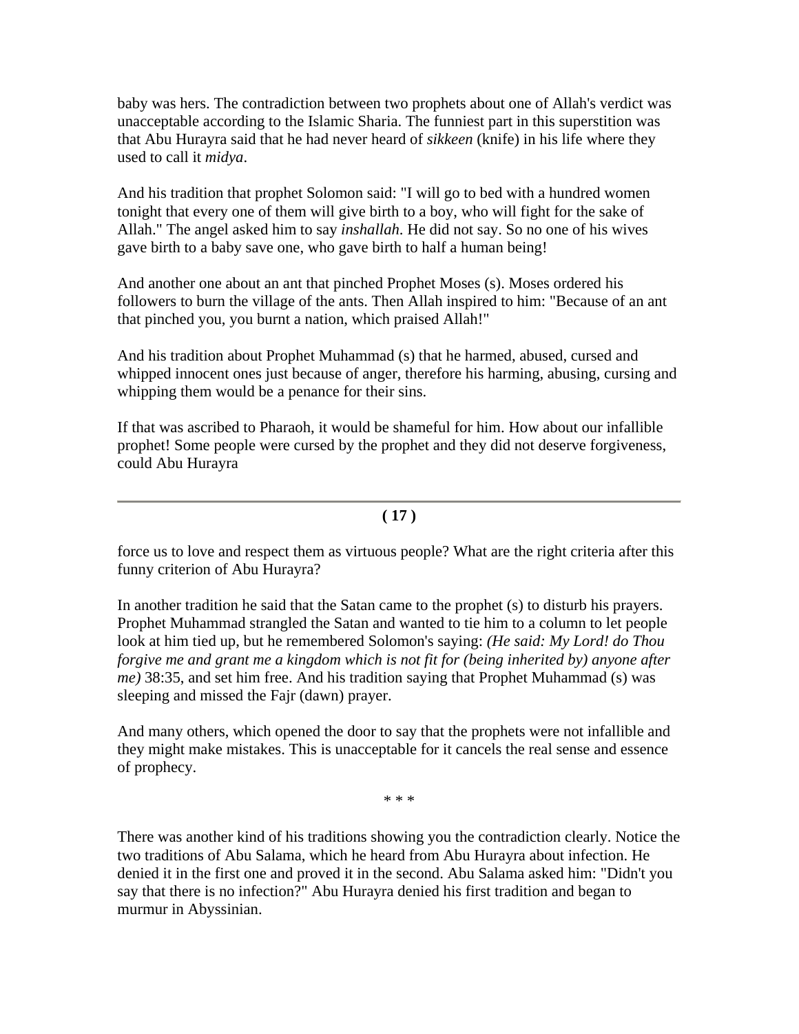baby was hers. The contradiction between two prophets about one of Allah's verdict was unacceptable according to the Islamic Sharia. The funniest part in this superstition was that Abu Hurayra said that he had never heard of *sikkeen* (knife) in his life where they used to call it *midya*.

And his tradition that prophet Solomon said: "I will go to bed with a hundred women tonight that every one of them will give birth to a boy, who will fight for the sake of Allah." The angel asked him to say *inshallah*. He did not say. So no one of his wives gave birth to a baby save one, who gave birth to half a human being!

And another one about an ant that pinched Prophet Moses (s). Moses ordered his followers to burn the village of the ants. Then Allah inspired to him: "Because of an ant that pinched you, you burnt a nation, which praised Allah!"

And his tradition about Prophet Muhammad (s) that he harmed, abused, cursed and whipped innocent ones just because of anger, therefore his harming, abusing, cursing and whipping them would be a penance for their sins.

If that was ascribed to Pharaoh, it would be shameful for him. How about our infallible prophet! Some people were cursed by the prophet and they did not deserve forgiveness, could Abu Hurayra force us to love and respect them as virtuous people? What are the right criteria after this funny criterion of Abu Hurayra?

In another tradition he said that the Satan came to the prophet (s) to disturb his prayers. Prophet Muhammad strangled the Satan and wanted to tie him to a column to let people look at him tied up, but he remembered Solomon's saying: *(He said: My Lord! do Thou forgive me and grant me a kingdom which is not fit for (being inherited by) anyone after me)* 38:35, and set him free. And his tradition saying that Prophet Muhammad (s) was sleeping and missed the Fajr (dawn) prayer.

And many others, which opened the door to say that the prophets were not infallible and they might make mistakes. This is unacceptable for it cancels the real sense and essence of prophecy.

\* \* \*

There was another kind of his traditions showing you the contradiction clearly. Notice the two traditions of Abu Salama, which he heard from Abu Hurayra about infection. He denied it in the first one and proved it in the second. Abu Salama asked him: "Didn't you say that there is no infection?" Abu Hurayra denied his first tradition and began to murmur in Abyssinian.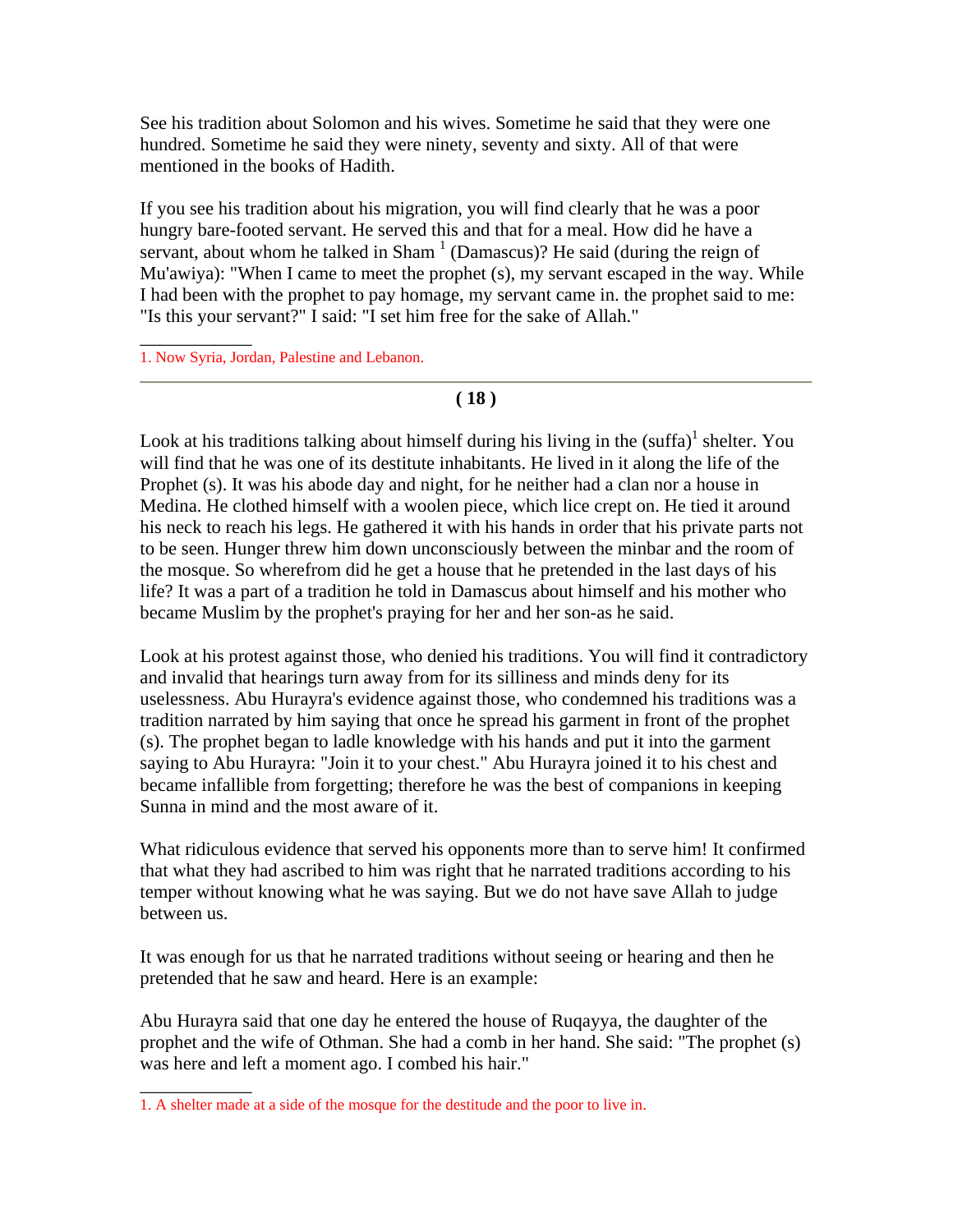See his tradition about Solomon and his wives. Sometime he said that they were one hundred. Sometime he said they were ninety, seventy and sixty. All of that were mentioned in the books of Hadith.

If you see his tradition about his migration, you will find clearly that he was a poor hungry bare-footed servant. He served this and that for a meal. How did he have a servant, about whom he talked in Sham [1] (Damascus)? He said (during the reign of Mu'awiya): "When I came to meet the prophet (s), my servant escaped in the way. While I had been with the prophet to pay homage, my servant came in. the prophet said to me: "Is this your servant?" I said: "I set him free for the sake of Allah."

1. Now Syria, Jordan, Palestine and Lebanon.

---

Look at his traditions talking about himself during his living in the (suffa)[1] shelter. You will find that he was one of its destitute inhabitants. He lived in it along the life of the Prophet (s). It was his abode day and night, for he neither had a clan nor a house in Medina. He clothed himself with a woolen piece, which lice crept on. He tied it around his neck to reach his legs. He gathered it with his hands in order that his private parts not to be seen. Hunger threw him down unconsciously between the minbar and the room of the mosque. So wherefrom did he get a house that he pretended in the last days of his life? It was a part of a tradition he told in Damascus about himself and his mother who became Muslim by the prophet's praying for her and her son-as he said.

Look at his protest against those, who denied his traditions. You will find it contradictory and invalid that hearings turn away from for its silliness and minds deny for its uselessness. Abu Hurayra's evidence against those, who condemned his traditions was a tradition narrated by him saying that once he spread his garment in front of the prophet (s). The prophet began to ladle knowledge with his hands and put it into the garment saying to Abu Hurayra: "Join it to your chest." Abu Hurayra joined it to his chest and became infallible from forgetting; therefore he was the best of companions in keeping Sunna in mind and the most aware of it.

What ridiculous evidence that served his opponents more than to serve him! It confirmed that what they had ascribed to him was right that he narrated traditions according to his temper without knowing what he was saying. But we do not have save Allah to judge between us.

It was enough for us that he narrated traditions without seeing or hearing and then he pretended that he saw and heard. Here is an example:

Abu Hurayra said that one day he entered the house of Ruqayya, the daughter of the prophet and the wife of Othman. She had a comb in her hand. She said: "The prophet (s) was here and left a moment ago. I combed his hair."

1. A shelter made at a side of the mosque for the destitude and the poor to live in.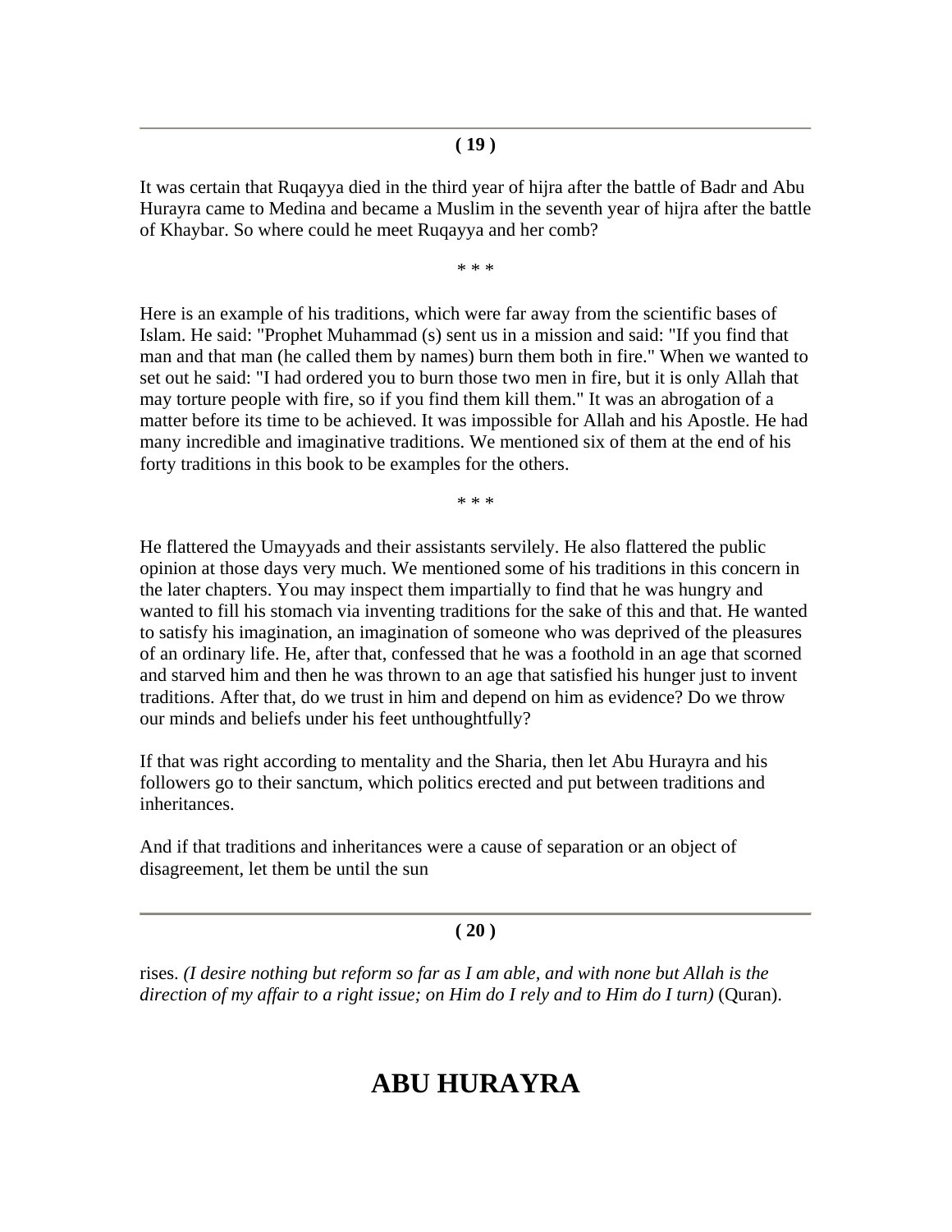It was certain that Ruqayya died in the third year of hijra after the battle of Badr and Abu Hurayra came to Medina and became a Muslim in the seventh year of hijra after the battle of Khaybar. So where could he meet Ruqayya and her comb?

* * *

Here is an example of his traditions, which were far away from the scientific bases of Islam. He said: "Prophet Muhammad (s) sent us in a mission and said: "If you find that man and that man (he called them by names) burn them both in fire." When we wanted to set out he said: "I had ordered you to burn those two men in fire, but it is only Allah that may torture people with fire, so if you find them kill them." It was an abrogation of a matter before its time to be achieved. It was impossible for Allah and his Apostle. He had many incredible and imaginative traditions. We mentioned six of them at the end of his forty traditions in this book to be examples for the others.

* * *

He flattered the Umayyads and their assistants servilely. He also flattered the public opinion at those days very much. We mentioned some of his traditions in this concern in the later chapters. You may inspect them impartially to find that he was hungry and wanted to fill his stomach via inventing traditions for the sake of this and that. He wanted to satisfy his imagination, an imagination of someone who was deprived of the pleasures of an ordinary life. He, after that, confessed that he was a foothold in an age that scorned and starved him and then he was thrown to an age that satisfied his hunger just to invent traditions. After that, do we trust in him and depend on him as evidence? Do we throw our minds and beliefs under his feet unthoughtfully?

If that was right according to mentality and the Sharia, then let Abu Hurayra and his followers go to their sanctum, which politics erected and put between traditions and inheritances.

And if that traditions and inheritances were a cause of separation or an object of disagreement, let them be until the sun rises. *(I desire nothing but reform so far as I am able, and with none but Allah is the direction of my affair to a right issue; on Him do I rely and to Him do I turn)* (Quran).

# ABU HURAYRA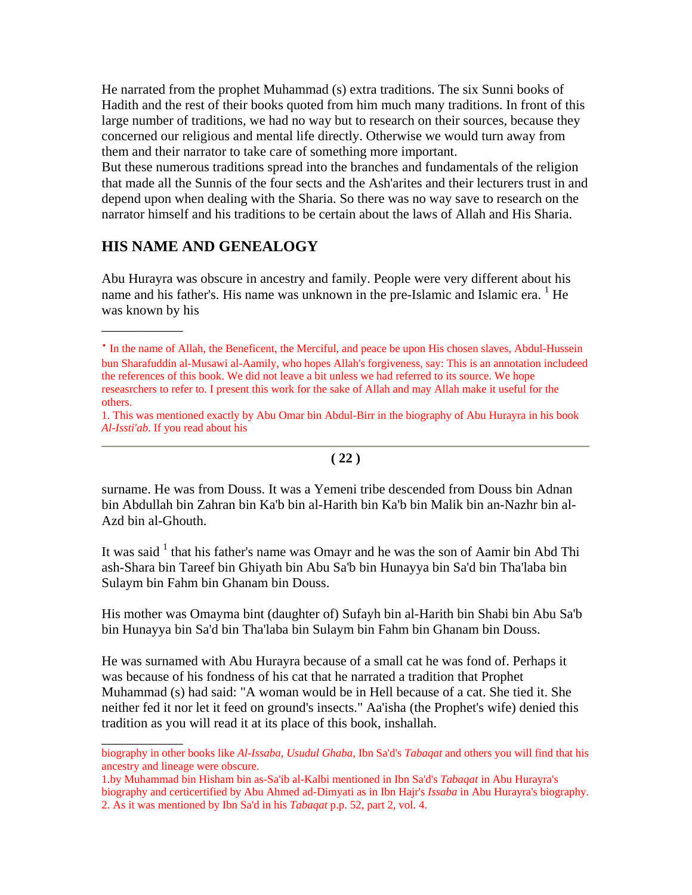He narrated from the prophet Muhammad (s) extra traditions. The six Sunni books of Hadith and the rest of their books quoted from him much many traditions. In front of this large number of traditions, we had no way but to research on their sources, because they concerned our religious and mental life directly. Otherwise we would turn away from them and their narrator to take care of something more important.
But these numerous traditions spread into the branches and fundamentals of the religion that made all the Sunnis of the four sects and the Ash'arites and their lecturers trust in and depend upon when dealing with the Sharia. So there was no way save to research on the narrator himself and his traditions to be certain about the laws of Allah and His Sharia.

## HIS NAME AND GENEALOGY

Abu Hurayra was obscure in ancestry and family. People were very different about his name and his father's. His name was unknown in the pre-Islamic and Islamic era. [1] He was known by his surname. He was from Douss. It was a Yemeni tribe descended from Douss bin Adnan bin Abdullah bin Zahran bin Ka'b bin al-Harith bin Ka'b bin Malik bin an-Nazhr bin al-Azd bin al-Ghouth.

It was said [1] that his father's name was Omayr and he was the son of Aamir bin Abd Thi ash-Shara bin Tareef bin Ghiyath bin Abu Sa'b bin Hunayya bin Sa'd bin Tha'laba bin Sulaym bin Fahm bin Ghanam bin Douss.

His mother was Omayma bint (daughter of) Sufayh bin al-Harith bin Shabi bin Abu Sa'b bin Hunayya bin Sa'd bin Tha'laba bin Sulaym bin Fahm bin Ghanam bin Douss.

He was surnamed with Abu Hurayra because of a small cat he was fond of. Perhaps it was because of his fondness of his cat that he narrated a tradition that Prophet Muhammad (s) had said: "A woman would be in Hell because of a cat. She tied it. She neither fed it nor let it feed on ground's insects." Aa'isha (the Prophet's wife) denied this tradition as you will read it at its place of this book, inshallah.

---

• In the name of Allah, the Beneficent, the Merciful, and peace be upon His chosen slaves, Abdul-Hussein bun Sharafuddin al-Musawi al-Aamily, who hopes Allah's forgiveness, say: This is an annotation includeed the references of this book. We did not leave a bit unless we had referred to its source. We hope reseasrchers to refer to. I present this work for the sake of Allah and may Allah make it useful for the others.

1. This was mentioned exactly by Abu Omar bin Abdul-Birr in the biography of Abu Hurayra in his book *Al-Issti'ab*. If you read about his biography in other books like *Al-Issaba, Usudul Ghaba,* Ibn Sa'd's *Tabaqat* and others you will find that his ancestry and lineage were obscure.

1.by Muhammad bin Hisham bin as-Sa'ib al-Kalbi mentioned in Ibn Sa'd's *Tabaqat* in Abu Hurayra's biography and certicertified by Abu Ahmed ad-Dimyati as in Ibn Hajr's *Issaba* in Abu Hurayra's biography.

2. As it was mentioned by Ibn Sa'd in his *Tabaqat* p.p. 52, part 2, vol. 4.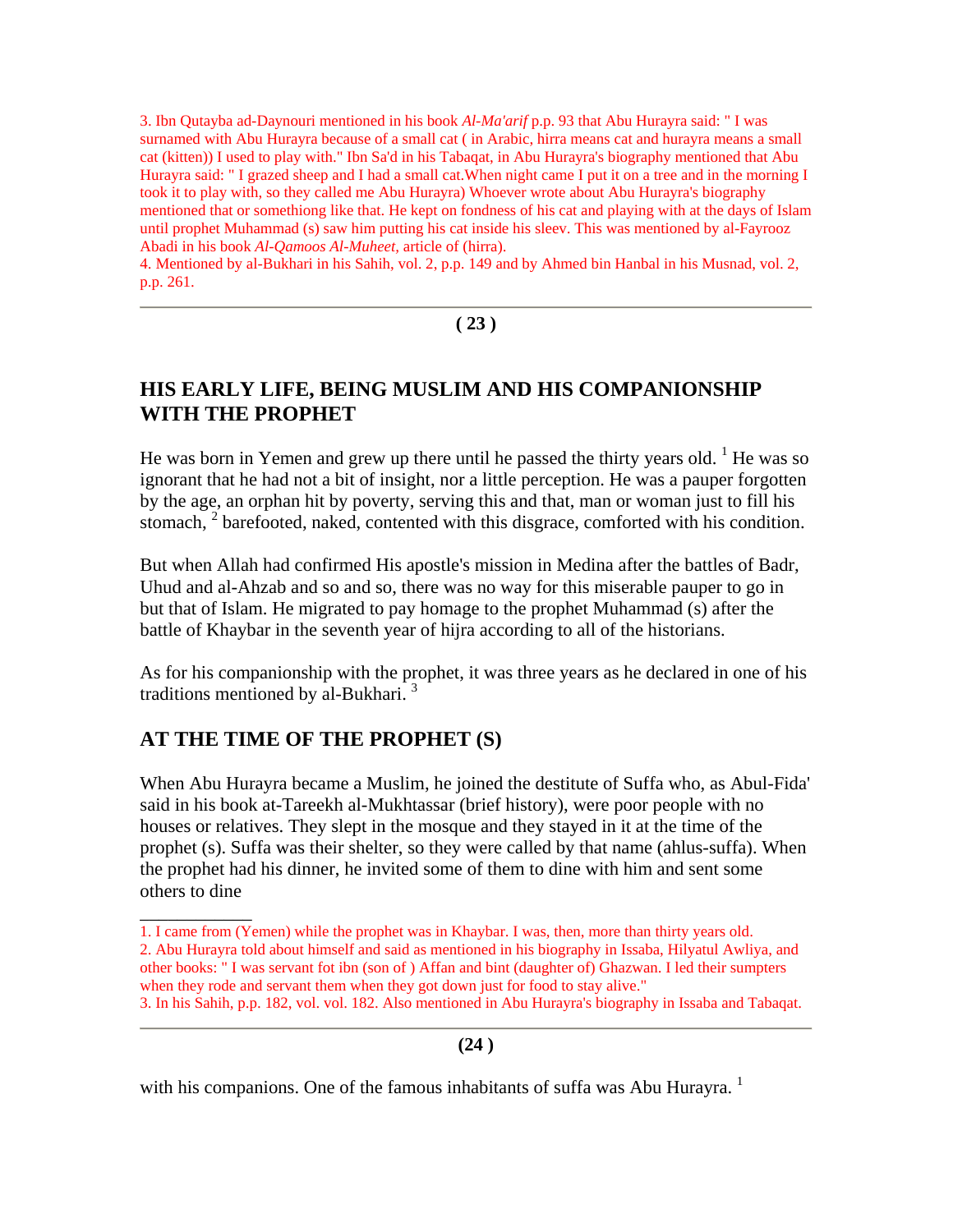3. Ibn Qutayba ad-Daynouri mentioned in his book *Al-Ma'arif* p.p. 93 that Abu Hurayra said: " I was surnamed with Abu Hurayra because of a small cat ( in Arabic, hirra means cat and hurayra means a small cat (kitten)) I used to play with." Ibn Sa'd in his Tabaqat, in Abu Hurayra's biography mentioned that Abu Hurayra said: " I grazed sheep and I had a small cat.When night came I put it on a tree and in the morning I took it to play with, so they called me Abu Hurayra) Whoever wrote about Abu Hurayra's biography mentioned that or somethiong like that. He kept on fondness of his cat and playing with at the days of Islam until prophet Muhammad (s) saw him putting his cat inside his sleev. This was mentioned by al-Fayrooz Abadi in his book *Al-Qamoos Al-Muheet,* article of (hirra).

4. Mentioned by al-Bukhari in his Sahih, vol. 2, p.p. 149 and by Ahmed bin Hanbal in his Musnad, vol. 2, p.p. 261.

---

## HIS EARLY LIFE, BEING MUSLIM AND HIS COMPANIONSHIP WITH THE PROPHET

He was born in Yemen and grew up there until he passed the thirty years old. [1] He was so ignorant that he had not a bit of insight, nor a little perception. He was a pauper forgotten by the age, an orphan hit by poverty, serving this and that, man or woman just to fill his stomach, [2] barefooted, naked, contented with this disgrace, comforted with his condition.

But when Allah had confirmed His apostle's mission in Medina after the battles of Badr, Uhud and al-Ahzab and so and so, there was no way for this miserable pauper to go in but that of Islam. He migrated to pay homage to the prophet Muhammad (s) after the battle of Khaybar in the seventh year of hijra according to all of the historians.

As for his companionship with the prophet, it was three years as he declared in one of his traditions mentioned by al-Bukhari. [3]

## AT THE TIME OF THE PROPHET (S)

When Abu Hurayra became a Muslim, he joined the destitute of Suffa who, as Abul-Fida' said in his book at-Tareekh al-Mukhtassar (brief history), were poor people with no houses or relatives. They slept in the mosque and they stayed in it at the time of the prophet (s). Suffa was their shelter, so they were called by that name (ahlus-suffa). When the prophet had his dinner, he invited some of them to dine with him and sent some others to dine

---

1. I came from (Yemen) while the prophet was in Khaybar. I was, then, more than thirty years old.

2. Abu Hurayra told about himself and said as mentioned in his biography in Issaba, Hilyatul Awliya, and other books: " I was servant fot ibn (son of ) Affan and bint (daughter of) Ghazwan. I led their sumpters when they rode and servant them when they got down just for food to stay alive."

3. In his Sahih, p.p. 182, vol. vol. 182. Also mentioned in Abu Hurayra's biography in Issaba and Tabaqat.

---

with his companions. One of the famous inhabitants of suffa was Abu Hurayra. [1]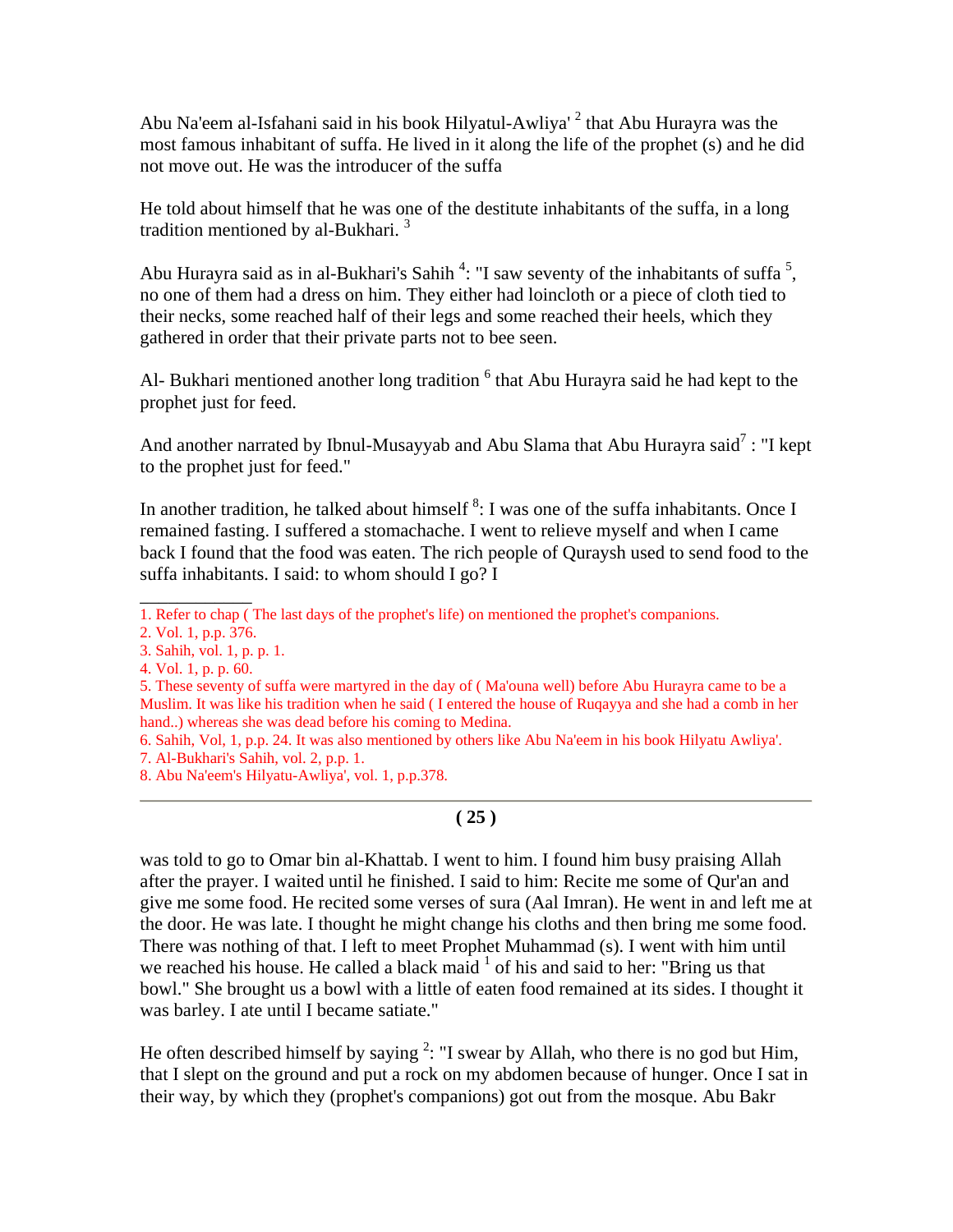Abu Na'eem al-Isfahani said in his book Hilyatul-Awliya' [2] that Abu Hurayra was the most famous inhabitant of suffa. He lived in it along the life of the prophet (s) and he did not move out. He was the introducer of the suffa

He told about himself that he was one of the destitute inhabitants of the suffa, in a long tradition mentioned by al-Bukhari. [3]

Abu Hurayra said as in al-Bukhari's Sahih [4]: "I saw seventy of the inhabitants of suffa [5], no one of them had a dress on him. They either had loincloth or a piece of cloth tied to their necks, some reached half of their legs and some reached their heels, which they gathered in order that their private parts not to bee seen.

Al- Bukhari mentioned another long tradition [6] that Abu Hurayra said he had kept to the prophet just for feed.

And another narrated by Ibnul-Musayyab and Abu Slama that Abu Hurayra said[7] : "I kept to the prophet just for feed."

In another tradition, he talked about himself [8]: I was one of the suffa inhabitants. Once I remained fasting. I suffered a stomachache. I went to relieve myself and when I came back I found that the food was eaten. The rich people of Quraysh used to send food to the suffa inhabitants. I said: to whom should I go? I

---

1. Refer to chap ( The last days of the prophet's life) on mentioned the prophet's companions.
2. Vol. 1, p.p. 376.
3. Sahih, vol. 1, p. p. 1.
4. Vol. 1, p. p. 60.
5. These seventy of suffa were martyred in the day of ( Ma'ouna well) before Abu Hurayra came to be a Muslim. It was like his tradition when he said ( I entered the house of Ruqayya and she had a comb in her hand..) whereas she was dead before his coming to Medina.
6. Sahih, Vol, 1, p.p. 24. It was also mentioned by others like Abu Na'eem in his book Hilyatu Awliya'.
7. Al-Bukhari's Sahih, vol. 2, p.p. 1.
8. Abu Na'eem's Hilyatu-Awliya', vol. 1, p.p.378.

---

was told to go to Omar bin al-Khattab. I went to him. I found him busy praising Allah after the prayer. I waited until he finished. I said to him: Recite me some of Qur'an and give me some food. He recited some verses of sura (Aal Imran). He went in and left me at the door. He was late. I thought he might change his cloths and then bring me some food. There was nothing of that. I left to meet Prophet Muhammad (s). I went with him until we reached his house. He called a black maid [1] of his and said to her: "Bring us that bowl." She brought us a bowl with a little of eaten food remained at its sides. I thought it was barley. I ate until I became satiate."

He often described himself by saying [2]: "I swear by Allah, who there is no god but Him, that I slept on the ground and put a rock on my abdomen because of hunger. Once I sat in their way, by which they (prophet's companions) got out from the mosque. Abu Bakr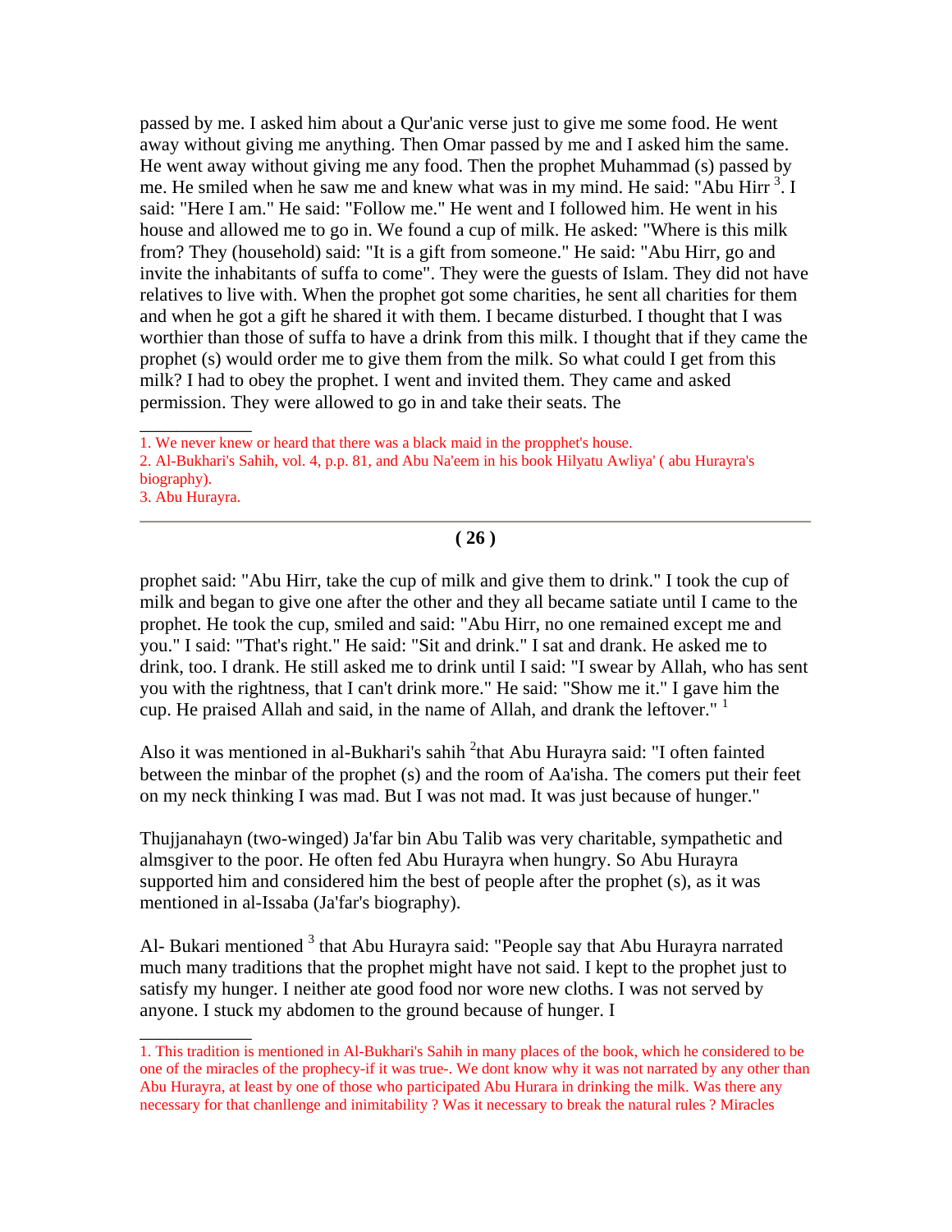passed by me. I asked him about a Qur'anic verse just to give me some food. He went away without giving me anything. Then Omar passed by me and I asked him the same. He went away without giving me any food. Then the prophet Muhammad (s) passed by me. He smiled when he saw me and knew what was in my mind. He said: "Abu Hirr [3]. I said: "Here I am." He said: "Follow me." He went and I followed him. He went in his house and allowed me to go in. We found a cup of milk. He asked: "Where is this milk from? They (household) said: "It is a gift from someone." He said: "Abu Hirr, go and invite the inhabitants of suffa to come". They were the guests of Islam. They did not have relatives to live with. When the prophet got some charities, he sent all charities for them and when he got a gift he shared it with them. I became disturbed. I thought that I was worthier than those of suffa to have a drink from this milk. I thought that if they came the prophet (s) would order me to give them from the milk. So what could I get from this milk? I had to obey the prophet. I went and invited them. They came and asked permission. They were allowed to go in and take their seats. The

1. We never knew or heard that there was a black maid in the propphet's house.
2. Al-Bukhari's Sahih, vol. 4, p.p. 81, and Abu Na'eem in his book Hilyatu Awliya' ( abu Hurayra's biography).
3. Abu Hurayra.

---

prophet said: "Abu Hirr, take the cup of milk and give them to drink." I took the cup of milk and began to give one after the other and they all became satiate until I came to the prophet. He took the cup, smiled and said: "Abu Hirr, no one remained except me and you." I said: "That's right." He said: "Sit and drink." I sat and drank. He asked me to drink, too. I drank. He still asked me to drink until I said: "I swear by Allah, who has sent you with the rightness, that I can't drink more." He said: "Show me it." I gave him the cup. He praised Allah and said, in the name of Allah, and drank the leftover." [1]

Also it was mentioned in al-Bukhari's sahih [2]that Abu Hurayra said: "I often fainted between the minbar of the prophet (s) and the room of Aa'isha. The comers put their feet on my neck thinking I was mad. But I was not mad. It was just because of hunger."

Thujjanahayn (two-winged) Ja'far bin Abu Talib was very charitable, sympathetic and almsgiver to the poor. He often fed Abu Hurayra when hungry. So Abu Hurayra supported him and considered him the best of people after the prophet (s), as it was mentioned in al-Issaba (Ja'far's biography).

Al- Bukari mentioned [3] that Abu Hurayra said: "People say that Abu Hurayra narrated much many traditions that the prophet might have not said. I kept to the prophet just to satisfy my hunger. I neither ate good food nor wore new cloths. I was not served by anyone. I stuck my abdomen to the ground because of hunger. I

1. This tradition is mentioned in Al-Bukhari's Sahih in many places of the book, which he considered to be one of the miracles of the prophecy-if it was true-. We dont know why it was not narrated by any other than Abu Hurayra, at least by one of those who participated Abu Hurara in drinking the milk. Was there any necessary for that chanllenge and inimitability ? Was it necessary to break the natural rules ? Miracles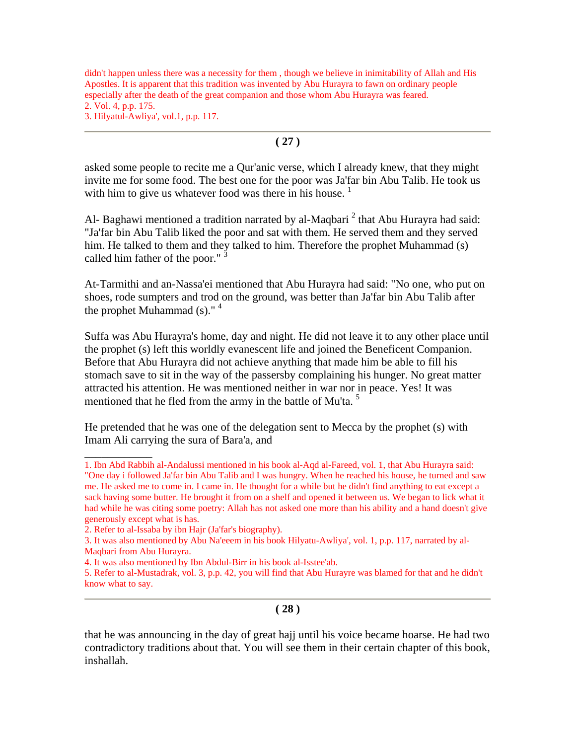didn't happen unless there was a necessity for them , though we believe in inimitability of Allah and His Apostles. It is apparent that this tradition was invented by Abu Hurayra to fawn on ordinary people especially after the death of the great companion and those whom Abu Hurayra was feared.

2. Vol. 4, p.p. 175.

3. Hilyatul-Awliya', vol.1, p.p. 117.

---

asked some people to recite me a Qur'anic verse, which I already knew, that they might invite me for some food. The best one for the poor was Ja'far bin Abu Talib. He took us with him to give us whatever food was there in his house. [1]

Al- Baghawi mentioned a tradition narrated by al-Maqbari [2] that Abu Hurayra had said: "Ja'far bin Abu Talib liked the poor and sat with them. He served them and they served him. He talked to them and they talked to him. Therefore the prophet Muhammad (s) called him father of the poor." [3]

At-Tarmithi and an-Nassa'ei mentioned that Abu Hurayra had said: "No one, who put on shoes, rode sumpters and trod on the ground, was better than Ja'far bin Abu Talib after the prophet Muhammad (s)." [4]

Suffa was Abu Hurayra's home, day and night. He did not leave it to any other place until the prophet (s) left this worldly evanescent life and joined the Beneficent Companion. Before that Abu Hurayra did not achieve anything that made him be able to fill his stomach save to sit in the way of the passersby complaining his hunger. No great matter attracted his attention. He was mentioned neither in war nor in peace. Yes! It was mentioned that he fled from the army in the battle of Mu'ta. [5]

He pretended that he was one of the delegation sent to Mecca by the prophet (s) with Imam Ali carrying the sura of Bara'a, and

---

1. Ibn Abd Rabbih al-Andalussi mentioned in his book al-Aqd al-Fareed, vol. 1, that Abu Hurayra said: "One day i followed Ja'far bin Abu Talib and I was hungry. When he reached his house, he turned and saw me. He asked me to come in. I came in. He thought for a while but he didn't find anything to eat except a sack having some butter. He brought it from on a shelf and opened it between us. We began to lick what it had while he was citing some poetry: Allah has not asked one more than his ability and a hand doesn't give generously except what is has.

2. Refer to al-Issaba by ibn Hajr (Ja'far's biography).

3. It was also mentioned by Abu Na'eeem in his book Hilyatu-Awliya', vol. 1, p.p. 117, narrated by al-Maqbari from Abu Hurayra.

4. It was also mentioned by Ibn Abdul-Birr in his book al-Isstee'ab.

5. Refer to al-Mustadrak, vol. 3, p.p. 42, you will find that Abu Hurayre was blamed for that and he didn't know what to say.

---

that he was announcing in the day of great hajj until his voice became hoarse. He had two contradictory traditions about that. You will see them in their certain chapter of this book, inshallah.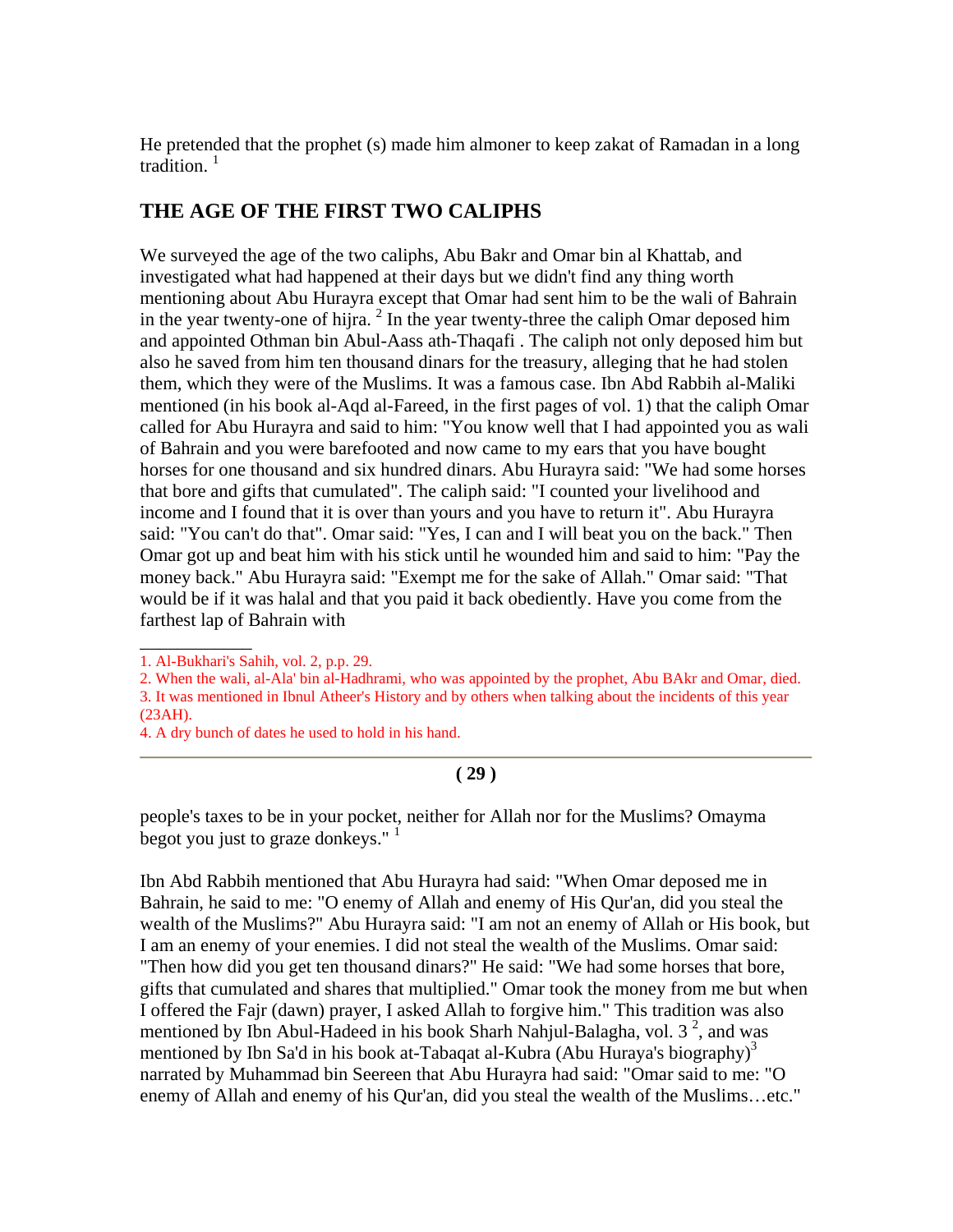He pretended that the prophet (s) made him almoner to keep zakat of Ramadan in a long tradition. [1]

## THE AGE OF THE FIRST TWO CALIPHS

We surveyed the age of the two caliphs, Abu Bakr and Omar bin al Khattab, and investigated what had happened at their days but we didn't find any thing worth mentioning about Abu Hurayra except that Omar had sent him to be the wali of Bahrain in the year twenty-one of hijra. [2] In the year twenty-three the caliph Omar deposed him and appointed Othman bin Abul-Aass ath-Thaqafi . The caliph not only deposed him but also he saved from him ten thousand dinars for the treasury, alleging that he had stolen them, which they were of the Muslims. It was a famous case. Ibn Abd Rabbih al-Maliki mentioned (in his book al-Aqd al-Fareed, in the first pages of vol. 1) that the caliph Omar called for Abu Hurayra and said to him: "You know well that I had appointed you as wali of Bahrain and you were barefooted and now came to my ears that you have bought horses for one thousand and six hundred dinars. Abu Hurayra said: "We had some horses that bore and gifts that cumulated". The caliph said: "I counted your livelihood and income and I found that it is over than yours and you have to return it". Abu Hurayra said: "You can't do that". Omar said: "Yes, I can and I will beat you on the back." Then Omar got up and beat him with his stick until he wounded him and said to him: "Pay the money back." Abu Hurayra said: "Exempt me for the sake of Allah." Omar said: "That would be if it was halal and that you paid it back obediently. Have you come from the farthest lap of Bahrain with

1. Al-Bukhari's Sahih, vol. 2, p.p. 29.
2. When the wali, al-Ala' bin al-Hadhrami, who was appointed by the prophet, Abu BAkr and Omar, died.
3. It was mentioned in Ibnul Atheer's History and by others when talking about the incidents of this year (23AH).
4. A dry bunch of dates he used to hold in his hand.

people's taxes to be in your pocket, neither for Allah nor for the Muslims? Omayma begot you just to graze donkeys." [1]

Ibn Abd Rabbih mentioned that Abu Hurayra had said: "When Omar deposed me in Bahrain, he said to me: "O enemy of Allah and enemy of His Qur'an, did you steal the wealth of the Muslims?" Abu Hurayra said: "I am not an enemy of Allah or His book, but I am an enemy of your enemies. I did not steal the wealth of the Muslims. Omar said: "Then how did you get ten thousand dinars?" He said: "We had some horses that bore, gifts that cumulated and shares that multiplied." Omar took the money from me but when I offered the Fajr (dawn) prayer, I asked Allah to forgive him." This tradition was also mentioned by Ibn Abul-Hadeed in his book Sharh Nahjul-Balagha, vol. 3 [2], and was mentioned by Ibn Sa'd in his book at-Tabaqat al-Kubra (Abu Huraya's biography)[3] narrated by Muhammad bin Seereen that Abu Hurayra had said: "Omar said to me: "O enemy of Allah and enemy of his Qur'an, did you steal the wealth of the Muslims…etc."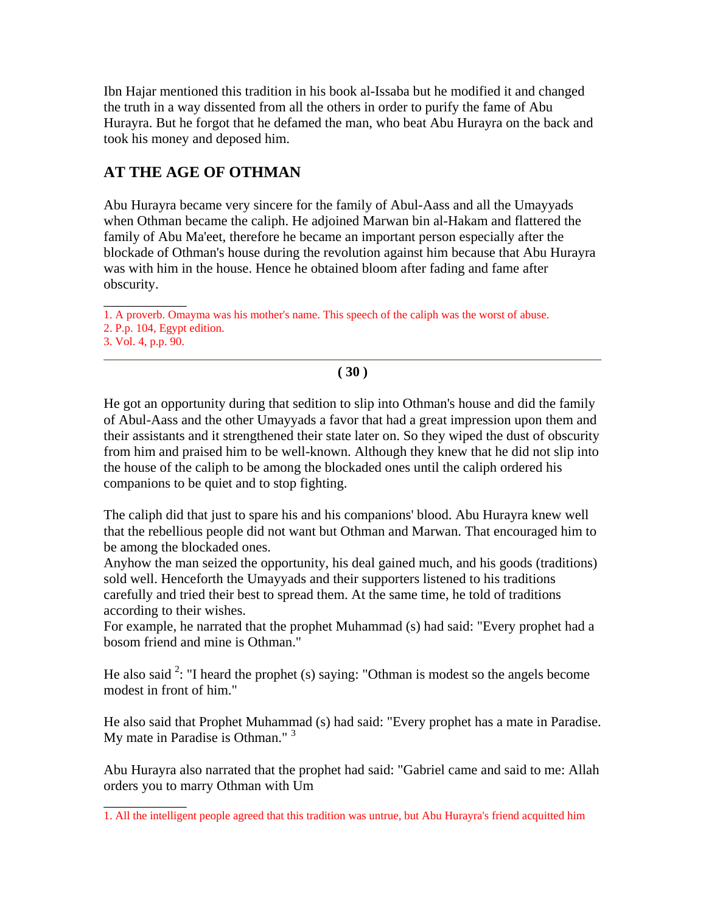Ibn Hajar mentioned this tradition in his book al-Issaba but he modified it and changed the truth in a way dissented from all the others in order to purify the fame of Abu Hurayra. But he forgot that he defamed the man, who beat Abu Hurayra on the back and took his money and deposed him.

## AT THE AGE OF OTHMAN

Abu Hurayra became very sincere for the family of Abul-Aass and all the Umayyads when Othman became the caliph. He adjoined Marwan bin al-Hakam and flattered the family of Abu Ma'eet, therefore he became an important person especially after the blockade of Othman's house during the revolution against him because that Abu Hurayra was with him in the house. Hence he obtained bloom after fading and fame after obscurity.

---

1. A proverb. Omayma was his mother's name. This speech of the caliph was the worst of abuse.
2. P.p. 104, Egypt edition.
3. Vol. 4, p.p. 90.

---

He got an opportunity during that sedition to slip into Othman's house and did the family of Abul-Aass and the other Umayyads a favor that had a great impression upon them and their assistants and it strengthened their state later on. So they wiped the dust of obscurity from him and praised him to be well-known. Although they knew that he did not slip into the house of the caliph to be among the blockaded ones until the caliph ordered his companions to be quiet and to stop fighting.

The caliph did that just to spare his and his companions' blood. Abu Hurayra knew well that the rebellious people did not want but Othman and Marwan. That encouraged him to be among the blockaded ones.
Anyhow the man seized the opportunity, his deal gained much, and his goods (traditions) sold well. Henceforth the Umayyads and their supporters listened to his traditions carefully and tried their best to spread them. At the same time, he told of traditions according to their wishes.
For example, he narrated that the prophet Muhammad (s) had said: "Every prophet had a bosom friend and mine is Othman."

He also said [2]: "I heard the prophet (s) saying: "Othman is modest so the angels become modest in front of him."

He also said that Prophet Muhammad (s) had said: "Every prophet has a mate in Paradise. My mate in Paradise is Othman." [3]

Abu Hurayra also narrated that the prophet had said: "Gabriel came and said to me: Allah orders you to marry Othman with Um

---

1. All the intelligent people agreed that this tradition was untrue, but Abu Hurayra's friend acquitted him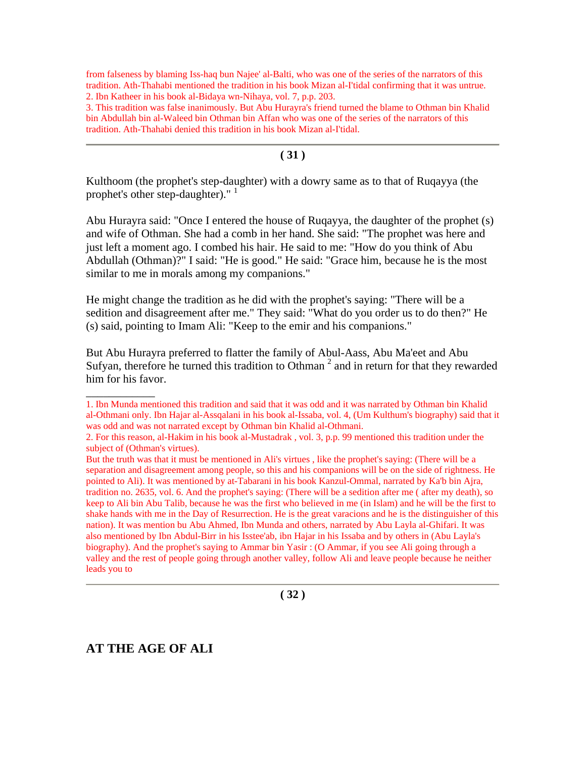from falseness by blaming Iss-haq bun Najee' al-Balti, who was one of the series of the narrators of this tradition. Ath-Thahabi mentioned the tradition in his book Mizan al-I'tidal confirming that it was untrue.
2. Ibn Katheer in his book al-Bidaya wn-Nihaya, vol. 7, p.p. 203.
3. This tradition was false inanimously. But Abu Hurayra's friend turned the blame to Othman bin Khalid bin Abdullah bin al-Waleed bin Othman bin Affan who was one of the series of the narrators of this tradition. Ath-Thahabi denied this tradition in his book Mizan al-I'tidal.

---

Kulthoom (the prophet's step-daughter) with a dowry same as to that of Ruqayya (the prophet's other step-daughter)." [1]

Abu Hurayra said: "Once I entered the house of Ruqayya, the daughter of the prophet (s) and wife of Othman. She had a comb in her hand. She said: "The prophet was here and just left a moment ago. I combed his hair. He said to me: "How do you think of Abu Abdullah (Othman)?" I said: "He is good." He said: "Grace him, because he is the most similar to me in morals among my companions."

He might change the tradition as he did with the prophet's saying: "There will be a sedition and disagreement after me." They said: "What do you order us to do then?" He (s) said, pointing to Imam Ali: "Keep to the emir and his companions."

But Abu Hurayra preferred to flatter the family of Abul-Aass, Abu Ma'eet and Abu Sufyan, therefore he turned this tradition to Othman [2] and in return for that they rewarded him for his favor.

---

1. Ibn Munda mentioned this tradition and said that it was odd and it was narrated by Othman bin Khalid al-Othmani only. Ibn Hajar al-Assqalani in his book al-Issaba, vol. 4, (Um Kulthum's biography) said that it was odd and was not narrated except by Othman bin Khalid al-Othmani.
2. For this reason, al-Hakim in his book al-Mustadrak , vol. 3, p.p. 99 mentioned this tradition under the subject of (Othman's virtues).
But the truth was that it must be mentioned in Ali's virtues , like the prophet's saying: (There will be a separation and disagreement among people, so this and his companions will be on the side of rightness. He pointed to Ali). It was mentioned by at-Tabarani in his book Kanzul-Ommal, narrated by Ka'b bin Ajra, tradition no. 2635, vol. 6. And the prophet's saying: (There will be a sedition after me ( after my death), so keep to Ali bin Abu Talib, because he was the first who believed in me (in Islam) and he will be the first to shake hands with me in the Day of Resurrection. He is the great varacions and he is the distinguisher of this nation). It was mention bu Abu Ahmed, Ibn Munda and others, narrated by Abu Layla al-Ghifari. It was also mentioned by Ibn Abdul-Birr in his Isstee'ab, ibn Hajar in his Issaba and by others in (Abu Layla's biography). And the prophet's saying to Ammar bin Yasir : (O Ammar, if you see Ali going through a valley and the rest of people going through another valley, follow Ali and leave people because he neither leads you to

---

## AT THE AGE OF ALI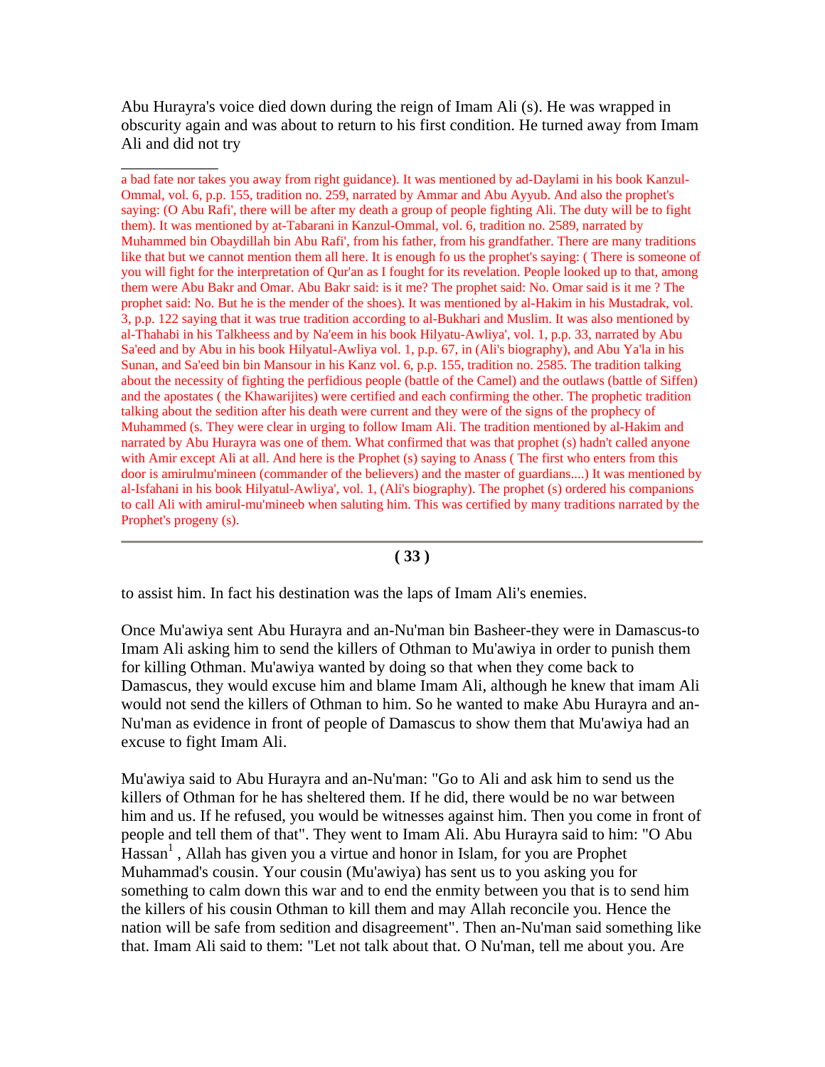Abu Hurayra's voice died down during the reign of Imam Ali (s). He was wrapped in obscurity again and was about to return to his first condition. He turned away from Imam Ali and did not try

---

a bad fate nor takes you away from right guidance). It was mentioned by ad-Daylami in his book Kanzul-Ommal, vol. 6, p.p. 155, tradition no. 259, narrated by Ammar and Abu Ayyub. And also the prophet's saying: (O Abu Rafi', there will be after my death a group of people fighting Ali. The duty will be to fight them). It was mentioned by at-Tabarani in Kanzul-Ommal, vol. 6, tradition no. 2589, narrated by Muhammed bin Obaydillah bin Abu Rafi', from his father, from his grandfather. There are many traditions like that but we cannot mention them all here. It is enough fo us the prophet's saying: ( There is someone of you will fight for the interpretation of Qur'an as I fought for its revelation. People looked up to that, among them were Abu Bakr and Omar. Abu Bakr said: is it me? The prophet said: No. Omar said is it me ? The prophet said: No. But he is the mender of the shoes). It was mentioned by al-Hakim in his Mustadrak, vol. 3, p.p. 122 saying that it was true tradition according to al-Bukhari and Muslim. It was also mentioned by al-Thahabi in his Talkheess and by Na'eem in his book Hilyatu-Awliya', vol. 1, p.p. 33, narrated by Abu Sa'eed and by Abu in his book Hilyatul-Awliya vol. 1, p.p. 67, in (Ali's biography), and Abu Ya'la in his Sunan, and Sa'eed bin bin Mansour in his Kanz vol. 6, p.p. 155, tradition no. 2585. The tradition talking about the necessity of fighting the perfidious people (battle of the Camel) and the outlaws (battle of Siffen) and the apostates ( the Khawarijites) were certified and each confirming the other. The prophetic tradition talking about the sedition after his death were current and they were of the signs of the prophecy of Muhammed (s. They were clear in urging to follow Imam Ali. The tradition mentioned by al-Hakim and narrated by Abu Hurayra was one of them. What confirmed that was that prophet (s) hadn't called anyone with Amir except Ali at all. And here is the Prophet (s) saying to Anass ( The first who enters from this door is amirulmu'mineen (commander of the believers) and the master of guardians....) It was mentioned by al-Isfahani in his book Hilyatul-Awliya', vol. 1, (Ali's biography). The prophet (s) ordered his companions to call Ali with amirul-mu'mineeb when saluting him. This was certified by many traditions narrated by the Prophet's progeny (s).

---

to assist him. In fact his destination was the laps of Imam Ali's enemies.

Once Mu'awiya sent Abu Hurayra and an-Nu'man bin Basheer-they were in Damascus-to Imam Ali asking him to send the killers of Othman to Mu'awiya in order to punish them for killing Othman. Mu'awiya wanted by doing so that when they come back to Damascus, they would excuse him and blame Imam Ali, although he knew that imam Ali would not send the killers of Othman to him. So he wanted to make Abu Hurayra and an-Nu'man as evidence in front of people of Damascus to show them that Mu'awiya had an excuse to fight Imam Ali.

Mu'awiya said to Abu Hurayra and an-Nu'man: "Go to Ali and ask him to send us the killers of Othman for he has sheltered them. If he did, there would be no war between him and us. If he refused, you would be witnesses against him. Then you come in front of people and tell them of that". They went to Imam Ali. Abu Hurayra said to him: "O Abu Hassan[1] , Allah has given you a virtue and honor in Islam, for you are Prophet Muhammad's cousin. Your cousin (Mu'awiya) has sent us to you asking you for something to calm down this war and to end the enmity between you that is to send him the killers of his cousin Othman to kill them and may Allah reconcile you. Hence the nation will be safe from sedition and disagreement". Then an-Nu'man said something like that. Imam Ali said to them: "Let not talk about that. O Nu'man, tell me about you. Are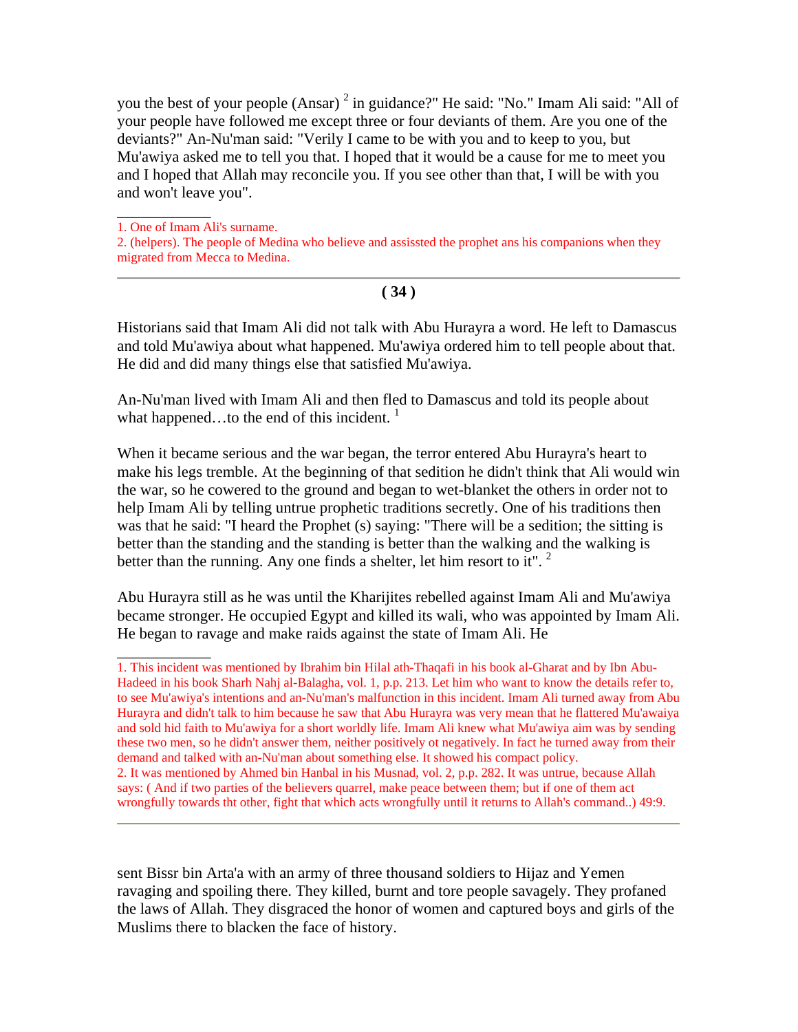you the best of your people (Ansar) [2] in guidance?" He said: "No." Imam Ali said: "All of your people have followed me except three or four deviants of them. Are you one of the deviants?" An-Nu'man said: "Verily I came to be with you and to keep to you, but Mu'awiya asked me to tell you that. I hoped that it would be a cause for me to meet you and I hoped that Allah may reconcile you. If you see other than that, I will be with you and won't leave you".

---

1. One of Imam Ali's surname.
2. (helpers). The people of Medina who believe and assissted the prophet ans his companions when they migrated from Mecca to Medina.

---

**( 34 )**

Historians said that Imam Ali did not talk with Abu Hurayra a word. He left to Damascus and told Mu'awiya about what happened. Mu'awiya ordered him to tell people about that. He did and did many things else that satisfied Mu'awiya.

An-Nu'man lived with Imam Ali and then fled to Damascus and told its people about what happened…to the end of this incident. [1]

When it became serious and the war began, the terror entered Abu Hurayra's heart to make his legs tremble. At the beginning of that sedition he didn't think that Ali would win the war, so he cowered to the ground and began to wet-blanket the others in order not to help Imam Ali by telling untrue prophetic traditions secretly. One of his traditions then was that he said: "I heard the Prophet (s) saying: "There will be a sedition; the sitting is better than the standing and the standing is better than the walking and the walking is better than the running. Any one finds a shelter, let him resort to it". [2]

Abu Hurayra still as he was until the Kharijites rebelled against Imam Ali and Mu'awiya became stronger. He occupied Egypt and killed its wali, who was appointed by Imam Ali. He began to ravage and make raids against the state of Imam Ali. He

---

1. This incident was mentioned by Ibrahim bin Hilal ath-Thaqafi in his book al-Gharat and by Ibn Abu-Hadeed in his book Sharh Nahj al-Balagha, vol. 1, p.p. 213. Let him who want to know the details refer to, to see Mu'awiya's intentions and an-Nu'man's malfunction in this incident. Imam Ali turned away from Abu Hurayra and didn't talk to him because he saw that Abu Hurayra was very mean that he flattered Mu'awaiya and sold hid faith to Mu'awiya for a short worldly life. Imam Ali knew what Mu'awiya aim was by sending these two men, so he didn't answer them, neither positively ot negatively. In fact he turned away from their demand and talked with an-Nu'man about something else. It showed his compact policy.
2. It was mentioned by Ahmed bin Hanbal in his Musnad, vol. 2, p.p. 282. It was untrue, because Allah says: ( And if two parties of the believers quarrel, make peace between them; but if one of them act wrongfully towards tht other, fight that which acts wrongfully until it returns to Allah's command..) 49:9.

---

sent Bissr bin Arta'a with an army of three thousand soldiers to Hijaz and Yemen ravaging and spoiling there. They killed, burnt and tore people savagely. They profaned the laws of Allah. They disgraced the honor of women and captured boys and girls of the Muslims there to blacken the face of history.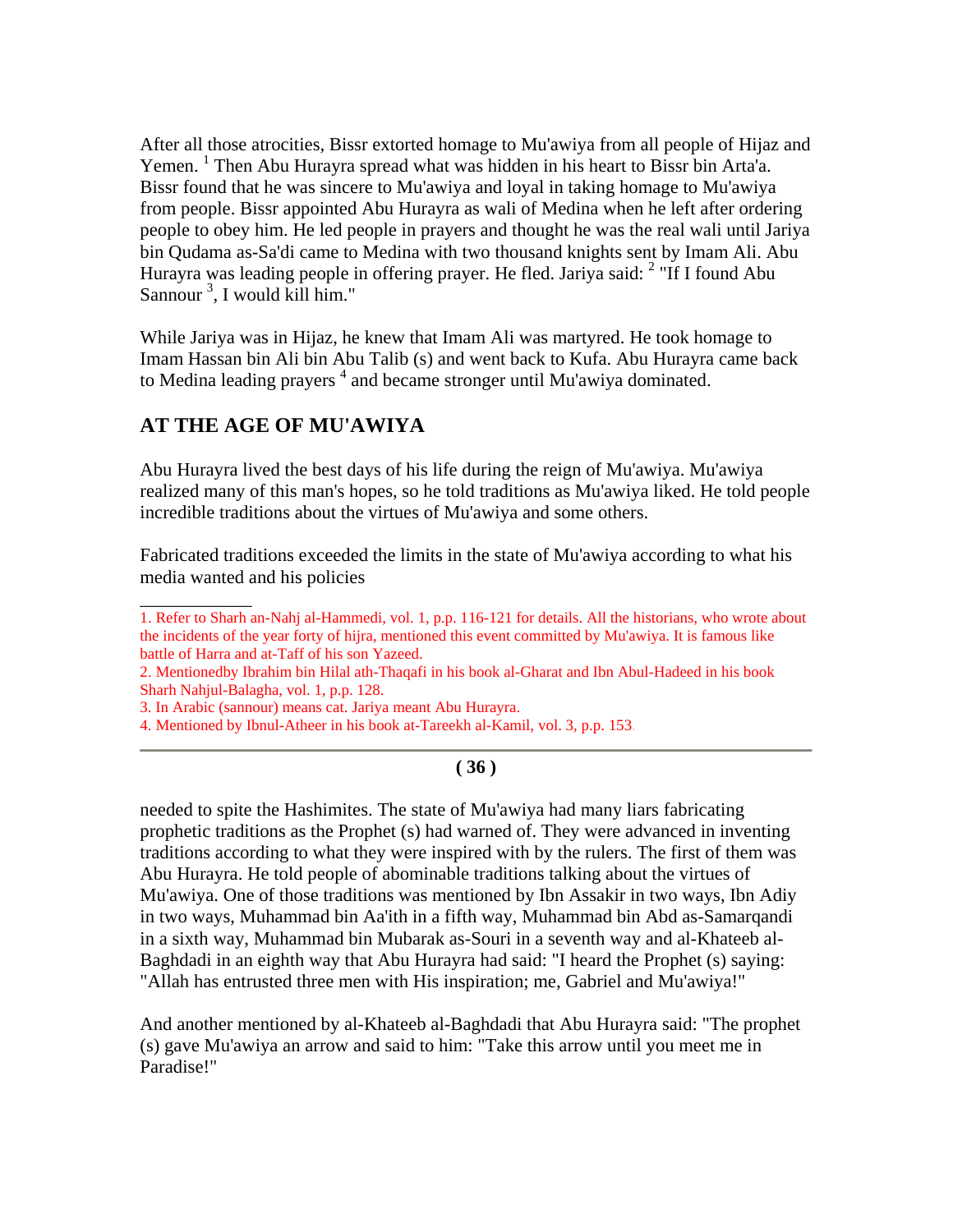After all those atrocities, Bissr extorted homage to Mu'awiya from all people of Hijaz and Yemen. [1] Then Abu Hurayra spread what was hidden in his heart to Bissr bin Arta'a. Bissr found that he was sincere to Mu'awiya and loyal in taking homage to Mu'awiya from people. Bissr appointed Abu Hurayra as wali of Medina when he left after ordering people to obey him. He led people in prayers and thought he was the real wali until Jariya bin Qudama as-Sa'di came to Medina with two thousand knights sent by Imam Ali. Abu Hurayra was leading people in offering prayer. He fled. Jariya said: [2] "If I found Abu Sannour [3], I would kill him."

While Jariya was in Hijaz, he knew that Imam Ali was martyred. He took homage to Imam Hassan bin Ali bin Abu Talib (s) and went back to Kufa. Abu Hurayra came back to Medina leading prayers [4] and became stronger until Mu'awiya dominated.

## AT THE AGE OF MU'AWIYA

Abu Hurayra lived the best days of his life during the reign of Mu'awiya. Mu'awiya realized many of this man's hopes, so he told traditions as Mu'awiya liked. He told people incredible traditions about the virtues of Mu'awiya and some others.

Fabricated traditions exceeded the limits in the state of Mu'awiya according to what his media wanted and his policies needed to spite the Hashimites. The state of Mu'awiya had many liars fabricating prophetic traditions as the Prophet (s) had warned of. They were advanced in inventing traditions according to what they were inspired with by the rulers. The first of them was Abu Hurayra. He told people of abominable traditions talking about the virtues of Mu'awiya. One of those traditions was mentioned by Ibn Assakir in two ways, Ibn Adiy in two ways, Muhammad bin Aa'ith in a fifth way, Muhammad bin Abd as-Samarqandi in a sixth way, Muhammad bin Mubarak as-Souri in a seventh way and al-Khateeb al-Baghdadi in an eighth way that Abu Hurayra had said: "I heard the Prophet (s) saying: "Allah has entrusted three men with His inspiration; me, Gabriel and Mu'awiya!"

And another mentioned by al-Khateeb al-Baghdadi that Abu Hurayra said: "The prophet (s) gave Mu'awiya an arrow and said to him: "Take this arrow until you meet me in Paradise!"

---

1. Refer to Sharh an-Nahj al-Hammedi, vol. 1, p.p. 116-121 for details. All the historians, who wrote about the incidents of the year forty of hijra, mentioned this event committed by Mu'awiya. It is famous like battle of Harra and at-Taff of his son Yazeed.
2. Mentionedby Ibrahim bin Hilal ath-Thaqafi in his book al-Gharat and Ibn Abul-Hadeed in his book Sharh Nahjul-Balagha, vol. 1, p.p. 128.
3. In Arabic (sannour) means cat. Jariya meant Abu Hurayra.
4. Mentioned by Ibnul-Atheer in his book at-Tareekh al-Kamil, vol. 3, p.p. 153.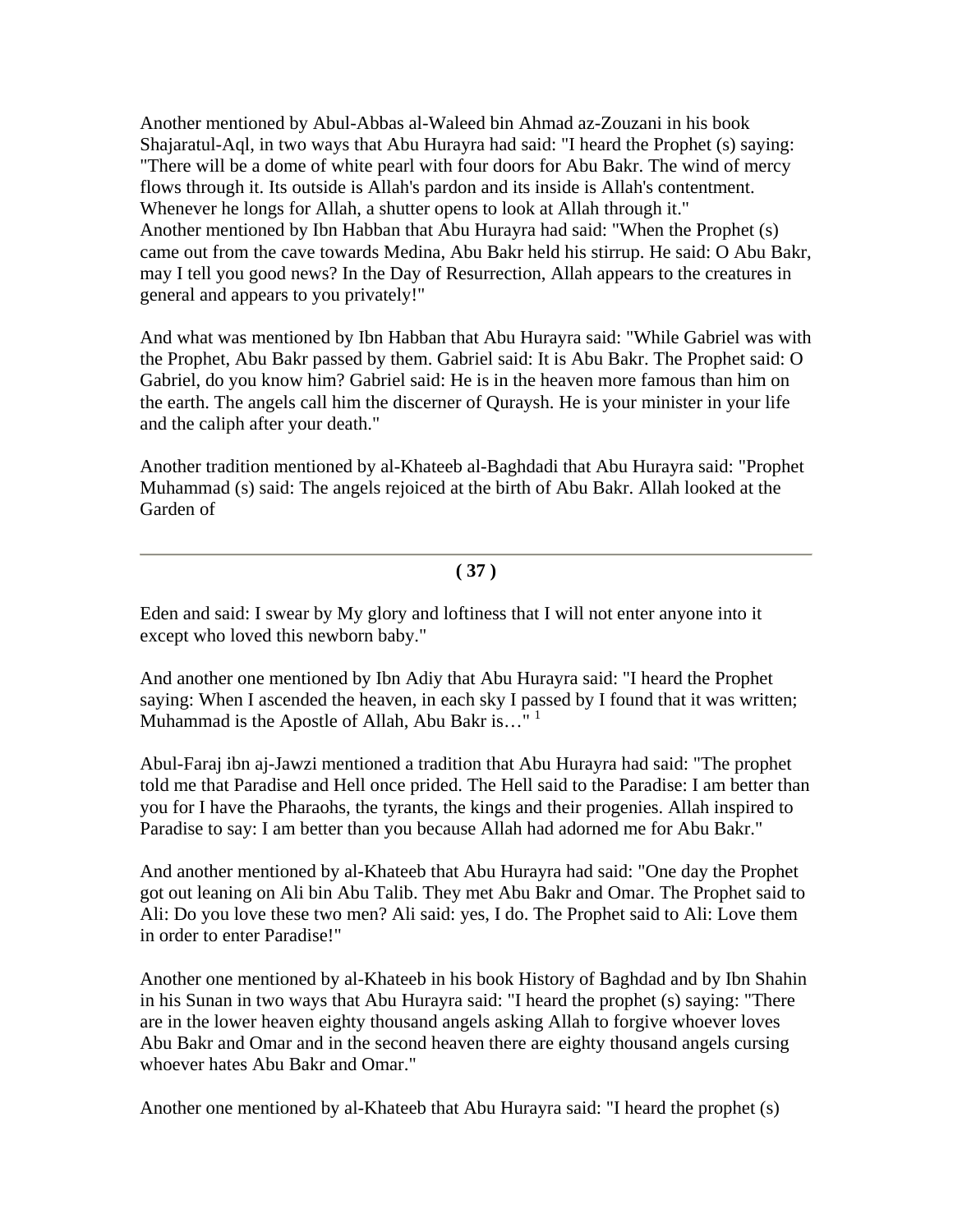Another mentioned by Abul-Abbas al-Waleed bin Ahmad az-Zouzani in his book Shajaratul-Aql, in two ways that Abu Hurayra had said: "I heard the Prophet (s) saying: "There will be a dome of white pearl with four doors for Abu Bakr. The wind of mercy flows through it. Its outside is Allah's pardon and its inside is Allah's contentment. Whenever he longs for Allah, a shutter opens to look at Allah through it."
Another mentioned by Ibn Habban that Abu Hurayra had said: "When the Prophet (s) came out from the cave towards Medina, Abu Bakr held his stirrup. He said: O Abu Bakr, may I tell you good news? In the Day of Resurrection, Allah appears to the creatures in general and appears to you privately!"

And what was mentioned by Ibn Habban that Abu Hurayra said: "While Gabriel was with the Prophet, Abu Bakr passed by them. Gabriel said: It is Abu Bakr. The Prophet said: O Gabriel, do you know him? Gabriel said: He is in the heaven more famous than him on the earth. The angels call him the discerner of Quraysh. He is your minister in your life and the caliph after your death."

Another tradition mentioned by al-Khateeb al-Baghdadi that Abu Hurayra said: "Prophet Muhammad (s) said: The angels rejoiced at the birth of Abu Bakr. Allah looked at the Garden of Eden and said: I swear by My glory and loftiness that I will not enter anyone into it except who loved this newborn baby."

And another one mentioned by Ibn Adiy that Abu Hurayra said: "I heard the Prophet saying: When I ascended the heaven, in each sky I passed by I found that it was written; Muhammad is the Apostle of Allah, Abu Bakr is…" [1]

Abul-Faraj ibn aj-Jawzi mentioned a tradition that Abu Hurayra had said: "The prophet told me that Paradise and Hell once prided. The Hell said to the Paradise: I am better than you for I have the Pharaohs, the tyrants, the kings and their progenies. Allah inspired to Paradise to say: I am better than you because Allah had adorned me for Abu Bakr."

And another mentioned by al-Khateeb that Abu Hurayra had said: "One day the Prophet got out leaning on Ali bin Abu Talib. They met Abu Bakr and Omar. The Prophet said to Ali: Do you love these two men? Ali said: yes, I do. The Prophet said to Ali: Love them in order to enter Paradise!"

Another one mentioned by al-Khateeb in his book History of Baghdad and by Ibn Shahin in his Sunan in two ways that Abu Hurayra said: "I heard the prophet (s) saying: "There are in the lower heaven eighty thousand angels asking Allah to forgive whoever loves Abu Bakr and Omar and in the second heaven there are eighty thousand angels cursing whoever hates Abu Bakr and Omar."

Another one mentioned by al-Khateeb that Abu Hurayra said: "I heard the prophet (s)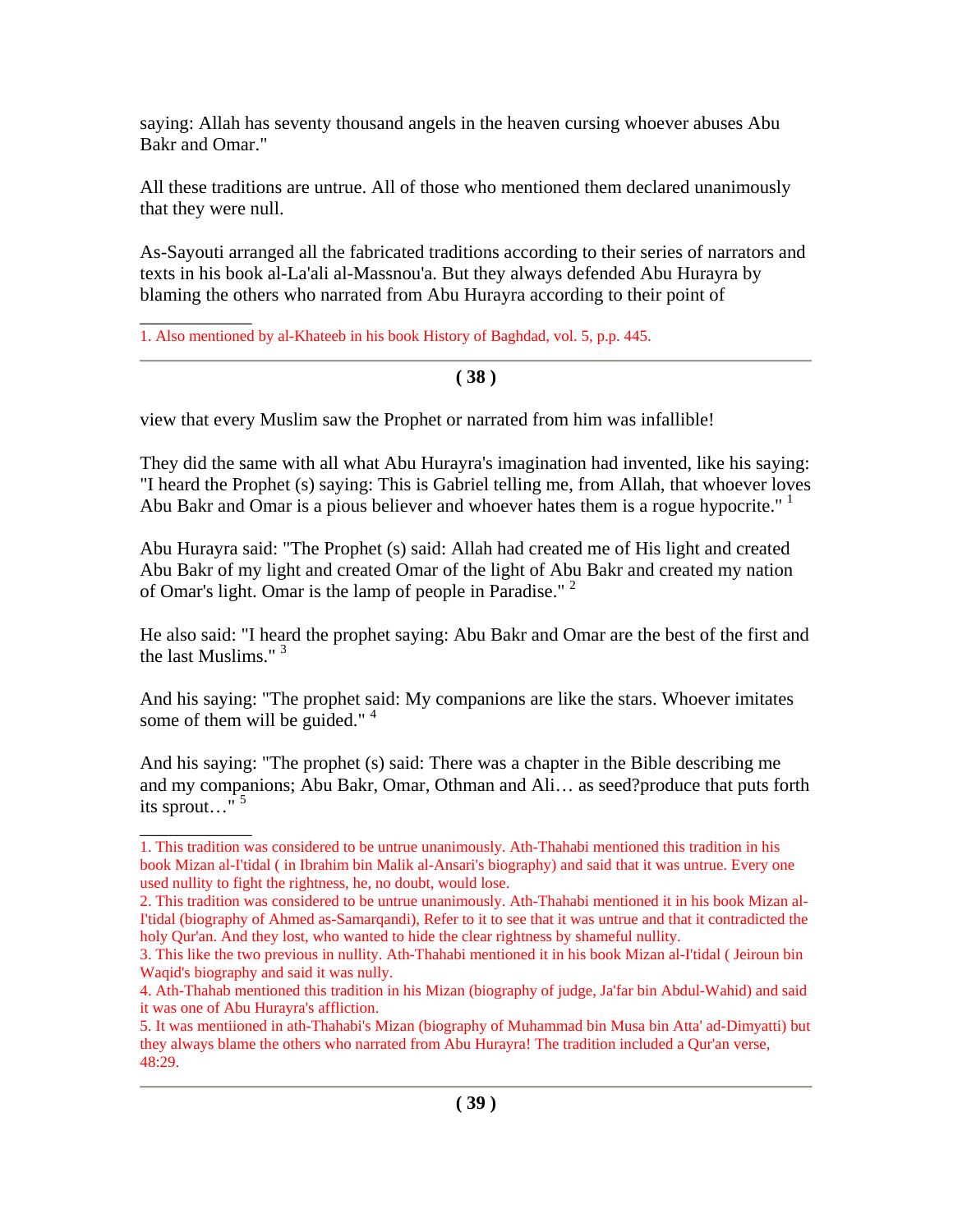saying: Allah has seventy thousand angels in the heaven cursing whoever abuses Abu Bakr and Omar."

All these traditions are untrue. All of those who mentioned them declared unanimously that they were null.

As-Sayouti arranged all the fabricated traditions according to their series of narrators and texts in his book al-La'ali al-Massnou'a. But they always defended Abu Hurayra by blaming the others who narrated from Abu Hurayra according to their point of

1. Also mentioned by al-Khateeb in his book History of Baghdad, vol. 5, p.p. 445.

view that every Muslim saw the Prophet or narrated from him was infallible!

They did the same with all what Abu Hurayra's imagination had invented, like his saying: "I heard the Prophet (s) saying: This is Gabriel telling me, from Allah, that whoever loves Abu Bakr and Omar is a pious believer and whoever hates them is a rogue hypocrite." [1]

Abu Hurayra said: "The Prophet (s) said: Allah had created me of His light and created Abu Bakr of my light and created Omar of the light of Abu Bakr and created my nation of Omar's light. Omar is the lamp of people in Paradise." [2]

He also said: "I heard the prophet saying: Abu Bakr and Omar are the best of the first and the last Muslims." [3]

And his saying: "The prophet said: My companions are like the stars. Whoever imitates some of them will be guided." [4]

And his saying: "The prophet (s) said: There was a chapter in the Bible describing me and my companions; Abu Bakr, Omar, Othman and Ali… as seed?produce that puts forth its sprout…" [5]

1. This tradition was considered to be untrue unanimously. Ath-Thahabi mentioned this tradition in his book Mizan al-I'tidal ( in Ibrahim bin Malik al-Ansari's biography) and said that it was untrue. Every one used nullity to fight the rightness, he, no doubt, would lose.
2. This tradition was considered to be untrue unanimously. Ath-Thahabi mentioned it in his book Mizan al-I'tidal (biography of Ahmed as-Samarqandi), Refer to it to see that it was untrue and that it contradicted the holy Qur'an. And they lost, who wanted to hide the clear rightness by shameful nullity.
3. This like the two previous in nullity. Ath-Thahabi mentioned it in his book Mizan al-I'tidal ( Jeiroun bin Waqid's biography and said it was nully.
4. Ath-Thahab mentioned this tradition in his Mizan (biography of judge, Ja'far bin Abdul-Wahid) and said it was one of Abu Hurayra's affliction.
5. It was mentiioned in ath-Thahabi's Mizan (biography of Muhammad bin Musa bin Atta' ad-Dimyatti) but they always blame the others who narrated from Abu Hurayra! The tradition included a Qur'an verse, 48:29.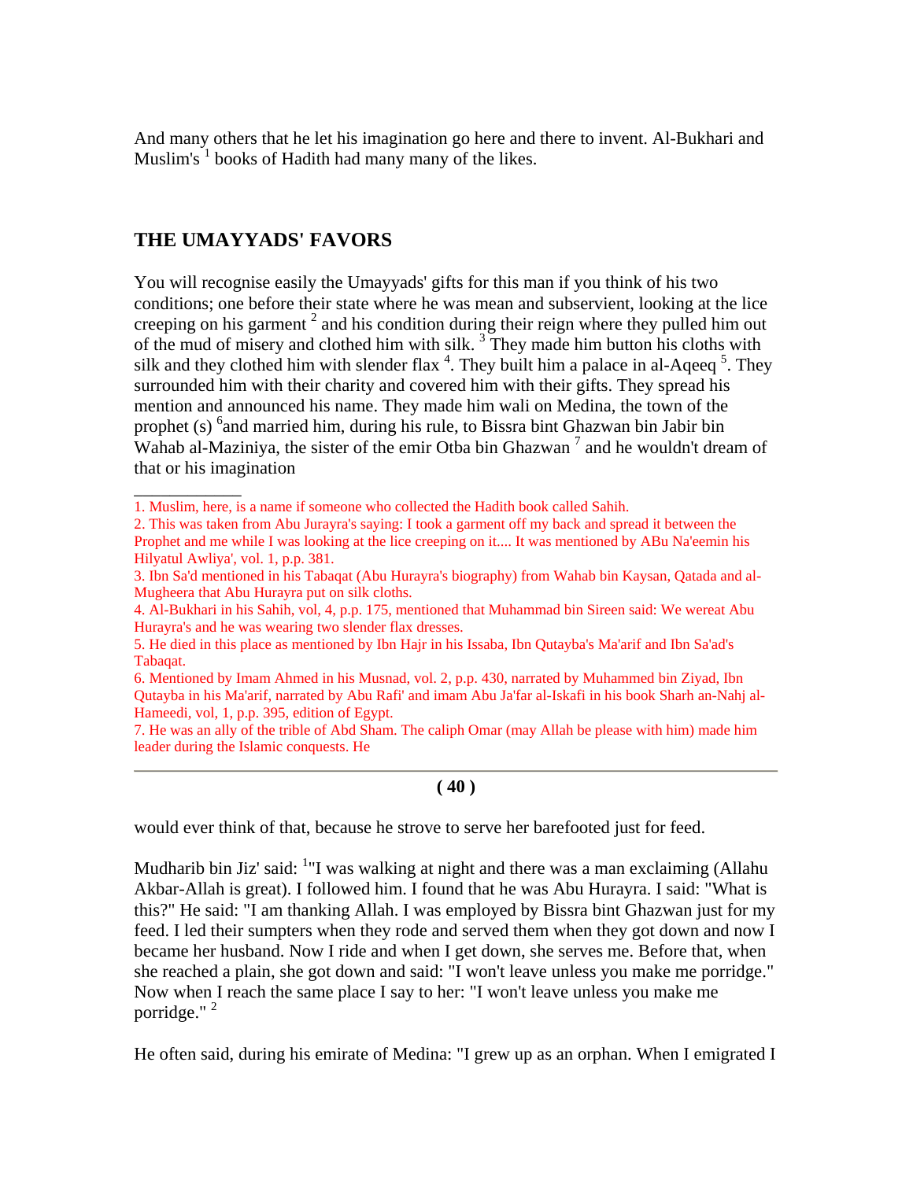And many others that he let his imagination go here and there to invent. Al-Bukhari and Muslim's [1] books of Hadith had many many of the likes.

## THE UMAYYADS' FAVORS

You will recognise easily the Umayyads' gifts for this man if you think of his two conditions; one before their state where he was mean and subservient, looking at the lice creeping on his garment [2] and his condition during their reign where they pulled him out of the mud of misery and clothed him with silk. [3] They made him button his cloths with silk and they clothed him with slender flax [4]. They built him a palace in al-Aqeeq [5]. They surrounded him with their charity and covered him with their gifts. They spread his mention and announced his name. They made him wali on Medina, the town of the prophet (s) [6]and married him, during his rule, to Bissra bint Ghazwan bin Jabir bin Wahab al-Maziniya, the sister of the emir Otba bin Ghazwan [7] and he wouldn't dream of that or his imagination

---

1. Muslim, here, is a name if someone who collected the Hadith book called Sahih.
2. This was taken from Abu Jurayra's saying: I took a garment off my back and spread it between the Prophet and me while I was looking at the lice creeping on it.... It was mentioned by ABu Na'eemin his Hilyatul Awliya', vol. 1, p.p. 381.
3. Ibn Sa'd mentioned in his Tabaqat (Abu Hurayra's biography) from Wahab bin Kaysan, Qatada and al-Mugheera that Abu Hurayra put on silk cloths.
4. Al-Bukhari in his Sahih, vol, 4, p.p. 175, mentioned that Muhammad bin Sireen said: We wereat Abu Hurayra's and he was wearing two slender flax dresses.
5. He died in this place as mentioned by Ibn Hajr in his Issaba, Ibn Qutayba's Ma'arif and Ibn Sa'ad's Tabaqat.
6. Mentioned by Imam Ahmed in his Musnad, vol. 2, p.p. 430, narrated by Muhammed bin Ziyad, Ibn Qutayba in his Ma'arif, narrated by Abu Rafi' and imam Abu Ja'far al-Iskafi in his book Sharh an-Nahj al-Hameedi, vol, 1, p.p. 395, edition of Egypt.
7. He was an ally of the trible of Abd Sham. The caliph Omar (may Allah be please with him) made him leader during the Islamic conquests. He

---

would ever think of that, because he strove to serve her barefooted just for feed.

Mudharib bin Jiz' said: [1]"I was walking at night and there was a man exclaiming (Allahu Akbar-Allah is great). I followed him. I found that he was Abu Hurayra. I said: "What is this?" He said: "I am thanking Allah. I was employed by Bissra bint Ghazwan just for my feed. I led their sumpters when they rode and served them when they got down and now I became her husband. Now I ride and when I get down, she serves me. Before that, when she reached a plain, she got down and said: "I won't leave unless you make me porridge." Now when I reach the same place I say to her: "I won't leave unless you make me porridge." [2]

He often said, during his emirate of Medina: "I grew up as an orphan. When I emigrated I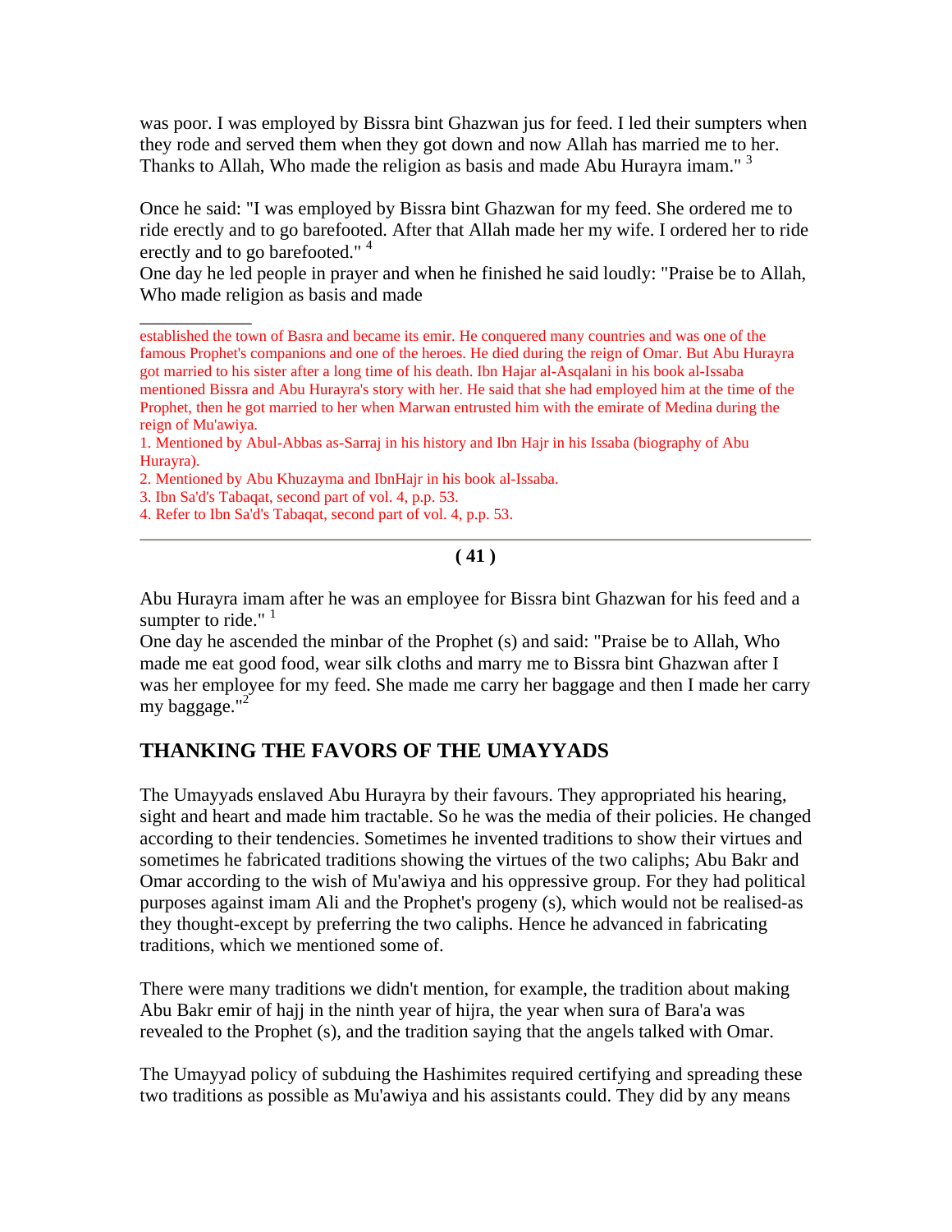was poor. I was employed by Bissra bint Ghazwan jus for feed. I led their sumpters when they rode and served them when they got down and now Allah has married me to her. Thanks to Allah, Who made the religion as basis and made Abu Hurayra imam." [3]

Once he said: "I was employed by Bissra bint Ghazwan for my feed. She ordered me to ride erectly and to go barefooted. After that Allah made her my wife. I ordered her to ride erectly and to go barefooted." [4]

One day he led people in prayer and when he finished he said loudly: "Praise be to Allah, Who made religion as basis and made

---

established the town of Basra and became its emir. He conquered many countries and was one of the famous Prophet's companions and one of the heroes. He died during the reign of Omar. But Abu Hurayra got married to his sister after a long time of his death. Ibn Hajar al-Asqalani in his book al-Issaba mentioned Bissra and Abu Hurayra's story with her. He said that she had employed him at the time of the Prophet, then he got married to her when Marwan entrusted him with the emirate of Medina during the reign of Mu'awiya.

1. Mentioned by Abul-Abbas as-Sarraj in his history and Ibn Hajr in his Issaba (biography of Abu Hurayra).

2. Mentioned by Abu Khuzayma and IbnHajr in his book al-Issaba.

3. Ibn Sa'd's Tabaqat, second part of vol. 4, p.p. 53.

4. Refer to Ibn Sa'd's Tabaqat, second part of vol. 4, p.p. 53.

---

Abu Hurayra imam after he was an employee for Bissra bint Ghazwan for his feed and a sumpter to ride." [1]

One day he ascended the minbar of the Prophet (s) and said: "Praise be to Allah, Who made me eat good food, wear silk cloths and marry me to Bissra bint Ghazwan after I was her employee for my feed. She made me carry her baggage and then I made her carry my baggage."[2]

## THANKING THE FAVORS OF THE UMAYYADS

The Umayyads enslaved Abu Hurayra by their favours. They appropriated his hearing, sight and heart and made him tractable. So he was the media of their policies. He changed according to their tendencies. Sometimes he invented traditions to show their virtues and sometimes he fabricated traditions showing the virtues of the two caliphs; Abu Bakr and Omar according to the wish of Mu'awiya and his oppressive group. For they had political purposes against imam Ali and the Prophet's progeny (s), which would not be realised-as they thought-except by preferring the two caliphs. Hence he advanced in fabricating traditions, which we mentioned some of.

There were many traditions we didn't mention, for example, the tradition about making Abu Bakr emir of hajj in the ninth year of hijra, the year when sura of Bara'a was revealed to the Prophet (s), and the tradition saying that the angels talked with Omar.

The Umayyad policy of subduing the Hashimites required certifying and spreading these two traditions as possible as Mu'awiya and his assistants could. They did by any means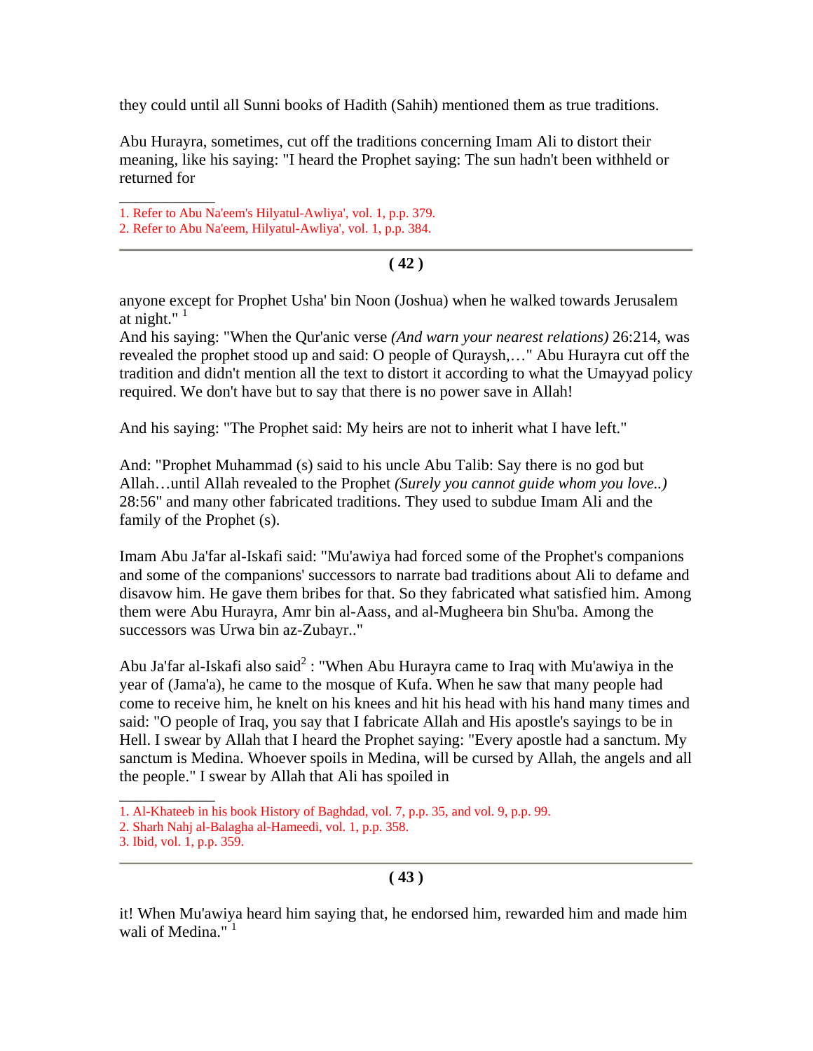they could until all Sunni books of Hadith (Sahih) mentioned them as true traditions.

Abu Hurayra, sometimes, cut off the traditions concerning Imam Ali to distort their meaning, like his saying: "I heard the Prophet saying: The sun hadn't been withheld or returned for

1. Refer to Abu Na'eem's Hilyatul-Awliya', vol. 1, p.p. 379.
2. Refer to Abu Na'eem, Hilyatul-Awliya', vol. 1, p.p. 384.

---

anyone except for Prophet Usha' bin Noon (Joshua) when he walked towards Jerusalem at night." [1]
And his saying: "When the Qur'anic verse *(And warn your nearest relations)* 26:214, was revealed the prophet stood up and said: O people of Quraysh,…" Abu Hurayra cut off the tradition and didn't mention all the text to distort it according to what the Umayyad policy required. We don't have but to say that there is no power save in Allah!

And his saying: "The Prophet said: My heirs are not to inherit what I have left."

And: "Prophet Muhammad (s) said to his uncle Abu Talib: Say there is no god but Allah…until Allah revealed to the Prophet *(Surely you cannot guide whom you love..)* 28:56" and many other fabricated traditions. They used to subdue Imam Ali and the family of the Prophet (s).

Imam Abu Ja'far al-Iskafi said: "Mu'awiya had forced some of the Prophet's companions and some of the companions' successors to narrate bad traditions about Ali to defame and disavow him. He gave them bribes for that. So they fabricated what satisfied him. Among them were Abu Hurayra, Amr bin al-Aass, and al-Mugheera bin Shu'ba. Among the successors was Urwa bin az-Zubayr.."

Abu Ja'far al-Iskafi also said[2] : "When Abu Hurayra came to Iraq with Mu'awiya in the year of (Jama'a), he came to the mosque of Kufa. When he saw that many people had come to receive him, he knelt on his knees and hit his head with his hand many times and said: "O people of Iraq, you say that I fabricate Allah and His apostle's sayings to be in Hell. I swear by Allah that I heard the Prophet saying: "Every apostle had a sanctum. My sanctum is Medina. Whoever spoils in Medina, will be cursed by Allah, the angels and all the people." I swear by Allah that Ali has spoiled in

1. Al-Khateeb in his book History of Baghdad, vol. 7, p.p. 35, and vol. 9, p.p. 99.
2. Sharh Nahj al-Balagha al-Hameedi, vol. 1, p.p. 358.
3. Ibid, vol. 1, p.p. 359.

---

it! When Mu'awiya heard him saying that, he endorsed him, rewarded him and made him wali of Medina." [1]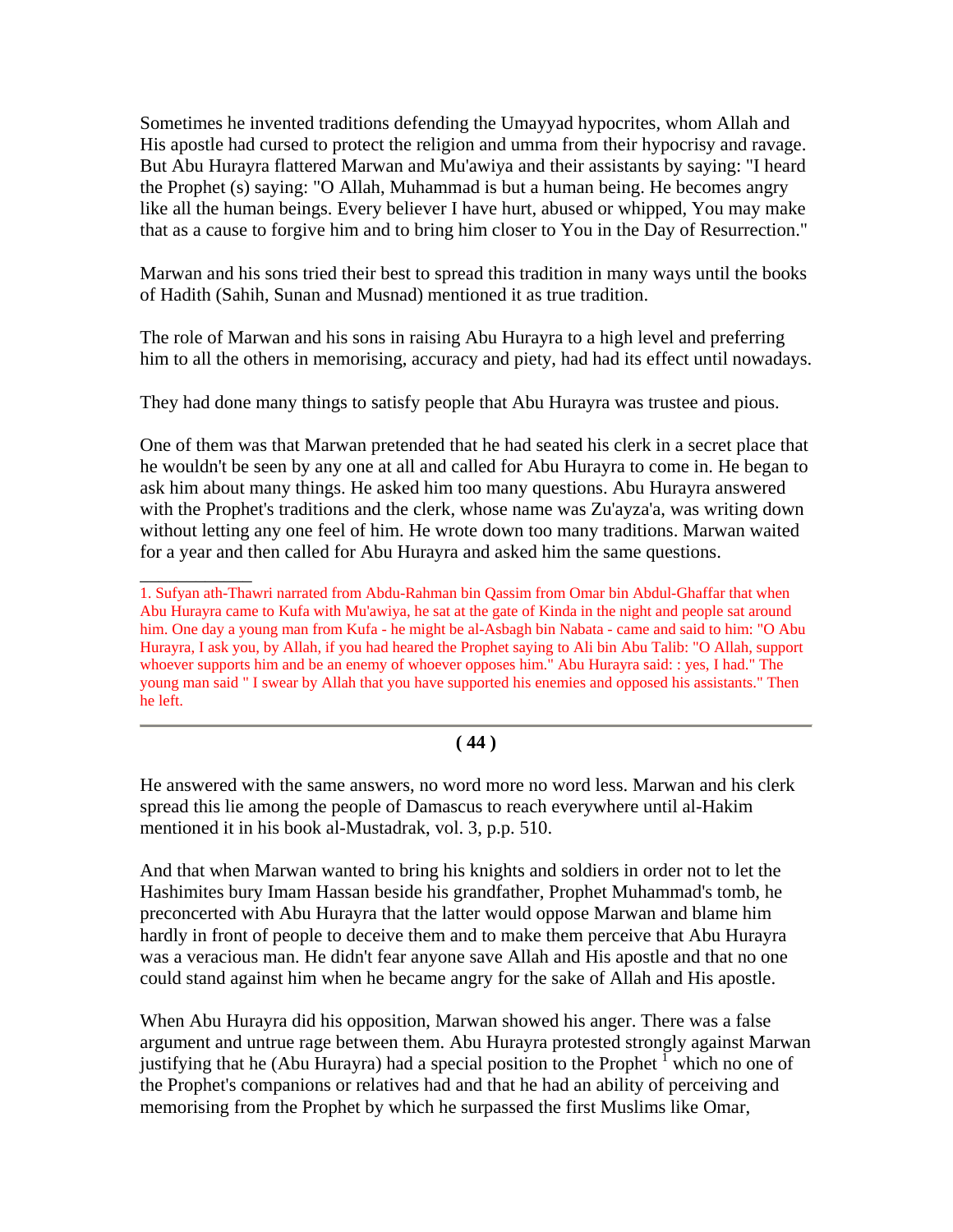Sometimes he invented traditions defending the Umayyad hypocrites, whom Allah and His apostle had cursed to protect the religion and umma from their hypocrisy and ravage. But Abu Hurayra flattered Marwan and Mu'awiya and their assistants by saying: "I heard the Prophet (s) saying: "O Allah, Muhammad is but a human being. He becomes angry like all the human beings. Every believer I have hurt, abused or whipped, You may make that as a cause to forgive him and to bring him closer to You in the Day of Resurrection."

Marwan and his sons tried their best to spread this tradition in many ways until the books of Hadith (Sahih, Sunan and Musnad) mentioned it as true tradition.

The role of Marwan and his sons in raising Abu Hurayra to a high level and preferring him to all the others in memorising, accuracy and piety, had had its effect until nowadays.

They had done many things to satisfy people that Abu Hurayra was trustee and pious.

One of them was that Marwan pretended that he had seated his clerk in a secret place that he wouldn't be seen by any one at all and called for Abu Hurayra to come in. He began to ask him about many things. He asked him too many questions. Abu Hurayra answered with the Prophet's traditions and the clerk, whose name was Zu'ayza'a, was writing down without letting any one feel of him. He wrote down too many traditions. Marwan waited for a year and then called for Abu Hurayra and asked him the same questions.

He answered with the same answers, no word more no word less. Marwan and his clerk spread this lie among the people of Damascus to reach everywhere until al-Hakim mentioned it in his book al-Mustadrak, vol. 3, p.p. 510.

And that when Marwan wanted to bring his knights and soldiers in order not to let the Hashimites bury Imam Hassan beside his grandfather, Prophet Muhammad's tomb, he preconcerted with Abu Hurayra that the latter would oppose Marwan and blame him hardly in front of people to deceive them and to make them perceive that Abu Hurayra was a veracious man. He didn't fear anyone save Allah and His apostle and that no one could stand against him when he became angry for the sake of Allah and His apostle.

When Abu Hurayra did his opposition, Marwan showed his anger. There was a false argument and untrue rage between them. Abu Hurayra protested strongly against Marwan justifying that he (Abu Hurayra) had a special position to the Prophet [1] which no one of the Prophet's companions or relatives had and that he had an ability of perceiving and memorising from the Prophet by which he surpassed the first Muslims like Omar,

---

1. Sufyan ath-Thawri narrated from Abdu-Rahman bin Qassim from Omar bin Abdul-Ghaffar that when Abu Hurayra came to Kufa with Mu'awiya, he sat at the gate of Kinda in the night and people sat around him. One day a young man from Kufa - he might be al-Asbagh bin Nabata - came and said to him: "O Abu Hurayra, I ask you, by Allah, if you had heared the Prophet saying to Ali bin Abu Talib: "O Allah, support whoever supports him and be an enemy of whoever opposes him." Abu Hurayra said: : yes, I had." The young man said " I swear by Allah that you have supported his enemies and opposed his assistants." Then he left.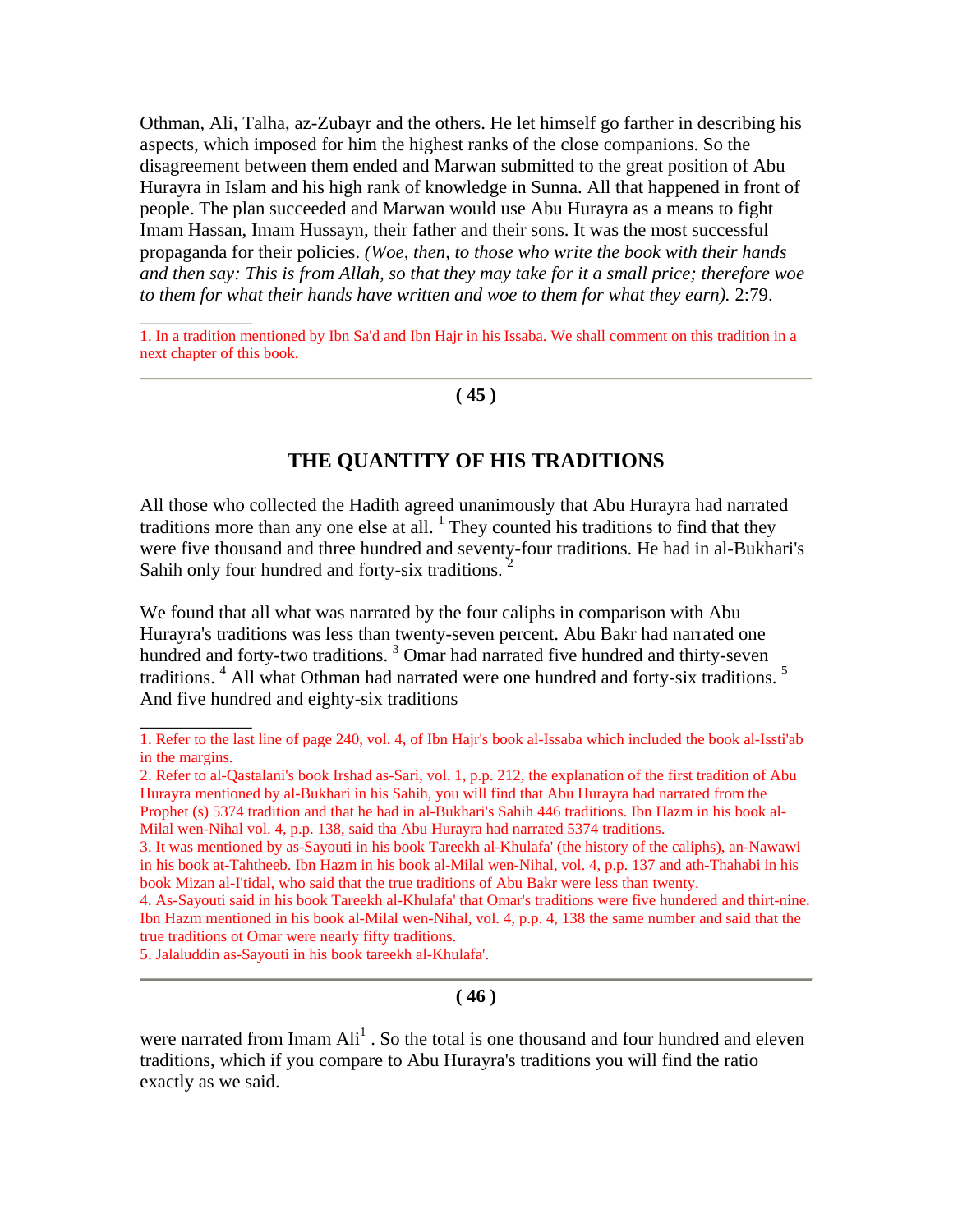Othman, Ali, Talha, az-Zubayr and the others. He let himself go farther in describing his aspects, which imposed for him the highest ranks of the close companions. So the disagreement between them ended and Marwan submitted to the great position of Abu Hurayra in Islam and his high rank of knowledge in Sunna. All that happened in front of people. The plan succeeded and Marwan would use Abu Hurayra as a means to fight Imam Hassan, Imam Hussayn, their father and their sons. It was the most successful propaganda for their policies. *(Woe, then, to those who write the book with their hands and then say: This is from Allah, so that they may take for it a small price; therefore woe to them for what their hands have written and woe to them for what they earn).* 2:79.

---

1. In a tradition mentioned by Ibn Sa'd and Ibn Hajr in his Issaba. We shall comment on this tradition in a next chapter of this book.

## THE QUANTITY OF HIS TRADITIONS

All those who collected the Hadith agreed unanimously that Abu Hurayra had narrated traditions more than any one else at all. [1] They counted his traditions to find that they were five thousand and three hundred and seventy-four traditions. He had in al-Bukhari's Sahih only four hundred and forty-six traditions. [2]

We found that all what was narrated by the four caliphs in comparison with Abu Hurayra's traditions was less than twenty-seven percent. Abu Bakr had narrated one hundred and forty-two traditions. [3] Omar had narrated five hundred and thirty-seven traditions. [4] All what Othman had narrated were one hundred and forty-six traditions. [5] And five hundred and eighty-six traditions

---

1. Refer to the last line of page 240, vol. 4, of Ibn Hajr's book al-Issaba which included the book al-Issti'ab in the margins.
2. Refer to al-Qastalani's book Irshad as-Sari, vol. 1, p.p. 212, the explanation of the first tradition of Abu Hurayra mentioned by al-Bukhari in his Sahih, you will find that Abu Hurayra had narrated from the Prophet (s) 5374 tradition and that he had in al-Bukhari's Sahih 446 traditions. Ibn Hazm in his book al-Milal wen-Nihal vol. 4, p.p. 138, said tha Abu Hurayra had narrated 5374 traditions.
3. It was mentioned by as-Sayouti in his book Tareekh al-Khulafa' (the history of the caliphs), an-Nawawi in his book at-Tahtheeb. Ibn Hazm in his book al-Milal wen-Nihal, vol. 4, p.p. 137 and ath-Thahabi in his book Mizan al-I'tidal, who said that the true traditions of Abu Bakr were less than twenty.
4. As-Sayouti said in his book Tareekh al-Khulafa' that Omar's traditions were five hundered and thirt-nine. Ibn Hazm mentioned in his book al-Milal wen-Nihal, vol. 4, p.p. 4, 138 the same number and said that the true traditions ot Omar were nearly fifty traditions.
5. Jalaluddin as-Sayouti in his book tareekh al-Khulafa'.

were narrated from Imam Ali[1] . So the total is one thousand and four hundred and eleven traditions, which if you compare to Abu Hurayra's traditions you will find the ratio exactly as we said.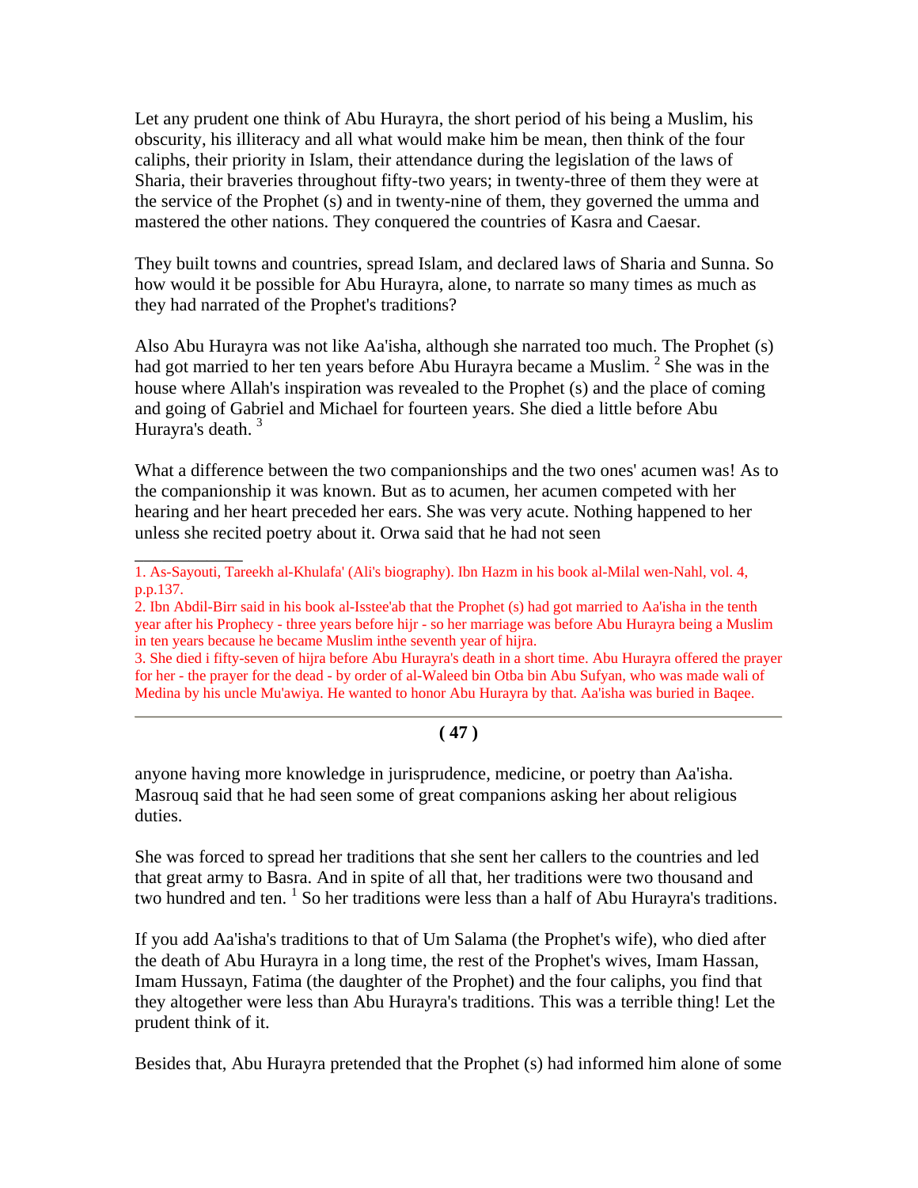Let any prudent one think of Abu Hurayra, the short period of his being a Muslim, his obscurity, his illiteracy and all what would make him be mean, then think of the four caliphs, their priority in Islam, their attendance during the legislation of the laws of Sharia, their braveries throughout fifty-two years; in twenty-three of them they were at the service of the Prophet (s) and in twenty-nine of them, they governed the umma and mastered the other nations. They conquered the countries of Kasra and Caesar.

They built towns and countries, spread Islam, and declared laws of Sharia and Sunna. So how would it be possible for Abu Hurayra, alone, to narrate so many times as much as they had narrated of the Prophet's traditions?

Also Abu Hurayra was not like Aa'isha, although she narrated too much. The Prophet (s) had got married to her ten years before Abu Hurayra became a Muslim. [2] She was in the house where Allah's inspiration was revealed to the Prophet (s) and the place of coming and going of Gabriel and Michael for fourteen years. She died a little before Abu Hurayra's death. [3]

What a difference between the two companionships and the two ones' acumen was! As to the companionship it was known. But as to acumen, her acumen competed with her hearing and her heart preceded her ears. She was very acute. Nothing happened to her unless she recited poetry about it. Orwa said that he had not seen

---

1. As-Sayouti, Tareekh al-Khulafa' (Ali's biography). Ibn Hazm in his book al-Milal wen-Nahl, vol. 4, p.p.137.
2. Ibn Abdil-Birr said in his book al-Isstee'ab that the Prophet (s) had got married to Aa'isha in the tenth year after his Prophecy - three years before hijr - so her marriage was before Abu Hurayra being a Muslim in ten years because he became Muslim inthe seventh year of hijra.
3. She died i fifty-seven of hijra before Abu Hurayra's death in a short time. Abu Hurayra offered the prayer for her - the prayer for the dead - by order of al-Waleed bin Otba bin Abu Sufyan, who was made wali of Medina by his uncle Mu'awiya. He wanted to honor Abu Hurayra by that. Aa'isha was buried in Baqee.

---

anyone having more knowledge in jurisprudence, medicine, or poetry than Aa'isha. Masrouq said that he had seen some of great companions asking her about religious duties.

She was forced to spread her traditions that she sent her callers to the countries and led that great army to Basra. And in spite of all that, her traditions were two thousand and two hundred and ten. [1] So her traditions were less than a half of Abu Hurayra's traditions.

If you add Aa'isha's traditions to that of Um Salama (the Prophet's wife), who died after the death of Abu Hurayra in a long time, the rest of the Prophet's wives, Imam Hassan, Imam Hussayn, Fatima (the daughter of the Prophet) and the four caliphs, you find that they altogether were less than Abu Hurayra's traditions. This was a terrible thing! Let the prudent think of it.

Besides that, Abu Hurayra pretended that the Prophet (s) had informed him alone of some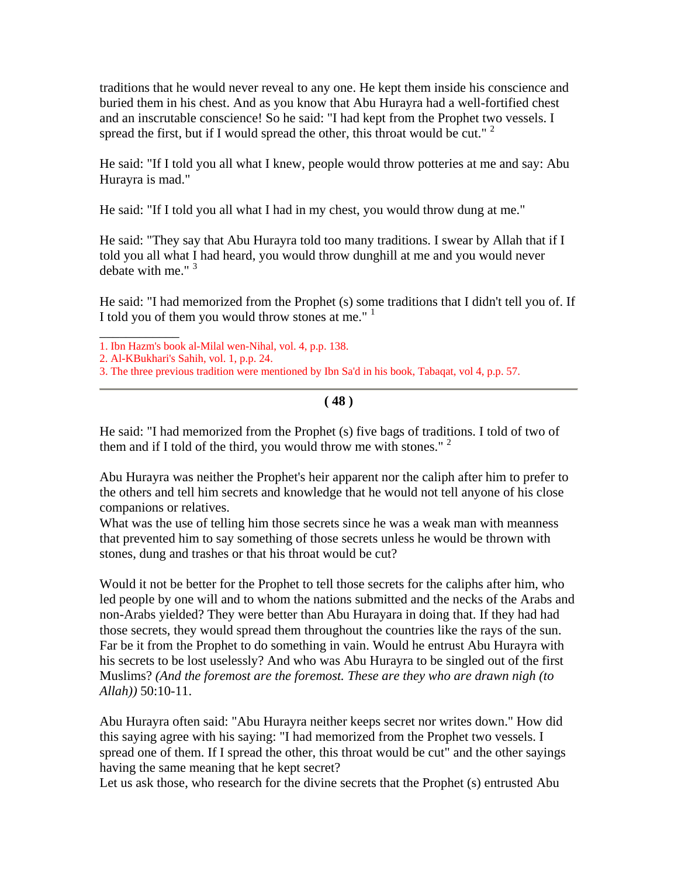traditions that he would never reveal to any one. He kept them inside his conscience and buried them in his chest. And as you know that Abu Hurayra had a well-fortified chest and an inscrutable conscience! So he said: "I had kept from the Prophet two vessels. I spread the first, but if I would spread the other, this throat would be cut." [2]

He said: "If I told you all what I knew, people would throw potteries at me and say: Abu Hurayra is mad."

He said: "If I told you all what I had in my chest, you would throw dung at me."

He said: "They say that Abu Hurayra told too many traditions. I swear by Allah that if I told you all what I had heard, you would throw dunghill at me and you would never debate with me." [3]

He said: "I had memorized from the Prophet (s) some traditions that I didn't tell you of. If I told you of them you would throw stones at me." [1]

---

1. Ibn Hazm's book al-Milal wen-Nihal, vol. 4, p.p. 138.
2. Al-KBukhari's Sahih, vol. 1, p.p. 24.
3. The three previous tradition were mentioned by Ibn Sa'd in his book, Tabaqat, vol 4, p.p. 57.

---

He said: "I had memorized from the Prophet (s) five bags of traditions. I told of two of them and if I told of the third, you would throw me with stones." [2]

Abu Hurayra was neither the Prophet's heir apparent nor the caliph after him to prefer to the others and tell him secrets and knowledge that he would not tell anyone of his close companions or relatives.
What was the use of telling him those secrets since he was a weak man with meanness that prevented him to say something of those secrets unless he would be thrown with stones, dung and trashes or that his throat would be cut?

Would it not be better for the Prophet to tell those secrets for the caliphs after him, who led people by one will and to whom the nations submitted and the necks of the Arabs and non-Arabs yielded? They were better than Abu Hurayara in doing that. If they had had those secrets, they would spread them throughout the countries like the rays of the sun. Far be it from the Prophet to do something in vain. Would he entrust Abu Hurayra with his secrets to be lost uselessly? And who was Abu Hurayra to be singled out of the first Muslims? *(And the foremost are the foremost. These are they who are drawn nigh (to Allah))* 50:10-11.

Abu Hurayra often said: "Abu Hurayra neither keeps secret nor writes down." How did this saying agree with his saying: "I had memorized from the Prophet two vessels. I spread one of them. If I spread the other, this throat would be cut" and the other sayings having the same meaning that he kept secret?
Let us ask those, who research for the divine secrets that the Prophet (s) entrusted Abu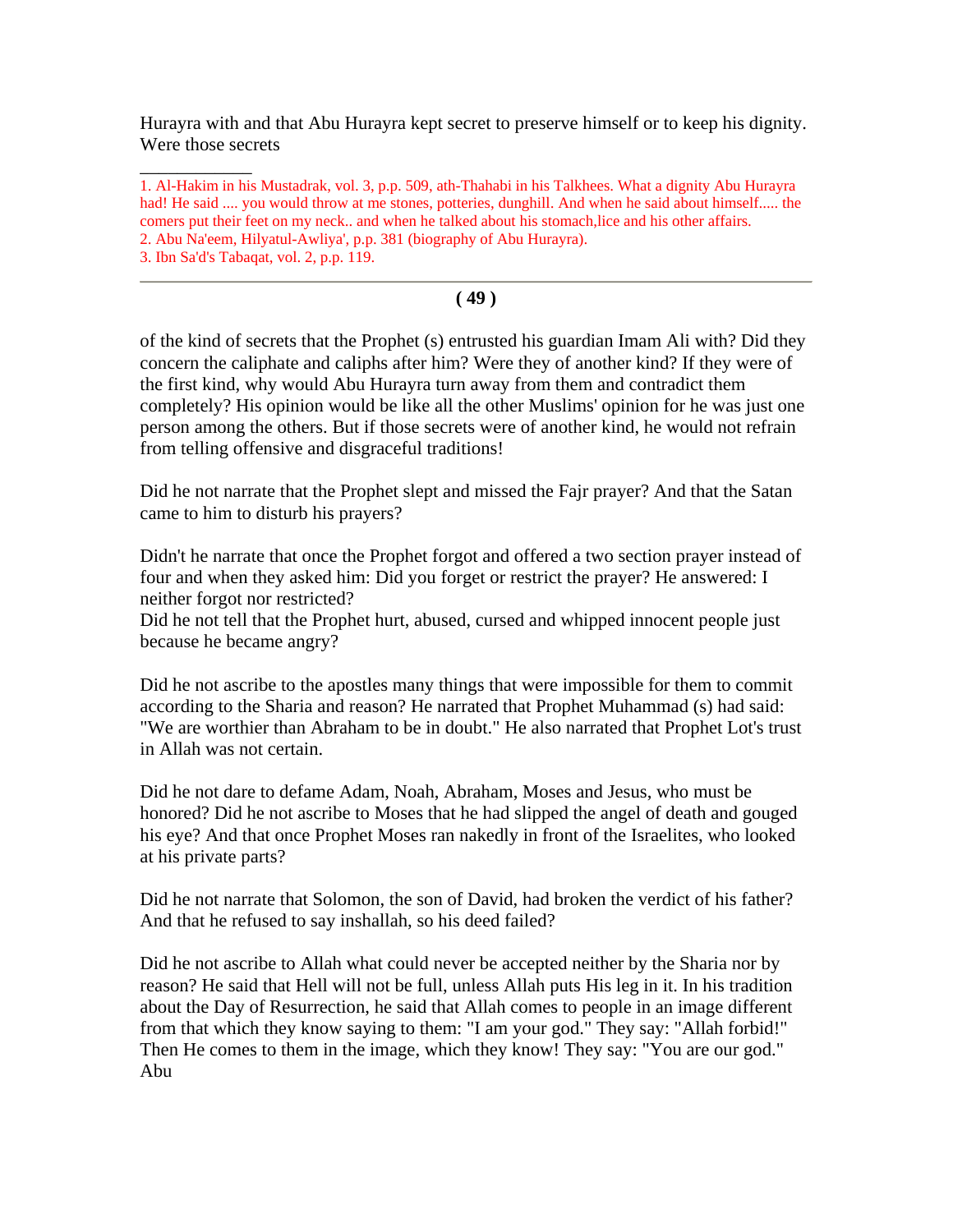Hurayra with and that Abu Hurayra kept secret to preserve himself or to keep his dignity. Were those secrets

---

1. Al-Hakim in his Mustadrak, vol. 3, p.p. 509, ath-Thahabi in his Talkhees. What a dignity Abu Hurayra had! He said .... you would throw at me stones, potteries, dunghill. And when he said about himself..... the comers put their feet on my neck.. and when he talked about his stomach,lice and his other affairs.
2. Abu Na'eem, Hilyatul-Awliya', p.p. 381 (biography of Abu Hurayra).
3. Ibn Sa'd's Tabaqat, vol. 2, p.p. 119.

---

of the kind of secrets that the Prophet (s) entrusted his guardian Imam Ali with? Did they concern the caliphate and caliphs after him? Were they of another kind? If they were of the first kind, why would Abu Hurayra turn away from them and contradict them completely? His opinion would be like all the other Muslims' opinion for he was just one person among the others. But if those secrets were of another kind, he would not refrain from telling offensive and disgraceful traditions!

Did he not narrate that the Prophet slept and missed the Fajr prayer? And that the Satan came to him to disturb his prayers?

Didn't he narrate that once the Prophet forgot and offered a two section prayer instead of four and when they asked him: Did you forget or restrict the prayer? He answered: I neither forgot nor restricted?
Did he not tell that the Prophet hurt, abused, cursed and whipped innocent people just because he became angry?

Did he not ascribe to the apostles many things that were impossible for them to commit according to the Sharia and reason? He narrated that Prophet Muhammad (s) had said: "We are worthier than Abraham to be in doubt." He also narrated that Prophet Lot's trust in Allah was not certain.

Did he not dare to defame Adam, Noah, Abraham, Moses and Jesus, who must be honored? Did he not ascribe to Moses that he had slipped the angel of death and gouged his eye? And that once Prophet Moses ran nakedly in front of the Israelites, who looked at his private parts?

Did he not narrate that Solomon, the son of David, had broken the verdict of his father? And that he refused to say inshallah, so his deed failed?

Did he not ascribe to Allah what could never be accepted neither by the Sharia nor by reason? He said that Hell will not be full, unless Allah puts His leg in it. In his tradition about the Day of Resurrection, he said that Allah comes to people in an image different from that which they know saying to them: "I am your god." They say: "Allah forbid!" Then He comes to them in the image, which they know! They say: "You are our god." Abu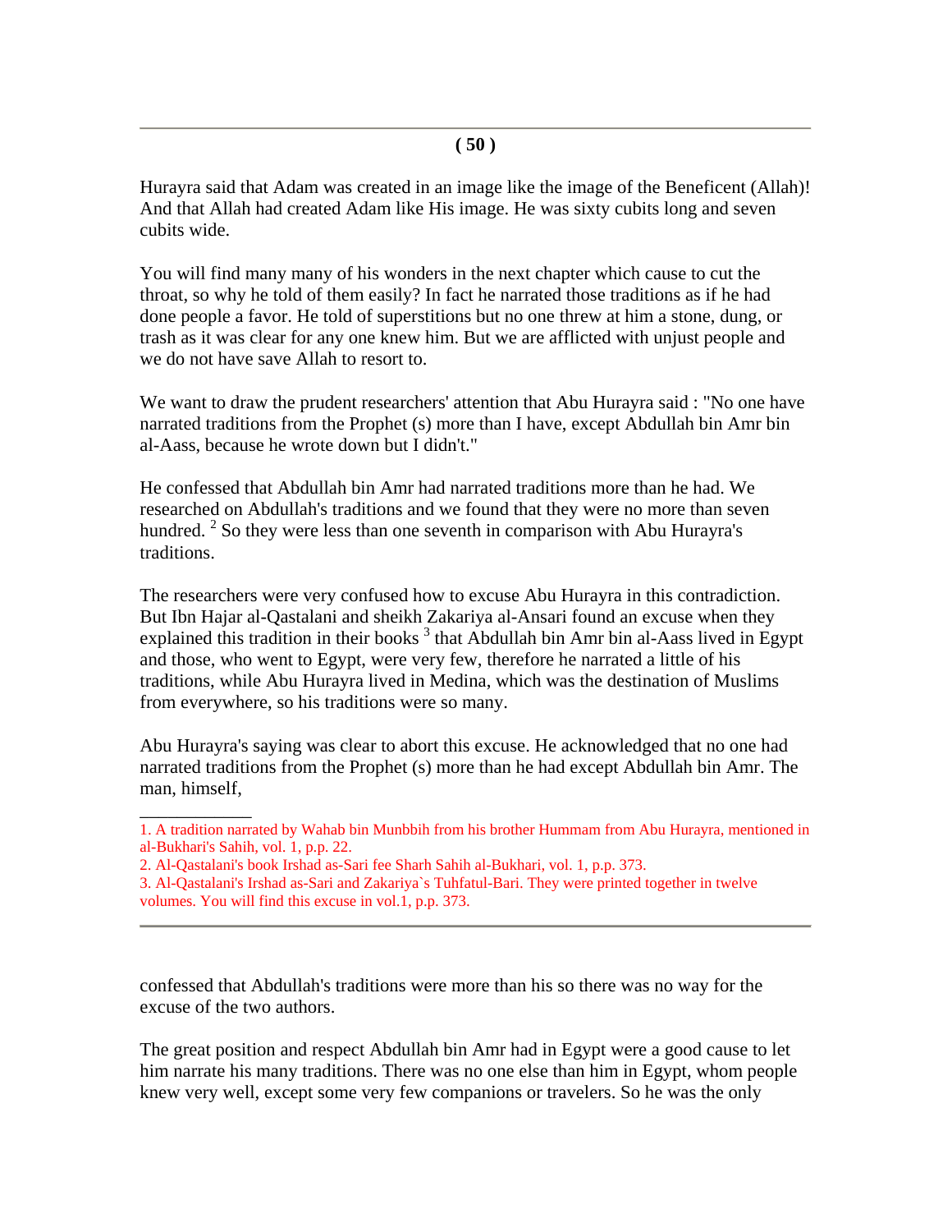Hurayra said that Adam was created in an image like the image of the Beneficent (Allah)! And that Allah had created Adam like His image. He was sixty cubits long and seven cubits wide.

You will find many many of his wonders in the next chapter which cause to cut the throat, so why he told of them easily? In fact he narrated those traditions as if he had done people a favor. He told of superstitions but no one threw at him a stone, dung, or trash as it was clear for any one knew him. But we are afflicted with unjust people and we do not have save Allah to resort to.

We want to draw the prudent researchers' attention that Abu Hurayra said : "No one have narrated traditions from the Prophet (s) more than I have, except Abdullah bin Amr bin al-Aass, because he wrote down but I didn't."

He confessed that Abdullah bin Amr had narrated traditions more than he had. We researched on Abdullah's traditions and we found that they were no more than seven hundred. [2] So they were less than one seventh in comparison with Abu Hurayra's traditions.

The researchers were very confused how to excuse Abu Hurayra in this contradiction. But Ibn Hajar al-Qastalani and sheikh Zakariya al-Ansari found an excuse when they explained this tradition in their books [3] that Abdullah bin Amr bin al-Aass lived in Egypt and those, who went to Egypt, were very few, therefore he narrated a little of his traditions, while Abu Hurayra lived in Medina, which was the destination of Muslims from everywhere, so his traditions were so many.

Abu Hurayra's saying was clear to abort this excuse. He acknowledged that no one had narrated traditions from the Prophet (s) more than he had except Abdullah bin Amr. The man, himself,

---

1. A tradition narrated by Wahab bin Munbbih from his brother Hummam from Abu Hurayra, mentioned in al-Bukhari's Sahih, vol. 1, p.p. 22.
2. Al-Qastalani's book Irshad as-Sari fee Sharh Sahih al-Bukhari, vol. 1, p.p. 373.
3. Al-Qastalani's Irshad as-Sari and Zakariya`s Tuhfatul-Bari. They were printed together in twelve volumes. You will find this excuse in vol.1, p.p. 373.

---

confessed that Abdullah's traditions were more than his so there was no way for the excuse of the two authors.

The great position and respect Abdullah bin Amr had in Egypt were a good cause to let him narrate his many traditions. There was no one else than him in Egypt, whom people knew very well, except some very few companions or travelers. So he was the only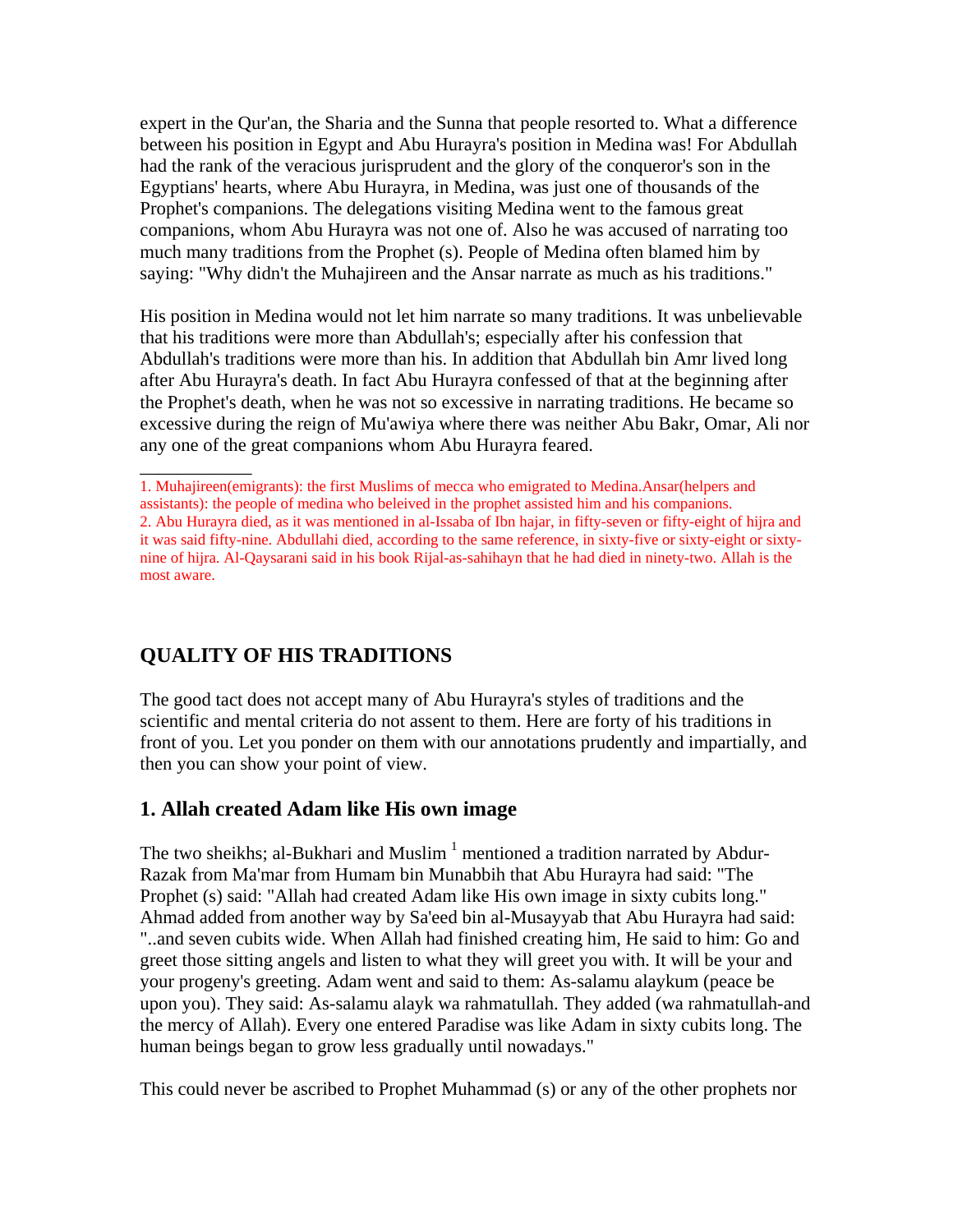expert in the Qur'an, the Sharia and the Sunna that people resorted to. What a difference between his position in Egypt and Abu Hurayra's position in Medina was! For Abdullah had the rank of the veracious jurisprudent and the glory of the conqueror's son in the Egyptians' hearts, where Abu Hurayra, in Medina, was just one of thousands of the Prophet's companions. The delegations visiting Medina went to the famous great companions, whom Abu Hurayra was not one of. Also he was accused of narrating too much many traditions from the Prophet (s). People of Medina often blamed him by saying: "Why didn't the Muhajireen and the Ansar narrate as much as his traditions."

His position in Medina would not let him narrate so many traditions. It was unbelievable that his traditions were more than Abdullah's; especially after his confession that Abdullah's traditions were more than his. In addition that Abdullah bin Amr lived long after Abu Hurayra's death. In fact Abu Hurayra confessed of that at the beginning after the Prophet's death, when he was not so excessive in narrating traditions. He became so excessive during the reign of Mu'awiya where there was neither Abu Bakr, Omar, Ali nor any one of the great companions whom Abu Hurayra feared.

---

1. Muhajireen(emigrants): the first Muslims of mecca who emigrated to Medina.Ansar(helpers and assistants): the people of medina who beleived in the prophet assisted him and his companions.
2. Abu Hurayra died, as it was mentioned in al-Issaba of Ibn hajar, in fifty-seven or fifty-eight of hijra and it was said fifty-nine. Abdullahi died, according to the same reference, in sixty-five or sixty-eight or sixty-nine of hijra. Al-Qaysarani said in his book Rijal-as-sahihayn that he had died in ninety-two. Allah is the most aware.

## QUALITY OF HIS TRADITIONS

The good tact does not accept many of Abu Hurayra's styles of traditions and the scientific and mental criteria do not assent to them. Here are forty of his traditions in front of you. Let you ponder on them with our annotations prudently and impartially, and then you can show your point of view.

### 1. Allah created Adam like His own image

The two sheikhs; al-Bukhari and Muslim [1] mentioned a tradition narrated by Abdur-Razak from Ma'mar from Humam bin Munabbih that Abu Hurayra had said: "The Prophet (s) said: "Allah had created Adam like His own image in sixty cubits long." Ahmad added from another way by Sa'eed bin al-Musayyab that Abu Hurayra had said: "..and seven cubits wide. When Allah had finished creating him, He said to him: Go and greet those sitting angels and listen to what they will greet you with. It will be your and your progeny's greeting. Adam went and said to them: As-salamu alaykum (peace be upon you). They said: As-salamu alayk wa rahmatullah. They added (wa rahmatullah-and the mercy of Allah). Every one entered Paradise was like Adam in sixty cubits long. The human beings began to grow less gradually until nowadays."

This could never be ascribed to Prophet Muhammad (s) or any of the other prophets nor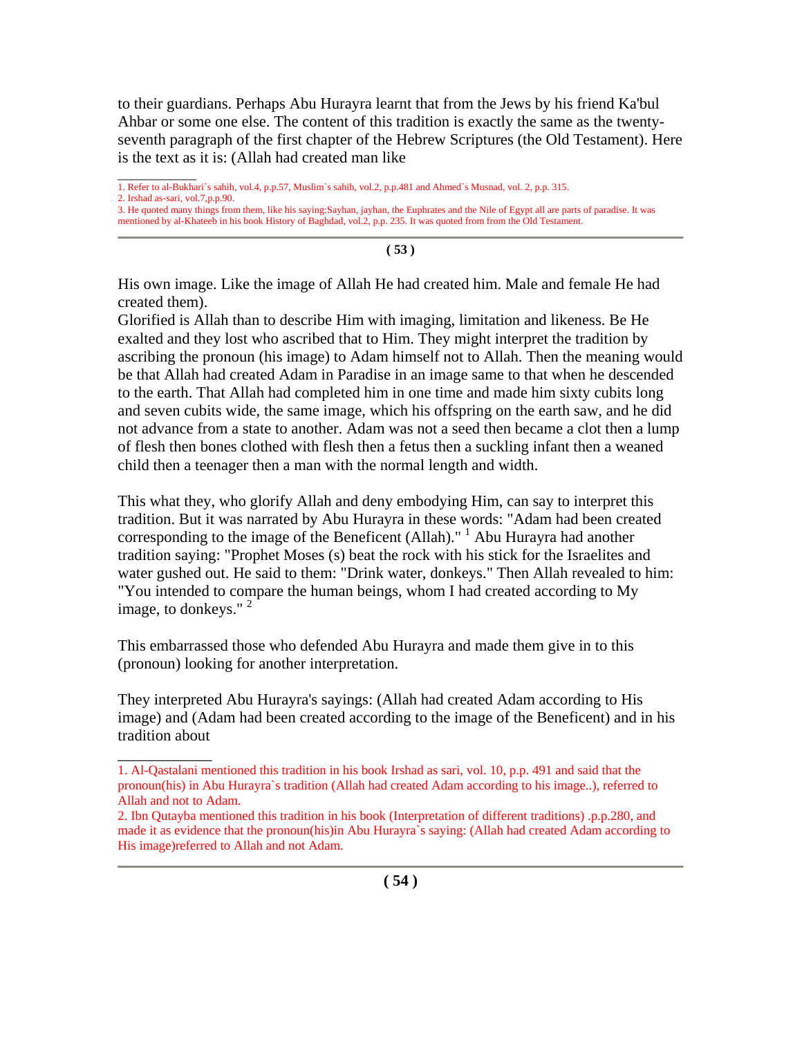to their guardians. Perhaps Abu Hurayra learnt that from the Jews by his friend Ka'bul Ahbar or some one else. The content of this tradition is exactly the same as the twenty-seventh paragraph of the first chapter of the Hebrew Scriptures (the Old Testament). Here is the text as it is: (Allah had created man like

---

1. Refer to al-Bukhari`s sahih, vol.4, p.p.57, Muslim`s sahih, vol.2, p.p.481 and Ahmed`s Musnad, vol. 2, p.p. 315.
2. Irshad as-sari, vol.7,p.p.90.
3. He quoted many things from them, like his saying:Sayhan, jayhan, the Euphrates and the Nile of Egypt all are parts of paradise. It was mentioned by al-Khateeb in his book History of Baghdad, vol.2, p.p. 235. It was quoted from from the Old Testament.

---

His own image. Like the image of Allah He had created him. Male and female He had created them).

Glorified is Allah than to describe Him with imaging, limitation and likeness. Be He exalted and they lost who ascribed that to Him. They might interpret the tradition by ascribing the pronoun (his image) to Adam himself not to Allah. Then the meaning would be that Allah had created Adam in Paradise in an image same to that when he descended to the earth. That Allah had completed him in one time and made him sixty cubits long and seven cubits wide, the same image, which his offspring on the earth saw, and he did not advance from a state to another. Adam was not a seed then became a clot then a lump of flesh then bones clothed with flesh then a fetus then a suckling infant then a weaned child then a teenager then a man with the normal length and width.

This what they, who glorify Allah and deny embodying Him, can say to interpret this tradition. But it was narrated by Abu Hurayra in these words: "Adam had been created corresponding to the image of the Beneficent (Allah)." [1] Abu Hurayra had another tradition saying: "Prophet Moses (s) beat the rock with his stick for the Israelites and water gushed out. He said to them: "Drink water, donkeys." Then Allah revealed to him: "You intended to compare the human beings, whom I had created according to My image, to donkeys." [2]

This embarrassed those who defended Abu Hurayra and made them give in to this (pronoun) looking for another interpretation.

They interpreted Abu Hurayra's sayings: (Allah had created Adam according to His image) and (Adam had been created according to the image of the Beneficent) and in his tradition about

---

1. Al-Qastalani mentioned this tradition in his book Irshad as sari, vol. 10, p.p. 491 and said that the pronoun(his) in Abu Hurayra`s tradition (Allah had created Adam according to his image..), referred to Allah and not to Adam.
2. Ibn Qutayba mentioned this tradition in his book (Interpretation of different traditions) .p.p.280, and made it as evidence that the pronoun(his)in Abu Hurayra`s saying: (Allah had created Adam according to His image)referred to Allah and not Adam.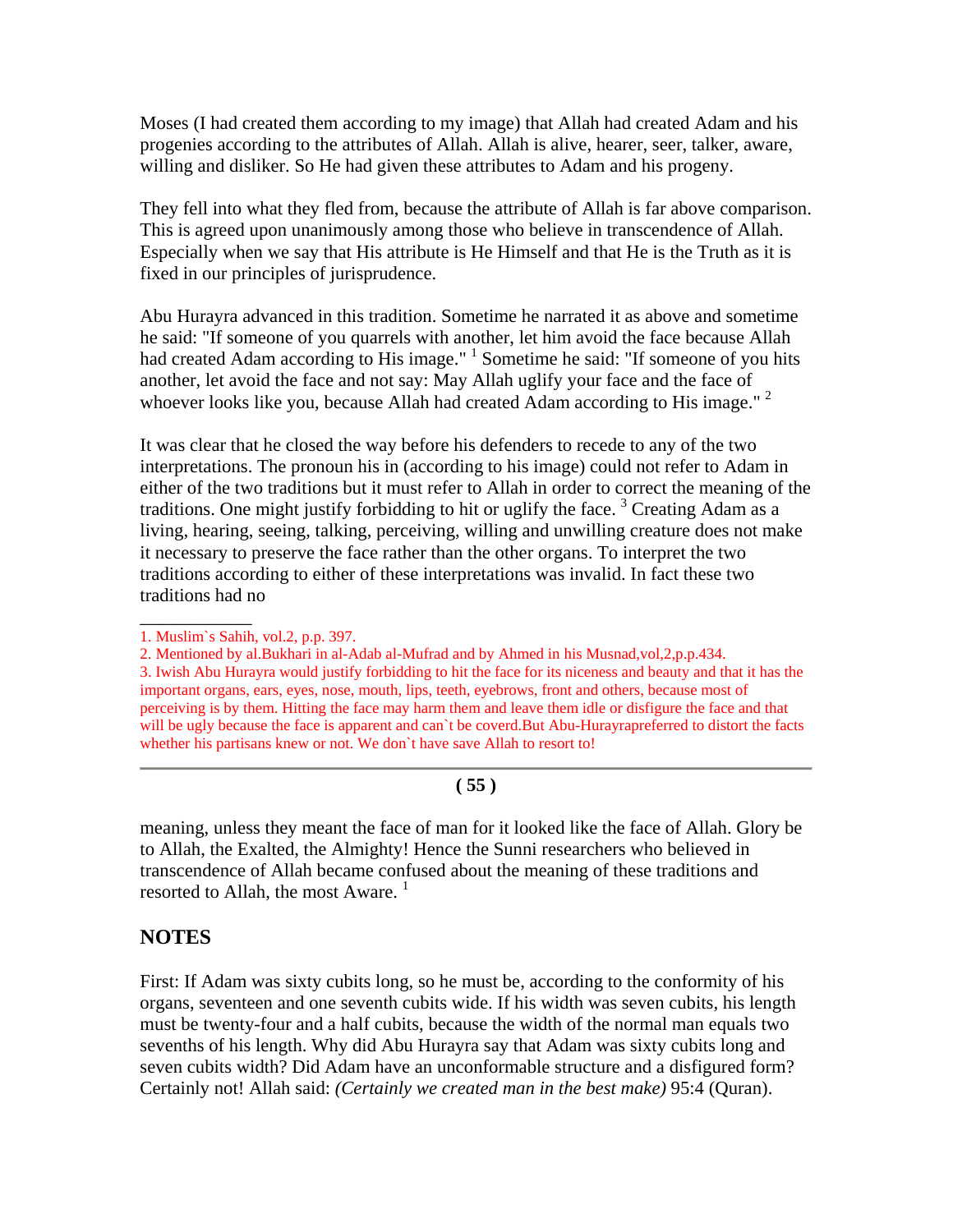Moses (I had created them according to my image) that Allah had created Adam and his progenies according to the attributes of Allah. Allah is alive, hearer, seer, talker, aware, willing and disliker. So He had given these attributes to Adam and his progeny.

They fell into what they fled from, because the attribute of Allah is far above comparison. This is agreed upon unanimously among those who believe in transcendence of Allah. Especially when we say that His attribute is He Himself and that He is the Truth as it is fixed in our principles of jurisprudence.

Abu Hurayra advanced in this tradition. Sometime he narrated it as above and sometime he said: "If someone of you quarrels with another, let him avoid the face because Allah had created Adam according to His image." [1] Sometime he said: "If someone of you hits another, let avoid the face and not say: May Allah uglify your face and the face of whoever looks like you, because Allah had created Adam according to His image." [2]

It was clear that he closed the way before his defenders to recede to any of the two interpretations. The pronoun his in (according to his image) could not refer to Adam in either of the two traditions but it must refer to Allah in order to correct the meaning of the traditions. One might justify forbidding to hit or uglify the face. [3] Creating Adam as a living, hearing, seeing, talking, perceiving, willing and unwilling creature does not make it necessary to preserve the face rather than the other organs. To interpret the two traditions according to either of these interpretations was invalid. In fact these two traditions had no

1. Muslim`s Sahih, vol.2, p.p. 397.

2. Mentioned by al.Bukhari in al-Adab al-Mufrad and by Ahmed in his Musnad,vol,2,p.p.434.

3. Iwish Abu Hurayra would justify forbidding to hit the face for its niceness and beauty and that it has the important organs, ears, eyes, nose, mouth, lips, teeth, eyebrows, front and others, because most of perceiving is by them. Hitting the face may harm them and leave them idle or disfigure the face and that will be ugly because the face is apparent and can`t be coverd.But Abu-Hurayrapreferred to distort the facts whether his partisans knew or not. We don`t have save Allah to resort to!

meaning, unless they meant the face of man for it looked like the face of Allah. Glory be to Allah, the Exalted, the Almighty! Hence the Sunni researchers who believed in transcendence of Allah became confused about the meaning of these traditions and resorted to Allah, the most Aware. [1]

## NOTES

First: If Adam was sixty cubits long, so he must be, according to the conformity of his organs, seventeen and one seventh cubits wide. If his width was seven cubits, his length must be twenty-four and a half cubits, because the width of the normal man equals two sevenths of his length. Why did Abu Hurayra say that Adam was sixty cubits long and seven cubits width? Did Adam have an unconformable structure and a disfigured form? Certainly not! Allah said: *(Certainly we created man in the best make)* 95:4 (Quran).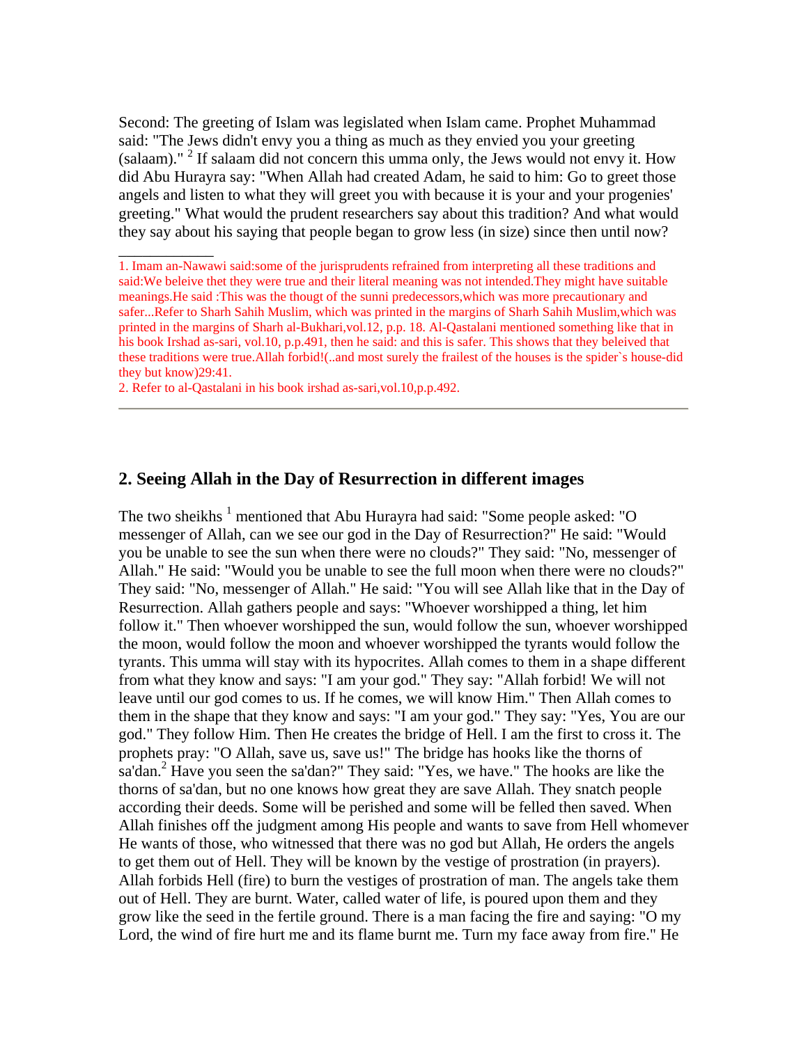Second: The greeting of Islam was legislated when Islam came. Prophet Muhammad said: "The Jews didn't envy you a thing as much as they envied you your greeting (salaam)." [2] If salaam did not concern this umma only, the Jews would not envy it. How did Abu Hurayra say: "When Allah had created Adam, he said to him: Go to greet those angels and listen to what they will greet you with because it is your and your progenies' greeting." What would the prudent researchers say about this tradition? And what would they say about his saying that people began to grow less (in size) since then until now?

---

1. Imam an-Nawawi said:some of the jurisprudents refrained from interpreting all these traditions and said:We beleive thet they were true and their literal meaning was not intended.They might have suitable meanings.He said :This was the thougt of the sunni predecessors,which was more precautionary and safer...Refer to Sharh Sahih Muslim, which was printed in the margins of Sharh Sahih Muslim,which was printed in the margins of Sharh al-Bukhari,vol.12, p.p. 18. Al-Qastalani mentioned something like that in his book Irshad as-sari, vol.10, p.p.491, then he said: and this is safer. This shows that they beleived that these traditions were true.Allah forbid!(..and most surely the frailest of the houses is the spider`s house-did they but know)29:41.

2. Refer to al-Qastalani in his book irshad as-sari,vol.10,p.p.492.

---

## 2. Seeing Allah in the Day of Resurrection in different images

The two sheikhs [1] mentioned that Abu Hurayra had said: "Some people asked: "O messenger of Allah, can we see our god in the Day of Resurrection?" He said: "Would you be unable to see the sun when there were no clouds?" They said: "No, messenger of Allah." He said: "Would you be unable to see the full moon when there were no clouds?" They said: "No, messenger of Allah." He said: "You will see Allah like that in the Day of Resurrection. Allah gathers people and says: "Whoever worshipped a thing, let him follow it." Then whoever worshipped the sun, would follow the sun, whoever worshipped the moon, would follow the moon and whoever worshipped the tyrants would follow the tyrants. This umma will stay with its hypocrites. Allah comes to them in a shape different from what they know and says: "I am your god." They say: "Allah forbid! We will not leave until our god comes to us. If he comes, we will know Him." Then Allah comes to them in the shape that they know and says: "I am your god." They say: "Yes, You are our god." They follow Him. Then He creates the bridge of Hell. I am the first to cross it. The prophets pray: "O Allah, save us, save us!" The bridge has hooks like the thorns of sa'dan.[2] Have you seen the sa'dan?" They said: "Yes, we have." The hooks are like the thorns of sa'dan, but no one knows how great they are save Allah. They snatch people according their deeds. Some will be perished and some will be felled then saved. When Allah finishes off the judgment among His people and wants to save from Hell whomever He wants of those, who witnessed that there was no god but Allah, He orders the angels to get them out of Hell. They will be known by the vestige of prostration (in prayers). Allah forbids Hell (fire) to burn the vestiges of prostration of man. The angels take them out of Hell. They are burnt. Water, called water of life, is poured upon them and they grow like the seed in the fertile ground. There is a man facing the fire and saying: "O my Lord, the wind of fire hurt me and its flame burnt me. Turn my face away from fire." He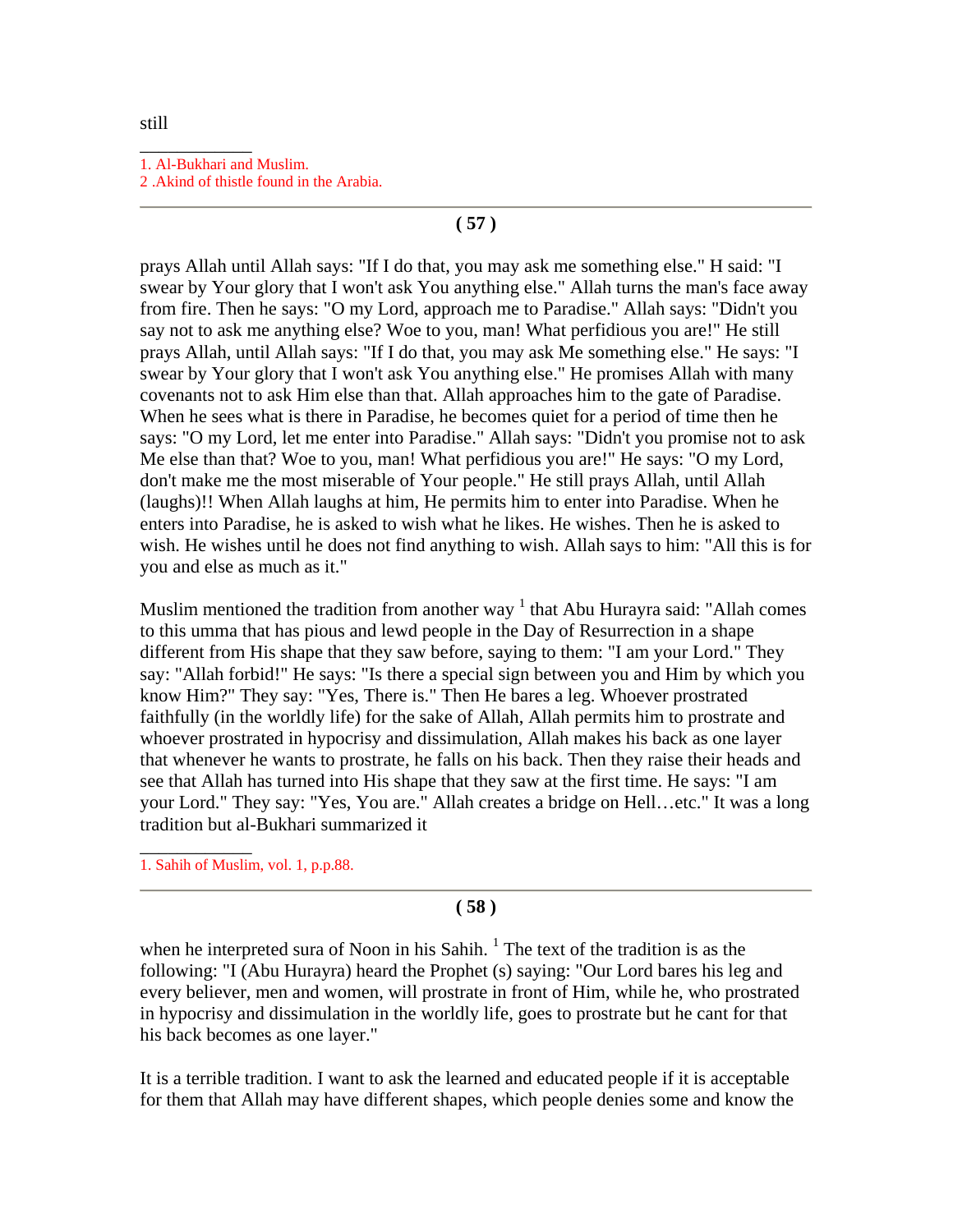still

1. Al-Bukhari and Muslim.
2 .Akind of thistle found in the Arabia.

prays Allah until Allah says: "If I do that, you may ask me something else." H said: "I swear by Your glory that I won't ask You anything else." Allah turns the man's face away from fire. Then he says: "O my Lord, approach me to Paradise." Allah says: "Didn't you say not to ask me anything else? Woe to you, man! What perfidious you are!" He still prays Allah, until Allah says: "If I do that, you may ask Me something else." He says: "I swear by Your glory that I won't ask You anything else." He promises Allah with many covenants not to ask Him else than that. Allah approaches him to the gate of Paradise. When he sees what is there in Paradise, he becomes quiet for a period of time then he says: "O my Lord, let me enter into Paradise." Allah says: "Didn't you promise not to ask Me else than that? Woe to you, man! What perfidious you are!" He says: "O my Lord, don't make me the most miserable of Your people." He still prays Allah, until Allah (laughs)!! When Allah laughs at him, He permits him to enter into Paradise. When he enters into Paradise, he is asked to wish what he likes. He wishes. Then he is asked to wish. He wishes until he does not find anything to wish. Allah says to him: "All this is for you and else as much as it."

Muslim mentioned the tradition from another way [1] that Abu Hurayra said: "Allah comes to this umma that has pious and lewd people in the Day of Resurrection in a shape different from His shape that they saw before, saying to them: "I am your Lord." They say: "Allah forbid!" He says: "Is there a special sign between you and Him by which you know Him?" They say: "Yes, There is." Then He bares a leg. Whoever prostrated faithfully (in the worldly life) for the sake of Allah, Allah permits him to prostrate and whoever prostrated in hypocrisy and dissimulation, Allah makes his back as one layer that whenever he wants to prostrate, he falls on his back. Then they raise their heads and see that Allah has turned into His shape that they saw at the first time. He says: "I am your Lord." They say: "Yes, You are." Allah creates a bridge on Hell…etc." It was a long tradition but al-Bukhari summarized it

1. Sahih of Muslim, vol. 1, p.p.88.

when he interpreted sura of Noon in his Sahih. [1] The text of the tradition is as the following: "I (Abu Hurayra) heard the Prophet (s) saying: "Our Lord bares his leg and every believer, men and women, will prostrate in front of Him, while he, who prostrated in hypocrisy and dissimulation in the worldly life, goes to prostrate but he cant for that his back becomes as one layer."

It is a terrible tradition. I want to ask the learned and educated people if it is acceptable for them that Allah may have different shapes, which people denies some and know the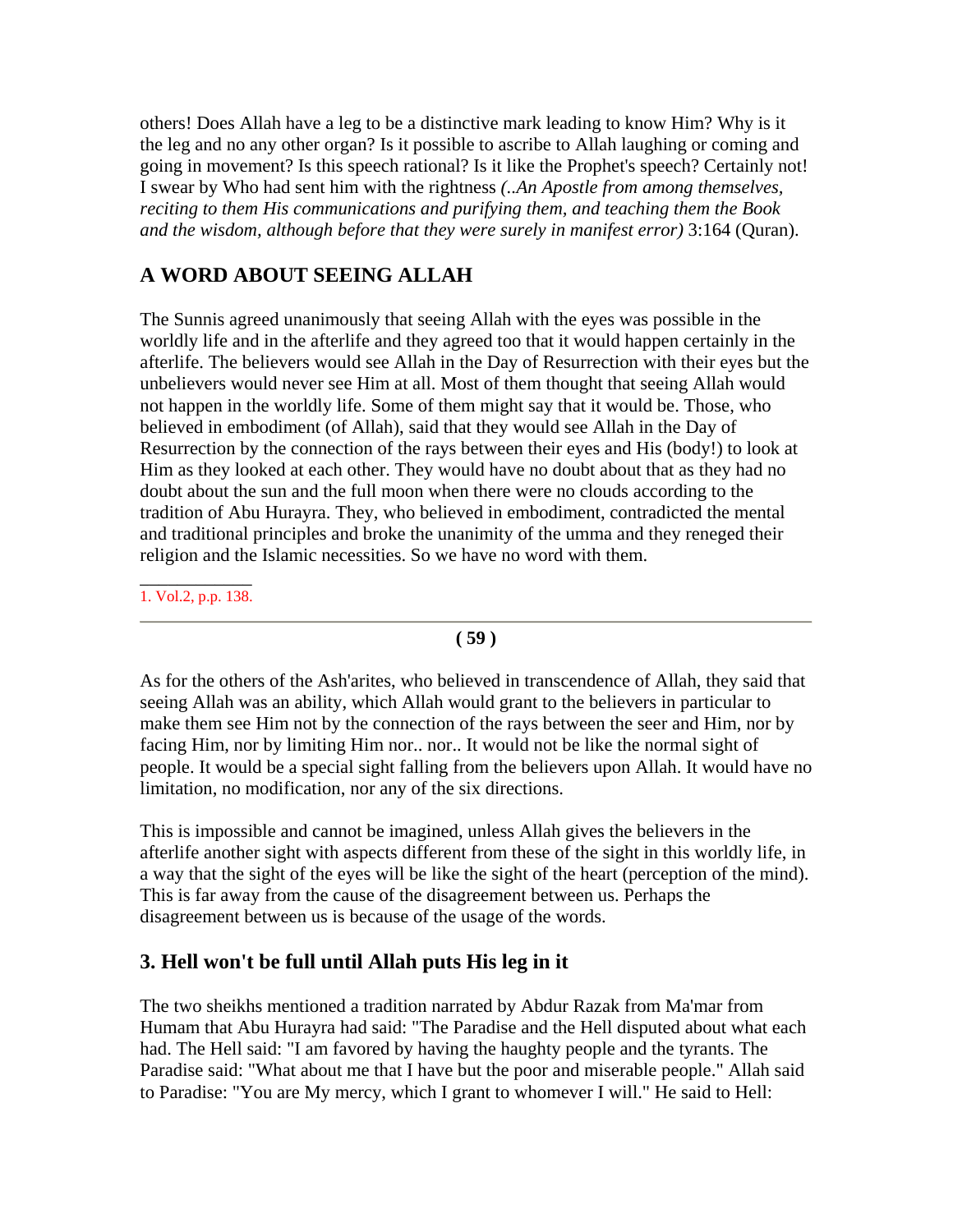others! Does Allah have a leg to be a distinctive mark leading to know Him? Why is it the leg and no any other organ? Is it possible to ascribe to Allah laughing or coming and going in movement? Is this speech rational? Is it like the Prophet's speech? Certainly not! I swear by Who had sent him with the rightness *(..An Apostle from among themselves, reciting to them His communications and purifying them, and teaching them the Book and the wisdom, although before that they were surely in manifest error)* 3:164 (Quran).

## A WORD ABOUT SEEING ALLAH

The Sunnis agreed unanimously that seeing Allah with the eyes was possible in the worldly life and in the afterlife and they agreed too that it would happen certainly in the afterlife. The believers would see Allah in the Day of Resurrection with their eyes but the unbelievers would never see Him at all. Most of them thought that seeing Allah would not happen in the worldly life. Some of them might say that it would be. Those, who believed in embodiment (of Allah), said that they would see Allah in the Day of Resurrection by the connection of the rays between their eyes and His (body!) to look at Him as they looked at each other. They would have no doubt about that as they had no doubt about the sun and the full moon when there were no clouds according to the tradition of Abu Hurayra. They, who believed in embodiment, contradicted the mental and traditional principles and broke the unanimity of the umma and they reneged their religion and the Islamic necessities. So we have no word with them.

1. Vol.2, p.p. 138.

As for the others of the Ash'arites, who believed in transcendence of Allah, they said that seeing Allah was an ability, which Allah would grant to the believers in particular to make them see Him not by the connection of the rays between the seer and Him, nor by facing Him, nor by limiting Him nor.. nor.. It would not be like the normal sight of people. It would be a special sight falling from the believers upon Allah. It would have no limitation, no modification, nor any of the six directions.

This is impossible and cannot be imagined, unless Allah gives the believers in the afterlife another sight with aspects different from these of the sight in this worldly life, in a way that the sight of the eyes will be like the sight of the heart (perception of the mind). This is far away from the cause of the disagreement between us. Perhaps the disagreement between us is because of the usage of the words.

## 3. Hell won't be full until Allah puts His leg in it

The two sheikhs mentioned a tradition narrated by Abdur Razak from Ma'mar from Humam that Abu Hurayra had said: "The Paradise and the Hell disputed about what each had. The Hell said: "I am favored by having the haughty people and the tyrants. The Paradise said: "What about me that I have but the poor and miserable people." Allah said to Paradise: "You are My mercy, which I grant to whomever I will." He said to Hell: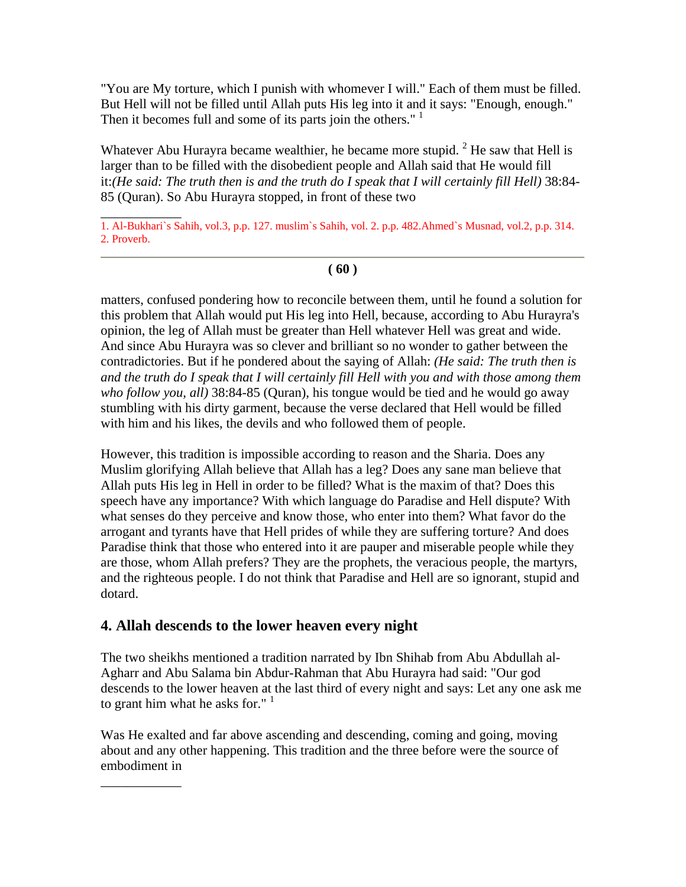"You are My torture, which I punish with whomever I will." Each of them must be filled. But Hell will not be filled until Allah puts His leg into it and it says: "Enough, enough." Then it becomes full and some of its parts join the others." [1]

Whatever Abu Hurayra became wealthier, he became more stupid. [2] He saw that Hell is larger than to be filled with the disobedient people and Allah said that He would fill it:*(He said: The truth then is and the truth do I speak that I will certainly fill Hell)* 38:84-85 (Quran). So Abu Hurayra stopped, in front of these two

1. Al-Bukhari`s Sahih, vol.3, p.p. 127. muslim`s Sahih, vol. 2. p.p. 482.Ahmed`s Musnad, vol.2, p.p. 314.
2. Proverb.

matters, confused pondering how to reconcile between them, until he found a solution for this problem that Allah would put His leg into Hell, because, according to Abu Hurayra's opinion, the leg of Allah must be greater than Hell whatever Hell was great and wide. And since Abu Hurayra was so clever and brilliant so no wonder to gather between the contradictories. But if he pondered about the saying of Allah: *(He said: The truth then is and the truth do I speak that I will certainly fill Hell with you and with those among them who follow you, all)* 38:84-85 (Quran), his tongue would be tied and he would go away stumbling with his dirty garment, because the verse declared that Hell would be filled with him and his likes, the devils and who followed them of people.

However, this tradition is impossible according to reason and the Sharia. Does any Muslim glorifying Allah believe that Allah has a leg? Does any sane man believe that Allah puts His leg in Hell in order to be filled? What is the maxim of that? Does this speech have any importance? With which language do Paradise and Hell dispute? With what senses do they perceive and know those, who enter into them? What favor do the arrogant and tyrants have that Hell prides of while they are suffering torture? And does Paradise think that those who entered into it are pauper and miserable people while they are those, whom Allah prefers? They are the prophets, the veracious people, the martyrs, and the righteous people. I do not think that Paradise and Hell are so ignorant, stupid and dotard.

### 4. Allah descends to the lower heaven every night

The two sheikhs mentioned a tradition narrated by Ibn Shihab from Abu Abdullah al-Agharr and Abu Salama bin Abdur-Rahman that Abu Hurayra had said: "Our god descends to the lower heaven at the last third of every night and says: Let any one ask me to grant him what he asks for." [1]

Was He exalted and far above ascending and descending, coming and going, moving about and any other happening. This tradition and the three before were the source of embodiment in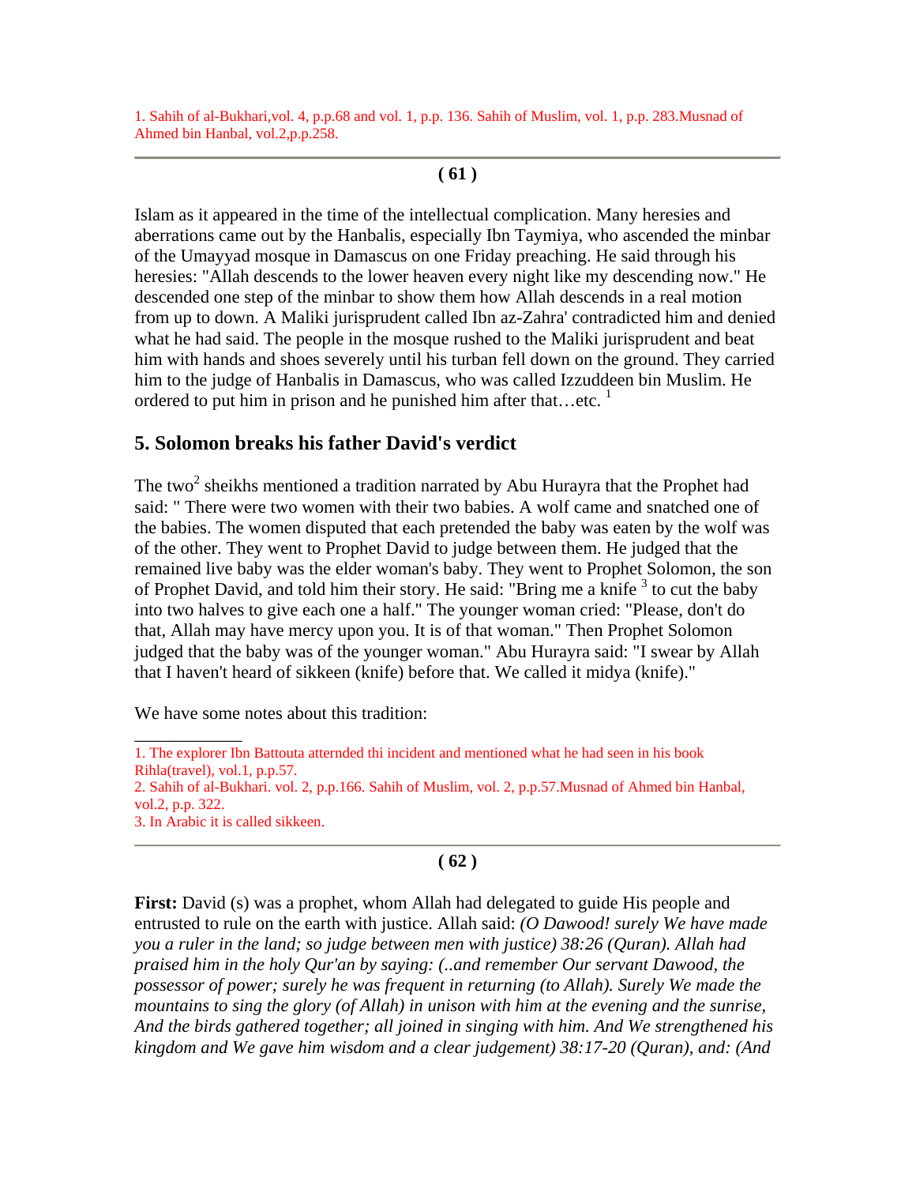1. Sahih of al-Bukhari,vol. 4, p.p.68 and vol. 1, p.p. 136. Sahih of Muslim, vol. 1, p.p. 283.Musnad of Ahmed bin Hanbal, vol.2,p.p.258.

---

Islam as it appeared in the time of the intellectual complication. Many heresies and aberrations came out by the Hanbalis, especially Ibn Taymiya, who ascended the minbar of the Umayyad mosque in Damascus on one Friday preaching. He said through his heresies: "Allah descends to the lower heaven every night like my descending now." He descended one step of the minbar to show them how Allah descends in a real motion from up to down. A Maliki jurisprudent called Ibn az-Zahra' contradicted him and denied what he had said. The people in the mosque rushed to the Maliki jurisprudent and beat him with hands and shoes severely until his turban fell down on the ground. They carried him to the judge of Hanbalis in Damascus, who was called Izzuddeen bin Muslim. He ordered to put him in prison and he punished him after that…etc. [1]

## 5. Solomon breaks his father David's verdict

The two[2] sheikhs mentioned a tradition narrated by Abu Hurayra that the Prophet had said: " There were two women with their two babies. A wolf came and snatched one of the babies. The women disputed that each pretended the baby was eaten by the wolf was of the other. They went to Prophet David to judge between them. He judged that the remained live baby was the elder woman's baby. They went to Prophet Solomon, the son of Prophet David, and told him their story. He said: "Bring me a knife [3] to cut the baby into two halves to give each one a half." The younger woman cried: "Please, don't do that, Allah may have mercy upon you. It is of that woman." Then Prophet Solomon judged that the baby was of the younger woman." Abu Hurayra said: "I swear by Allah that I haven't heard of sikkeen (knife) before that. We called it midya (knife)."

We have some notes about this tradition:

---

1. The explorer Ibn Battouta atternded thi incident and mentioned what he had seen in his book Rihla(travel), vol.1, p.p.57.
2. Sahih of al-Bukhari. vol. 2, p.p.166. Sahih of Muslim, vol. 2, p.p.57.Musnad of Ahmed bin Hanbal, vol.2, p.p. 322.
3. In Arabic it is called sikkeen.

---

**First:** David (s) was a prophet, whom Allah had delegated to guide His people and entrusted to rule on the earth with justice. Allah said: *(O Dawood! surely We have made you a ruler in the land; so judge between men with justice) 38:26 (Quran). Allah had praised him in the holy Qur'an by saying: (..and remember Our servant Dawood, the possessor of power; surely he was frequent in returning (to Allah). Surely We made the mountains to sing the glory (of Allah) in unison with him at the evening and the sunrise, And the birds gathered together; all joined in singing with him. And We strengthened his kingdom and We gave him wisdom and a clear judgement) 38:17-20 (Quran), and: (And*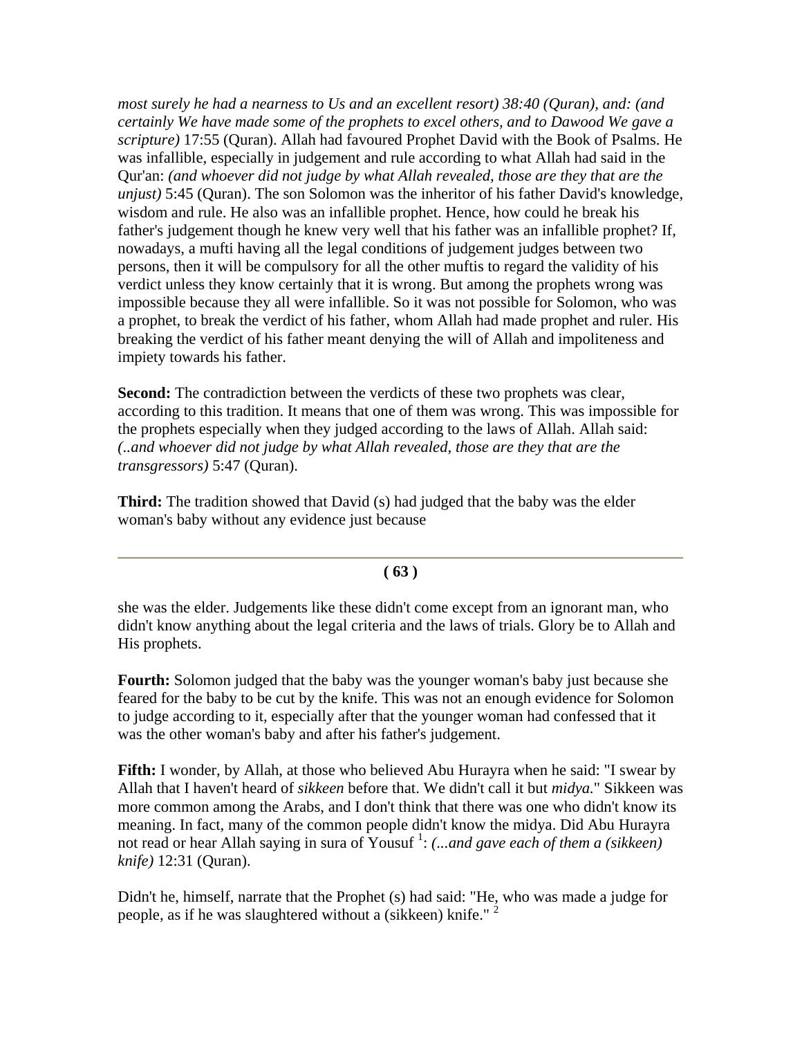*most surely he had a nearness to Us and an excellent resort)* 38:40 (Quran), and: *(and certainly We have made some of the prophets to excel others, and to Dawood We gave a scripture)* 17:55 (Quran). Allah had favoured Prophet David with the Book of Psalms. He was infallible, especially in judgement and rule according to what Allah had said in the Qur'an: *(and whoever did not judge by what Allah revealed, those are they that are the unjust)* 5:45 (Quran). The son Solomon was the inheritor of his father David's knowledge, wisdom and rule. He also was an infallible prophet. Hence, how could he break his father's judgement though he knew very well that his father was an infallible prophet? If, nowadays, a mufti having all the legal conditions of judgement judges between two persons, then it will be compulsory for all the other muftis to regard the validity of his verdict unless they know certainly that it is wrong. But among the prophets wrong was impossible because they all were infallible. So it was not possible for Solomon, who was a prophet, to break the verdict of his father, whom Allah had made prophet and ruler. His breaking the verdict of his father meant denying the will of Allah and impoliteness and impiety towards his father.

**Second:** The contradiction between the verdicts of these two prophets was clear, according to this tradition. It means that one of them was wrong. This was impossible for the prophets especially when they judged according to the laws of Allah. Allah said: *(..and whoever did not judge by what Allah revealed, those are they that are the transgressors)* 5:47 (Quran).

**Third:** The tradition showed that David (s) had judged that the baby was the elder woman's baby without any evidence just because she was the elder. Judgements like these didn't come except from an ignorant man, who didn't know anything about the legal criteria and the laws of trials. Glory be to Allah and His prophets.

**Fourth:** Solomon judged that the baby was the younger woman's baby just because she feared for the baby to be cut by the knife. This was not an enough evidence for Solomon to judge according to it, especially after that the younger woman had confessed that it was the other woman's baby and after his father's judgement.

**Fifth:** I wonder, by Allah, at those who believed Abu Hurayra when he said: "I swear by Allah that I haven't heard of *sikkeen* before that. We didn't call it but *midya.*" Sikkeen was more common among the Arabs, and I don't think that there was one who didn't know its meaning. In fact, many of the common people didn't know the midya. Did Abu Hurayra not read or hear Allah saying in sura of Yousuf [1]: *(...and gave each of them a (sikkeen) knife)* 12:31 (Quran).

Didn't he, himself, narrate that the Prophet (s) had said: "He, who was made a judge for people, as if he was slaughtered without a (sikkeen) knife." [2]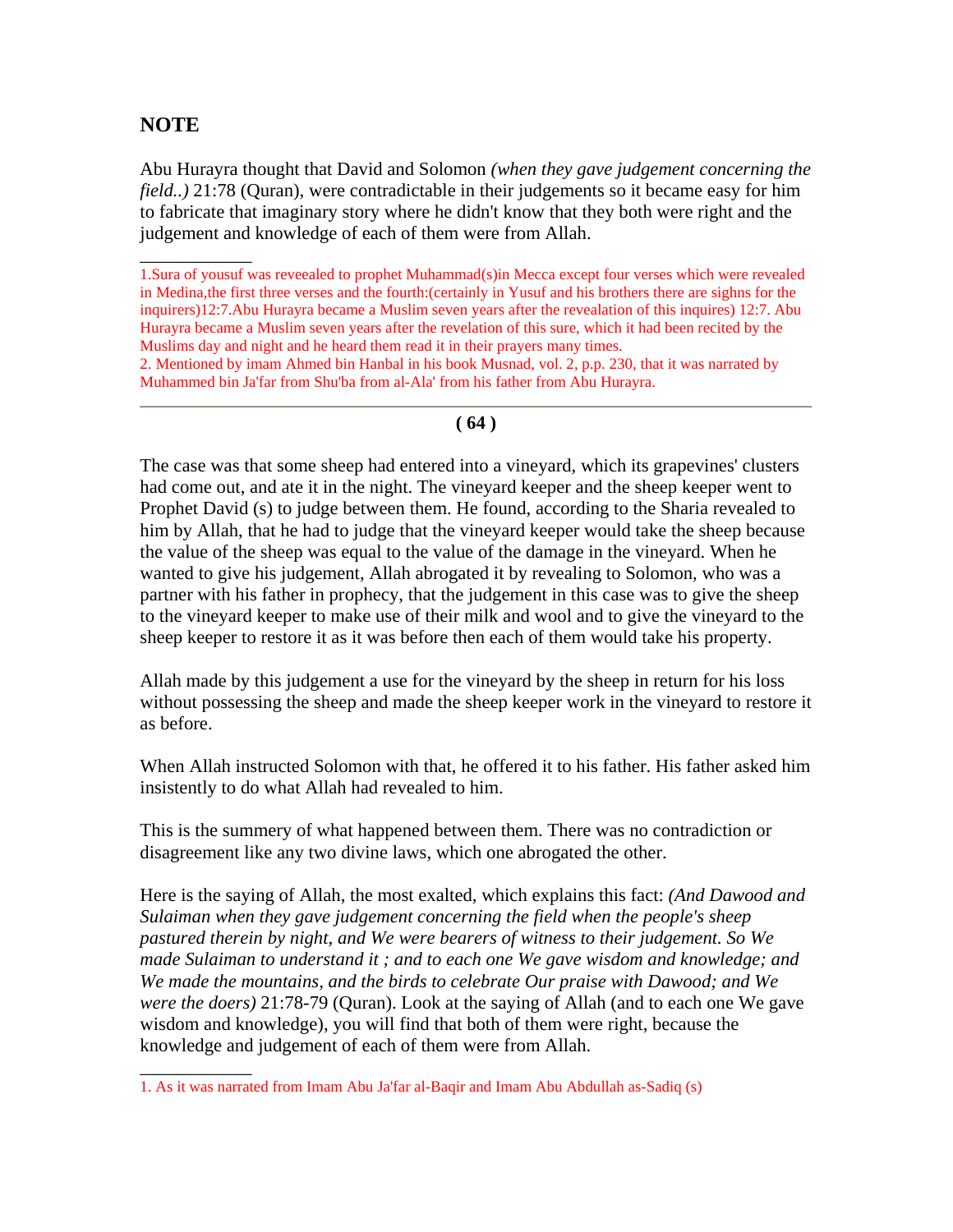## NOTE

Abu Hurayra thought that David and Solomon *(when they gave judgement concerning the field..)* 21:78 (Quran), were contradictable in their judgements so it became easy for him to fabricate that imaginary story where he didn't know that they both were right and the judgement and knowledge of each of them were from Allah.

---

1.Sura of yousuf was reveealed to prophet Muhammad(s)in Mecca except four verses which were revealed in Medina,the first three verses and the fourth:(certainly in Yusuf and his brothers there are sighns for the inquirers)12:7.Abu Hurayra became a Muslim seven years after the revealation of this inquires) 12:7. Abu Hurayra became a Muslim seven years after the revelation of this sure, which it had been recited by the Muslims day and night and he heard them read it in their prayers many times.

2. Mentioned by imam Ahmed bin Hanbal in his book Musnad, vol. 2, p.p. 230, that it was narrated by Muhammed bin Ja'far from Shu'ba from al-Ala' from his father from Abu Hurayra.

---

The case was that some sheep had entered into a vineyard, which its grapevines' clusters had come out, and ate it in the night. The vineyard keeper and the sheep keeper went to Prophet David (s) to judge between them. He found, according to the Sharia revealed to him by Allah, that he had to judge that the vineyard keeper would take the sheep because the value of the sheep was equal to the value of the damage in the vineyard. When he wanted to give his judgement, Allah abrogated it by revealing to Solomon, who was a partner with his father in prophecy, that the judgement in this case was to give the sheep to the vineyard keeper to make use of their milk and wool and to give the vineyard to the sheep keeper to restore it as it was before then each of them would take his property.

Allah made by this judgement a use for the vineyard by the sheep in return for his loss without possessing the sheep and made the sheep keeper work in the vineyard to restore it as before.

When Allah instructed Solomon with that, he offered it to his father. His father asked him insistently to do what Allah had revealed to him.

This is the summery of what happened between them. There was no contradiction or disagreement like any two divine laws, which one abrogated the other.

Here is the saying of Allah, the most exalted, which explains this fact: *(And Dawood and Sulaiman when they gave judgement concerning the field when the people's sheep pastured therein by night, and We were bearers of witness to their judgement. So We made Sulaiman to understand it ; and to each one We gave wisdom and knowledge; and We made the mountains, and the birds to celebrate Our praise with Dawood; and We were the doers)* 21:78-79 (Quran). Look at the saying of Allah (and to each one We gave wisdom and knowledge), you will find that both of them were right, because the knowledge and judgement of each of them were from Allah.

---

1. As it was narrated from Imam Abu Ja'far al-Baqir and Imam Abu Abdullah as-Sadiq (s)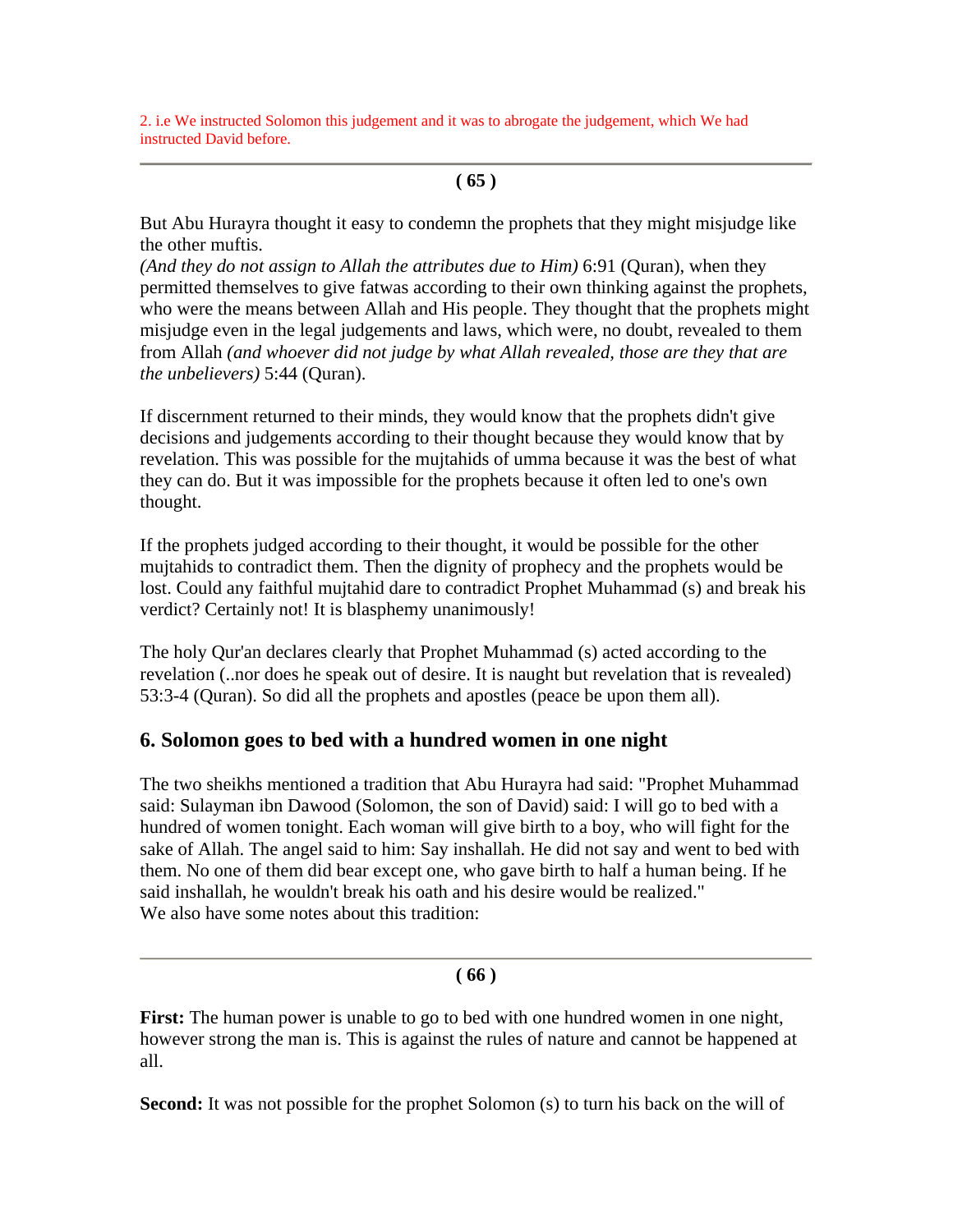2. i.e We instructed Solomon this judgement and it was to abrogate the judgement, which We had instructed David before.

---

But Abu Hurayra thought it easy to condemn the prophets that they might misjudge like the other muftis.
*(And they do not assign to Allah the attributes due to Him)* 6:91 (Quran), when they permitted themselves to give fatwas according to their own thinking against the prophets, who were the means between Allah and His people. They thought that the prophets might misjudge even in the legal judgements and laws, which were, no doubt, revealed to them from Allah *(and whoever did not judge by what Allah revealed, those are they that are the unbelievers)* 5:44 (Quran).

If discernment returned to their minds, they would know that the prophets didn't give decisions and judgements according to their thought because they would know that by revelation. This was possible for the mujtahids of umma because it was the best of what they can do. But it was impossible for the prophets because it often led to one's own thought.

If the prophets judged according to their thought, it would be possible for the other mujtahids to contradict them. Then the dignity of prophecy and the prophets would be lost. Could any faithful mujtahid dare to contradict Prophet Muhammad (s) and break his verdict? Certainly not! It is blasphemy unanimously!

The holy Qur'an declares clearly that Prophet Muhammad (s) acted according to the revelation (..nor does he speak out of desire. It is naught but revelation that is revealed) 53:3-4 (Quran). So did all the prophets and apostles (peace be upon them all).

## 6. Solomon goes to bed with a hundred women in one night

The two sheikhs mentioned a tradition that Abu Hurayra had said: "Prophet Muhammad said: Sulayman ibn Dawood (Solomon, the son of David) said: I will go to bed with a hundred of women tonight. Each woman will give birth to a boy, who will fight for the sake of Allah. The angel said to him: Say inshallah. He did not say and went to bed with them. No one of them did bear except one, who gave birth to half a human being. If he said inshallah, he wouldn't break his oath and his desire would be realized."
We also have some notes about this tradition:

---

**First:** The human power is unable to go to bed with one hundred women in one night, however strong the man is. This is against the rules of nature and cannot be happened at all.

**Second:** It was not possible for the prophet Solomon (s) to turn his back on the will of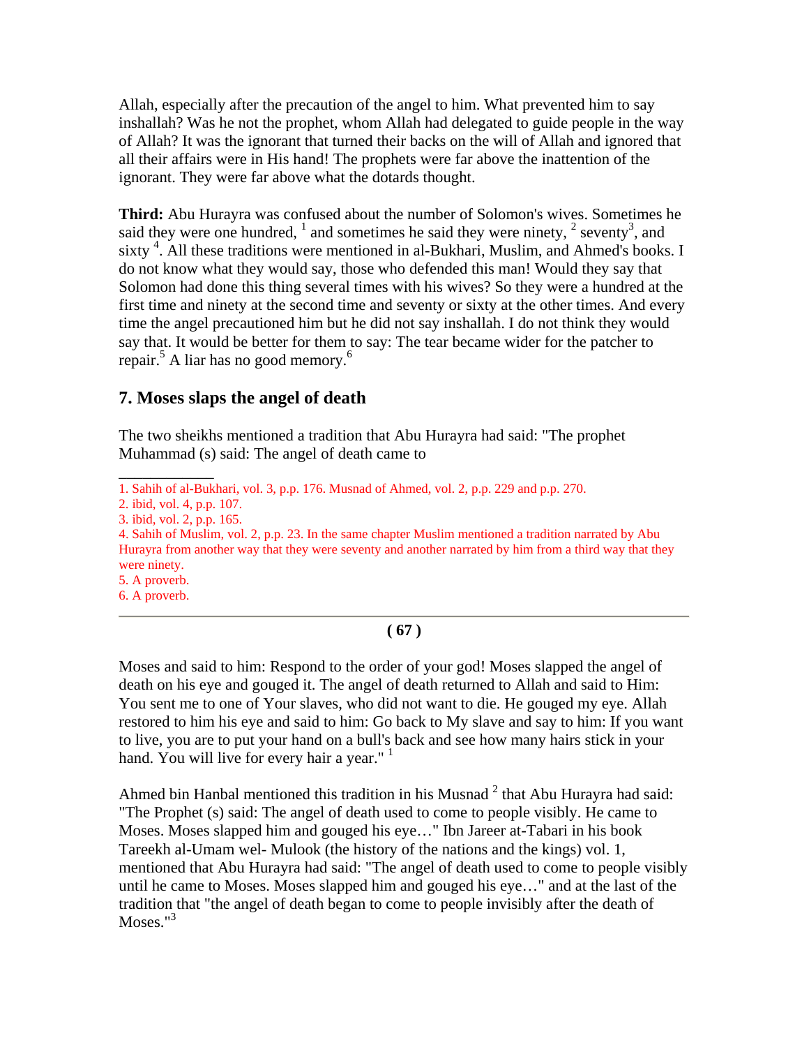Allah, especially after the precaution of the angel to him. What prevented him to say inshallah? Was he not the prophet, whom Allah had delegated to guide people in the way of Allah? It was the ignorant that turned their backs on the will of Allah and ignored that all their affairs were in His hand! The prophets were far above the inattention of the ignorant. They were far above what the dotards thought.

**Third:** Abu Hurayra was confused about the number of Solomon's wives. Sometimes he said they were one hundred, [1] and sometimes he said they were ninety, [2] seventy[3], and sixty [4]. All these traditions were mentioned in al-Bukhari, Muslim, and Ahmed's books. I do not know what they would say, those who defended this man! Would they say that Solomon had done this thing several times with his wives? So they were a hundred at the first time and ninety at the second time and seventy or sixty at the other times. And every time the angel precautioned him but he did not say inshallah. I do not think they would say that. It would be better for them to say: The tear became wider for the patcher to repair.[5] A liar has no good memory.[6]

## 7. Moses slaps the angel of death

The two sheikhs mentioned a tradition that Abu Hurayra had said: "The prophet Muhammad (s) said: The angel of death came to

1. Sahih of al-Bukhari, vol. 3, p.p. 176. Musnad of Ahmed, vol. 2, p.p. 229 and p.p. 270.
2. ibid, vol. 4, p.p. 107.
3. ibid, vol. 2, p.p. 165.
4. Sahih of Muslim, vol. 2, p.p. 23. In the same chapter Muslim mentioned a tradition narrated by Abu Hurayra from another way that they were seventy and another narrated by him from a third way that they were ninety.
5. A proverb.
6. A proverb.

Moses and said to him: Respond to the order of your god! Moses slapped the angel of death on his eye and gouged it. The angel of death returned to Allah and said to Him: You sent me to one of Your slaves, who did not want to die. He gouged my eye. Allah restored to him his eye and said to him: Go back to My slave and say to him: If you want to live, you are to put your hand on a bull's back and see how many hairs stick in your hand. You will live for every hair a year." [1]

Ahmed bin Hanbal mentioned this tradition in his Musnad [2] that Abu Hurayra had said: "The Prophet (s) said: The angel of death used to come to people visibly. He came to Moses. Moses slapped him and gouged his eye…" Ibn Jareer at-Tabari in his book Tareekh al-Umam wel- Mulook (the history of the nations and the kings) vol. 1, mentioned that Abu Hurayra had said: "The angel of death used to come to people visibly until he came to Moses. Moses slapped him and gouged his eye…" and at the last of the tradition that "the angel of death began to come to people invisibly after the death of Moses."[3]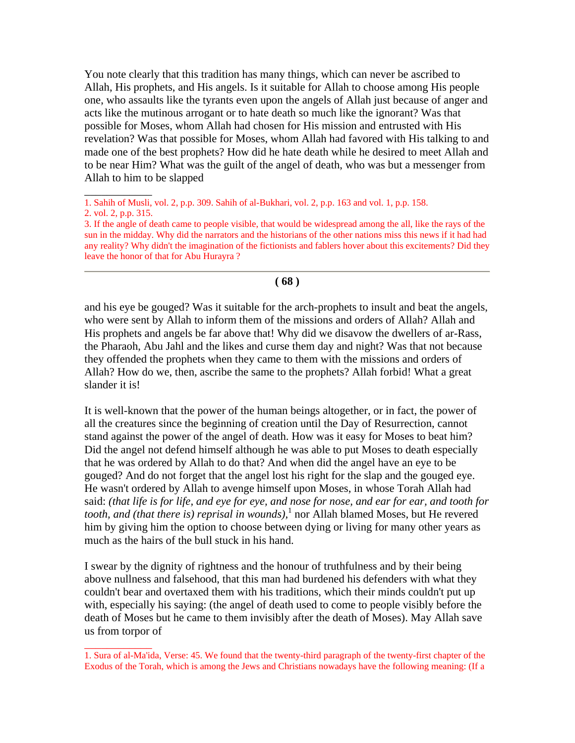You note clearly that this tradition has many things, which can never be ascribed to Allah, His prophets, and His angels. Is it suitable for Allah to choose among His people one, who assaults like the tyrants even upon the angels of Allah just because of anger and acts like the mutinous arrogant or to hate death so much like the ignorant? Was that possible for Moses, whom Allah had chosen for His mission and entrusted with His revelation? Was that possible for Moses, whom Allah had favored with His talking to and made one of the best prophets? How did he hate death while he desired to meet Allah and to be near Him? What was the guilt of the angel of death, who was but a messenger from Allah to him to be slapped

1. Sahih of Musli, vol. 2, p.p. 309. Sahih of al-Bukhari, vol. 2, p.p. 163 and vol. 1, p.p. 158.
2. vol. 2, p.p. 315.
3. If the angle of death came to people visible, that would be widespread among the all, like the rays of the sun in the midday. Why did the narrators and the historians of the other nations miss this news if it had had any reality? Why didn't the imagination of the fictionists and fablers hover about this excitements? Did they leave the honor of that for Abu Hurayra ?

---

and his eye be gouged? Was it suitable for the arch-prophets to insult and beat the angels, who were sent by Allah to inform them of the missions and orders of Allah? Allah and His prophets and angels be far above that! Why did we disavow the dwellers of ar-Rass, the Pharaoh, Abu Jahl and the likes and curse them day and night? Was that not because they offended the prophets when they came to them with the missions and orders of Allah? How do we, then, ascribe the same to the prophets? Allah forbid! What a great slander it is!

It is well-known that the power of the human beings altogether, or in fact, the power of all the creatures since the beginning of creation until the Day of Resurrection, cannot stand against the power of the angel of death. How was it easy for Moses to beat him? Did the angel not defend himself although he was able to put Moses to death especially that he was ordered by Allah to do that? And when did the angel have an eye to be gouged? And do not forget that the angel lost his right for the slap and the gouged eye. He wasn't ordered by Allah to avenge himself upon Moses, in whose Torah Allah had said: *(that life is for life, and eye for eye, and nose for nose, and ear for ear, and tooth for tooth, and (that there is) reprisal in wounds)*,[1] nor Allah blamed Moses, but He revered him by giving him the option to choose between dying or living for many other years as much as the hairs of the bull stuck in his hand.

I swear by the dignity of rightness and the honour of truthfulness and by their being above nullness and falsehood, that this man had burdened his defenders with what they couldn't bear and overtaxed them with his traditions, which their minds couldn't put up with, especially his saying: (the angel of death used to come to people visibly before the death of Moses but he came to them invisibly after the death of Moses). May Allah save us from torpor of

1. Sura of al-Ma'ida, Verse: 45. We found that the twenty-third paragraph of the twenty-first chapter of the Exodus of the Torah, which is among the Jews and Christians nowadays have the following meaning: (If a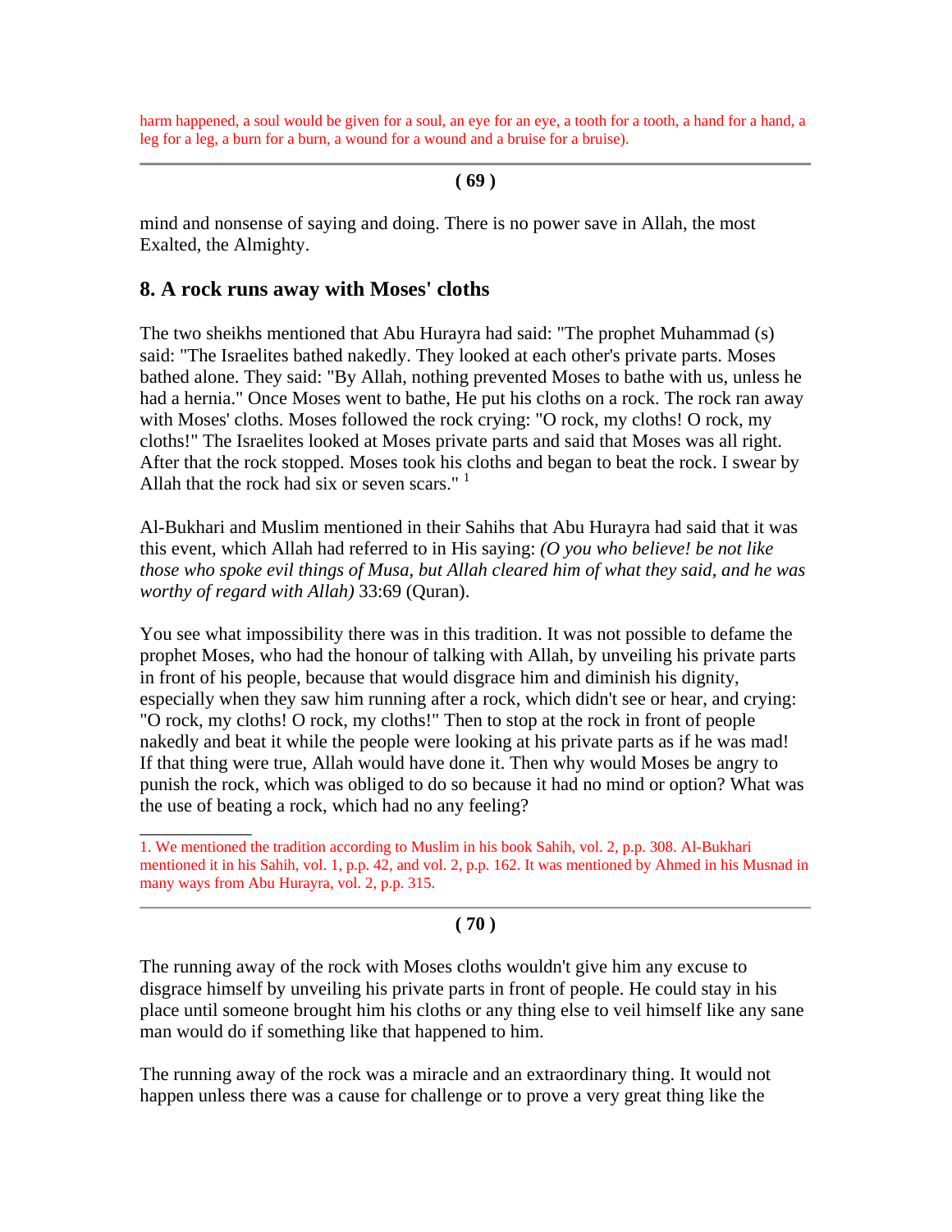harm happened, a soul would be given for a soul, an eye for an eye, a tooth for a tooth, a hand for a hand, a leg for a leg, a burn for a burn, a wound for a wound and a bruise for a bruise).

---

mind and nonsense of saying and doing. There is no power save in Allah, the most Exalted, the Almighty.

## 8. A rock runs away with Moses' cloths

The two sheikhs mentioned that Abu Hurayra had said: "The prophet Muhammad (s) said: "The Israelites bathed nakedly. They looked at each other's private parts. Moses bathed alone. They said: "By Allah, nothing prevented Moses to bathe with us, unless he had a hernia." Once Moses went to bathe, He put his cloths on a rock. The rock ran away with Moses' cloths. Moses followed the rock crying: "O rock, my cloths! O rock, my cloths!" The Israelites looked at Moses private parts and said that Moses was all right. After that the rock stopped. Moses took his cloths and began to beat the rock. I swear by Allah that the rock had six or seven scars." [1]

Al-Bukhari and Muslim mentioned in their Sahihs that Abu Hurayra had said that it was this event, which Allah had referred to in His saying: *(O you who believe! be not like those who spoke evil things of Musa, but Allah cleared him of what they said, and he was worthy of regard with Allah)* 33:69 (Quran).

You see what impossibility there was in this tradition. It was not possible to defame the prophet Moses, who had the honour of talking with Allah, by unveiling his private parts in front of his people, because that would disgrace him and diminish his dignity, especially when they saw him running after a rock, which didn't see or hear, and crying: "O rock, my cloths! O rock, my cloths!" Then to stop at the rock in front of people nakedly and beat it while the people were looking at his private parts as if he was mad! If that thing were true, Allah would have done it. Then why would Moses be angry to punish the rock, which was obliged to do so because it had no mind or option? What was the use of beating a rock, which had no any feeling?

---

1. We mentioned the tradition according to Muslim in his book Sahih, vol. 2, p.p. 308. Al-Bukhari mentioned it in his Sahih, vol. 1, p.p. 42, and vol. 2, p.p. 162. It was mentioned by Ahmed in his Musnad in many ways from Abu Hurayra, vol. 2, p.p. 315.

---

The running away of the rock with Moses cloths wouldn't give him any excuse to disgrace himself by unveiling his private parts in front of people. He could stay in his place until someone brought him his cloths or any thing else to veil himself like any sane man would do if something like that happened to him.

The running away of the rock was a miracle and an extraordinary thing. It would not happen unless there was a cause for challenge or to prove a very great thing like the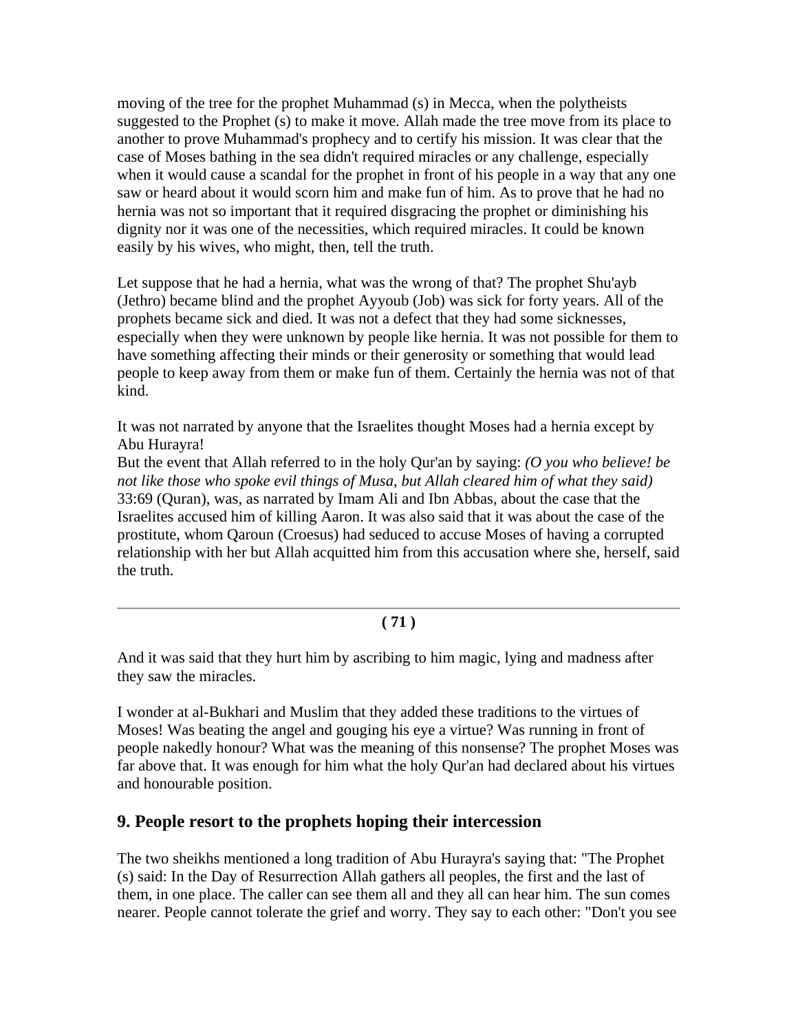moving of the tree for the prophet Muhammad (s) in Mecca, when the polytheists suggested to the Prophet (s) to make it move. Allah made the tree move from its place to another to prove Muhammad's prophecy and to certify his mission. It was clear that the case of Moses bathing in the sea didn't required miracles or any challenge, especially when it would cause a scandal for the prophet in front of his people in a way that any one saw or heard about it would scorn him and make fun of him. As to prove that he had no hernia was not so important that it required disgracing the prophet or diminishing his dignity nor it was one of the necessities, which required miracles. It could be known easily by his wives, who might, then, tell the truth.

Let suppose that he had a hernia, what was the wrong of that? The prophet Shu'ayb (Jethro) became blind and the prophet Ayyoub (Job) was sick for forty years. All of the prophets became sick and died. It was not a defect that they had some sicknesses, especially when they were unknown by people like hernia. It was not possible for them to have something affecting their minds or their generosity or something that would lead people to keep away from them or make fun of them. Certainly the hernia was not of that kind.

It was not narrated by anyone that the Israelites thought Moses had a hernia except by Abu Hurayra!

But the event that Allah referred to in the holy Qur'an by saying: *(O you who believe! be not like those who spoke evil things of Musa, but Allah cleared him of what they said)* 33:69 (Quran), was, as narrated by Imam Ali and Ibn Abbas, about the case that the Israelites accused him of killing Aaron. It was also said that it was about the case of the prostitute, whom Qaroun (Croesus) had seduced to accuse Moses of having a corrupted relationship with her but Allah acquitted him from this accusation where she, herself, said the truth.

And it was said that they hurt him by ascribing to him magic, lying and madness after they saw the miracles.

I wonder at al-Bukhari and Muslim that they added these traditions to the virtues of Moses! Was beating the angel and gouging his eye a virtue? Was running in front of people nakedly honour? What was the meaning of this nonsense? The prophet Moses was far above that. It was enough for him what the holy Qur'an had declared about his virtues and honourable position.

## 9. People resort to the prophets hoping their intercession

The two sheikhs mentioned a long tradition of Abu Hurayra's saying that: "The Prophet (s) said: In the Day of Resurrection Allah gathers all peoples, the first and the last of them, in one place. The caller can see them all and they all can hear him. The sun comes nearer. People cannot tolerate the grief and worry. They say to each other: "Don't you see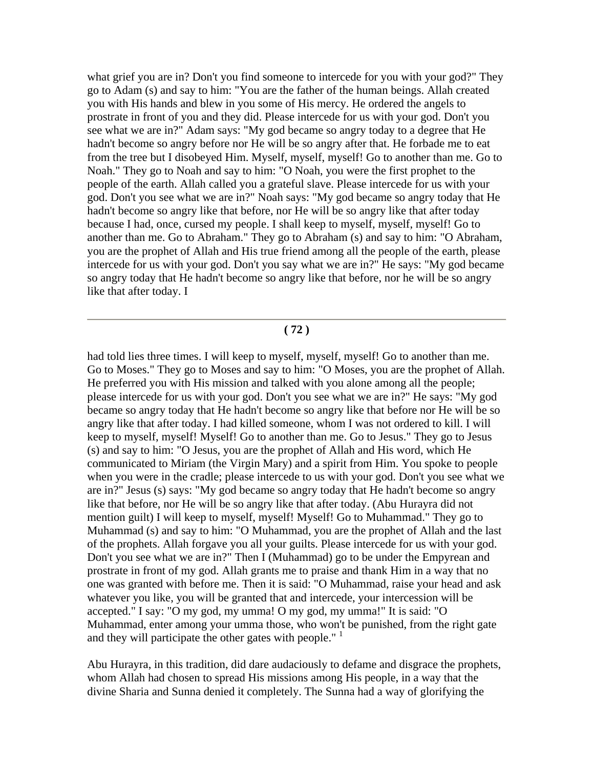what grief you are in? Don't you find someone to intercede for you with your god?" They go to Adam (s) and say to him: "You are the father of the human beings. Allah created you with His hands and blew in you some of His mercy. He ordered the angels to prostrate in front of you and they did. Please intercede for us with your god. Don't you see what we are in?" Adam says: "My god became so angry today to a degree that He hadn't become so angry before nor He will be so angry after that. He forbade me to eat from the tree but I disobeyed Him. Myself, myself, myself! Go to another than me. Go to Noah." They go to Noah and say to him: "O Noah, you were the first prophet to the people of the earth. Allah called you a grateful slave. Please intercede for us with your god. Don't you see what we are in?" Noah says: "My god became so angry today that He hadn't become so angry like that before, nor He will be so angry like that after today because I had, once, cursed my people. I shall keep to myself, myself, myself! Go to another than me. Go to Abraham." They go to Abraham (s) and say to him: "O Abraham, you are the prophet of Allah and His true friend among all the people of the earth, please intercede for us with your god. Don't you say what we are in?" He says: "My god became so angry today that He hadn't become so angry like that before, nor he will be so angry like that after today. I had told lies three times. I will keep to myself, myself, myself! Go to another than me. Go to Moses." They go to Moses and say to him: "O Moses, you are the prophet of Allah. He preferred you with His mission and talked with you alone among all the people; please intercede for us with your god. Don't you see what we are in?" He says: "My god became so angry today that He hadn't become so angry like that before nor He will be so angry like that after today. I had killed someone, whom I was not ordered to kill. I will keep to myself, myself! Myself! Go to another than me. Go to Jesus." They go to Jesus (s) and say to him: "O Jesus, you are the prophet of Allah and His word, which He communicated to Miriam (the Virgin Mary) and a spirit from Him. You spoke to people when you were in the cradle; please intercede to us with your god. Don't you see what we are in?" Jesus (s) says: "My god became so angry today that He hadn't become so angry like that before, nor He will be so angry like that after today. (Abu Hurayra did not mention guilt) I will keep to myself, myself! Myself! Go to Muhammad." They go to Muhammad (s) and say to him: "O Muhammad, you are the prophet of Allah and the last of the prophets. Allah forgave you all your guilts. Please intercede for us with your god. Don't you see what we are in?" Then I (Muhammad) go to be under the Empyrean and prostrate in front of my god. Allah grants me to praise and thank Him in a way that no one was granted with before me. Then it is said: "O Muhammad, raise your head and ask whatever you like, you will be granted that and intercede, your intercession will be accepted." I say: "O my god, my umma! O my god, my umma!" It is said: "O Muhammad, enter among your umma those, who won't be punished, from the right gate and they will participate the other gates with people." [1]

Abu Hurayra, in this tradition, did dare audaciously to defame and disgrace the prophets, whom Allah had chosen to spread His missions among His people, in a way that the divine Sharia and Sunna denied it completely. The Sunna had a way of glorifying the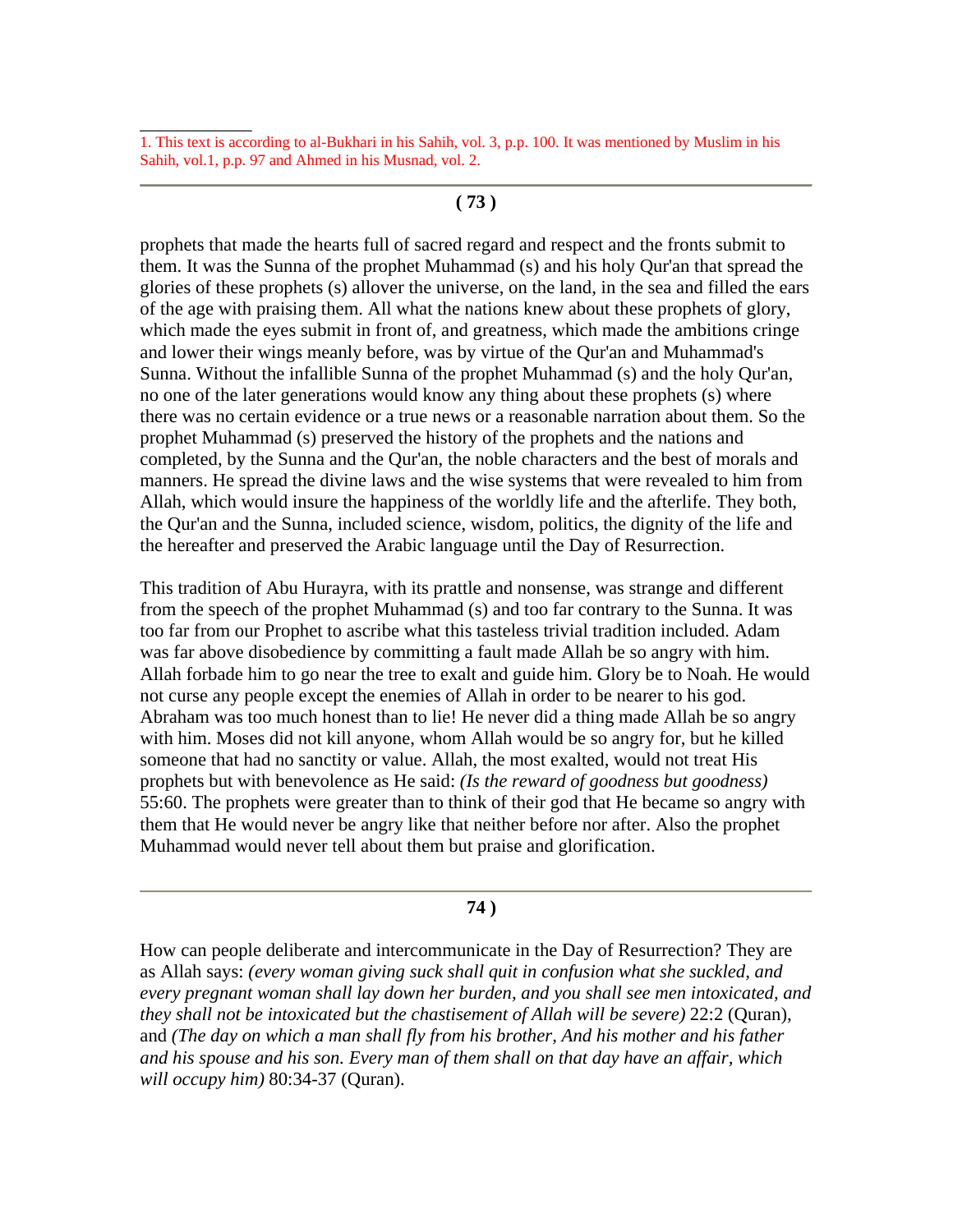1. This text is according to al-Bukhari in his Sahih, vol. 3, p.p. 100. It was mentioned by Muslim in his Sahih, vol.1, p.p. 97 and Ahmed in his Musnad, vol. 2.

---

prophets that made the hearts full of sacred regard and respect and the fronts submit to them. It was the Sunna of the prophet Muhammad (s) and his holy Qur'an that spread the glories of these prophets (s) allover the universe, on the land, in the sea and filled the ears of the age with praising them. All what the nations knew about these prophets of glory, which made the eyes submit in front of, and greatness, which made the ambitions cringe and lower their wings meanly before, was by virtue of the Qur'an and Muhammad's Sunna. Without the infallible Sunna of the prophet Muhammad (s) and the holy Qur'an, no one of the later generations would know any thing about these prophets (s) where there was no certain evidence or a true news or a reasonable narration about them. So the prophet Muhammad (s) preserved the history of the prophets and the nations and completed, by the Sunna and the Qur'an, the noble characters and the best of morals and manners. He spread the divine laws and the wise systems that were revealed to him from Allah, which would insure the happiness of the worldly life and the afterlife. They both, the Qur'an and the Sunna, included science, wisdom, politics, the dignity of the life and the hereafter and preserved the Arabic language until the Day of Resurrection.

This tradition of Abu Hurayra, with its prattle and nonsense, was strange and different from the speech of the prophet Muhammad (s) and too far contrary to the Sunna. It was too far from our Prophet to ascribe what this tasteless trivial tradition included. Adam was far above disobedience by committing a fault made Allah be so angry with him. Allah forbade him to go near the tree to exalt and guide him. Glory be to Noah. He would not curse any people except the enemies of Allah in order to be nearer to his god. Abraham was too much honest than to lie! He never did a thing made Allah be so angry with him. Moses did not kill anyone, whom Allah would be so angry for, but he killed someone that had no sanctity or value. Allah, the most exalted, would not treat His prophets but with benevolence as He said: *(Is the reward of goodness but goodness)* 55:60. The prophets were greater than to think of their god that He became so angry with them that He would never be angry like that neither before nor after. Also the prophet Muhammad would never tell about them but praise and glorification.

---

How can people deliberate and intercommunicate in the Day of Resurrection? They are as Allah says: *(every woman giving suck shall quit in confusion what she suckled, and every pregnant woman shall lay down her burden, and you shall see men intoxicated, and they shall not be intoxicated but the chastisement of Allah will be severe)* 22:2 (Quran), and *(The day on which a man shall fly from his brother, And his mother and his father and his spouse and his son. Every man of them shall on that day have an affair, which will occupy him)* 80:34-37 (Quran).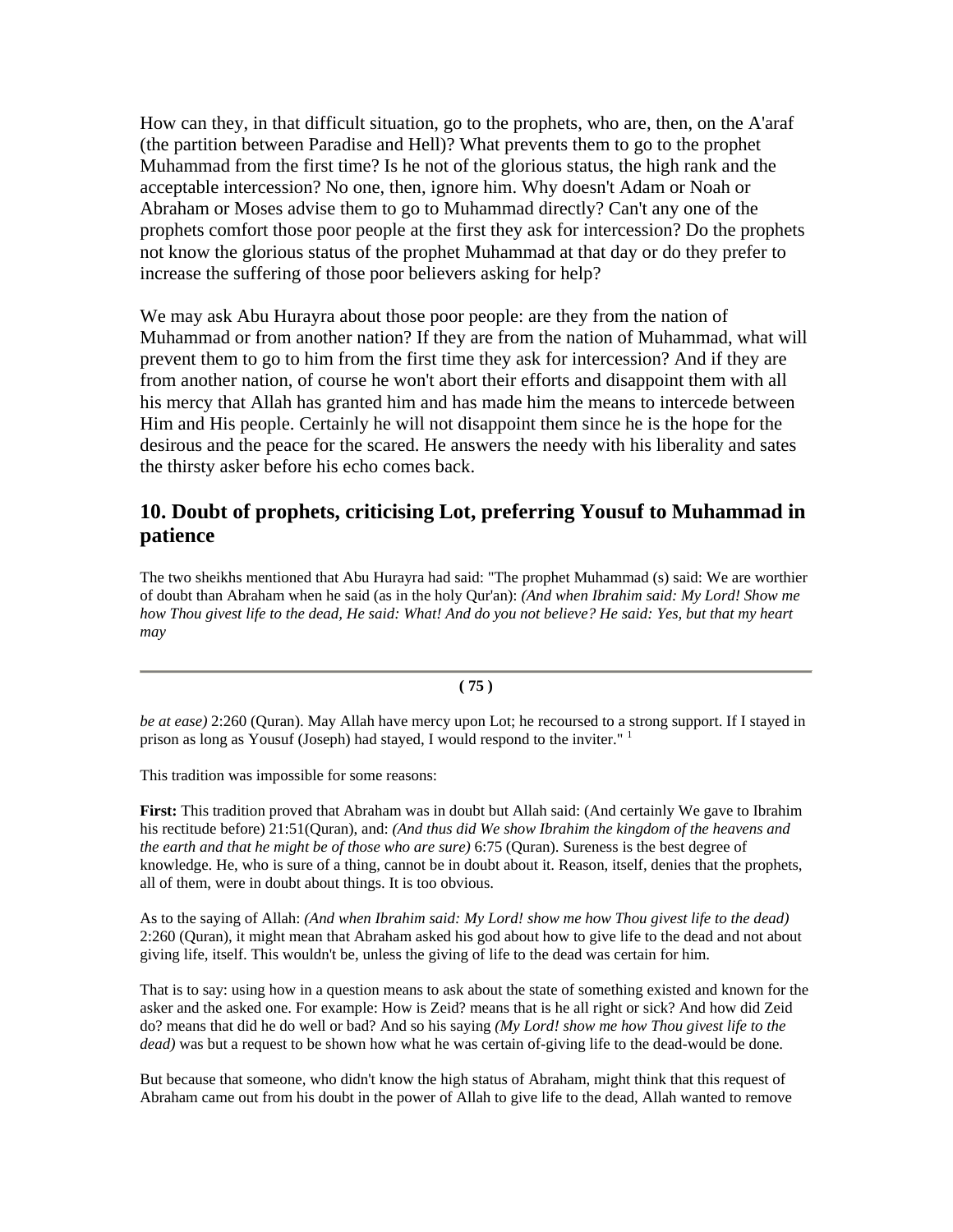How can they, in that difficult situation, go to the prophets, who are, then, on the A'araf (the partition between Paradise and Hell)? What prevents them to go to the prophet Muhammad from the first time? Is he not of the glorious status, the high rank and the acceptable intercession? No one, then, ignore him. Why doesn't Adam or Noah or Abraham or Moses advise them to go to Muhammad directly? Can't any one of the prophets comfort those poor people at the first they ask for intercession? Do the prophets not know the glorious status of the prophet Muhammad at that day or do they prefer to increase the suffering of those poor believers asking for help?

We may ask Abu Hurayra about those poor people: are they from the nation of Muhammad or from another nation? If they are from the nation of Muhammad, what will prevent them to go to him from the first time they ask for intercession? And if they are from another nation, of course he won't abort their efforts and disappoint them with all his mercy that Allah has granted him and has made him the means to intercede between Him and His people. Certainly he will not disappoint them since he is the hope for the desirous and the peace for the scared. He answers the needy with his liberality and sates the thirsty asker before his echo comes back.

## 10. Doubt of prophets, criticising Lot, preferring Yousuf to Muhammad in patience

The two sheikhs mentioned that Abu Hurayra had said: "The prophet Muhammad (s) said: We are worthier of doubt than Abraham when he said (as in the holy Qur'an): *(And when Ibrahim said: My Lord! Show me how Thou givest life to the dead, He said: What! And do you not believe? He said: Yes, but that my heart may be at ease)* 2:260 (Quran). May Allah have mercy upon Lot; he recoursed to a strong support. If I stayed in prison as long as Yousuf (Joseph) had stayed, I would respond to the inviter." [1]

This tradition was impossible for some reasons:

**First:** This tradition proved that Abraham was in doubt but Allah said: (And certainly We gave to Ibrahim his rectitude before) 21:51(Quran), and: *(And thus did We show Ibrahim the kingdom of the heavens and the earth and that he might be of those who are sure)* 6:75 (Quran). Sureness is the best degree of knowledge. He, who is sure of a thing, cannot be in doubt about it. Reason, itself, denies that the prophets, all of them, were in doubt about things. It is too obvious.

As to the saying of Allah: *(And when Ibrahim said: My Lord! show me how Thou givest life to the dead)* 2:260 (Quran), it might mean that Abraham asked his god about how to give life to the dead and not about giving life, itself. This wouldn't be, unless the giving of life to the dead was certain for him.

That is to say: using how in a question means to ask about the state of something existed and known for the asker and the asked one. For example: How is Zeid? means that is he all right or sick? And how did Zeid do? means that did he do well or bad? And so his saying *(My Lord! show me how Thou givest life to the dead)* was but a request to be shown how what he was certain of-giving life to the dead-would be done.

But because that someone, who didn't know the high status of Abraham, might think that this request of Abraham came out from his doubt in the power of Allah to give life to the dead, Allah wanted to remove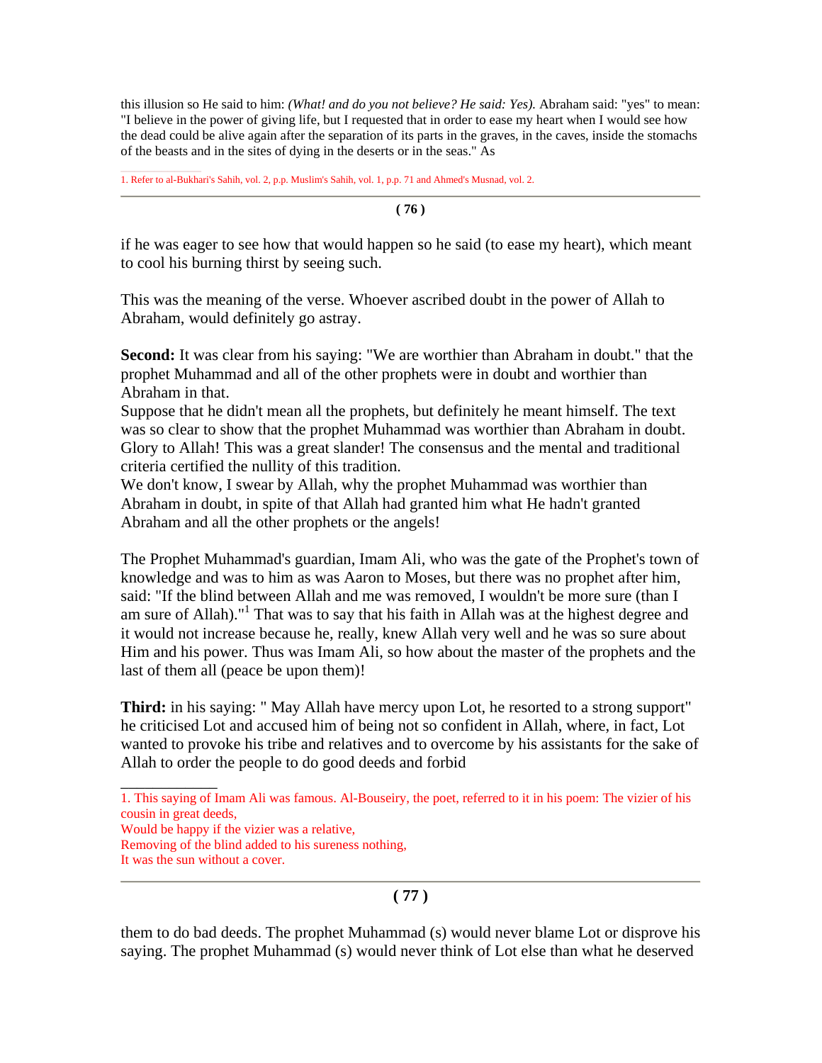this illusion so He said to him: *(What! and do you not believe? He said: Yes).* Abraham said: "yes" to mean: "I believe in the power of giving life, but I requested that in order to ease my heart when I would see how the dead could be alive again after the separation of its parts in the graves, in the caves, inside the stomachs of the beasts and in the sites of dying in the deserts or in the seas." As

1. Refer to al-Bukhari's Sahih, vol. 2, p.p. Muslim's Sahih, vol. 1, p.p. 71 and Ahmed's Musnad, vol. 2.

if he was eager to see how that would happen so he said (to ease my heart), which meant to cool his burning thirst by seeing such.

This was the meaning of the verse. Whoever ascribed doubt in the power of Allah to Abraham, would definitely go astray.

**Second:** It was clear from his saying: "We are worthier than Abraham in doubt." that the prophet Muhammad and all of the other prophets were in doubt and worthier than Abraham in that.
Suppose that he didn't mean all the prophets, but definitely he meant himself. The text was so clear to show that the prophet Muhammad was worthier than Abraham in doubt. Glory to Allah! This was a great slander! The consensus and the mental and traditional criteria certified the nullity of this tradition.
We don't know, I swear by Allah, why the prophet Muhammad was worthier than Abraham in doubt, in spite of that Allah had granted him what He hadn't granted Abraham and all the other prophets or the angels!

The Prophet Muhammad's guardian, Imam Ali, who was the gate of the Prophet's town of knowledge and was to him as was Aaron to Moses, but there was no prophet after him, said: "If the blind between Allah and me was removed, I wouldn't be more sure (than I am sure of Allah)."[1] That was to say that his faith in Allah was at the highest degree and it would not increase because he, really, knew Allah very well and he was so sure about Him and his power. Thus was Imam Ali, so how about the master of the prophets and the last of them all (peace be upon them)!

**Third:** in his saying: " May Allah have mercy upon Lot, he resorted to a strong support" he criticised Lot and accused him of being not so confident in Allah, where, in fact, Lot wanted to provoke his tribe and relatives and to overcome by his assistants for the sake of Allah to order the people to do good deeds and forbid

1. This saying of Imam Ali was famous. Al-Bouseiry, the poet, referred to it in his poem: The vizier of his cousin in great deeds,
Would be happy if the vizier was a relative,
Removing of the blind added to his sureness nothing,
It was the sun without a cover.

them to do bad deeds. The prophet Muhammad (s) would never blame Lot or disprove his saying. The prophet Muhammad (s) would never think of Lot else than what he deserved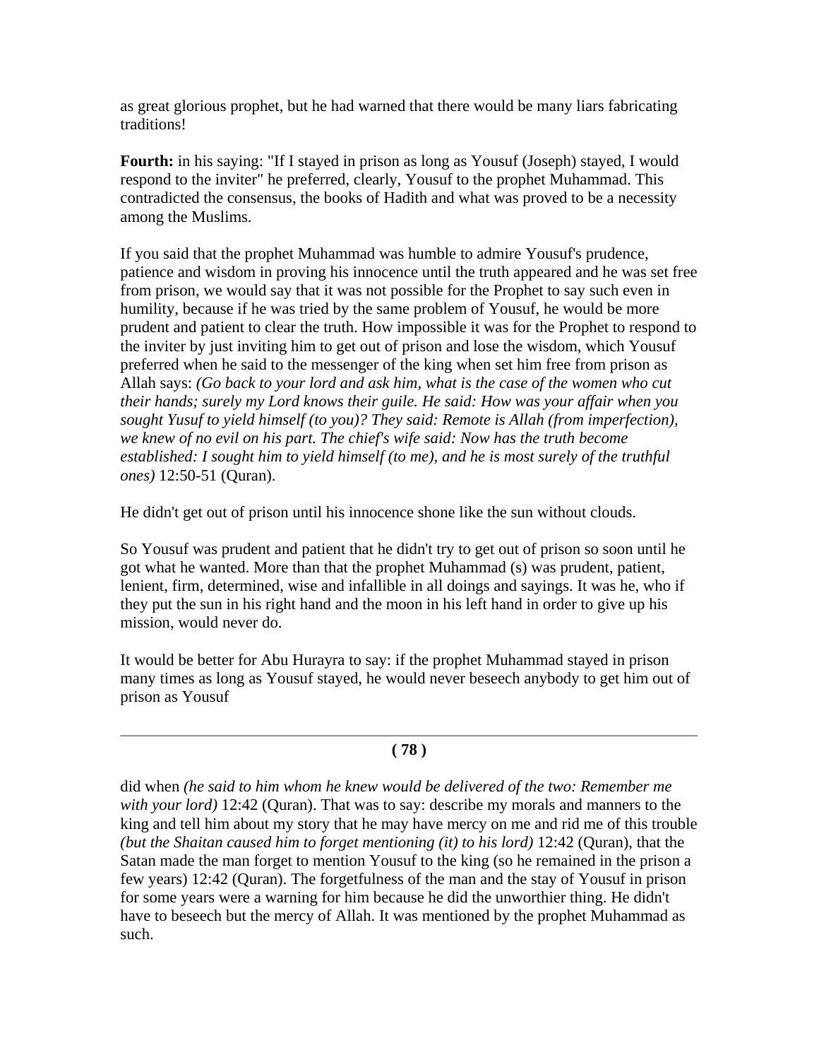as great glorious prophet, but he had warned that there would be many liars fabricating traditions!

**Fourth:** in his saying: "If I stayed in prison as long as Yousuf (Joseph) stayed, I would respond to the inviter" he preferred, clearly, Yousuf to the prophet Muhammad. This contradicted the consensus, the books of Hadith and what was proved to be a necessity among the Muslims.

If you said that the prophet Muhammad was humble to admire Yousuf's prudence, patience and wisdom in proving his innocence until the truth appeared and he was set free from prison, we would say that it was not possible for the Prophet to say such even in humility, because if he was tried by the same problem of Yousuf, he would be more prudent and patient to clear the truth. How impossible it was for the Prophet to respond to the inviter by just inviting him to get out of prison and lose the wisdom, which Yousuf preferred when he said to the messenger of the king when set him free from prison as Allah says: *(Go back to your lord and ask him, what is the case of the women who cut their hands; surely my Lord knows their guile. He said: How was your affair when you sought Yusuf to yield himself (to you)? They said: Remote is Allah (from imperfection), we knew of no evil on his part. The chief's wife said: Now has the truth become established: I sought him to yield himself (to me), and he is most surely of the truthful ones)* 12:50-51 (Quran).

He didn't get out of prison until his innocence shone like the sun without clouds.

So Yousuf was prudent and patient that he didn't try to get out of prison so soon until he got what he wanted. More than that the prophet Muhammad (s) was prudent, patient, lenient, firm, determined, wise and infallible in all doings and sayings. It was he, who if they put the sun in his right hand and the moon in his left hand in order to give up his mission, would never do.

It would be better for Abu Hurayra to say: if the prophet Muhammad stayed in prison many times as long as Yousuf stayed, he would never beseech anybody to get him out of prison as Yousuf did when *(he said to him whom he knew would be delivered of the two: Remember me with your lord)* 12:42 (Quran). That was to say: describe my morals and manners to the king and tell him about my story that he may have mercy on me and rid me of this trouble *(but the Shaitan caused him to forget mentioning (it) to his lord)* 12:42 (Quran), that the Satan made the man forget to mention Yousuf to the king (so he remained in the prison a few years) 12:42 (Quran). The forgetfulness of the man and the stay of Yousuf in prison for some years were a warning for him because he did the unworthier thing. He didn't have to beseech but the mercy of Allah. It was mentioned by the prophet Muhammad as such.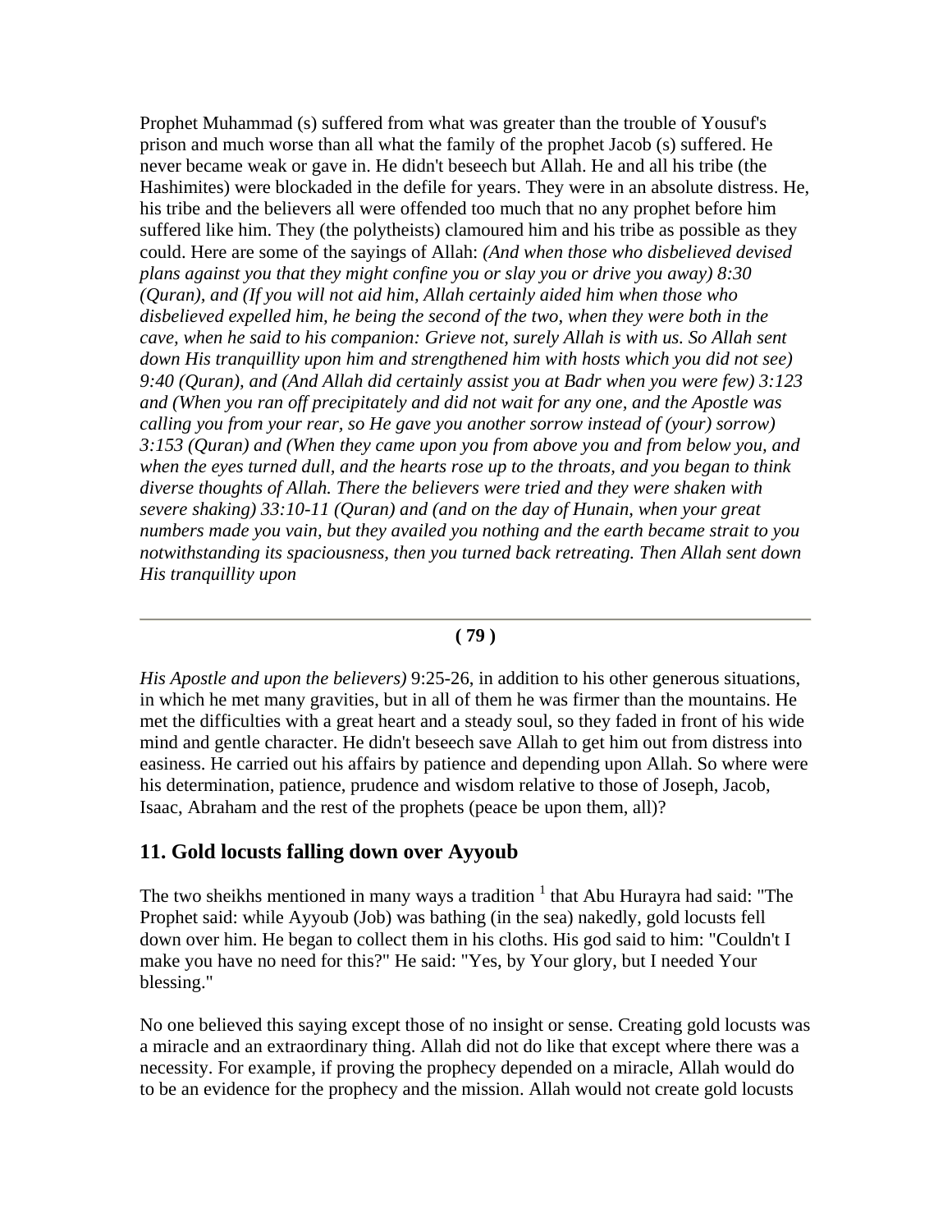Prophet Muhammad (s) suffered from what was greater than the trouble of Yousuf's prison and much worse than all what the family of the prophet Jacob (s) suffered. He never became weak or gave in. He didn't beseech but Allah. He and all his tribe (the Hashimites) were blockaded in the defile for years. They were in an absolute distress. He, his tribe and the believers all were offended too much that no any prophet before him suffered like him. They (the polytheists) clamoured him and his tribe as possible as they could. Here are some of the sayings of Allah: *(And when those who disbelieved devised plans against you that they might confine you or slay you or drive you away) 8:30 (Quran), and (If you will not aid him, Allah certainly aided him when those who disbelieved expelled him, he being the second of the two, when they were both in the cave, when he said to his companion: Grieve not, surely Allah is with us. So Allah sent down His tranquillity upon him and strengthened him with hosts which you did not see) 9:40 (Quran), and (And Allah did certainly assist you at Badr when you were few) 3:123 and (When you ran off precipitately and did not wait for any one, and the Apostle was calling you from your rear, so He gave you another sorrow instead of (your) sorrow) 3:153 (Quran) and (When they came upon you from above you and from below you, and when the eyes turned dull, and the hearts rose up to the throats, and you began to think diverse thoughts of Allah. There the believers were tried and they were shaken with severe shaking) 33:10-11 (Quran) and (and on the day of Hunain, when your great numbers made you vain, but they availed you nothing and the earth became strait to you notwithstanding its spaciousness, then you turned back retreating. Then Allah sent down His tranquillity upon His Apostle and upon the believers)* 9:25-26, in addition to his other generous situations, in which he met many gravities, but in all of them he was firmer than the mountains. He met the difficulties with a great heart and a steady soul, so they faded in front of his wide mind and gentle character. He didn't beseech save Allah to get him out from distress into easiness. He carried out his affairs by patience and depending upon Allah. So where were his determination, patience, prudence and wisdom relative to those of Joseph, Jacob, Isaac, Abraham and the rest of the prophets (peace be upon them, all)?

## 11. Gold locusts falling down over Ayyoub

The two sheikhs mentioned in many ways a tradition [1] that Abu Hurayra had said: "The Prophet said: while Ayyoub (Job) was bathing (in the sea) nakedly, gold locusts fell down over him. He began to collect them in his cloths. His god said to him: "Couldn't I make you have no need for this?" He said: "Yes, by Your glory, but I needed Your blessing."

No one believed this saying except those of no insight or sense. Creating gold locusts was a miracle and an extraordinary thing. Allah did not do like that except where there was a necessity. For example, if proving the prophecy depended on a miracle, Allah would do to be an evidence for the prophecy and the mission. Allah would not create gold locusts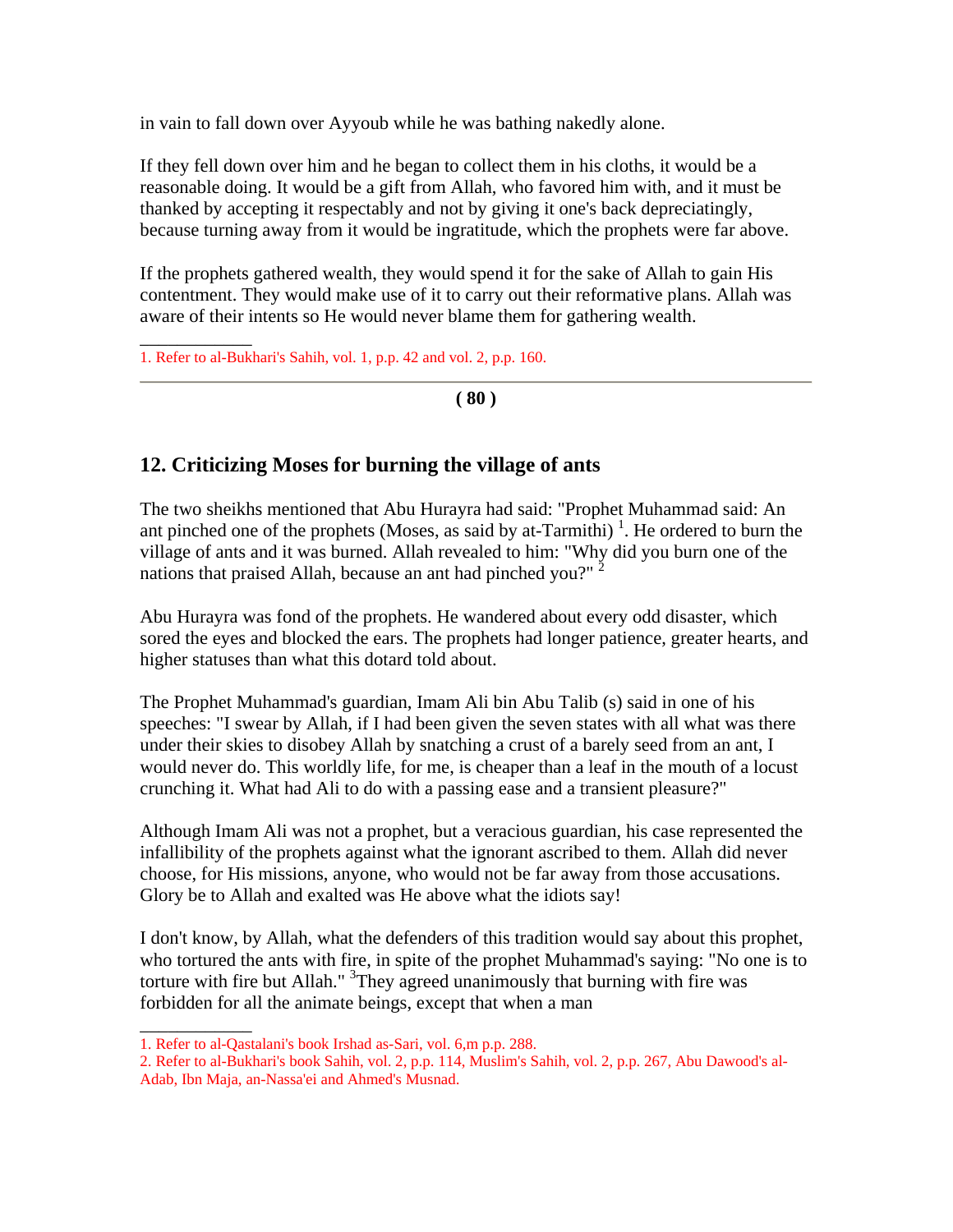in vain to fall down over Ayyoub while he was bathing nakedly alone.

If they fell down over him and he began to collect them in his cloths, it would be a reasonable doing. It would be a gift from Allah, who favored him with, and it must be thanked by accepting it respectably and not by giving it one's back depreciatingly, because turning away from it would be ingratitude, which the prophets were far above.

If the prophets gathered wealth, they would spend it for the sake of Allah to gain His contentment. They would make use of it to carry out their reformative plans. Allah was aware of their intents so He would never blame them for gathering wealth.

1. Refer to al-Bukhari's Sahih, vol. 1, p.p. 42 and vol. 2, p.p. 160.

## 12. Criticizing Moses for burning the village of ants

The two sheikhs mentioned that Abu Hurayra had said: "Prophet Muhammad said: An ant pinched one of the prophets (Moses, as said by at-Tarmithi) [1]. He ordered to burn the village of ants and it was burned. Allah revealed to him: "Why did you burn one of the nations that praised Allah, because an ant had pinched you?" [2]

Abu Hurayra was fond of the prophets. He wandered about every odd disaster, which sored the eyes and blocked the ears. The prophets had longer patience, greater hearts, and higher statuses than what this dotard told about.

The Prophet Muhammad's guardian, Imam Ali bin Abu Talib (s) said in one of his speeches: "I swear by Allah, if I had been given the seven states with all what was there under their skies to disobey Allah by snatching a crust of a barely seed from an ant, I would never do. This worldly life, for me, is cheaper than a leaf in the mouth of a locust crunching it. What had Ali to do with a passing ease and a transient pleasure?"

Although Imam Ali was not a prophet, but a veracious guardian, his case represented the infallibility of the prophets against what the ignorant ascribed to them. Allah did never choose, for His missions, anyone, who would not be far away from those accusations. Glory be to Allah and exalted was He above what the idiots say!

I don't know, by Allah, what the defenders of this tradition would say about this prophet, who tortured the ants with fire, in spite of the prophet Muhammad's saying: "No one is to torture with fire but Allah." [3]They agreed unanimously that burning with fire was forbidden for all the animate beings, except that when a man

1. Refer to al-Qastalani's book Irshad as-Sari, vol. 6,m p.p. 288.
2. Refer to al-Bukhari's book Sahih, vol. 2, p.p. 114, Muslim's Sahih, vol. 2, p.p. 267, Abu Dawood's al-Adab, Ibn Maja, an-Nassa'ei and Ahmed's Musnad.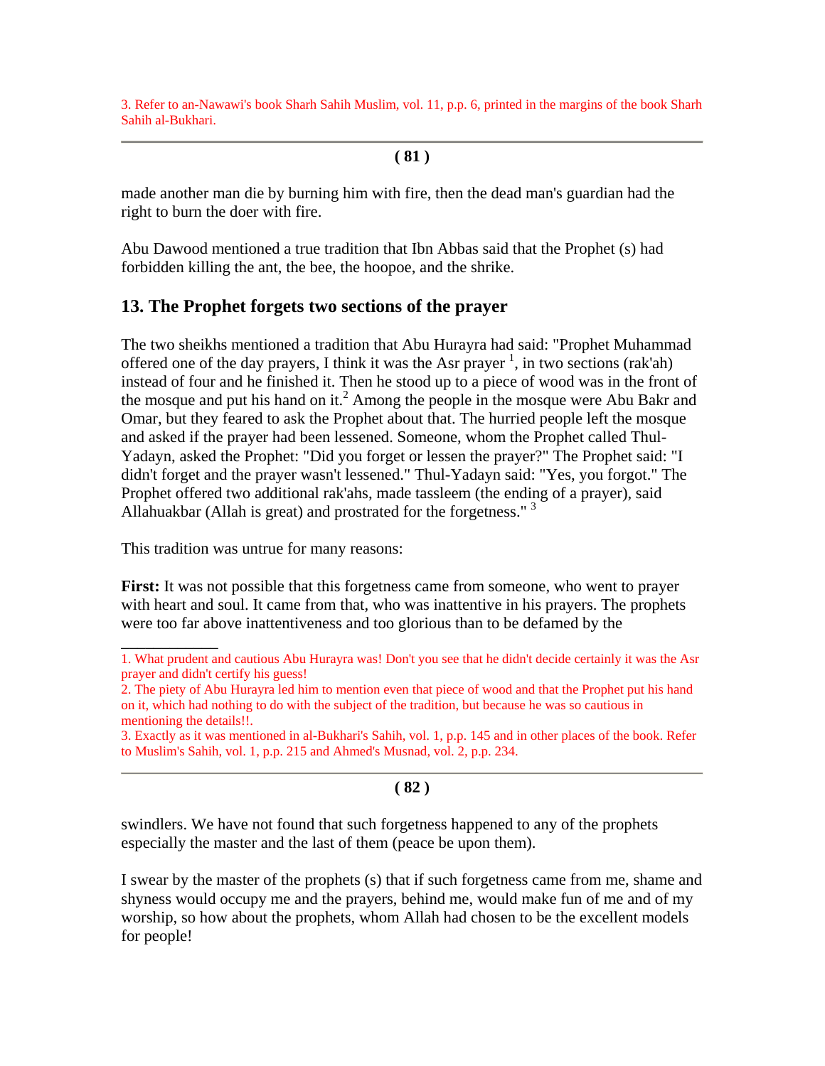3. Refer to an-Nawawi's book Sharh Sahih Muslim, vol. 11, p.p. 6, printed in the margins of the book Sharh Sahih al-Bukhari.

---

made another man die by burning him with fire, then the dead man's guardian had the right to burn the doer with fire.

Abu Dawood mentioned a true tradition that Ibn Abbas said that the Prophet (s) had forbidden killing the ant, the bee, the hoopoe, and the shrike.

## 13. The Prophet forgets two sections of the prayer

The two sheikhs mentioned a tradition that Abu Hurayra had said: "Prophet Muhammad offered one of the day prayers, I think it was the Asr prayer [1], in two sections (rak'ah) instead of four and he finished it. Then he stood up to a piece of wood was in the front of the mosque and put his hand on it.[2] Among the people in the mosque were Abu Bakr and Omar, but they feared to ask the Prophet about that. The hurried people left the mosque and asked if the prayer had been lessened. Someone, whom the Prophet called Thul-Yadayn, asked the Prophet: "Did you forget or lessen the prayer?" The Prophet said: "I didn't forget and the prayer wasn't lessened." Thul-Yadayn said: "Yes, you forgot." The Prophet offered two additional rak'ahs, made tassleem (the ending of a prayer), said Allahuakbar (Allah is great) and prostrated for the forgetness." [3]

This tradition was untrue for many reasons:

**First:** It was not possible that this forgetness came from someone, who went to prayer with heart and soul. It came from that, who was inattentive in his prayers. The prophets were too far above inattentiveness and too glorious than to be defamed by the swindlers. We have not found that such forgetness happened to any of the prophets especially the master and the last of them (peace be upon them).

I swear by the master of the prophets (s) that if such forgetness came from me, shame and shyness would occupy me and the prayers, behind me, would make fun of me and of my worship, so how about the prophets, whom Allah had chosen to be the excellent models for people!

---

1. What prudent and cautious Abu Hurayra was! Don't you see that he didn't decide certainly it was the Asr prayer and didn't certify his guess!

2. The piety of Abu Hurayra led him to mention even that piece of wood and that the Prophet put his hand on it, which had nothing to do with the subject of the tradition, but because he was so cautious in mentioning the details!!.

3. Exactly as it was mentioned in al-Bukhari's Sahih, vol. 1, p.p. 145 and in other places of the book. Refer to Muslim's Sahih, vol. 1, p.p. 215 and Ahmed's Musnad, vol. 2, p.p. 234.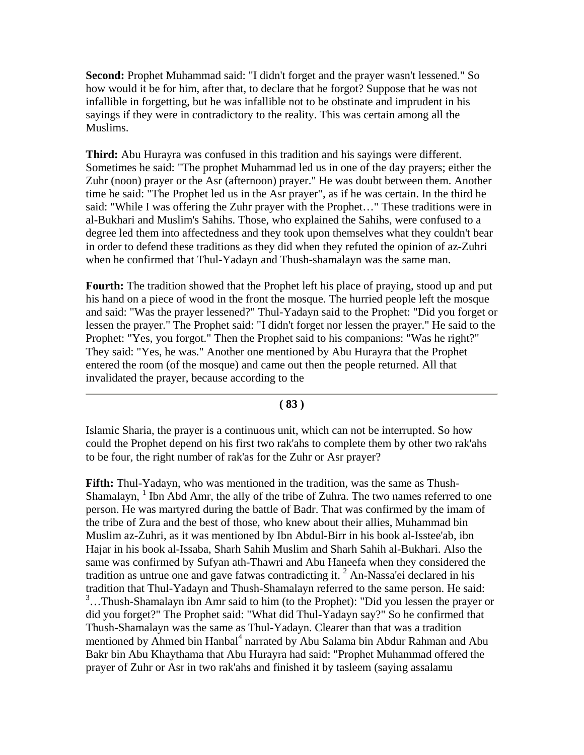**Second:** Prophet Muhammad said: "I didn't forget and the prayer wasn't lessened." So how would it be for him, after that, to declare that he forgot? Suppose that he was not infallible in forgetting, but he was infallible not to be obstinate and imprudent in his sayings if they were in contradictory to the reality. This was certain among all the Muslims.

**Third:** Abu Hurayra was confused in this tradition and his sayings were different. Sometimes he said: "The prophet Muhammad led us in one of the day prayers; either the Zuhr (noon) prayer or the Asr (afternoon) prayer." He was doubt between them. Another time he said: "The Prophet led us in the Asr prayer", as if he was certain. In the third he said: "While I was offering the Zuhr prayer with the Prophet…" These traditions were in al-Bukhari and Muslim's Sahihs. Those, who explained the Sahihs, were confused to a degree led them into affectedness and they took upon themselves what they couldn't bear in order to defend these traditions as they did when they refuted the opinion of az-Zuhri when he confirmed that Thul-Yadayn and Thush-shamalayn was the same man.

**Fourth:** The tradition showed that the Prophet left his place of praying, stood up and put his hand on a piece of wood in the front the mosque. The hurried people left the mosque and said: "Was the prayer lessened?" Thul-Yadayn said to the Prophet: "Did you forget or lessen the prayer." The Prophet said: "I didn't forget nor lessen the prayer." He said to the Prophet: "Yes, you forgot." Then the Prophet said to his companions: "Was he right?" They said: "Yes, he was." Another one mentioned by Abu Hurayra that the Prophet entered the room (of the mosque) and came out then the people returned. All that invalidated the prayer, because according to the Islamic Sharia, the prayer is a continuous unit, which can not be interrupted. So how could the Prophet depend on his first two rak'ahs to complete them by other two rak'ahs to be four, the right number of rak'as for the Zuhr or Asr prayer?

**Fifth:** Thul-Yadayn, who was mentioned in the tradition, was the same as Thush-Shamalayn, [1] Ibn Abd Amr, the ally of the tribe of Zuhra. The two names referred to one person. He was martyred during the battle of Badr. That was confirmed by the imam of the tribe of Zura and the best of those, who knew about their allies, Muhammad bin Muslim az-Zuhri, as it was mentioned by Ibn Abdul-Birr in his book al-Isstee'ab, ibn Hajar in his book al-Issaba, Sharh Sahih Muslim and Sharh Sahih al-Bukhari. Also the same was confirmed by Sufyan ath-Thawri and Abu Haneefa when they considered the tradition as untrue one and gave fatwas contradicting it. [2] An-Nassa'ei declared in his tradition that Thul-Yadayn and Thush-Shamalayn referred to the same person. He said: [3]…Thush-Shamalayn ibn Amr said to him (to the Prophet): "Did you lessen the prayer or did you forget?" The Prophet said: "What did Thul-Yadayn say?" So he confirmed that Thush-Shamalayn was the same as Thul-Yadayn. Clearer than that was a tradition mentioned by Ahmed bin Hanbal[4] narrated by Abu Salama bin Abdur Rahman and Abu Bakr bin Abu Khaythama that Abu Hurayra had said: "Prophet Muhammad offered the prayer of Zuhr or Asr in two rak'ahs and finished it by tasleem (saying assalamu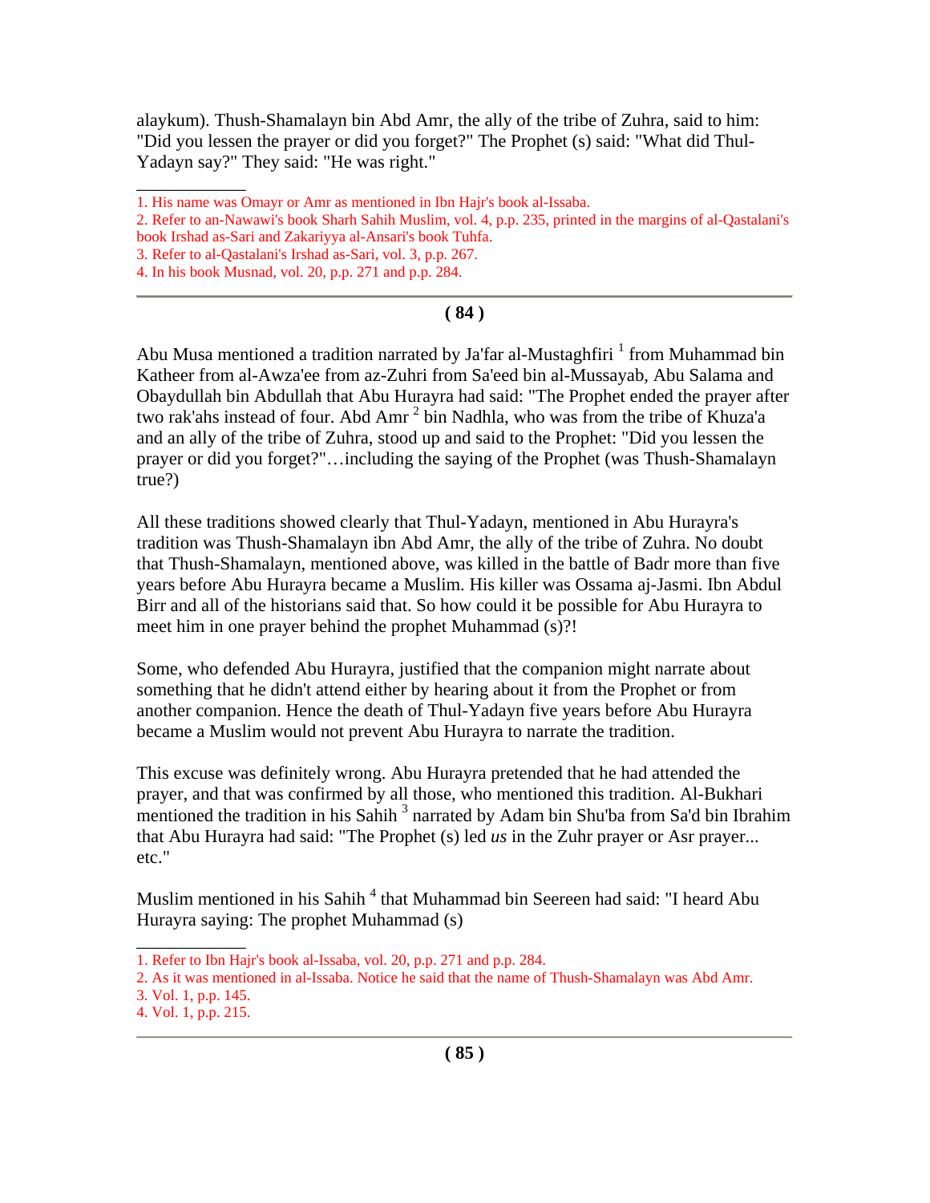alaykum). Thush-Shamalayn bin Abd Amr, the ally of the tribe of Zuhra, said to him: "Did you lessen the prayer or did you forget?" The Prophet (s) said: "What did Thul-Yadayn say?" They said: "He was right."

1. His name was Omayr or Amr as mentioned in Ibn Hajr's book al-Issaba.
2. Refer to an-Nawawi's book Sharh Sahih Muslim, vol. 4, p.p. 235, printed in the margins of al-Qastalani's book Irshad as-Sari and Zakariyya al-Ansari's book Tuhfa.
3. Refer to al-Qastalani's Irshad as-Sari, vol. 3, p.p. 267.
4. In his book Musnad, vol. 20, p.p. 271 and p.p. 284.

---

Abu Musa mentioned a tradition narrated by Ja'far al-Mustaghfiri [1] from Muhammad bin Katheer from al-Awza'ee from az-Zuhri from Sa'eed bin al-Mussayab, Abu Salama and Obaydullah bin Abdullah that Abu Hurayra had said: "The Prophet ended the prayer after two rak'ahs instead of four. Abd Amr [2] bin Nadhla, who was from the tribe of Khuza'a and an ally of the tribe of Zuhra, stood up and said to the Prophet: "Did you lessen the prayer or did you forget?"…including the saying of the Prophet (was Thush-Shamalayn true?)

All these traditions showed clearly that Thul-Yadayn, mentioned in Abu Hurayra's tradition was Thush-Shamalayn ibn Abd Amr, the ally of the tribe of Zuhra. No doubt that Thush-Shamalayn, mentioned above, was killed in the battle of Badr more than five years before Abu Hurayra became a Muslim. His killer was Ossama aj-Jasmi. Ibn Abdul Birr and all of the historians said that. So how could it be possible for Abu Hurayra to meet him in one prayer behind the prophet Muhammad (s)?!

Some, who defended Abu Hurayra, justified that the companion might narrate about something that he didn't attend either by hearing about it from the Prophet or from another companion. Hence the death of Thul-Yadayn five years before Abu Hurayra became a Muslim would not prevent Abu Hurayra to narrate the tradition.

This excuse was definitely wrong. Abu Hurayra pretended that he had attended the prayer, and that was confirmed by all those, who mentioned this tradition. Al-Bukhari mentioned the tradition in his Sahih [3] narrated by Adam bin Shu'ba from Sa'd bin Ibrahim that Abu Hurayra had said: "The Prophet (s) led *us* in the Zuhr prayer or Asr prayer... etc."

Muslim mentioned in his Sahih [4] that Muhammad bin Seereen had said: "I heard Abu Hurayra saying: The prophet Muhammad (s)

1. Refer to Ibn Hajr's book al-Issaba, vol. 20, p.p. 271 and p.p. 284.
2. As it was mentioned in al-Issaba. Notice he said that the name of Thush-Shamalayn was Abd Amr.
3. Vol. 1, p.p. 145.
4. Vol. 1, p.p. 215.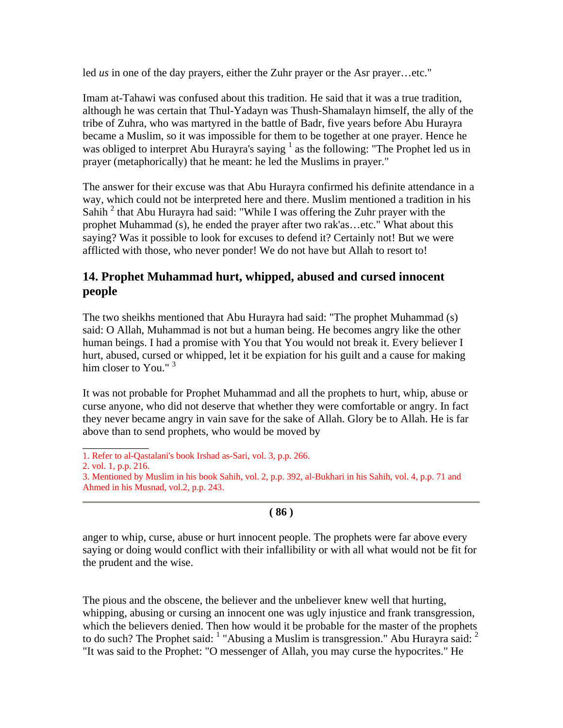led *us* in one of the day prayers, either the Zuhr prayer or the Asr prayer…etc."

Imam at-Tahawi was confused about this tradition. He said that it was a true tradition, although he was certain that Thul-Yadayn was Thush-Shamalayn himself, the ally of the tribe of Zuhra, who was martyred in the battle of Badr, five years before Abu Hurayra became a Muslim, so it was impossible for them to be together at one prayer. Hence he was obliged to interpret Abu Hurayra's saying [1] as the following: "The Prophet led us in prayer (metaphorically) that he meant: he led the Muslims in prayer."

The answer for their excuse was that Abu Hurayra confirmed his definite attendance in a way, which could not be interpreted here and there. Muslim mentioned a tradition in his Sahih [2] that Abu Hurayra had said: "While I was offering the Zuhr prayer with the prophet Muhammad (s), he ended the prayer after two rak'as…etc." What about this saying? Was it possible to look for excuses to defend it? Certainly not! But we were afflicted with those, who never ponder! We do not have but Allah to resort to!

## 14. Prophet Muhammad hurt, whipped, abused and cursed innocent people

The two sheikhs mentioned that Abu Hurayra had said: "The prophet Muhammad (s) said: O Allah, Muhammad is not but a human being. He becomes angry like the other human beings. I had a promise with You that You would not break it. Every believer I hurt, abused, cursed or whipped, let it be expiation for his guilt and a cause for making him closer to You." [3]

It was not probable for Prophet Muhammad and all the prophets to hurt, whip, abuse or curse anyone, who did not deserve that whether they were comfortable or angry. In fact they never became angry in vain save for the sake of Allah. Glory be to Allah. He is far above than to send prophets, who would be moved by

1. Refer to al-Qastalani's book Irshad as-Sari, vol. 3, p.p. 266.
2. vol. 1, p.p. 216.
3. Mentioned by Muslim in his book Sahih, vol. 2, p.p. 392, al-Bukhari in his Sahih, vol. 4, p.p. 71 and Ahmed in his Musnad, vol.2, p.p. 243.

anger to whip, curse, abuse or hurt innocent people. The prophets were far above every saying or doing would conflict with their infallibility or with all what would not be fit for the prudent and the wise.

The pious and the obscene, the believer and the unbeliever knew well that hurting, whipping, abusing or cursing an innocent one was ugly injustice and frank transgression, which the believers denied. Then how would it be probable for the master of the prophets to do such? The Prophet said: [1] "Abusing a Muslim is transgression." Abu Hurayra said: [2] "It was said to the Prophet: "O messenger of Allah, you may curse the hypocrites." He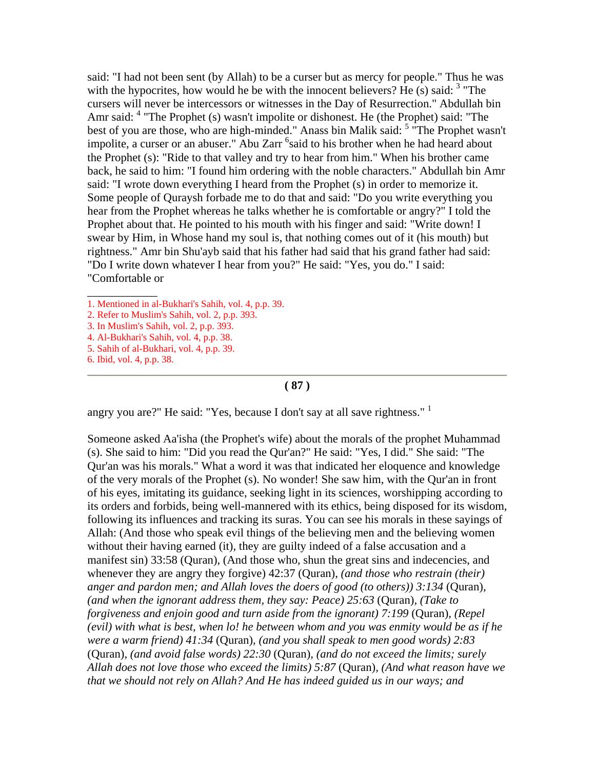said: "I had not been sent (by Allah) to be a curser but as mercy for people." Thus he was with the hypocrites, how would he be with the innocent believers? He (s) said: [3] "The cursers will never be intercessors or witnesses in the Day of Resurrection." Abdullah bin Amr said: [4] "The Prophet (s) wasn't impolite or dishonest. He (the Prophet) said: "The best of you are those, who are high-minded." Anass bin Malik said: [5] "The Prophet wasn't impolite, a curser or an abuser." Abu Zarr [6]said to his brother when he had heard about the Prophet (s): "Ride to that valley and try to hear from him." When his brother came back, he said to him: "I found him ordering with the noble characters." Abdullah bin Amr said: "I wrote down everything I heard from the Prophet (s) in order to memorize it. Some people of Quraysh forbade me to do that and said: "Do you write everything you hear from the Prophet whereas he talks whether he is comfortable or angry?" I told the Prophet about that. He pointed to his mouth with his finger and said: "Write down! I swear by Him, in Whose hand my soul is, that nothing comes out of it (his mouth) but rightness." Amr bin Shu'ayb said that his father had said that his grand father had said: "Do I write down whatever I hear from you?" He said: "Yes, you do." I said: "Comfortable or

1. Mentioned in al-Bukhari's Sahih, vol. 4, p.p. 39.
2. Refer to Muslim's Sahih, vol. 2, p.p. 393.
3. In Muslim's Sahih, vol. 2, p.p. 393.
4. Al-Bukhari's Sahih, vol. 4, p.p. 38.
5. Sahih of al-Bukhari, vol. 4, p.p. 39.
6. Ibid, vol. 4, p.p. 38.

---

angry you are?" He said: "Yes, because I don't say at all save rightness." [1]

Someone asked Aa'isha (the Prophet's wife) about the morals of the prophet Muhammad (s). She said to him: "Did you read the Qur'an?" He said: "Yes, I did." She said: "The Qur'an was his morals." What a word it was that indicated her eloquence and knowledge of the very morals of the Prophet (s). No wonder! She saw him, with the Qur'an in front of his eyes, imitating its guidance, seeking light in its sciences, worshipping according to its orders and forbids, being well-mannered with its ethics, being disposed for its wisdom, following its influences and tracking its suras. You can see his morals in these sayings of Allah: (And those who speak evil things of the believing men and the believing women without their having earned (it), they are guilty indeed of a false accusation and a manifest sin) 33:58 (Quran), (And those who, shun the great sins and indecencies, and whenever they are angry they forgive) 42:37 (Quran), *(and those who restrain (their) anger and pardon men; and Allah loves the doers of good (to others)) 3:134* (Quran), *(and when the ignorant address them, they say: Peace) 25:63* (Quran), *(Take to forgiveness and enjoin good and turn aside from the ignorant) 7:199* (Quran), *(Repel (evil) with what is best, when lo! he between whom and you was enmity would be as if he were a warm friend) 41:34* (Quran), *(and you shall speak to men good words) 2:83* (Quran), *(and avoid false words) 22:30* (Quran), *(and do not exceed the limits; surely Allah does not love those who exceed the limits) 5:87* (Quran), *(And what reason have we that we should not rely on Allah? And He has indeed guided us in our ways; and*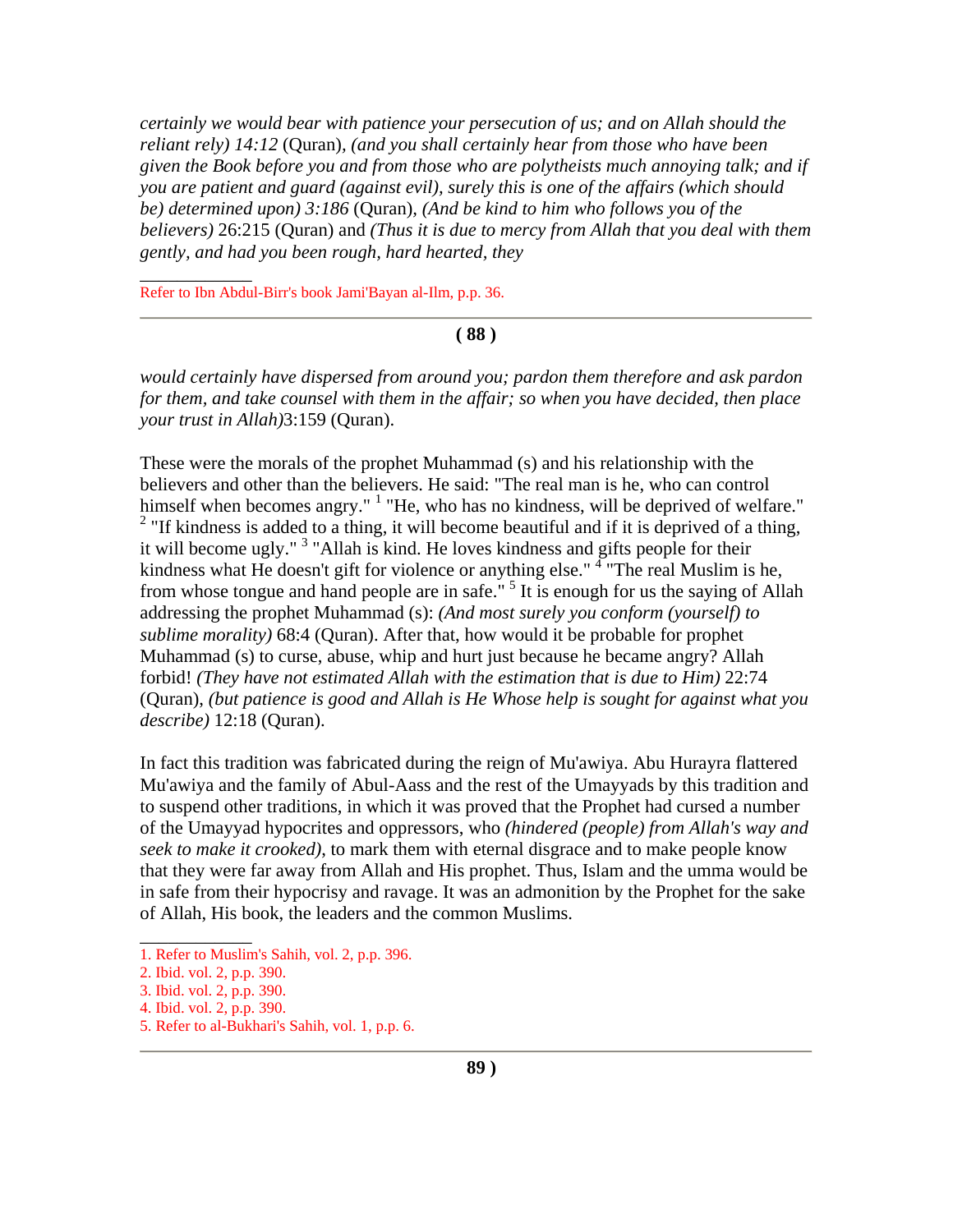*certainly we would bear with patience your persecution of us; and on Allah should the reliant rely) 14:12* (Quran), *(and you shall certainly hear from those who have been given the Book before you and from those who are polytheists much annoying talk; and if you are patient and guard (against evil), surely this is one of the affairs (which should be) determined upon) 3:186* (Quran), *(And be kind to him who follows you of the believers)* 26:215 (Quran) and *(Thus it is due to mercy from Allah that you deal with them gently, and had you been rough, hard hearted, they*

Refer to Ibn Abdul-Birr's book Jami'Bayan al-Ilm, p.p. 36.

*would certainly have dispersed from around you; pardon them therefore and ask pardon for them, and take counsel with them in the affair; so when you have decided, then place your trust in Allah)*3:159 (Quran).

These were the morals of the prophet Muhammad (s) and his relationship with the believers and other than the believers. He said: "The real man is he, who can control himself when becomes angry." [1] "He, who has no kindness, will be deprived of welfare." [2] "If kindness is added to a thing, it will become beautiful and if it is deprived of a thing, it will become ugly." [3] "Allah is kind. He loves kindness and gifts people for their kindness what He doesn't gift for violence or anything else." [4] "The real Muslim is he, from whose tongue and hand people are in safe." [5] It is enough for us the saying of Allah addressing the prophet Muhammad (s): *(And most surely you conform (yourself) to sublime morality)* 68:4 (Quran). After that, how would it be probable for prophet Muhammad (s) to curse, abuse, whip and hurt just because he became angry? Allah forbid! *(They have not estimated Allah with the estimation that is due to Him)* 22:74 (Quran), *(but patience is good and Allah is He Whose help is sought for against what you describe)* 12:18 (Quran).

In fact this tradition was fabricated during the reign of Mu'awiya. Abu Hurayra flattered Mu'awiya and the family of Abul-Aass and the rest of the Umayyads by this tradition and to suspend other traditions, in which it was proved that the Prophet had cursed a number of the Umayyad hypocrites and oppressors, who *(hindered (people) from Allah's way and seek to make it crooked)*, to mark them with eternal disgrace and to make people know that they were far away from Allah and His prophet. Thus, Islam and the umma would be in safe from their hypocrisy and ravage. It was an admonition by the Prophet for the sake of Allah, His book, the leaders and the common Muslims.

1. Refer to Muslim's Sahih, vol. 2, p.p. 396.
2. Ibid. vol. 2, p.p. 390.
3. Ibid. vol. 2, p.p. 390.
4. Ibid. vol. 2, p.p. 390.
5. Refer to al-Bukhari's Sahih, vol. 1, p.p. 6.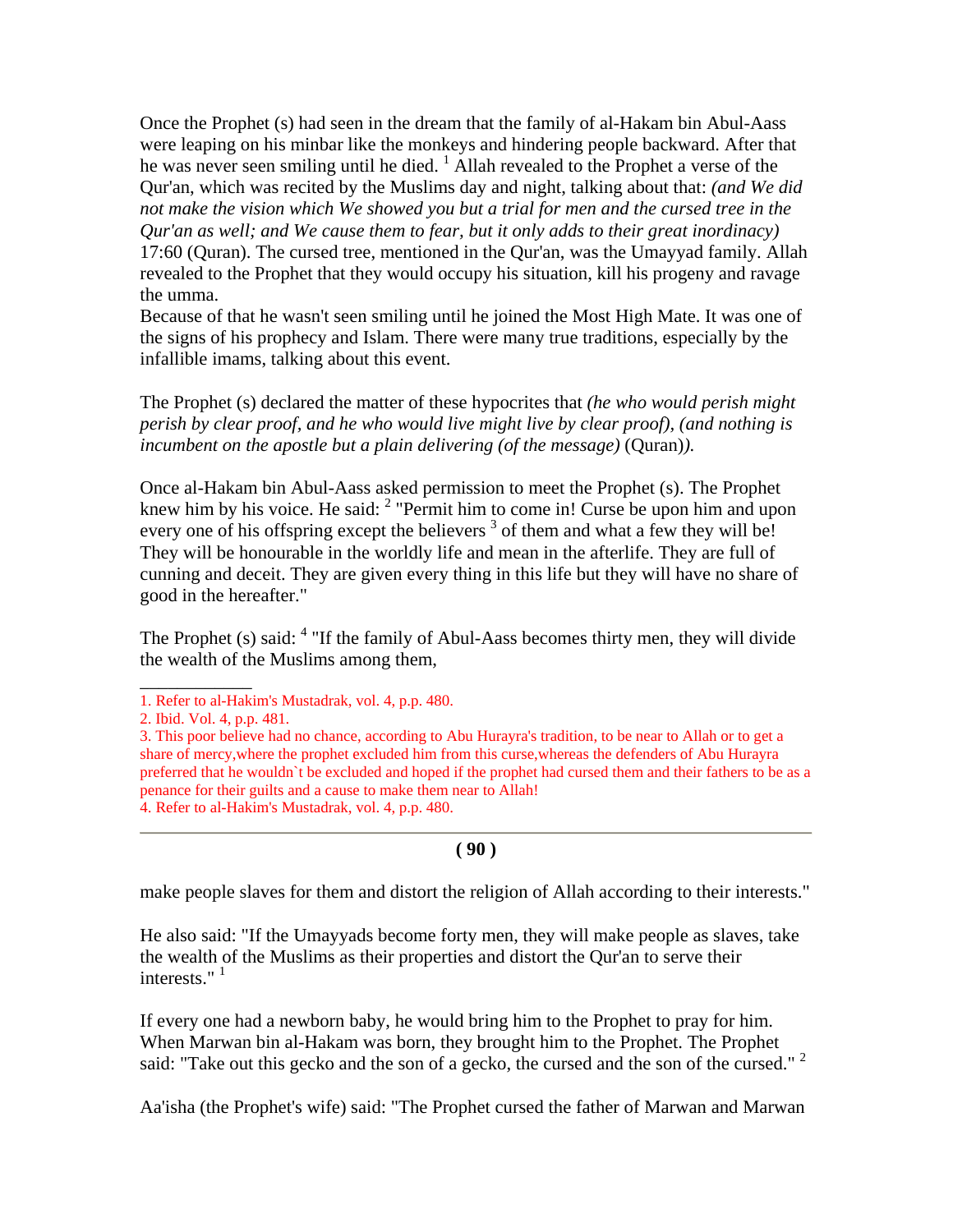Once the Prophet (s) had seen in the dream that the family of al-Hakam bin Abul-Aass were leaping on his minbar like the monkeys and hindering people backward. After that he was never seen smiling until he died. [1] Allah revealed to the Prophet a verse of the Qur'an, which was recited by the Muslims day and night, talking about that: *(and We did not make the vision which We showed you but a trial for men and the cursed tree in the Qur'an as well; and We cause them to fear, but it only adds to their great inordinacy)* 17:60 (Quran). The cursed tree, mentioned in the Qur'an, was the Umayyad family. Allah revealed to the Prophet that they would occupy his situation, kill his progeny and ravage the umma.
Because of that he wasn't seen smiling until he joined the Most High Mate. It was one of the signs of his prophecy and Islam. There were many true traditions, especially by the infallible imams, talking about this event.

The Prophet (s) declared the matter of these hypocrites that *(he who would perish might perish by clear proof, and he who would live might live by clear proof), (and nothing is incumbent on the apostle but a plain delivering (of the message)* (Quran)*).*

Once al-Hakam bin Abul-Aass asked permission to meet the Prophet (s). The Prophet knew him by his voice. He said: [2] "Permit him to come in! Curse be upon him and upon every one of his offspring except the believers [3] of them and what a few they will be! They will be honourable in the worldly life and mean in the afterlife. They are full of cunning and deceit. They are given every thing in this life but they will have no share of good in the hereafter."

The Prophet (s) said: [4] "If the family of Abul-Aass becomes thirty men, they will divide the wealth of the Muslims among them,

1. Refer to al-Hakim's Mustadrak, vol. 4, p.p. 480.
2. Ibid. Vol. 4, p.p. 481.
3. This poor believe had no chance, according to Abu Hurayra's tradition, to be near to Allah or to get a share of mercy,where the prophet excluded him from this curse,whereas the defenders of Abu Hurayra preferred that he wouldn`t be excluded and hoped if the prophet had cursed them and their fathers to be as a penance for their guilts and a cause to make them near to Allah!
4. Refer to al-Hakim's Mustadrak, vol. 4, p.p. 480.

make people slaves for them and distort the religion of Allah according to their interests."

He also said: "If the Umayyads become forty men, they will make people as slaves, take the wealth of the Muslims as their properties and distort the Qur'an to serve their interests." [1]

If every one had a newborn baby, he would bring him to the Prophet to pray for him. When Marwan bin al-Hakam was born, they brought him to the Prophet. The Prophet said: "Take out this gecko and the son of a gecko, the cursed and the son of the cursed." [2]

Aa'isha (the Prophet's wife) said: "The Prophet cursed the father of Marwan and Marwan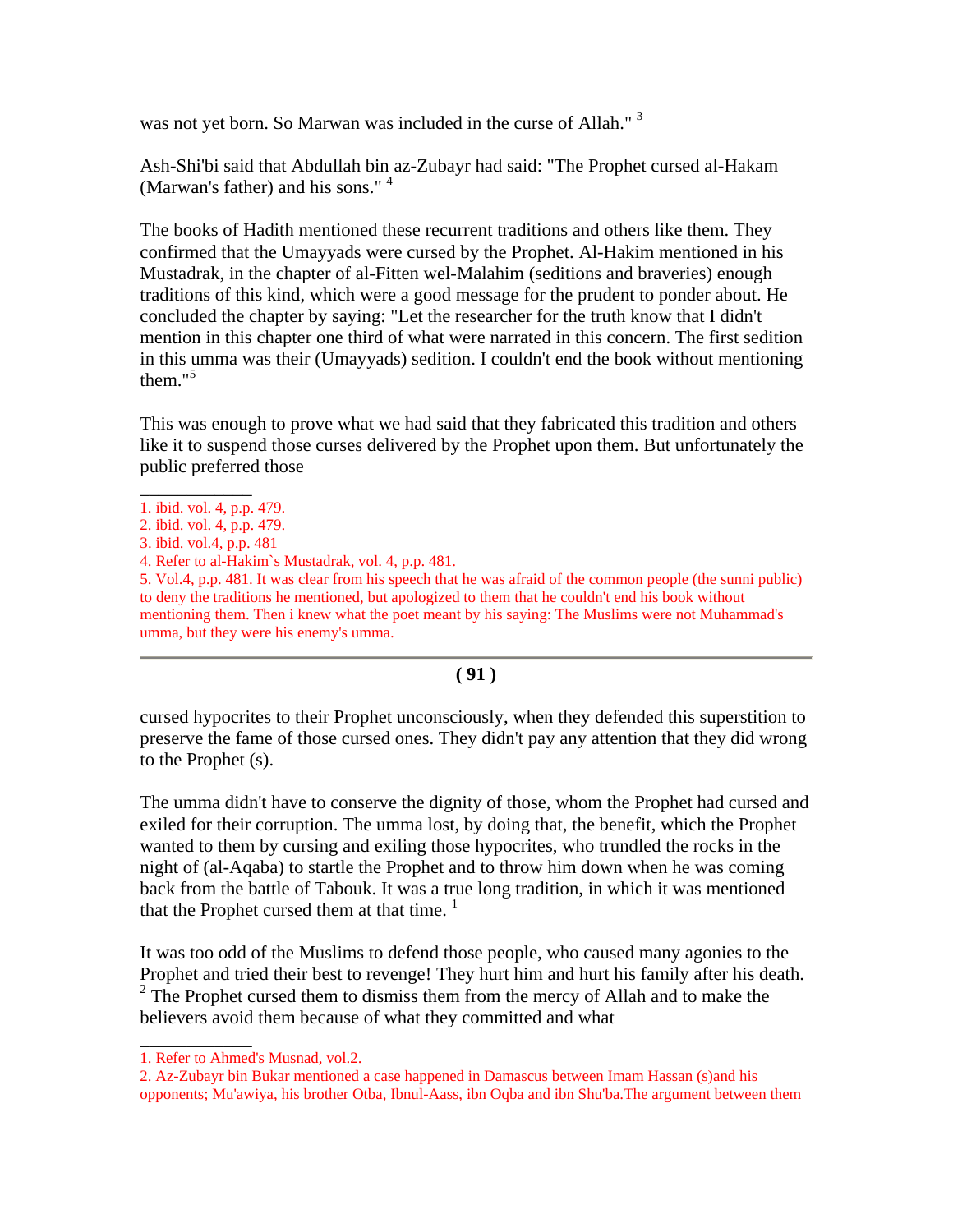was not yet born. So Marwan was included in the curse of Allah." [3]

Ash-Shi'bi said that Abdullah bin az-Zubayr had said: "The Prophet cursed al-Hakam (Marwan's father) and his sons." [4]

The books of Hadith mentioned these recurrent traditions and others like them. They confirmed that the Umayyads were cursed by the Prophet. Al-Hakim mentioned in his Mustadrak, in the chapter of al-Fitten wel-Malahim (seditions and braveries) enough traditions of this kind, which were a good message for the prudent to ponder about. He concluded the chapter by saying: "Let the researcher for the truth know that I didn't mention in this chapter one third of what were narrated in this concern. The first sedition in this umma was their (Umayyads) sedition. I couldn't end the book without mentioning them."[5]

This was enough to prove what we had said that they fabricated this tradition and others like it to suspend those curses delivered by the Prophet upon them. But unfortunately the public preferred those

---

1. ibid. vol. 4, p.p. 479.
2. ibid. vol. 4, p.p. 479.
3. ibid. vol.4, p.p. 481
4. Refer to al-Hakim`s Mustadrak, vol. 4, p.p. 481.
5. Vol.4, p.p. 481. It was clear from his speech that he was afraid of the common people (the sunni public) to deny the traditions he mentioned, but apologized to them that he couldn't end his book without mentioning them. Then i knew what the poet meant by his saying: The Muslims were not Muhammad's umma, but they were his enemy's umma.

---

cursed hypocrites to their Prophet unconsciously, when they defended this superstition to preserve the fame of those cursed ones. They didn't pay any attention that they did wrong to the Prophet (s).

The umma didn't have to conserve the dignity of those, whom the Prophet had cursed and exiled for their corruption. The umma lost, by doing that, the benefit, which the Prophet wanted to them by cursing and exiling those hypocrites, who trundled the rocks in the night of (al-Aqaba) to startle the Prophet and to throw him down when he was coming back from the battle of Tabouk. It was a true long tradition, in which it was mentioned that the Prophet cursed them at that time. [1]

It was too odd of the Muslims to defend those people, who caused many agonies to the Prophet and tried their best to revenge! They hurt him and hurt his family after his death. [2] The Prophet cursed them to dismiss them from the mercy of Allah and to make the believers avoid them because of what they committed and what

---

1. Refer to Ahmed's Musnad, vol.2.
2. Az-Zubayr bin Bukar mentioned a case happened in Damascus between Imam Hassan (s)and his opponents; Mu'awiya, his brother Otba, Ibnul-Aass, ibn Oqba and ibn Shu'ba.The argument between them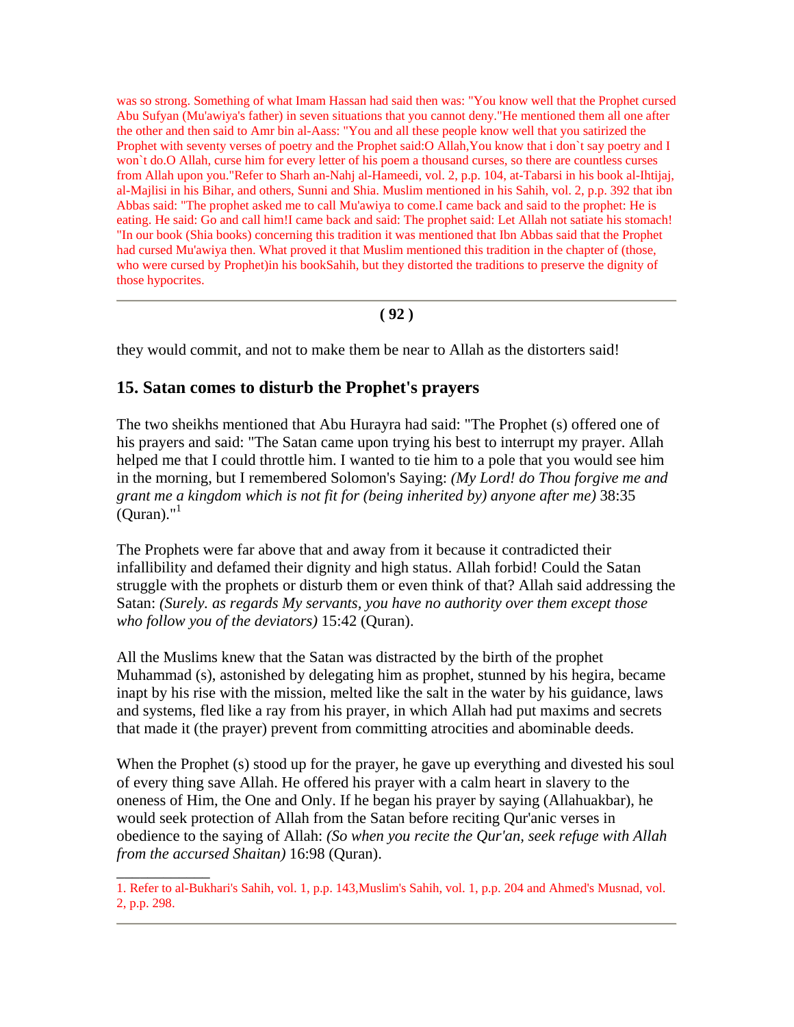was so strong. Something of what Imam Hassan had said then was: "You know well that the Prophet cursed Abu Sufyan (Mu'awiya's father) in seven situations that you cannot deny."He mentioned them all one after the other and then said to Amr bin al-Aass: "You and all these people know well that you satirized the Prophet with seventy verses of poetry and the Prophet said:O Allah,You know that i don`t say poetry and I won`t do.O Allah, curse him for every letter of his poem a thousand curses, so there are countless curses from Allah upon you."Refer to Sharh an-Nahj al-Hameedi, vol. 2, p.p. 104, at-Tabarsi in his book al-Ihtijaj, al-Majlisi in his Bihar, and others, Sunni and Shia. Muslim mentioned in his Sahih, vol. 2, p.p. 392 that ibn Abbas said: "The prophet asked me to call Mu'awiya to come.I came back and said to the prophet: He is eating. He said: Go and call him!I came back and said: The prophet said: Let Allah not satiate his stomach! "In our book (Shia books) concerning this tradition it was mentioned that Ibn Abbas said that the Prophet had cursed Mu'awiya then. What proved it that Muslim mentioned this tradition in the chapter of (those, who were cursed by Prophet)in his bookSahih, but they distorted the traditions to preserve the dignity of those hypocrites.

---

they would commit, and not to make them be near to Allah as the distorters said!

## 15. Satan comes to disturb the Prophet's prayers

The two sheikhs mentioned that Abu Hurayra had said: "The Prophet (s) offered one of his prayers and said: "The Satan came upon trying his best to interrupt my prayer. Allah helped me that I could throttle him. I wanted to tie him to a pole that you would see him in the morning, but I remembered Solomon's Saying: *(My Lord! do Thou forgive me and grant me a kingdom which is not fit for (being inherited by) anyone after me)* 38:35 (Quran)."[1]

The Prophets were far above that and away from it because it contradicted their infallibility and defamed their dignity and high status. Allah forbid! Could the Satan struggle with the prophets or disturb them or even think of that? Allah said addressing the Satan: *(Surely. as regards My servants, you have no authority over them except those who follow you of the deviators)* 15:42 (Quran).

All the Muslims knew that the Satan was distracted by the birth of the prophet Muhammad (s), astonished by delegating him as prophet, stunned by his hegira, became inapt by his rise with the mission, melted like the salt in the water by his guidance, laws and systems, fled like a ray from his prayer, in which Allah had put maxims and secrets that made it (the prayer) prevent from committing atrocities and abominable deeds.

When the Prophet (s) stood up for the prayer, he gave up everything and divested his soul of every thing save Allah. He offered his prayer with a calm heart in slavery to the oneness of Him, the One and Only. If he began his prayer by saying (Allahuakbar), he would seek protection of Allah from the Satan before reciting Qur'anic verses in obedience to the saying of Allah: *(So when you recite the Qur'an, seek refuge with Allah from the accursed Shaitan)* 16:98 (Quran).

---

1. Refer to al-Bukhari's Sahih, vol. 1, p.p. 143,Muslim's Sahih, vol. 1, p.p. 204 and Ahmed's Musnad, vol. 2, p.p. 298.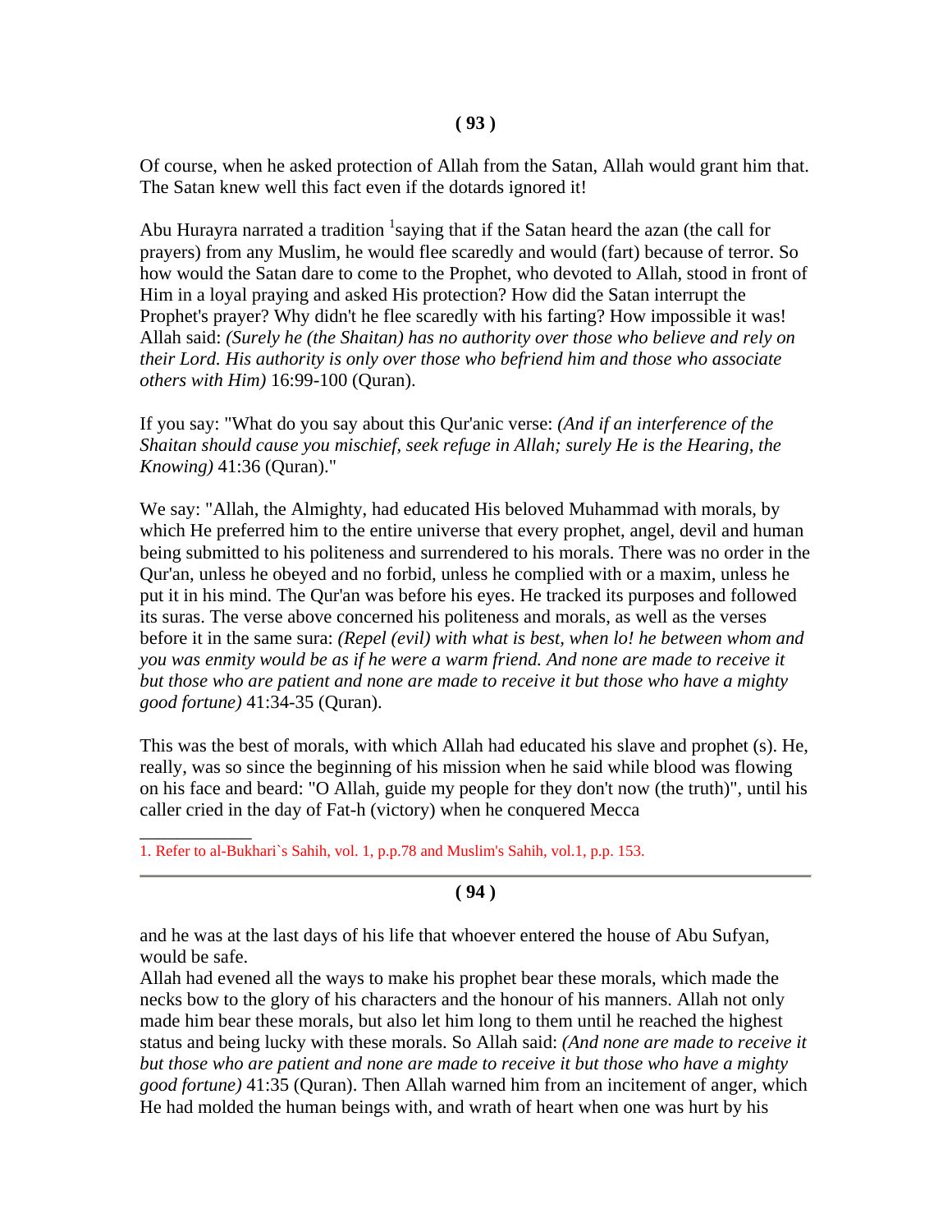Of course, when he asked protection of Allah from the Satan, Allah would grant him that. The Satan knew well this fact even if the dotards ignored it!

Abu Hurayra narrated a tradition [1]saying that if the Satan heard the azan (the call for prayers) from any Muslim, he would flee scaredly and would (fart) because of terror. So how would the Satan dare to come to the Prophet, who devoted to Allah, stood in front of Him in a loyal praying and asked His protection? How did the Satan interrupt the Prophet's prayer? Why didn't he flee scaredly with his farting? How impossible it was! Allah said: *(Surely he (the Shaitan) has no authority over those who believe and rely on their Lord. His authority is only over those who befriend him and those who associate others with Him)* 16:99-100 (Quran).

If you say: "What do you say about this Qur'anic verse: *(And if an interference of the Shaitan should cause you mischief, seek refuge in Allah; surely He is the Hearing, the Knowing)* 41:36 (Quran)."

We say: "Allah, the Almighty, had educated His beloved Muhammad with morals, by which He preferred him to the entire universe that every prophet, angel, devil and human being submitted to his politeness and surrendered to his morals. There was no order in the Qur'an, unless he obeyed and no forbid, unless he complied with or a maxim, unless he put it in his mind. The Qur'an was before his eyes. He tracked its purposes and followed its suras. The verse above concerned his politeness and morals, as well as the verses before it in the same sura: *(Repel (evil) with what is best, when lo! he between whom and you was enmity would be as if he were a warm friend. And none are made to receive it but those who are patient and none are made to receive it but those who have a mighty good fortune)* 41:34-35 (Quran).

This was the best of morals, with which Allah had educated his slave and prophet (s). He, really, was so since the beginning of his mission when he said while blood was flowing on his face and beard: "O Allah, guide my people for they don't now (the truth)", until his caller cried in the day of Fat-h (victory) when he conquered Mecca

1. Refer to al-Bukhari`s Sahih, vol. 1, p.p.78 and Muslim's Sahih, vol.1, p.p. 153.

and he was at the last days of his life that whoever entered the house of Abu Sufyan, would be safe.

Allah had evened all the ways to make his prophet bear these morals, which made the necks bow to the glory of his characters and the honour of his manners. Allah not only made him bear these morals, but also let him long to them until he reached the highest status and being lucky with these morals. So Allah said: *(And none are made to receive it but those who are patient and none are made to receive it but those who have a mighty good fortune)* 41:35 (Quran). Then Allah warned him from an incitement of anger, which He had molded the human beings with, and wrath of heart when one was hurt by his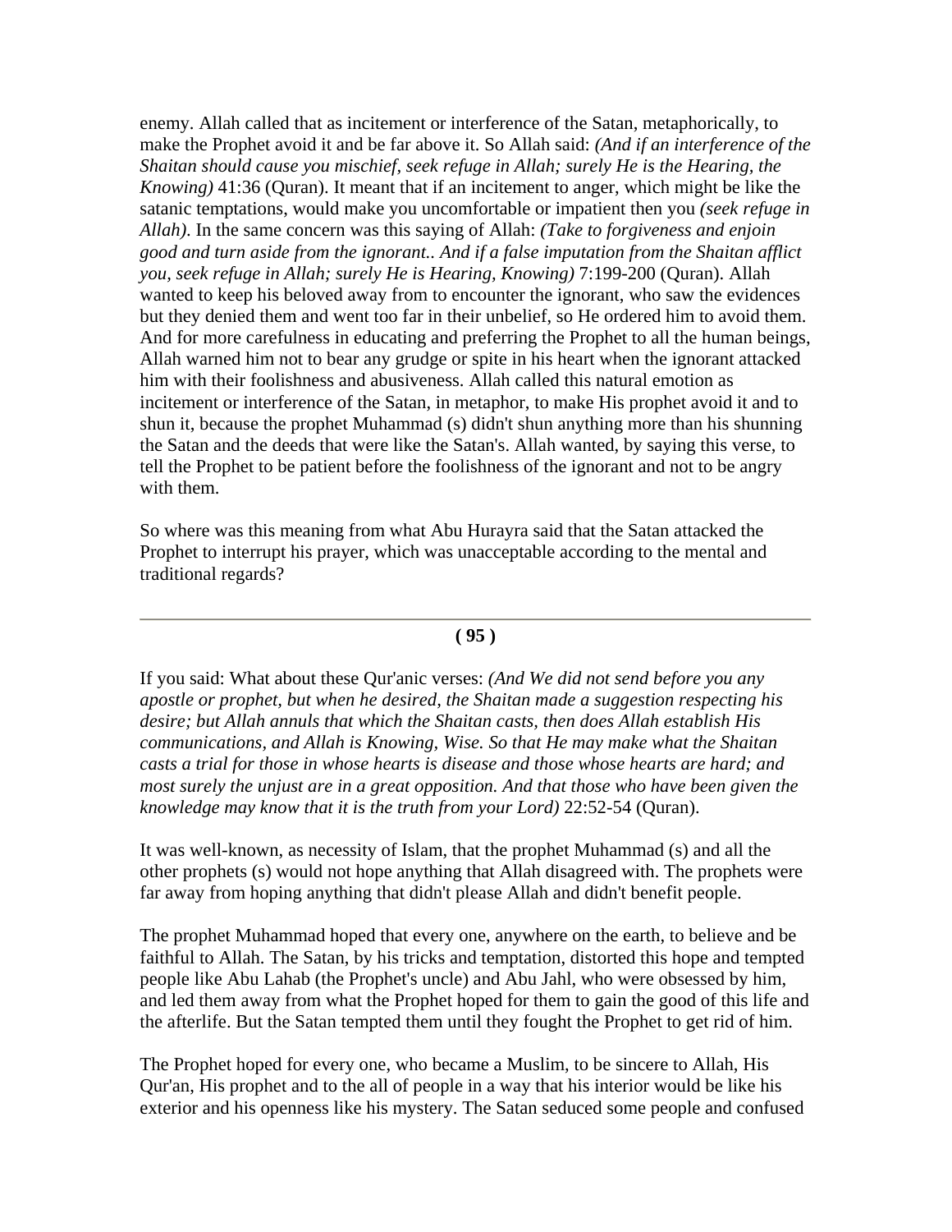enemy. Allah called that as incitement or interference of the Satan, metaphorically, to make the Prophet avoid it and be far above it. So Allah said: *(And if an interference of the Shaitan should cause you mischief, seek refuge in Allah; surely He is the Hearing, the Knowing)* 41:36 (Quran). It meant that if an incitement to anger, which might be like the satanic temptations, would make you uncomfortable or impatient then you *(seek refuge in Allah)*. In the same concern was this saying of Allah: *(Take to forgiveness and enjoin good and turn aside from the ignorant.. And if a false imputation from the Shaitan afflict you, seek refuge in Allah; surely He is Hearing, Knowing)* 7:199-200 (Quran). Allah wanted to keep his beloved away from to encounter the ignorant, who saw the evidences but they denied them and went too far in their unbelief, so He ordered him to avoid them. And for more carefulness in educating and preferring the Prophet to all the human beings, Allah warned him not to bear any grudge or spite in his heart when the ignorant attacked him with their foolishness and abusiveness. Allah called this natural emotion as incitement or interference of the Satan, in metaphor, to make His prophet avoid it and to shun it, because the prophet Muhammad (s) didn't shun anything more than his shunning the Satan and the deeds that were like the Satan's. Allah wanted, by saying this verse, to tell the Prophet to be patient before the foolishness of the ignorant and not to be angry with them.

So where was this meaning from what Abu Hurayra said that the Satan attacked the Prophet to interrupt his prayer, which was unacceptable according to the mental and traditional regards?

---

**( 95 )**

If you said: What about these Qur'anic verses: *(And We did not send before you any apostle or prophet, but when he desired, the Shaitan made a suggestion respecting his desire; but Allah annuls that which the Shaitan casts, then does Allah establish His communications, and Allah is Knowing, Wise. So that He may make what the Shaitan casts a trial for those in whose hearts is disease and those whose hearts are hard; and most surely the unjust are in a great opposition. And that those who have been given the knowledge may know that it is the truth from your Lord)* 22:52-54 (Quran).

It was well-known, as necessity of Islam, that the prophet Muhammad (s) and all the other prophets (s) would not hope anything that Allah disagreed with. The prophets were far away from hoping anything that didn't please Allah and didn't benefit people.

The prophet Muhammad hoped that every one, anywhere on the earth, to believe and be faithful to Allah. The Satan, by his tricks and temptation, distorted this hope and tempted people like Abu Lahab (the Prophet's uncle) and Abu Jahl, who were obsessed by him, and led them away from what the Prophet hoped for them to gain the good of this life and the afterlife. But the Satan tempted them until they fought the Prophet to get rid of him.

The Prophet hoped for every one, who became a Muslim, to be sincere to Allah, His Qur'an, His prophet and to the all of people in a way that his interior would be like his exterior and his openness like his mystery. The Satan seduced some people and confused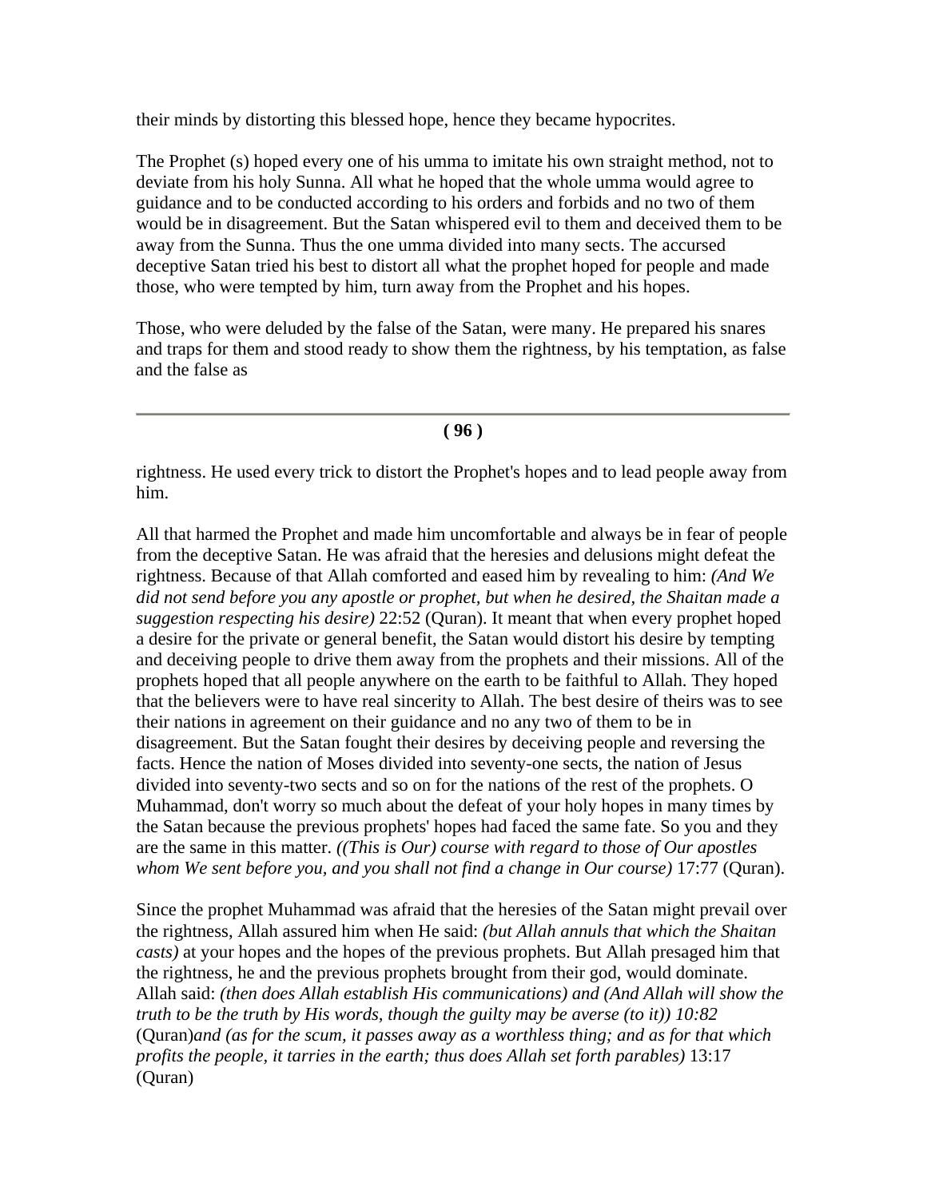their minds by distorting this blessed hope, hence they became hypocrites.

The Prophet (s) hoped every one of his umma to imitate his own straight method, not to deviate from his holy Sunna. All what he hoped that the whole umma would agree to guidance and to be conducted according to his orders and forbids and no two of them would be in disagreement. But the Satan whispered evil to them and deceived them to be away from the Sunna. Thus the one umma divided into many sects. The accursed deceptive Satan tried his best to distort all what the prophet hoped for people and made those, who were tempted by him, turn away from the Prophet and his hopes.

Those, who were deluded by the false of the Satan, were many. He prepared his snares and traps for them and stood ready to show them the rightness, by his temptation, as false and the false as rightness. He used every trick to distort the Prophet's hopes and to lead people away from him.

All that harmed the Prophet and made him uncomfortable and always be in fear of people from the deceptive Satan. He was afraid that the heresies and delusions might defeat the rightness. Because of that Allah comforted and eased him by revealing to him: *(And We did not send before you any apostle or prophet, but when he desired, the Shaitan made a suggestion respecting his desire)* 22:52 (Quran). It meant that when every prophet hoped a desire for the private or general benefit, the Satan would distort his desire by tempting and deceiving people to drive them away from the prophets and their missions. All of the prophets hoped that all people anywhere on the earth to be faithful to Allah. They hoped that the believers were to have real sincerity to Allah. The best desire of theirs was to see their nations in agreement on their guidance and no any two of them to be in disagreement. But the Satan fought their desires by deceiving people and reversing the facts. Hence the nation of Moses divided into seventy-one sects, the nation of Jesus divided into seventy-two sects and so on for the nations of the rest of the prophets. O Muhammad, don't worry so much about the defeat of your holy hopes in many times by the Satan because the previous prophets' hopes had faced the same fate. So you and they are the same in this matter. *((This is Our) course with regard to those of Our apostles whom We sent before you, and you shall not find a change in Our course)* 17:77 (Quran).

Since the prophet Muhammad was afraid that the heresies of the Satan might prevail over the rightness, Allah assured him when He said: *(but Allah annuls that which the Shaitan casts)* at your hopes and the hopes of the previous prophets. But Allah presaged him that the rightness, he and the previous prophets brought from their god, would dominate. Allah said: *(then does Allah establish His communications)* and *(And Allah will show the truth to be the truth by His words, though the guilty may be averse (to it)) 10:82* (Quran)*and (as for the scum, it passes away as a worthless thing; and as for that which profits the people, it tarries in the earth; thus does Allah set forth parables)* 13:17 (Quran)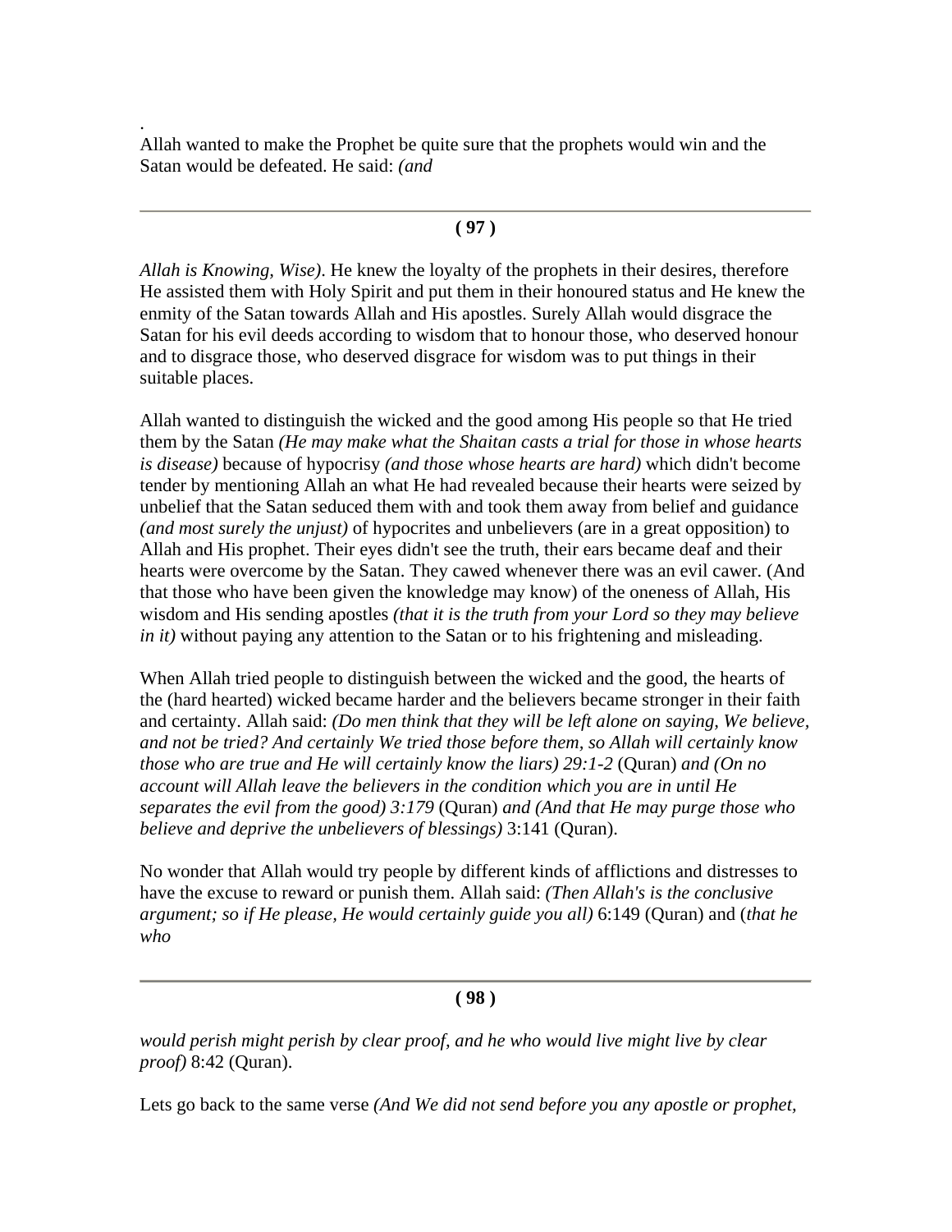.
Allah wanted to make the Prophet be quite sure that the prophets would win and the Satan would be defeated. He said: *(and*

*Allah is Knowing, Wise)*. He knew the loyalty of the prophets in their desires, therefore He assisted them with Holy Spirit and put them in their honoured status and He knew the enmity of the Satan towards Allah and His apostles. Surely Allah would disgrace the Satan for his evil deeds according to wisdom that to honour those, who deserved honour and to disgrace those, who deserved disgrace for wisdom was to put things in their suitable places.

Allah wanted to distinguish the wicked and the good among His people so that He tried them by the Satan *(He may make what the Shaitan casts a trial for those in whose hearts is disease)* because of hypocrisy *(and those whose hearts are hard)* which didn't become tender by mentioning Allah an what He had revealed because their hearts were seized by unbelief that the Satan seduced them with and took them away from belief and guidance *(and most surely the unjust)* of hypocrites and unbelievers (are in a great opposition) to Allah and His prophet. Their eyes didn't see the truth, their ears became deaf and their hearts were overcome by the Satan. They cawed whenever there was an evil cawer. (And that those who have been given the knowledge may know) of the oneness of Allah, His wisdom and His sending apostles *(that it is the truth from your Lord so they may believe in it)* without paying any attention to the Satan or to his frightening and misleading.

When Allah tried people to distinguish between the wicked and the good, the hearts of the (hard hearted) wicked became harder and the believers became stronger in their faith and certainty. Allah said: *(Do men think that they will be left alone on saying, We believe, and not be tried? And certainly We tried those before them, so Allah will certainly know those who are true and He will certainly know the liars) 29:1-2* (Quran) *and (On no account will Allah leave the believers in the condition which you are in until He separates the evil from the good) 3:179* (Quran) *and (And that He may purge those who believe and deprive the unbelievers of blessings)* 3:141 (Quran).

No wonder that Allah would try people by different kinds of afflictions and distresses to have the excuse to reward or punish them. Allah said: *(Then Allah's is the conclusive argument; so if He please, He would certainly guide you all)* 6:149 (Quran) and (*that he who*

*would perish might perish by clear proof, and he who would live might live by clear proof)* 8:42 (Quran).

Lets go back to the same verse *(And We did not send before you any apostle or prophet,*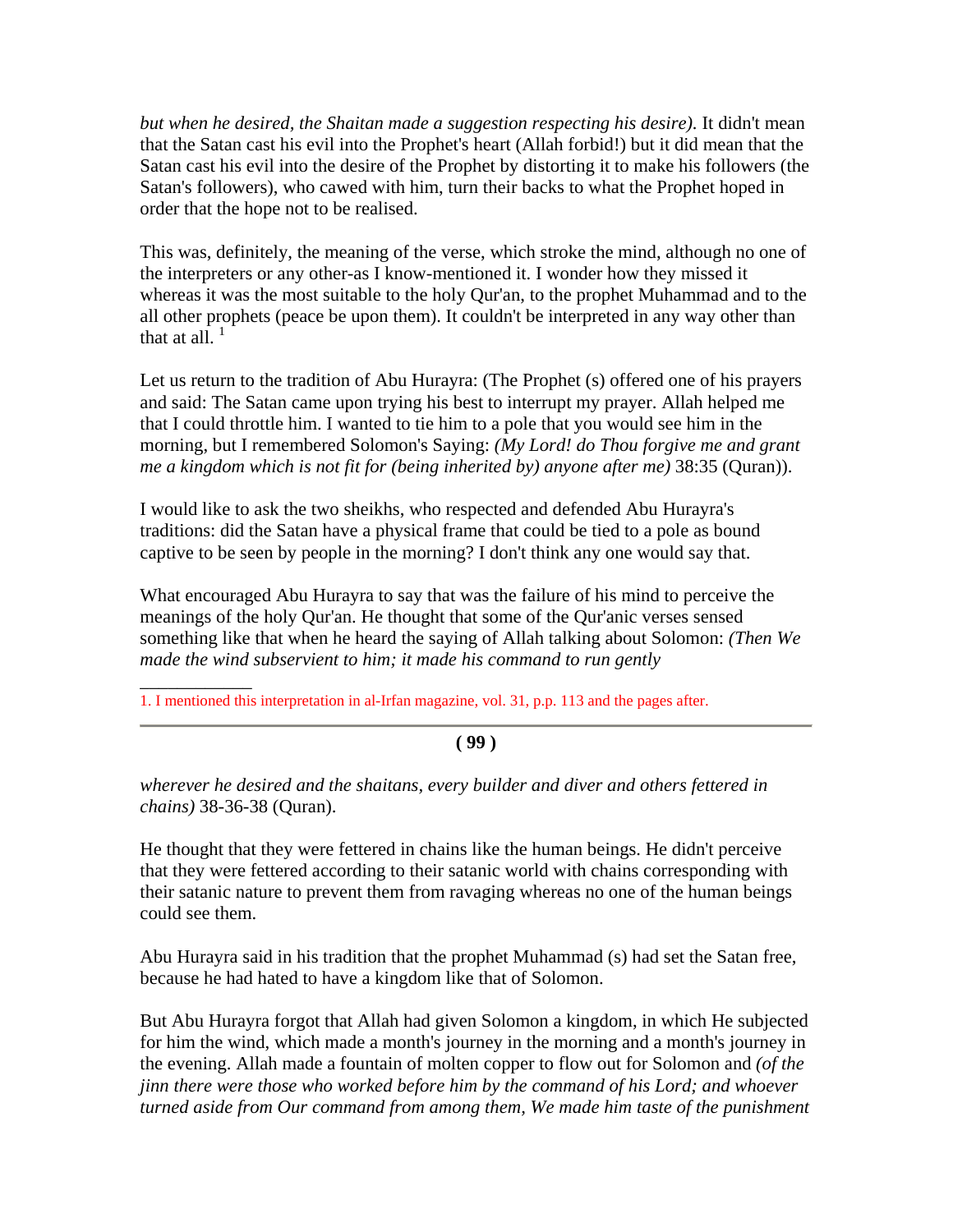*but when he desired, the Shaitan made a suggestion respecting his desire).* It didn't mean that the Satan cast his evil into the Prophet's heart (Allah forbid!) but it did mean that the Satan cast his evil into the desire of the Prophet by distorting it to make his followers (the Satan's followers), who cawed with him, turn their backs to what the Prophet hoped in order that the hope not to be realised.

This was, definitely, the meaning of the verse, which stroke the mind, although no one of the interpreters or any other-as I know-mentioned it. I wonder how they missed it whereas it was the most suitable to the holy Qur'an, to the prophet Muhammad and to the all other prophets (peace be upon them). It couldn't be interpreted in any way other than that at all. [1]

Let us return to the tradition of Abu Hurayra: (The Prophet (s) offered one of his prayers and said: The Satan came upon trying his best to interrupt my prayer. Allah helped me that I could throttle him. I wanted to tie him to a pole that you would see him in the morning, but I remembered Solomon's Saying: *(My Lord! do Thou forgive me and grant me a kingdom which is not fit for (being inherited by) anyone after me)* 38:35 (Quran)).

I would like to ask the two sheikhs, who respected and defended Abu Hurayra's traditions: did the Satan have a physical frame that could be tied to a pole as bound captive to be seen by people in the morning? I don't think any one would say that.

What encouraged Abu Hurayra to say that was the failure of his mind to perceive the meanings of the holy Qur'an. He thought that some of the Qur'anic verses sensed something like that when he heard the saying of Allah talking about Solomon: *(Then We made the wind subservient to him; it made his command to run gently wherever he desired and the shaitans, every builder and diver and others fettered in chains)* 38-36-38 (Quran).

He thought that they were fettered in chains like the human beings. He didn't perceive that they were fettered according to their satanic world with chains corresponding with their satanic nature to prevent them from ravaging whereas no one of the human beings could see them.

Abu Hurayra said in his tradition that the prophet Muhammad (s) had set the Satan free, because he had hated to have a kingdom like that of Solomon.

But Abu Hurayra forgot that Allah had given Solomon a kingdom, in which He subjected for him the wind, which made a month's journey in the morning and a month's journey in the evening. Allah made a fountain of molten copper to flow out for Solomon and *(of the jinn there were those who worked before him by the command of his Lord; and whoever turned aside from Our command from among them, We made him taste of the punishment*

---

1. I mentioned this interpretation in al-Irfan magazine, vol. 31, p.p. 113 and the pages after.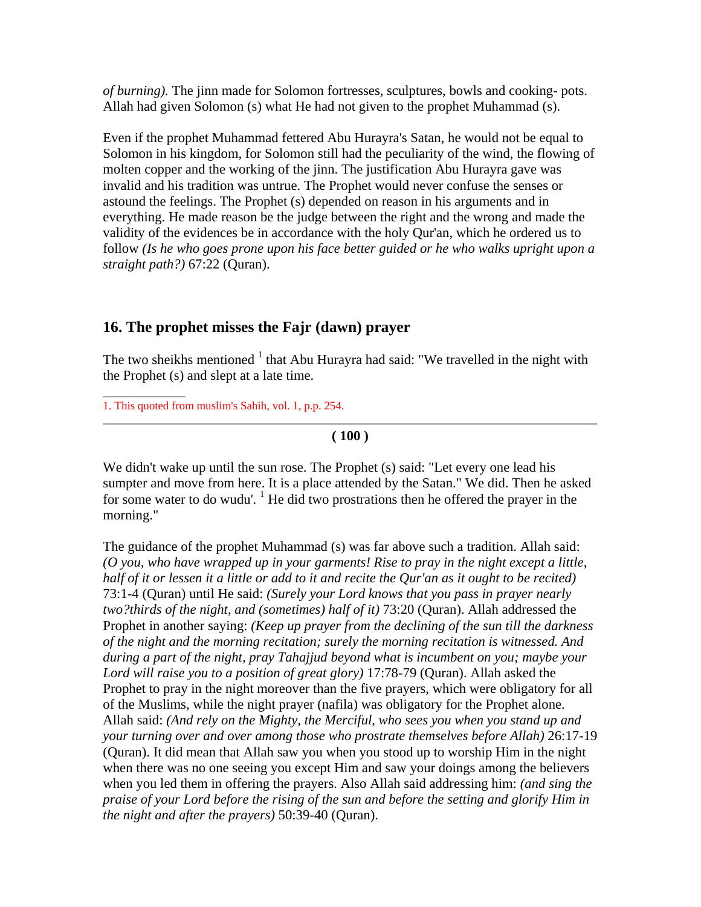*of burning).* The jinn made for Solomon fortresses, sculptures, bowls and cooking- pots. Allah had given Solomon (s) what He had not given to the prophet Muhammad (s).

Even if the prophet Muhammad fettered Abu Hurayra's Satan, he would not be equal to Solomon in his kingdom, for Solomon still had the peculiarity of the wind, the flowing of molten copper and the working of the jinn. The justification Abu Hurayra gave was invalid and his tradition was untrue. The Prophet would never confuse the senses or astound the feelings. The Prophet (s) depended on reason in his arguments and in everything. He made reason be the judge between the right and the wrong and made the validity of the evidences be in accordance with the holy Qur'an, which he ordered us to follow *(Is he who goes prone upon his face better guided or he who walks upright upon a straight path?)* 67:22 (Quran).

## 16. The prophet misses the Fajr (dawn) prayer

The two sheikhs mentioned [1] that Abu Hurayra had said: "We travelled in the night with the Prophet (s) and slept at a late time.

1. This quoted from muslim's Sahih, vol. 1, p.p. 254.

We didn't wake up until the sun rose. The Prophet (s) said: "Let every one lead his sumpter and move from here. It is a place attended by the Satan." We did. Then he asked for some water to do wudu'. [1] He did two prostrations then he offered the prayer in the morning."

The guidance of the prophet Muhammad (s) was far above such a tradition. Allah said: *(O you, who have wrapped up in your garments! Rise to pray in the night except a little, half of it or lessen it a little or add to it and recite the Qur'an as it ought to be recited)* 73:1-4 (Quran) until He said: *(Surely your Lord knows that you pass in prayer nearly two?thirds of the night, and (sometimes) half of it)* 73:20 (Quran). Allah addressed the Prophet in another saying: *(Keep up prayer from the declining of the sun till the darkness of the night and the morning recitation; surely the morning recitation is witnessed. And during a part of the night, pray Tahajjud beyond what is incumbent on you; maybe your Lord will raise you to a position of great glory)* 17:78-79 (Quran). Allah asked the Prophet to pray in the night moreover than the five prayers, which were obligatory for all of the Muslims, while the night prayer (nafila) was obligatory for the Prophet alone. Allah said: *(And rely on the Mighty, the Merciful, who sees you when you stand up and your turning over and over among those who prostrate themselves before Allah)* 26:17-19 (Quran). It did mean that Allah saw you when you stood up to worship Him in the night when there was no one seeing you except Him and saw your doings among the believers when you led them in offering the prayers. Also Allah said addressing him: *(and sing the praise of your Lord before the rising of the sun and before the setting and glorify Him in the night and after the prayers)* 50:39-40 (Quran).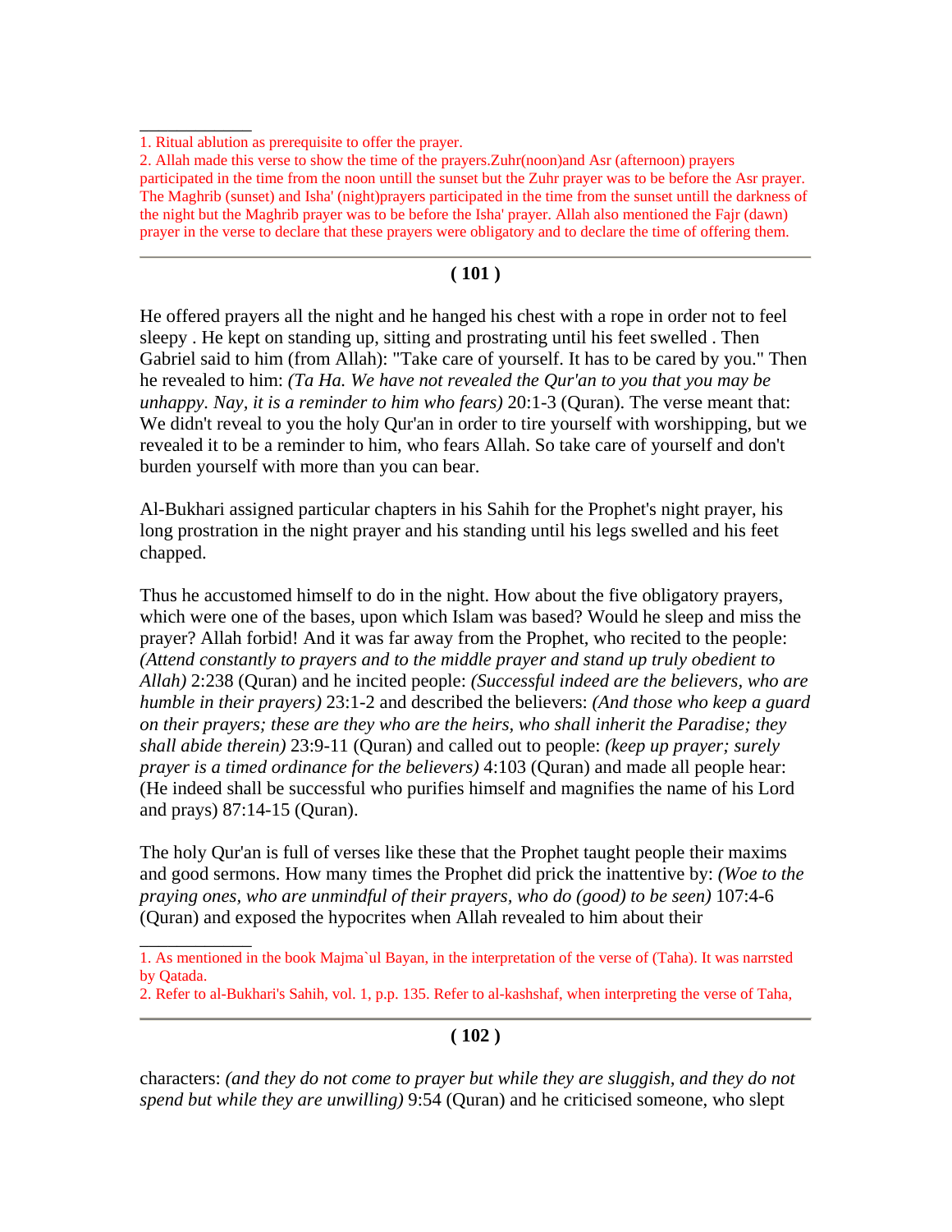1. Ritual ablution as prerequisite to offer the prayer.

2. Allah made this verse to show the time of the prayers.Zuhr(noon)and Asr (afternoon) prayers participated in the time from the noon untill the sunset but the Zuhr prayer was to be before the Asr prayer. The Maghrib (sunset) and Isha' (night)prayers participated in the time from the sunset untill the darkness of the night but the Maghrib prayer was to be before the Isha' prayer. Allah also mentioned the Fajr (dawn) prayer in the verse to declare that these prayers were obligatory and to declare the time of offering them.

---

He offered prayers all the night and he hanged his chest with a rope in order not to feel sleepy . He kept on standing up, sitting and prostrating until his feet swelled . Then Gabriel said to him (from Allah): "Take care of yourself. It has to be cared by you." Then he revealed to him: *(Ta Ha. We have not revealed the Qur'an to you that you may be unhappy. Nay, it is a reminder to him who fears)* 20:1-3 (Quran). The verse meant that: We didn't reveal to you the holy Qur'an in order to tire yourself with worshipping, but we revealed it to be a reminder to him, who fears Allah. So take care of yourself and don't burden yourself with more than you can bear.

Al-Bukhari assigned particular chapters in his Sahih for the Prophet's night prayer, his long prostration in the night prayer and his standing until his legs swelled and his feet chapped.

Thus he accustomed himself to do in the night. How about the five obligatory prayers, which were one of the bases, upon which Islam was based? Would he sleep and miss the prayer? Allah forbid! And it was far away from the Prophet, who recited to the people: *(Attend constantly to prayers and to the middle prayer and stand up truly obedient to Allah)* 2:238 (Quran) and he incited people: *(Successful indeed are the believers, who are humble in their prayers)* 23:1-2 and described the believers: *(And those who keep a guard on their prayers; these are they who are the heirs, who shall inherit the Paradise; they shall abide therein)* 23:9-11 (Quran) and called out to people: *(keep up prayer; surely prayer is a timed ordinance for the believers)* 4:103 (Quran) and made all people hear: (He indeed shall be successful who purifies himself and magnifies the name of his Lord and prays) 87:14-15 (Quran).

The holy Qur'an is full of verses like these that the Prophet taught people their maxims and good sermons. How many times the Prophet did prick the inattentive by: *(Woe to the praying ones, who are unmindful of their prayers, who do (good) to be seen)* 107:4-6 (Quran) and exposed the hypocrites when Allah revealed to him about their

1. As mentioned in the book Majma`ul Bayan, in the interpretation of the verse of (Taha). It was narrsted by Qatada.

2. Refer to al-Bukhari's Sahih, vol. 1, p.p. 135. Refer to al-kashshaf, when interpreting the verse of Taha,

---

characters: *(and they do not come to prayer but while they are sluggish, and they do not spend but while they are unwilling)* 9:54 (Quran) and he criticised someone, who slept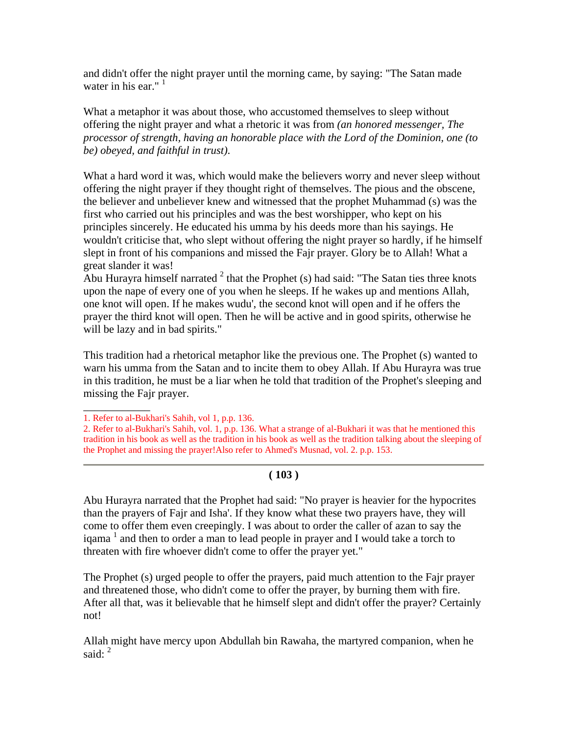and didn't offer the night prayer until the morning came, by saying: "The Satan made water in his ear." [1]

What a metaphor it was about those, who accustomed themselves to sleep without offering the night prayer and what a rhetoric it was from *(an honored messenger, The processor of strength, having an honorable place with the Lord of the Dominion, one (to be) obeyed, and faithful in trust).*

What a hard word it was, which would make the believers worry and never sleep without offering the night prayer if they thought right of themselves. The pious and the obscene, the believer and unbeliever knew and witnessed that the prophet Muhammad (s) was the first who carried out his principles and was the best worshipper, who kept on his principles sincerely. He educated his umma by his deeds more than his sayings. He wouldn't criticise that, who slept without offering the night prayer so hardly, if he himself slept in front of his companions and missed the Fajr prayer. Glory be to Allah! What a great slander it was!
Abu Hurayra himself narrated [2] that the Prophet (s) had said: "The Satan ties three knots upon the nape of every one of you when he sleeps. If he wakes up and mentions Allah, one knot will open. If he makes wudu', the second knot will open and if he offers the prayer the third knot will open. Then he will be active and in good spirits, otherwise he will be lazy and in bad spirits."

This tradition had a rhetorical metaphor like the previous one. The Prophet (s) wanted to warn his umma from the Satan and to incite them to obey Allah. If Abu Hurayra was true in this tradition, he must be a liar when he told that tradition of the Prophet's sleeping and missing the Fajr prayer.

---

1. Refer to al-Bukhari's Sahih, vol 1, p.p. 136.
2. Refer to al-Bukhari's Sahih, vol. 1, p.p. 136. What a strange of al-Bukhari it was that he mentioned this tradition in his book as well as the tradition in his book as well as the tradition talking about the sleeping of the Prophet and missing the prayer!Also refer to Ahmed's Musnad, vol. 2. p.p. 153.

---

**( 103 )**

Abu Hurayra narrated that the Prophet had said: "No prayer is heavier for the hypocrites than the prayers of Fajr and Isha'. If they know what these two prayers have, they will come to offer them even creepingly. I was about to order the caller of azan to say the iqama [1] and then to order a man to lead people in prayer and I would take a torch to threaten with fire whoever didn't come to offer the prayer yet."

The Prophet (s) urged people to offer the prayers, paid much attention to the Fajr prayer and threatened those, who didn't come to offer the prayer, by burning them with fire. After all that, was it believable that he himself slept and didn't offer the prayer? Certainly not!

Allah might have mercy upon Abdullah bin Rawaha, the martyred companion, when he said: [2]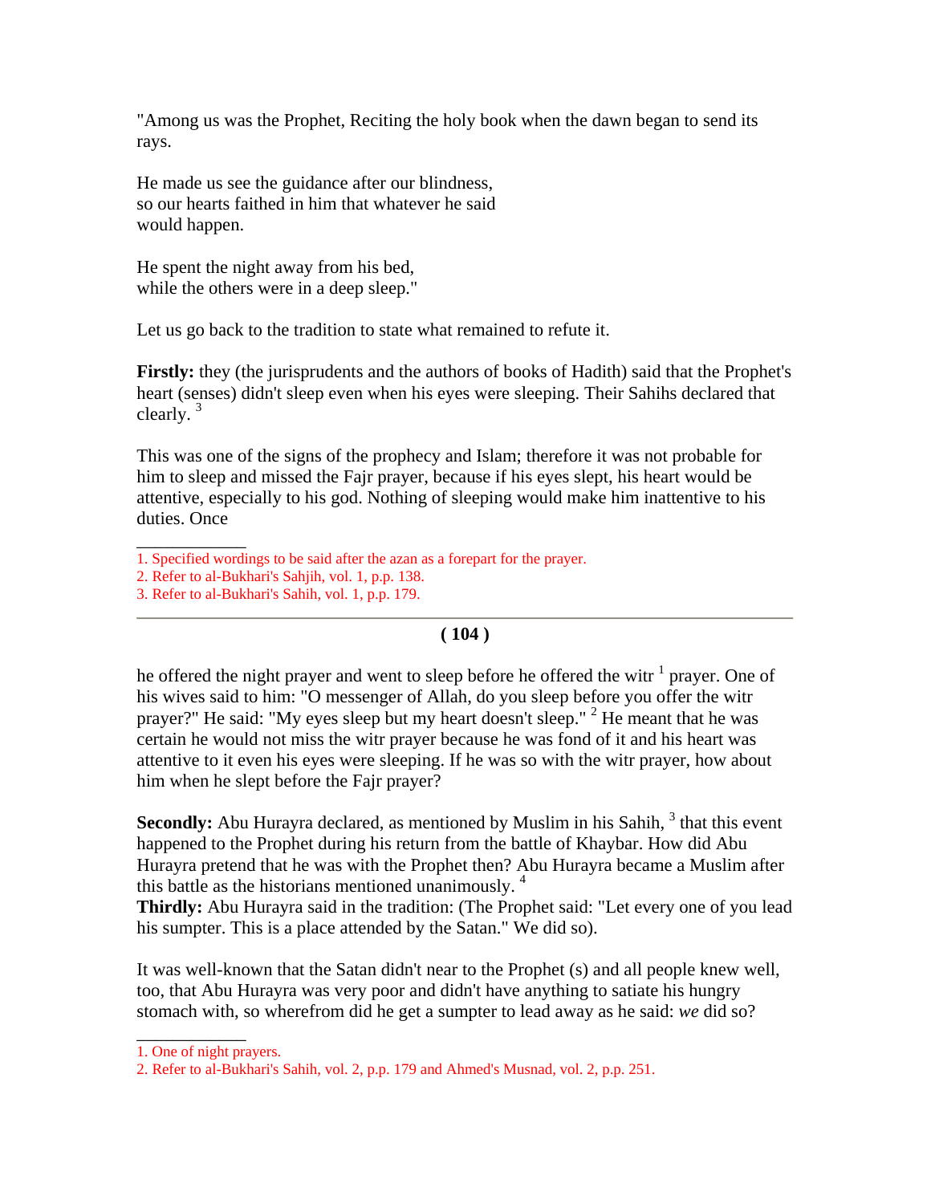"Among us was the Prophet, Reciting the holy book when the dawn began to send its rays.

He made us see the guidance after our blindness,
so our hearts faithed in him that whatever he said
would happen.

He spent the night away from his bed,
while the others were in a deep sleep."

Let us go back to the tradition to state what remained to refute it.

**Firstly:** they (the jurisprudents and the authors of books of Hadith) said that the Prophet's heart (senses) didn't sleep even when his eyes were sleeping. Their Sahihs declared that clearly. [3]

This was one of the signs of the prophecy and Islam; therefore it was not probable for him to sleep and missed the Fajr prayer, because if his eyes slept, his heart would be attentive, especially to his god. Nothing of sleeping would make him inattentive to his duties. Once

---

1. Specified wordings to be said after the azan as a forepart for the prayer.
2. Refer to al-Bukhari's Sahjih, vol. 1, p.p. 138.
3. Refer to al-Bukhari's Sahih, vol. 1, p.p. 179.

---

he offered the night prayer and went to sleep before he offered the witr [1] prayer. One of his wives said to him: "O messenger of Allah, do you sleep before you offer the witr prayer?" He said: "My eyes sleep but my heart doesn't sleep." [2] He meant that he was certain he would not miss the witr prayer because he was fond of it and his heart was attentive to it even his eyes were sleeping. If he was so with the witr prayer, how about him when he slept before the Fajr prayer?

**Secondly:** Abu Hurayra declared, as mentioned by Muslim in his Sahih, [3] that this event happened to the Prophet during his return from the battle of Khaybar. How did Abu Hurayra pretend that he was with the Prophet then? Abu Hurayra became a Muslim after this battle as the historians mentioned unanimously. [4]

**Thirdly:** Abu Hurayra said in the tradition: (The Prophet said: "Let every one of you lead his sumpter. This is a place attended by the Satan." We did so).

It was well-known that the Satan didn't near to the Prophet (s) and all people knew well, too, that Abu Hurayra was very poor and didn't have anything to satiate his hungry stomach with, so wherefrom did he get a sumpter to lead away as he said: *we* did so?

---

1. One of night prayers.
2. Refer to al-Bukhari's Sahih, vol. 2, p.p. 179 and Ahmed's Musnad, vol. 2, p.p. 251.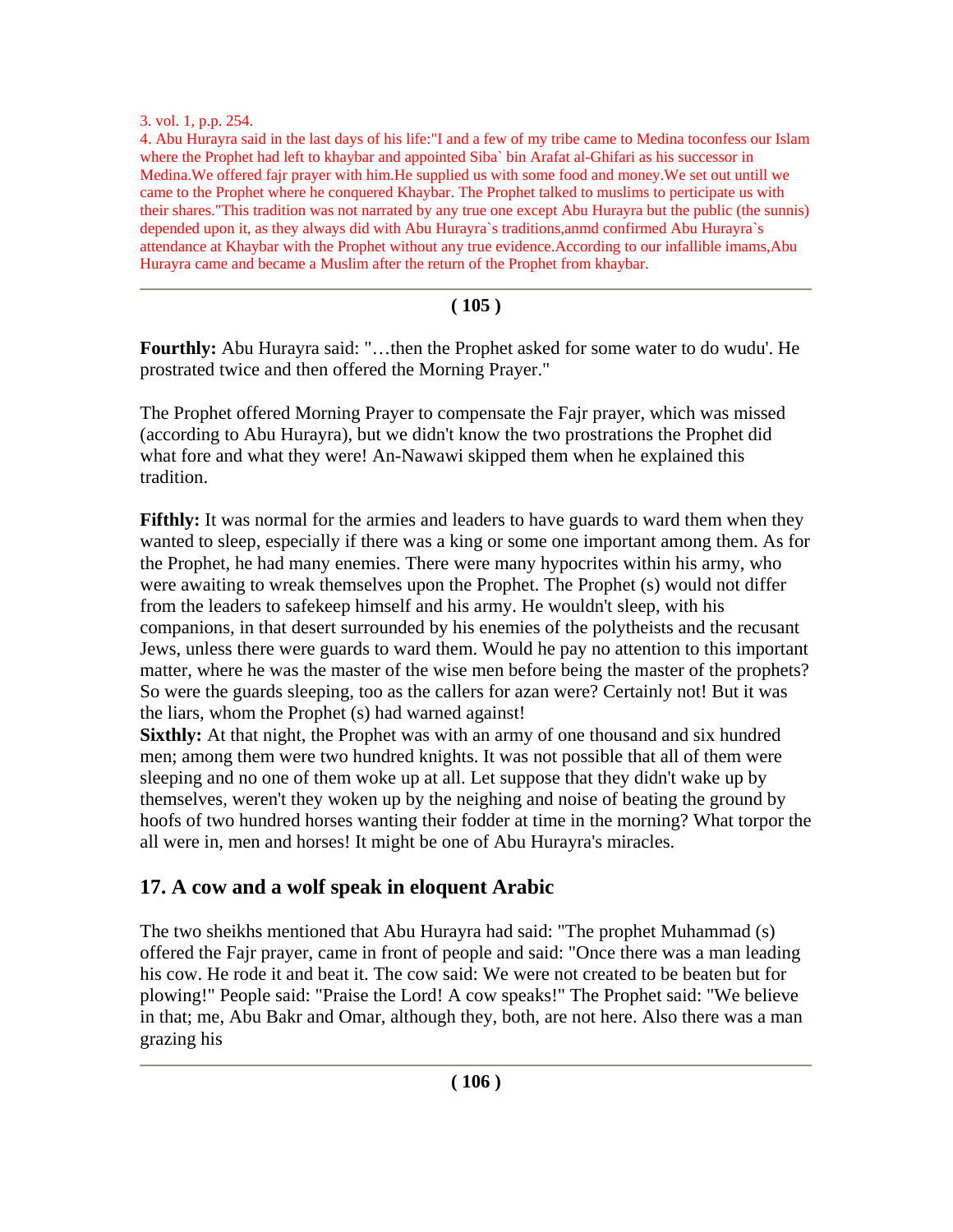3. vol. 1, p.p. 254.

4. Abu Hurayra said in the last days of his life:"I and a few of my tribe came to Medina toconfess our Islam where the Prophet had left to khaybar and appointed Siba` bin Arafat al-Ghifari as his successor in Medina.We offered fajr prayer with him.He supplied us with some food and money.We set out untill we came to the Prophet where he conquered Khaybar. The Prophet talked to muslims to perticipate us with their shares."This tradition was not narrated by any true one except Abu Hurayra but the public (the sunnis) depended upon it, as they always did with Abu Hurayra`s traditions,anmd confirmed Abu Hurayra`s attendance at Khaybar with the Prophet without any true evidence.According to our infallible imams,Abu Hurayra came and became a Muslim after the return of the Prophet from khaybar.

---

**Fourthly:** Abu Hurayra said: "…then the Prophet asked for some water to do wudu'. He prostrated twice and then offered the Morning Prayer."

The Prophet offered Morning Prayer to compensate the Fajr prayer, which was missed (according to Abu Hurayra), but we didn't know the two prostrations the Prophet did what fore and what they were! An-Nawawi skipped them when he explained this tradition.

**Fifthly:** It was normal for the armies and leaders to have guards to ward them when they wanted to sleep, especially if there was a king or some one important among them. As for the Prophet, he had many enemies. There were many hypocrites within his army, who were awaiting to wreak themselves upon the Prophet. The Prophet (s) would not differ from the leaders to safekeep himself and his army. He wouldn't sleep, with his companions, in that desert surrounded by his enemies of the polytheists and the recusant Jews, unless there were guards to ward them. Would he pay no attention to this important matter, where he was the master of the wise men before being the master of the prophets? So were the guards sleeping, too as the callers for azan were? Certainly not! But it was the liars, whom the Prophet (s) had warned against!

**Sixthly:** At that night, the Prophet was with an army of one thousand and six hundred men; among them were two hundred knights. It was not possible that all of them were sleeping and no one of them woke up at all. Let suppose that they didn't wake up by themselves, weren't they woken up by the neighing and noise of beating the ground by hoofs of two hundred horses wanting their fodder at time in the morning? What torpor the all were in, men and horses! It might be one of Abu Hurayra's miracles.

## 17. A cow and a wolf speak in eloquent Arabic

The two sheikhs mentioned that Abu Hurayra had said: "The prophet Muhammad (s) offered the Fajr prayer, came in front of people and said: "Once there was a man leading his cow. He rode it and beat it. The cow said: We were not created to be beaten but for plowing!" People said: "Praise the Lord! A cow speaks!" The Prophet said: "We believe in that; me, Abu Bakr and Omar, although they, both, are not here. Also there was a man grazing his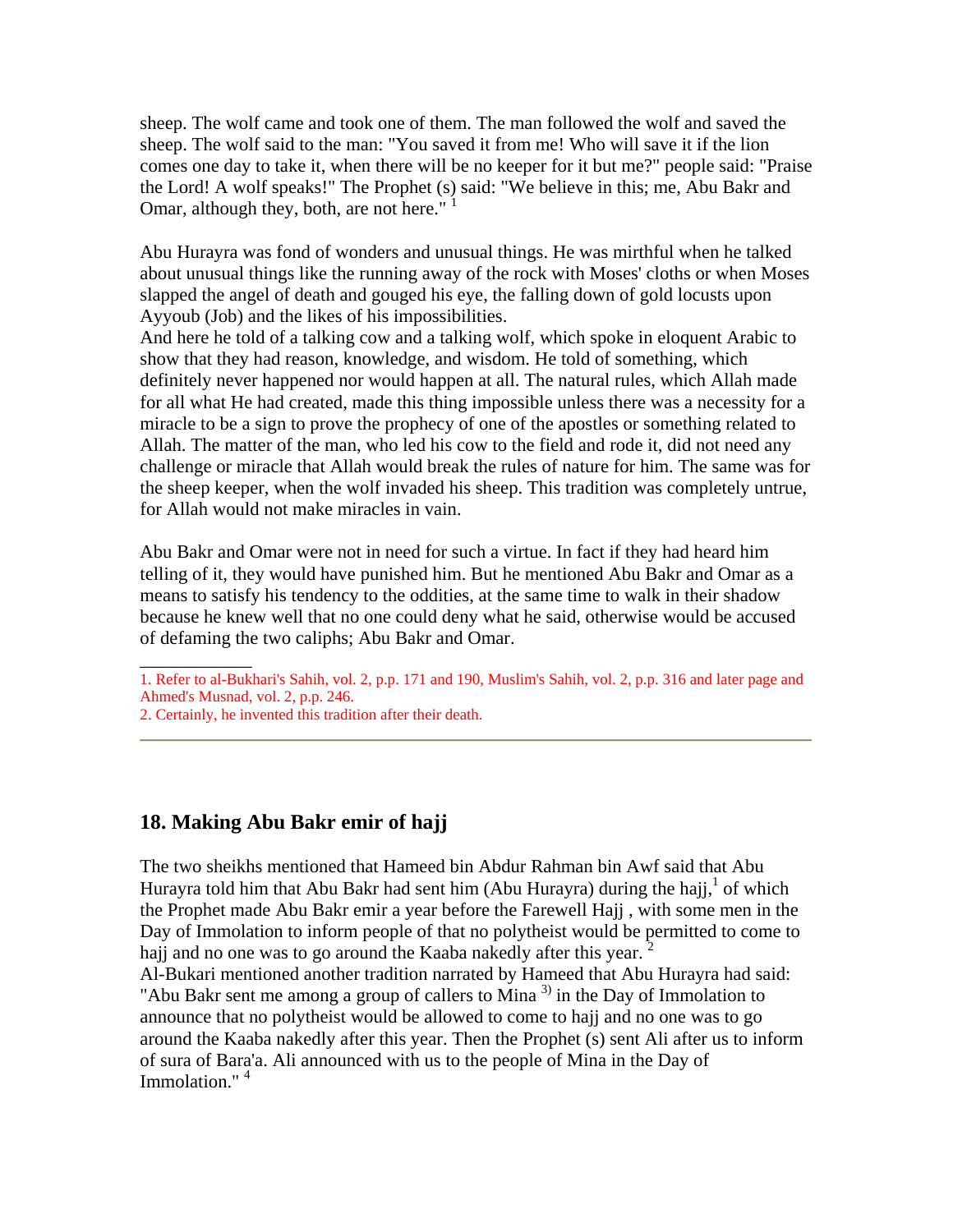sheep. The wolf came and took one of them. The man followed the wolf and saved the sheep. The wolf said to the man: "You saved it from me! Who will save it if the lion comes one day to take it, when there will be no keeper for it but me?" people said: "Praise the Lord! A wolf speaks!" The Prophet (s) said: "We believe in this; me, Abu Bakr and Omar, although they, both, are not here." [1]

Abu Hurayra was fond of wonders and unusual things. He was mirthful when he talked about unusual things like the running away of the rock with Moses' cloths or when Moses slapped the angel of death and gouged his eye, the falling down of gold locusts upon Ayyoub (Job) and the likes of his impossibilities.
And here he told of a talking cow and a talking wolf, which spoke in eloquent Arabic to show that they had reason, knowledge, and wisdom. He told of something, which definitely never happened nor would happen at all. The natural rules, which Allah made for all what He had created, made this thing impossible unless there was a necessity for a miracle to be a sign to prove the prophecy of one of the apostles or something related to Allah. The matter of the man, who led his cow to the field and rode it, did not need any challenge or miracle that Allah would break the rules of nature for him. The same was for the sheep keeper, when the wolf invaded his sheep. This tradition was completely untrue, for Allah would not make miracles in vain.

Abu Bakr and Omar were not in need for such a virtue. In fact if they had heard him telling of it, they would have punished him. But he mentioned Abu Bakr and Omar as a means to satisfy his tendency to the oddities, at the same time to walk in their shadow because he knew well that no one could deny what he said, otherwise would be accused of defaming the two caliphs; Abu Bakr and Omar.

---

1. Refer to al-Bukhari's Sahih, vol. 2, p.p. 171 and 190, Muslim's Sahih, vol. 2, p.p. 316 and later page and Ahmed's Musnad, vol. 2, p.p. 246.
2. Certainly, he invented this tradition after their death.

---

## 18. Making Abu Bakr emir of hajj

The two sheikhs mentioned that Hameed bin Abdur Rahman bin Awf said that Abu Hurayra told him that Abu Bakr had sent him (Abu Hurayra) during the hajj,[1] of which the Prophet made Abu Bakr emir a year before the Farewell Hajj , with some men in the Day of Immolation to inform people of that no polytheist would be permitted to come to hajj and no one was to go around the Kaaba nakedly after this year. [2]
Al-Bukari mentioned another tradition narrated by Hameed that Abu Hurayra had said: "Abu Bakr sent me among a group of callers to Mina [3] in the Day of Immolation to announce that no polytheist would be allowed to come to hajj and no one was to go around the Kaaba nakedly after this year. Then the Prophet (s) sent Ali after us to inform of sura of Bara'a. Ali announced with us to the people of Mina in the Day of Immolation." [4]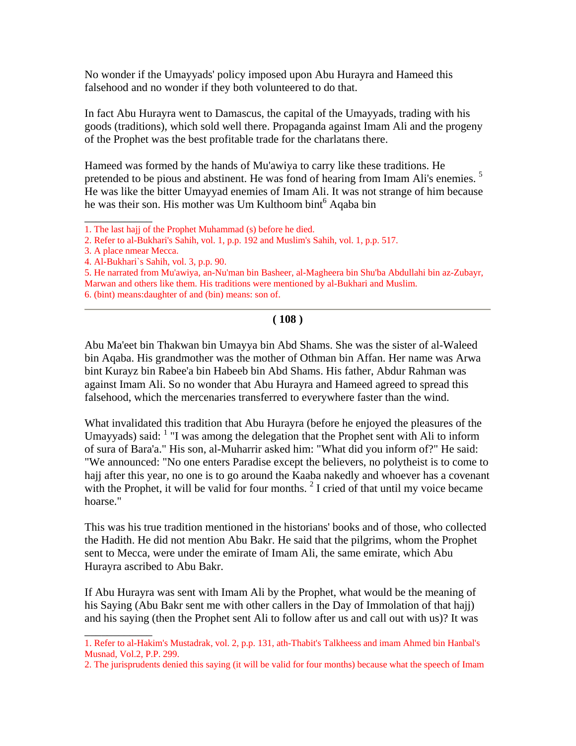No wonder if the Umayyads' policy imposed upon Abu Hurayra and Hameed this falsehood and no wonder if they both volunteered to do that.

In fact Abu Hurayra went to Damascus, the capital of the Umayyads, trading with his goods (traditions), which sold well there. Propaganda against Imam Ali and the progeny of the Prophet was the best profitable trade for the charlatans there.

Hameed was formed by the hands of Mu'awiya to carry like these traditions. He pretended to be pious and abstinent. He was fond of hearing from Imam Ali's enemies. [5] He was like the bitter Umayyad enemies of Imam Ali. It was not strange of him because he was their son. His mother was Um Kulthoom bint[6] Aqaba bin

---

1. The last hajj of the Prophet Muhammad (s) before he died.
2. Refer to al-Bukhari's Sahih, vol. 1, p.p. 192 and Muslim's Sahih, vol. 1, p.p. 517.
3. A place nmear Mecca.
4. Al-Bukhari`s Sahih, vol. 3, p.p. 90.
5. He narrated from Mu'awiya, an-Nu'man bin Basheer, al-Magheera bin Shu'ba Abdullahi bin az-Zubayr, Marwan and others like them. His traditions were mentioned by al-Bukhari and Muslim.
6. (bint) means:daughter of and (bin) means: son of.

---

Abu Ma'eet bin Thakwan bin Umayya bin Abd Shams. She was the sister of al-Waleed bin Aqaba. His grandmother was the mother of Othman bin Affan. Her name was Arwa bint Kurayz bin Rabee'a bin Habeeb bin Abd Shams. His father, Abdur Rahman was against Imam Ali. So no wonder that Abu Hurayra and Hameed agreed to spread this falsehood, which the mercenaries transferred to everywhere faster than the wind.

What invalidated this tradition that Abu Hurayra (before he enjoyed the pleasures of the Umayyads) said: [1] "I was among the delegation that the Prophet sent with Ali to inform of sura of Bara'a." His son, al-Muharrir asked him: "What did you inform of?" He said: "We announced: "No one enters Paradise except the believers, no polytheist is to come to hajj after this year, no one is to go around the Kaaba nakedly and whoever has a covenant with the Prophet, it will be valid for four months. [2] I cried of that until my voice became hoarse."

This was his true tradition mentioned in the historians' books and of those, who collected the Hadith. He did not mention Abu Bakr. He said that the pilgrims, whom the Prophet sent to Mecca, were under the emirate of Imam Ali, the same emirate, which Abu Hurayra ascribed to Abu Bakr.

If Abu Hurayra was sent with Imam Ali by the Prophet, what would be the meaning of his Saying (Abu Bakr sent me with other callers in the Day of Immolation of that hajj) and his saying (then the Prophet sent Ali to follow after us and call out with us)? It was

---

1. Refer to al-Hakim's Mustadrak, vol. 2, p.p. 131, ath-Thabit's Talkheess and imam Ahmed bin Hanbal's Musnad, Vol.2, P.P. 299.
2. The jurisprudents denied this saying (it will be valid for four months) because what the speech of Imam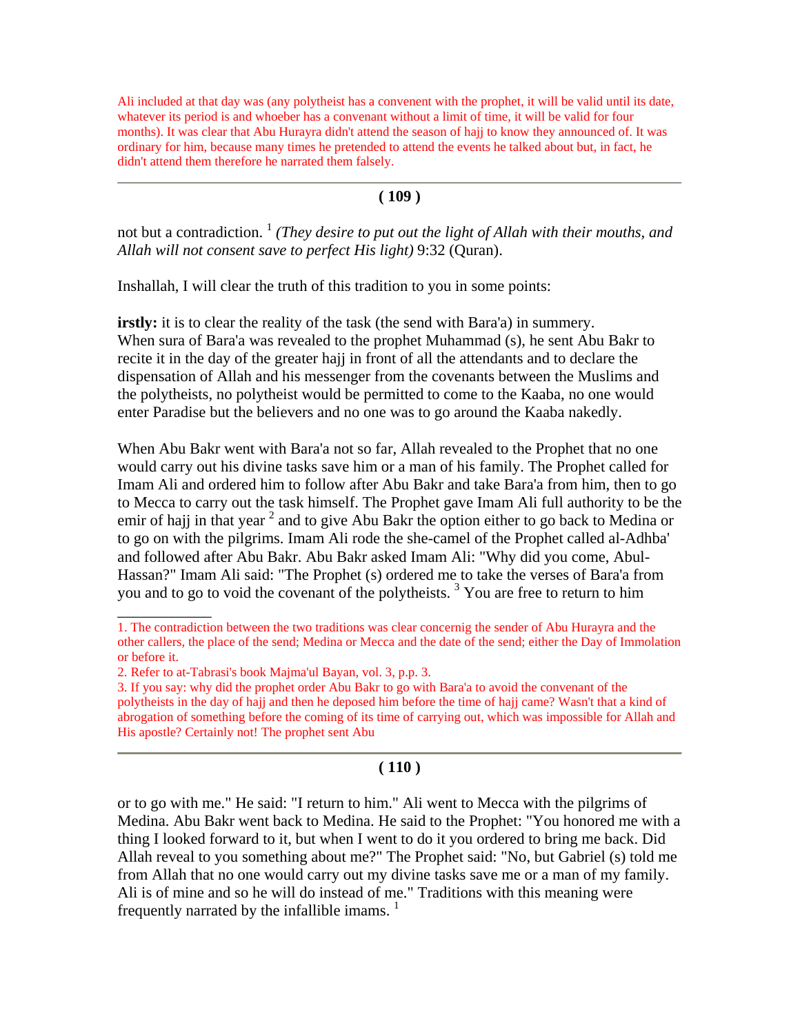Ali included at that day was (any polytheist has a convenent with the prophet, it will be valid until its date, whatever its period is and whoeber has a convanant without a limit of time, it will be valid for four months). It was clear that Abu Hurayra didn't attend the season of hajj to know they announced of. It was ordinary for him, because many times he pretended to attend the events he talked about but, in fact, he didn't attend them therefore he narrated them falsely.

---

not but a contradiction. [1] *(They desire to put out the light of Allah with their mouths, and Allah will not consent save to perfect His light)* 9:32 (Quran).

Inshallah, I will clear the truth of this tradition to you in some points:

**irstly:** it is to clear the reality of the task (the send with Bara'a) in summery. When sura of Bara'a was revealed to the prophet Muhammad (s), he sent Abu Bakr to recite it in the day of the greater hajj in front of all the attendants and to declare the dispensation of Allah and his messenger from the covenants between the Muslims and the polytheists, no polytheist would be permitted to come to the Kaaba, no one would enter Paradise but the believers and no one was to go around the Kaaba nakedly.

When Abu Bakr went with Bara'a not so far, Allah revealed to the Prophet that no one would carry out his divine tasks save him or a man of his family. The Prophet called for Imam Ali and ordered him to follow after Abu Bakr and take Bara'a from him, then to go to Mecca to carry out the task himself. The Prophet gave Imam Ali full authority to be the emir of hajj in that year [2] and to give Abu Bakr the option either to go back to Medina or to go on with the pilgrims. Imam Ali rode the she-camel of the Prophet called al-Adhba' and followed after Abu Bakr. Abu Bakr asked Imam Ali: "Why did you come, Abul-Hassan?" Imam Ali said: "The Prophet (s) ordered me to take the verses of Bara'a from you and to go to void the covenant of the polytheists. [3] You are free to return to him

---

1. The contradiction between the two traditions was clear concernig the sender of Abu Hurayra and the other callers, the place of the send; Medina or Mecca and the date of the send; either the Day of Immolation or before it.

2. Refer to at-Tabrasi's book Majma'ul Bayan, vol. 3, p.p. 3.

3. If you say: why did the prophet order Abu Bakr to go with Bara'a to avoid the convenant of the polytheists in the day of hajj and then he deposed him before the time of hajj came? Wasn't that a kind of abrogation of something before the coming of its time of carrying out, which was impossible for Allah and His apostle? Certainly not! The prophet sent Abu

---

or to go with me." He said: "I return to him." Ali went to Mecca with the pilgrims of Medina. Abu Bakr went back to Medina. He said to the Prophet: "You honored me with a thing I looked forward to it, but when I went to do it you ordered to bring me back. Did Allah reveal to you something about me?" The Prophet said: "No, but Gabriel (s) told me from Allah that no one would carry out my divine tasks save me or a man of my family. Ali is of mine and so he will do instead of me." Traditions with this meaning were frequently narrated by the infallible imams. [1]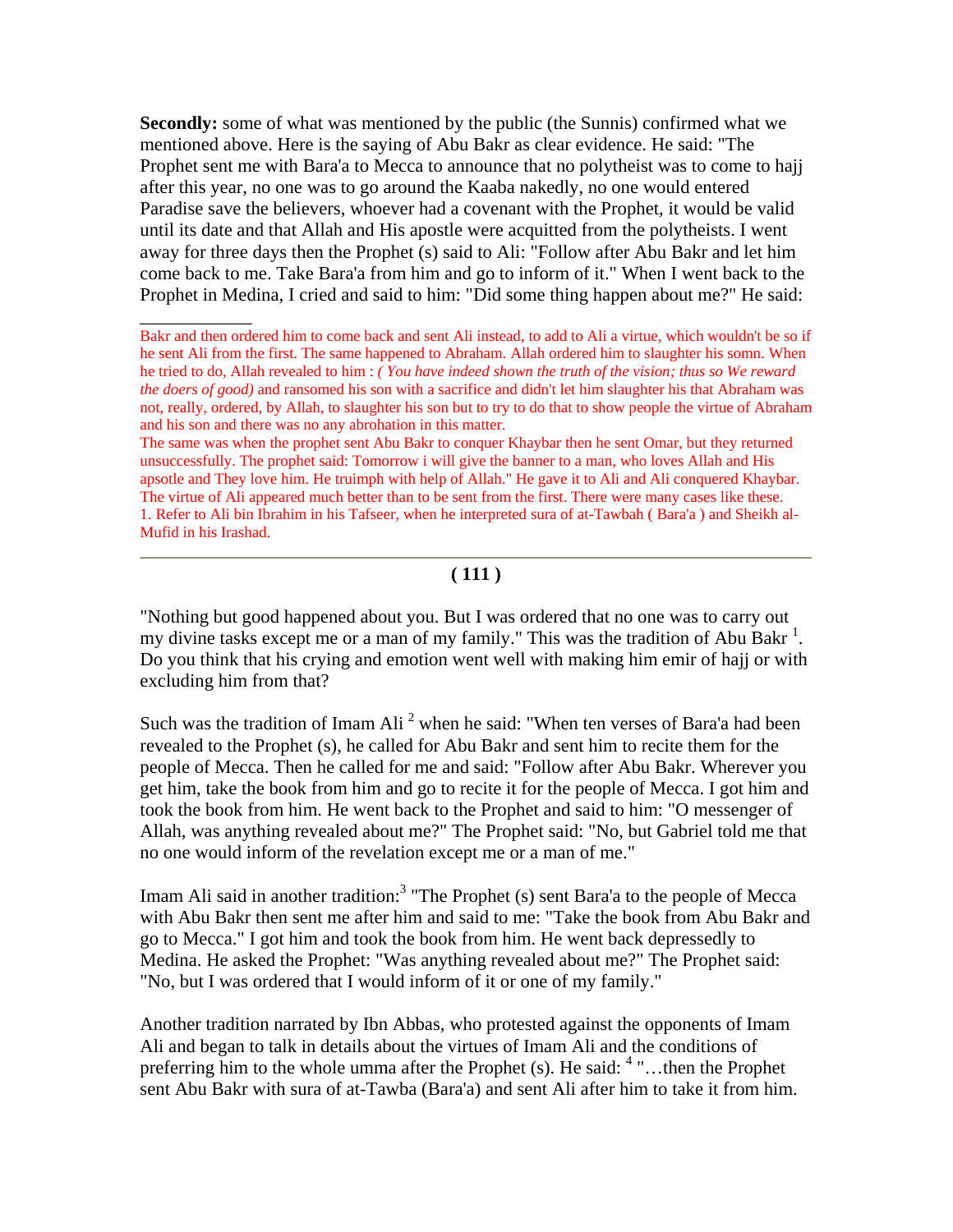**Secondly:** some of what was mentioned by the public (the Sunnis) confirmed what we mentioned above. Here is the saying of Abu Bakr as clear evidence. He said: "The Prophet sent me with Bara'a to Mecca to announce that no polytheist was to come to hajj after this year, no one was to go around the Kaaba nakedly, no one would entered Paradise save the believers, whoever had a covenant with the Prophet, it would be valid until its date and that Allah and His apostle were acquitted from the polytheists. I went away for three days then the Prophet (s) said to Ali: "Follow after Abu Bakr and let him come back to me. Take Bara'a from him and go to inform of it." When I went back to the Prophet in Medina, I cried and said to him: "Did some thing happen about me?" He said:

---

Bakr and then ordered him to come back and sent Ali instead, to add to Ali a virtue, which wouldn't be so if he sent Ali from the first. The same happened to Abraham. Allah ordered him to slaughter his somn. When he tried to do, Allah revealed to him : *( You have indeed shown the truth of the vision; thus so We reward the doers of good)* and ransomed his son with a sacrifice and didn't let him slaughter his that Abraham was not, really, ordered, by Allah, to slaughter his son but to try to do that to show people the virtue of Abraham and his son and there was no any abrohation in this matter.

The same was when the prophet sent Abu Bakr to conquer Khaybar then he sent Omar, but they returned unsuccessfully. The prophet said: Tomorrow i will give the banner to a man, who loves Allah and His apostle and They love him. He truimph with help of Allah." He gave it to Ali and Ali conquered Khaybar. The virtue of Ali appeared much better than to be sent from the first. There were many cases like these.

1. Refer to Ali bin Ibrahim in his Tafseer, when he interpreted sura of at-Tawbah ( Bara'a ) and Sheikh al-Mufid in his Irashad.

---

"Nothing but good happened about you. But I was ordered that no one was to carry out my divine tasks except me or a man of my family." This was the tradition of Abu Bakr [1]. Do you think that his crying and emotion went well with making him emir of hajj or with excluding him from that?

Such was the tradition of Imam Ali [2] when he said: "When ten verses of Bara'a had been revealed to the Prophet (s), he called for Abu Bakr and sent him to recite them for the people of Mecca. Then he called for me and said: "Follow after Abu Bakr. Wherever you get him, take the book from him and go to recite it for the people of Mecca. I got him and took the book from him. He went back to the Prophet and said to him: "O messenger of Allah, was anything revealed about me?" The Prophet said: "No, but Gabriel told me that no one would inform of the revelation except me or a man of me."

Imam Ali said in another tradition:[3] "The Prophet (s) sent Bara'a to the people of Mecca with Abu Bakr then sent me after him and said to me: "Take the book from Abu Bakr and go to Mecca." I got him and took the book from him. He went back depressedly to Medina. He asked the Prophet: "Was anything revealed about me?" The Prophet said: "No, but I was ordered that I would inform of it or one of my family."

Another tradition narrated by Ibn Abbas, who protested against the opponents of Imam Ali and began to talk in details about the virtues of Imam Ali and the conditions of preferring him to the whole umma after the Prophet (s). He said: [4] "…then the Prophet sent Abu Bakr with sura of at-Tawba (Bara'a) and sent Ali after him to take it from him.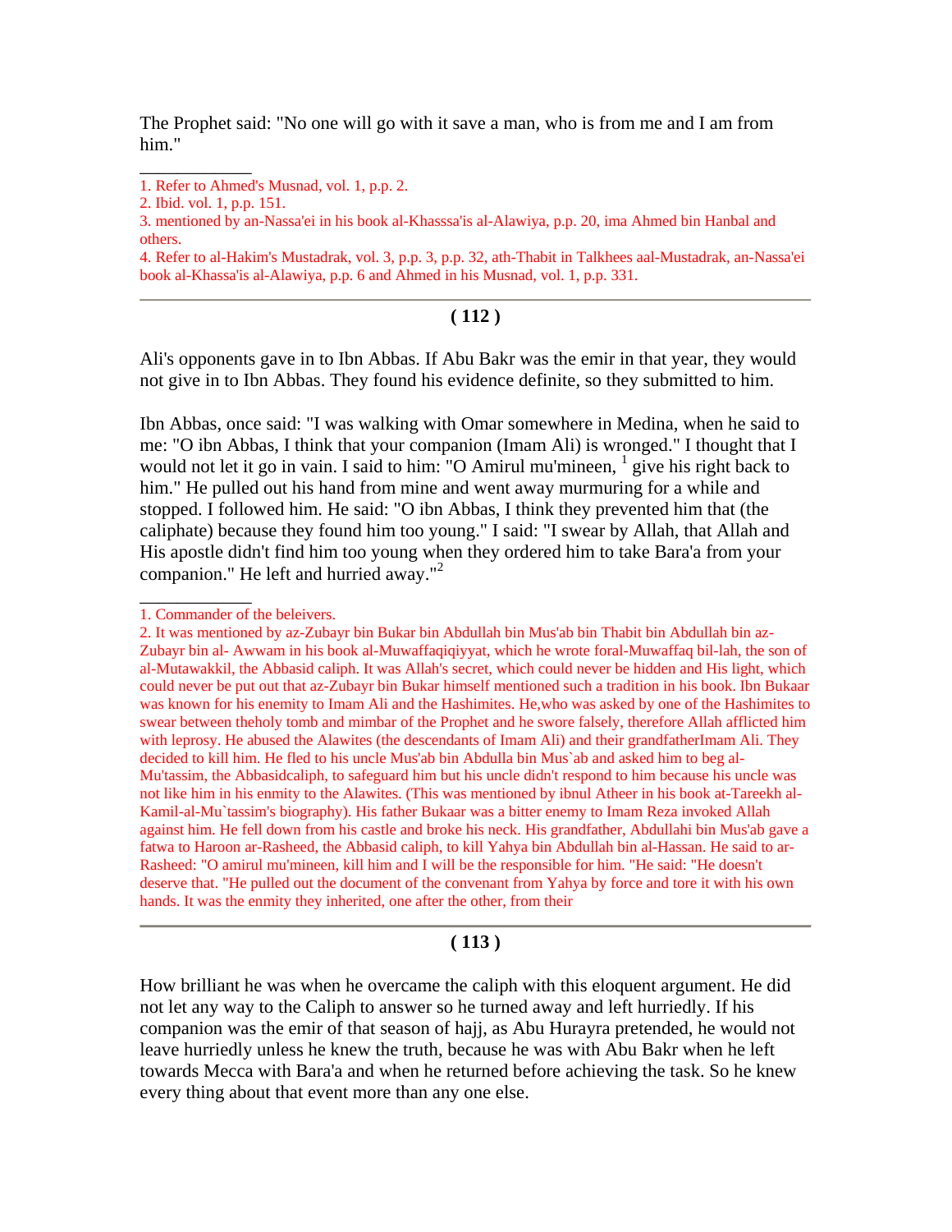The Prophet said: "No one will go with it save a man, who is from me and I am from him."

---

1. Refer to Ahmed's Musnad, vol. 1, p.p. 2.
2. Ibid. vol. 1, p.p. 151.
3. mentioned by an-Nassa'ei in his book al-Khasssa'is al-Alawiya, p.p. 20, ima Ahmed bin Hanbal and others.
4. Refer to al-Hakim's Mustadrak, vol. 3, p.p. 3, p.p. 32, ath-Thabit in Talkhees aal-Mustadrak, an-Nassa'ei book al-Khassa'is al-Alawiya, p.p. 6 and Ahmed in his Musnad, vol. 1, p.p. 331.

---

Ali's opponents gave in to Ibn Abbas. If Abu Bakr was the emir in that year, they would not give in to Ibn Abbas. They found his evidence definite, so they submitted to him.

Ibn Abbas, once said: "I was walking with Omar somewhere in Medina, when he said to me: "O ibn Abbas, I think that your companion (Imam Ali) is wronged." I thought that I would not let it go in vain. I said to him: "O Amirul mu'mineen, [1] give his right back to him." He pulled out his hand from mine and went away murmuring for a while and stopped. I followed him. He said: "O ibn Abbas, I think they prevented him that (the caliphate) because they found him too young." I said: "I swear by Allah, that Allah and His apostle didn't find him too young when they ordered him to take Bara'a from your companion." He left and hurried away."[2]

---

1. Commander of the beleivers.
2. It was mentioned by az-Zubayr bin Bukar bin Abdullah bin Mus'ab bin Thabit bin Abdullah bin az-Zubayr bin al- Awwam in his book al-Muwaffaqiqiyyat, which he wrote foral-Muwaffaq bil-lah, the son of al-Mutawakkil, the Abbasid caliph. It was Allah's secret, which could never be hidden and His light, which could never be put out that az-Zubayr bin Bukar himself mentioned such a tradition in his book. Ibn Bukaar was known for his enemity to Imam Ali and the Hashimites. He,who was asked by one of the Hashimites to swear between theholy tomb and mimbar of the Prophet and he swore falsely, therefore Allah afflicted him with leprosy. He abused the Alawites (the descendants of Imam Ali) and their grandfatherImam Ali. They decided to kill him. He fled to his uncle Mus'ab bin Abdulla bin Mus`ab and asked him to beg al-Mu'tassim, the Abbasidcaliph, to safeguard him but his uncle didn't respond to him because his uncle was not like him in his enmity to the Alawites. (This was mentioned by ibnul Atheer in his book at-Tareekh al-Kamil-al-Mu`tassim's biography). His father Bukaar was a bitter enemy to Imam Reza invoked Allah against him. He fell down from his castle and broke his neck. His grandfather, Abdullahi bin Mus'ab gave a fatwa to Haroon ar-Rasheed, the Abbasid caliph, to kill Yahya bin Abdullah bin al-Hassan. He said to ar-Rasheed: "O amirul mu'mineen, kill him and I will be the responsible for him. "He said: "He doesn't deserve that. "He pulled out the document of the convenant from Yahya by force and tore it with his own hands. It was the enmity they inherited, one after the other, from their

---

How brilliant he was when he overcame the caliph with this eloquent argument. He did not let any way to the Caliph to answer so he turned away and left hurriedly. If his companion was the emir of that season of hajj, as Abu Hurayra pretended, he would not leave hurriedly unless he knew the truth, because he was with Abu Bakr when he left towards Mecca with Bara'a and when he returned before achieving the task. So he knew every thing about that event more than any one else.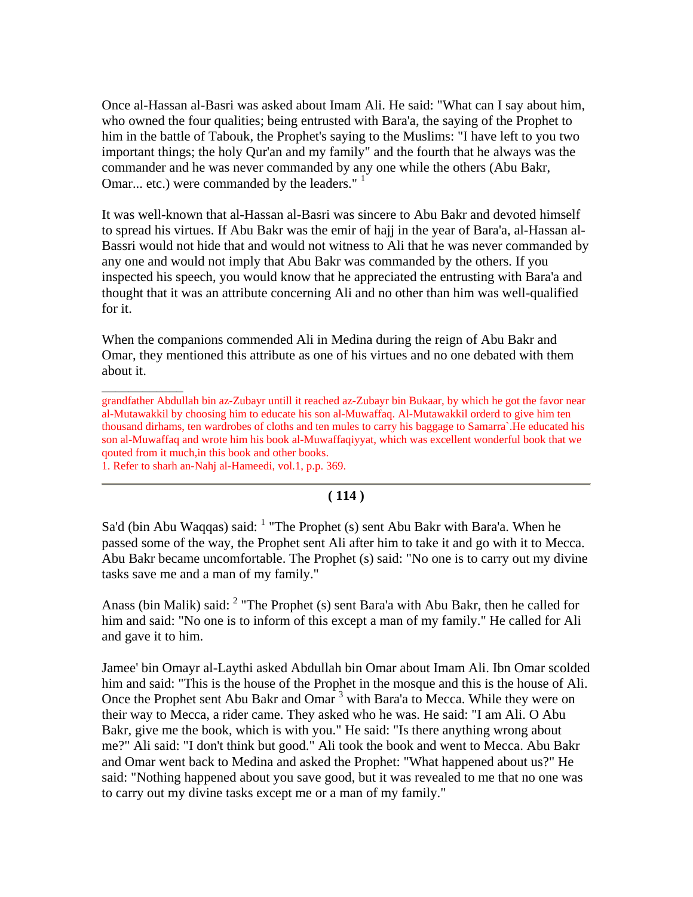Once al-Hassan al-Basri was asked about Imam Ali. He said: "What can I say about him, who owned the four qualities; being entrusted with Bara'a, the saying of the Prophet to him in the battle of Tabouk, the Prophet's saying to the Muslims: "I have left to you two important things; the holy Qur'an and my family" and the fourth that he always was the commander and he was never commanded by any one while the others (Abu Bakr, Omar... etc.) were commanded by the leaders." [1]

It was well-known that al-Hassan al-Basri was sincere to Abu Bakr and devoted himself to spread his virtues. If Abu Bakr was the emir of hajj in the year of Bara'a, al-Hassan al-Bassri would not hide that and would not witness to Ali that he was never commanded by any one and would not imply that Abu Bakr was commanded by the others. If you inspected his speech, you would know that he appreciated the entrusting with Bara'a and thought that it was an attribute concerning Ali and no other than him was well-qualified for it.

When the companions commended Ali in Medina during the reign of Abu Bakr and Omar, they mentioned this attribute as one of his virtues and no one debated with them about it.

---

grandfather Abdullah bin az-Zubayr untill it reached az-Zubayr bin Bukaar, by which he got the favor near al-Mutawakkil by choosing him to educate his son al-Muwaffaq. Al-Mutawakkil orderd to give him ten thousand dirhams, ten wardrobes of cloths and ten mules to carry his baggage to Samarra`.He educated his son al-Muwaffaq and wrote him his book al-Muwaffaqiyyat, which was excellent wonderful book that we qouted from it much,in this book and other books.

1. Refer to sharh an-Nahj al-Hameedi, vol.1, p.p. 369.

---

Sa'd (bin Abu Waqqas) said: [1] "The Prophet (s) sent Abu Bakr with Bara'a. When he passed some of the way, the Prophet sent Ali after him to take it and go with it to Mecca. Abu Bakr became uncomfortable. The Prophet (s) said: "No one is to carry out my divine tasks save me and a man of my family."

Anass (bin Malik) said: [2] "The Prophet (s) sent Bara'a with Abu Bakr, then he called for him and said: "No one is to inform of this except a man of my family." He called for Ali and gave it to him.

Jamee' bin Omayr al-Laythi asked Abdullah bin Omar about Imam Ali. Ibn Omar scolded him and said: "This is the house of the Prophet in the mosque and this is the house of Ali. Once the Prophet sent Abu Bakr and Omar [3] with Bara'a to Mecca. While they were on their way to Mecca, a rider came. They asked who he was. He said: "I am Ali. O Abu Bakr, give me the book, which is with you." He said: "Is there anything wrong about me?" Ali said: "I don't think but good." Ali took the book and went to Mecca. Abu Bakr and Omar went back to Medina and asked the Prophet: "What happened about us?" He said: "Nothing happened about you save good, but it was revealed to me that no one was to carry out my divine tasks except me or a man of my family."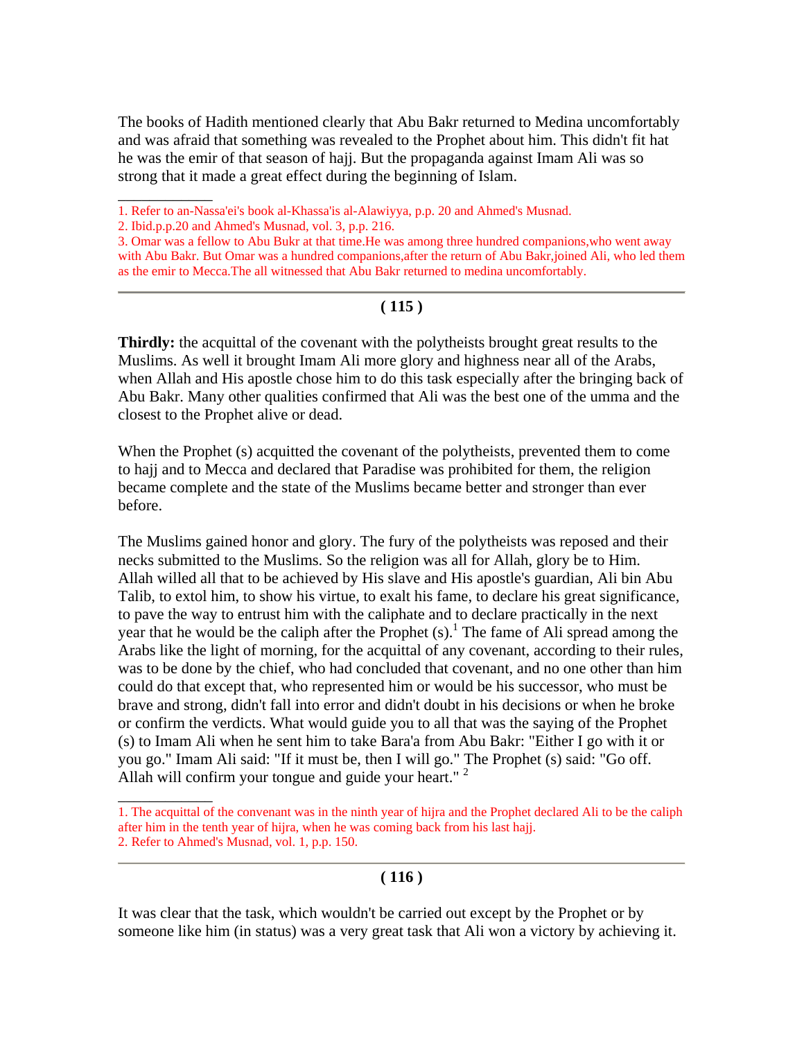The books of Hadith mentioned clearly that Abu Bakr returned to Medina uncomfortably and was afraid that something was revealed to the Prophet about him. This didn't fit hat he was the emir of that season of hajj. But the propaganda against Imam Ali was so strong that it made a great effect during the beginning of Islam.

---

1. Refer to an-Nassa'ei's book al-Khassa'is al-Alawiyya, p.p. 20 and Ahmed's Musnad.
2. Ibid.p.p.20 and Ahmed's Musnad, vol. 3, p.p. 216.
3. Omar was a fellow to Abu Bukr at that time.He was among three hundred companions,who went away with Abu Bakr. But Omar was a hundred companions,after the return of Abu Bakr,joined Ali, who led them as the emir to Mecca.The all witnessed that Abu Bakr returned to medina uncomfortably.

---

**Thirdly:** the acquittal of the covenant with the polytheists brought great results to the Muslims. As well it brought Imam Ali more glory and highness near all of the Arabs, when Allah and His apostle chose him to do this task especially after the bringing back of Abu Bakr. Many other qualities confirmed that Ali was the best one of the umma and the closest to the Prophet alive or dead.

When the Prophet (s) acquitted the covenant of the polytheists, prevented them to come to hajj and to Mecca and declared that Paradise was prohibited for them, the religion became complete and the state of the Muslims became better and stronger than ever before.

The Muslims gained honor and glory. The fury of the polytheists was reposed and their necks submitted to the Muslims. So the religion was all for Allah, glory be to Him. Allah willed all that to be achieved by His slave and His apostle's guardian, Ali bin Abu Talib, to extol him, to show his virtue, to exalt his fame, to declare his great significance, to pave the way to entrust him with the caliphate and to declare practically in the next year that he would be the caliph after the Prophet (s).[1] The fame of Ali spread among the Arabs like the light of morning, for the acquittal of any covenant, according to their rules, was to be done by the chief, who had concluded that covenant, and no one other than him could do that except that, who represented him or would be his successor, who must be brave and strong, didn't fall into error and didn't doubt in his decisions or when he broke or confirm the verdicts. What would guide you to all that was the saying of the Prophet (s) to Imam Ali when he sent him to take Bara'a from Abu Bakr: "Either I go with it or you go." Imam Ali said: "If it must be, then I will go." The Prophet (s) said: "Go off. Allah will confirm your tongue and guide your heart." [2]

---

1. The acquittal of the convenant was in the ninth year of hijra and the Prophet declared Ali to be the caliph after him in the tenth year of hijra, when he was coming back from his last hajj.
2. Refer to Ahmed's Musnad, vol. 1, p.p. 150.

---

It was clear that the task, which wouldn't be carried out except by the Prophet or by someone like him (in status) was a very great task that Ali won a victory by achieving it.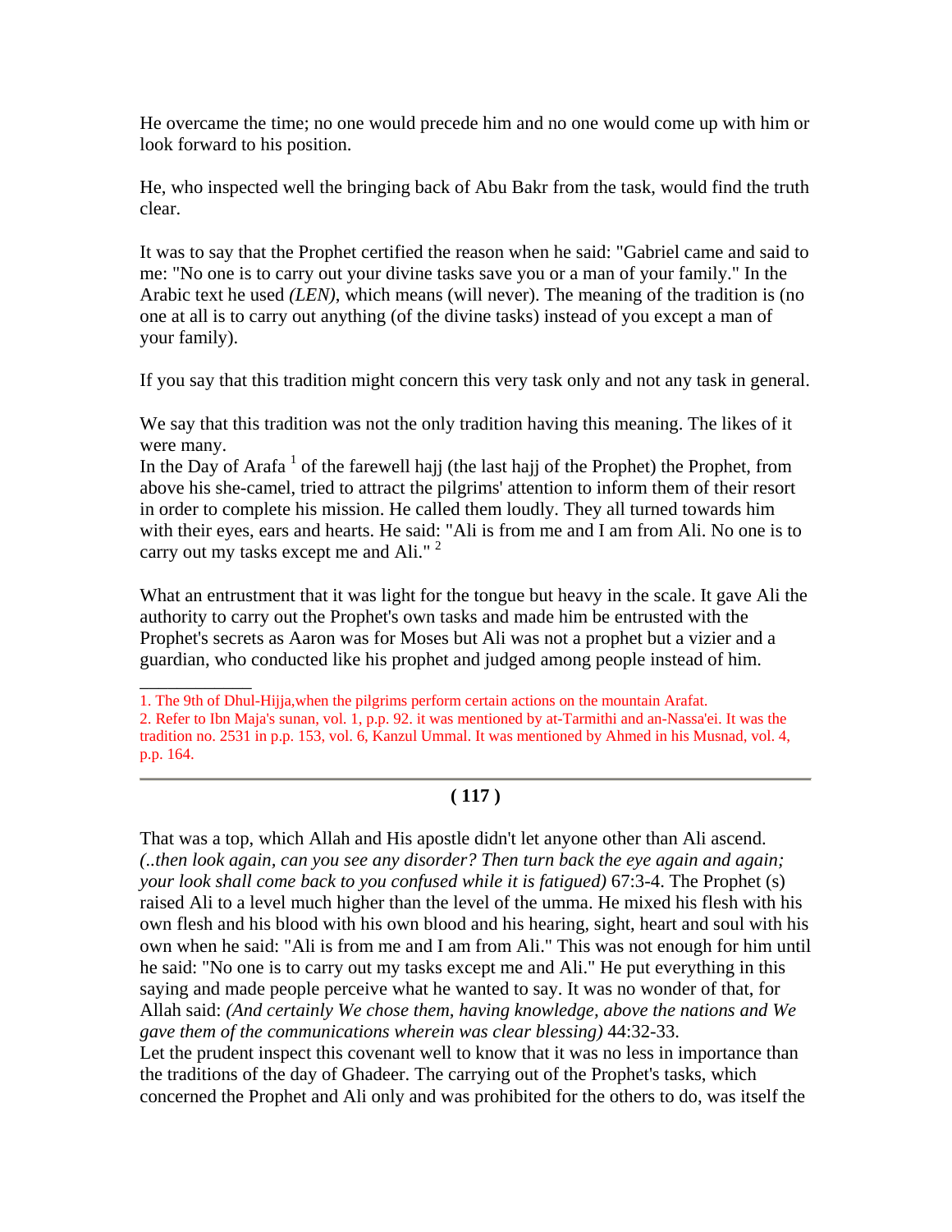He overcame the time; no one would precede him and no one would come up with him or look forward to his position.

He, who inspected well the bringing back of Abu Bakr from the task, would find the truth clear.

It was to say that the Prophet certified the reason when he said: "Gabriel came and said to me: "No one is to carry out your divine tasks save you or a man of your family." In the Arabic text he used *(LEN)*, which means (will never). The meaning of the tradition is (no one at all is to carry out anything (of the divine tasks) instead of you except a man of your family).

If you say that this tradition might concern this very task only and not any task in general.

We say that this tradition was not the only tradition having this meaning. The likes of it were many.
In the Day of Arafa [1] of the farewell hajj (the last hajj of the Prophet) the Prophet, from above his she-camel, tried to attract the pilgrims' attention to inform them of their resort in order to complete his mission. He called them loudly. They all turned towards him with their eyes, ears and hearts. He said: "Ali is from me and I am from Ali. No one is to carry out my tasks except me and Ali." [2]

What an entrustment that it was light for the tongue but heavy in the scale. It gave Ali the authority to carry out the Prophet's own tasks and made him be entrusted with the Prophet's secrets as Aaron was for Moses but Ali was not a prophet but a vizier and a guardian, who conducted like his prophet and judged among people instead of him.

---

1. The 9th of Dhul-Hijja,when the pilgrims perform certain actions on the mountain Arafat.
2. Refer to Ibn Maja's sunan, vol. 1, p.p. 92. it was mentioned by at-Tarmithi and an-Nassa'ei. It was the tradition no. 2531 in p.p. 153, vol. 6, Kanzul Ummal. It was mentioned by Ahmed in his Musnad, vol. 4, p.p. 164.

---

That was a top, which Allah and His apostle didn't let anyone other than Ali ascend. *(..then look again, can you see any disorder? Then turn back the eye again and again; your look shall come back to you confused while it is fatigued)* 67:3-4. The Prophet (s) raised Ali to a level much higher than the level of the umma. He mixed his flesh with his own flesh and his blood with his own blood and his hearing, sight, heart and soul with his own when he said: "Ali is from me and I am from Ali." This was not enough for him until he said: "No one is to carry out my tasks except me and Ali." He put everything in this saying and made people perceive what he wanted to say. It was no wonder of that, for Allah said: *(And certainly We chose them, having knowledge, above the nations and We gave them of the communications wherein was clear blessing)* 44:32-33.
Let the prudent inspect this covenant well to know that it was no less in importance than the traditions of the day of Ghadeer. The carrying out of the Prophet's tasks, which concerned the Prophet and Ali only and was prohibited for the others to do, was itself the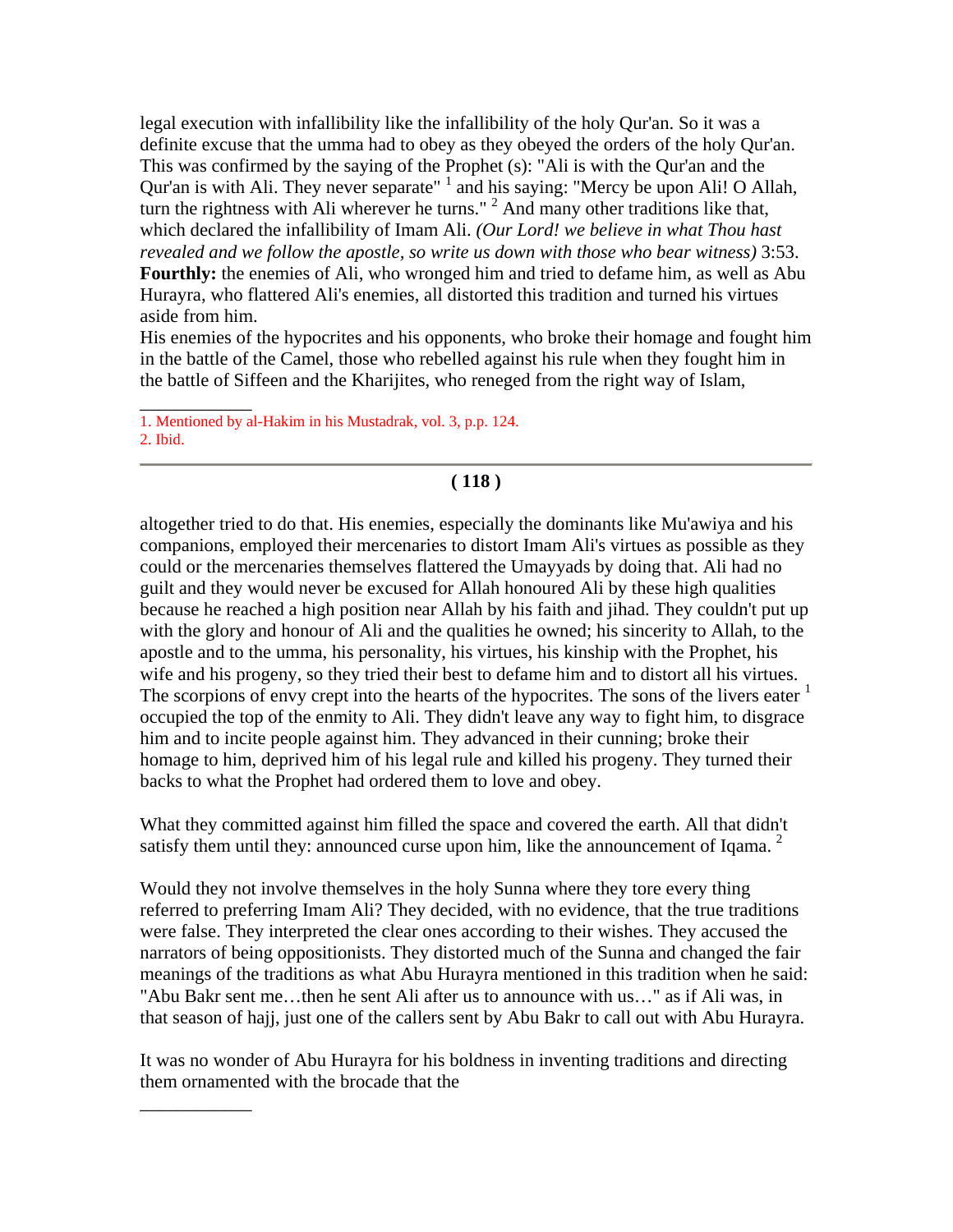legal execution with infallibility like the infallibility of the holy Qur'an. So it was a definite excuse that the umma had to obey as they obeyed the orders of the holy Qur'an. This was confirmed by the saying of the Prophet (s): "Ali is with the Qur'an and the Qur'an is with Ali. They never separate" [1] and his saying: "Mercy be upon Ali! O Allah, turn the rightness with Ali wherever he turns." [2] And many other traditions like that, which declared the infallibility of Imam Ali. *(Our Lord! we believe in what Thou hast revealed and we follow the apostle, so write us down with those who bear witness)* 3:53.

**Fourthly:** the enemies of Ali, who wronged him and tried to defame him, as well as Abu Hurayra, who flattered Ali's enemies, all distorted this tradition and turned his virtues aside from him.

His enemies of the hypocrites and his opponents, who broke their homage and fought him in the battle of the Camel, those who rebelled against his rule when they fought him in the battle of Siffeen and the Kharijites, who reneged from the right way of Islam,

1. Mentioned by al-Hakim in his Mustadrak, vol. 3, p.p. 124.
2. Ibid.

altogether tried to do that. His enemies, especially the dominants like Mu'awiya and his companions, employed their mercenaries to distort Imam Ali's virtues as possible as they could or the mercenaries themselves flattered the Umayyads by doing that. Ali had no guilt and they would never be excused for Allah honoured Ali by these high qualities because he reached a high position near Allah by his faith and jihad. They couldn't put up with the glory and honour of Ali and the qualities he owned; his sincerity to Allah, to the apostle and to the umma, his personality, his virtues, his kinship with the Prophet, his wife and his progeny, so they tried their best to defame him and to distort all his virtues. The scorpions of envy crept into the hearts of the hypocrites. The sons of the livers eater [1] occupied the top of the enmity to Ali. They didn't leave any way to fight him, to disgrace him and to incite people against him. They advanced in their cunning; broke their homage to him, deprived him of his legal rule and killed his progeny. They turned their backs to what the Prophet had ordered them to love and obey.

What they committed against him filled the space and covered the earth. All that didn't satisfy them until they: announced curse upon him, like the announcement of Iqama. [2]

Would they not involve themselves in the holy Sunna where they tore every thing referred to preferring Imam Ali? They decided, with no evidence, that the true traditions were false. They interpreted the clear ones according to their wishes. They accused the narrators of being oppositionists. They distorted much of the Sunna and changed the fair meanings of the traditions as what Abu Hurayra mentioned in this tradition when he said: "Abu Bakr sent me…then he sent Ali after us to announce with us…" as if Ali was, in that season of hajj, just one of the callers sent by Abu Bakr to call out with Abu Hurayra.

It was no wonder of Abu Hurayra for his boldness in inventing traditions and directing them ornamented with the brocade that the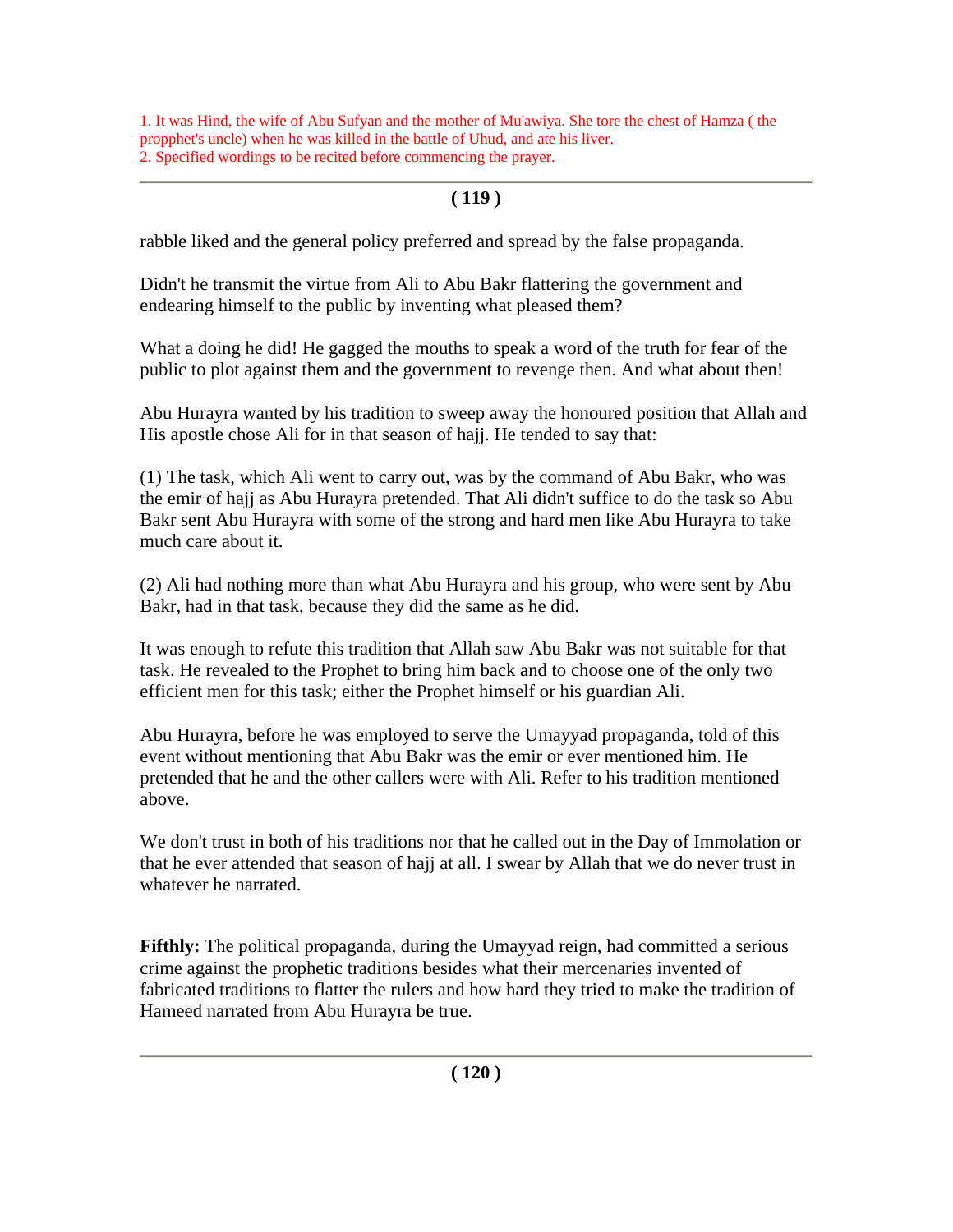1. It was Hind, the wife of Abu Sufyan and the mother of Mu'awiya. She tore the chest of Hamza ( the propphet's uncle) when he was killed in the battle of Uhud, and ate his liver.
2. Specified wordings to be recited before commencing the prayer.

---

rabble liked and the general policy preferred and spread by the false propaganda.

Didn't he transmit the virtue from Ali to Abu Bakr flattering the government and endearing himself to the public by inventing what pleased them?

What a doing he did! He gagged the mouths to speak a word of the truth for fear of the public to plot against them and the government to revenge then. And what about then!

Abu Hurayra wanted by his tradition to sweep away the honoured position that Allah and His apostle chose Ali for in that season of hajj. He tended to say that:

(1) The task, which Ali went to carry out, was by the command of Abu Bakr, who was the emir of hajj as Abu Hurayra pretended. That Ali didn't suffice to do the task so Abu Bakr sent Abu Hurayra with some of the strong and hard men like Abu Hurayra to take much care about it.

(2) Ali had nothing more than what Abu Hurayra and his group, who were sent by Abu Bakr, had in that task, because they did the same as he did.

It was enough to refute this tradition that Allah saw Abu Bakr was not suitable for that task. He revealed to the Prophet to bring him back and to choose one of the only two efficient men for this task; either the Prophet himself or his guardian Ali.

Abu Hurayra, before he was employed to serve the Umayyad propaganda, told of this event without mentioning that Abu Bakr was the emir or ever mentioned him. He pretended that he and the other callers were with Ali. Refer to his tradition mentioned above.

We don't trust in both of his traditions nor that he called out in the Day of Immolation or that he ever attended that season of hajj at all. I swear by Allah that we do never trust in whatever he narrated.

**Fifthly:** The political propaganda, during the Umayyad reign, had committed a serious crime against the prophetic traditions besides what their mercenaries invented of fabricated traditions to flatter the rulers and how hard they tried to make the tradition of Hameed narrated from Abu Hurayra be true.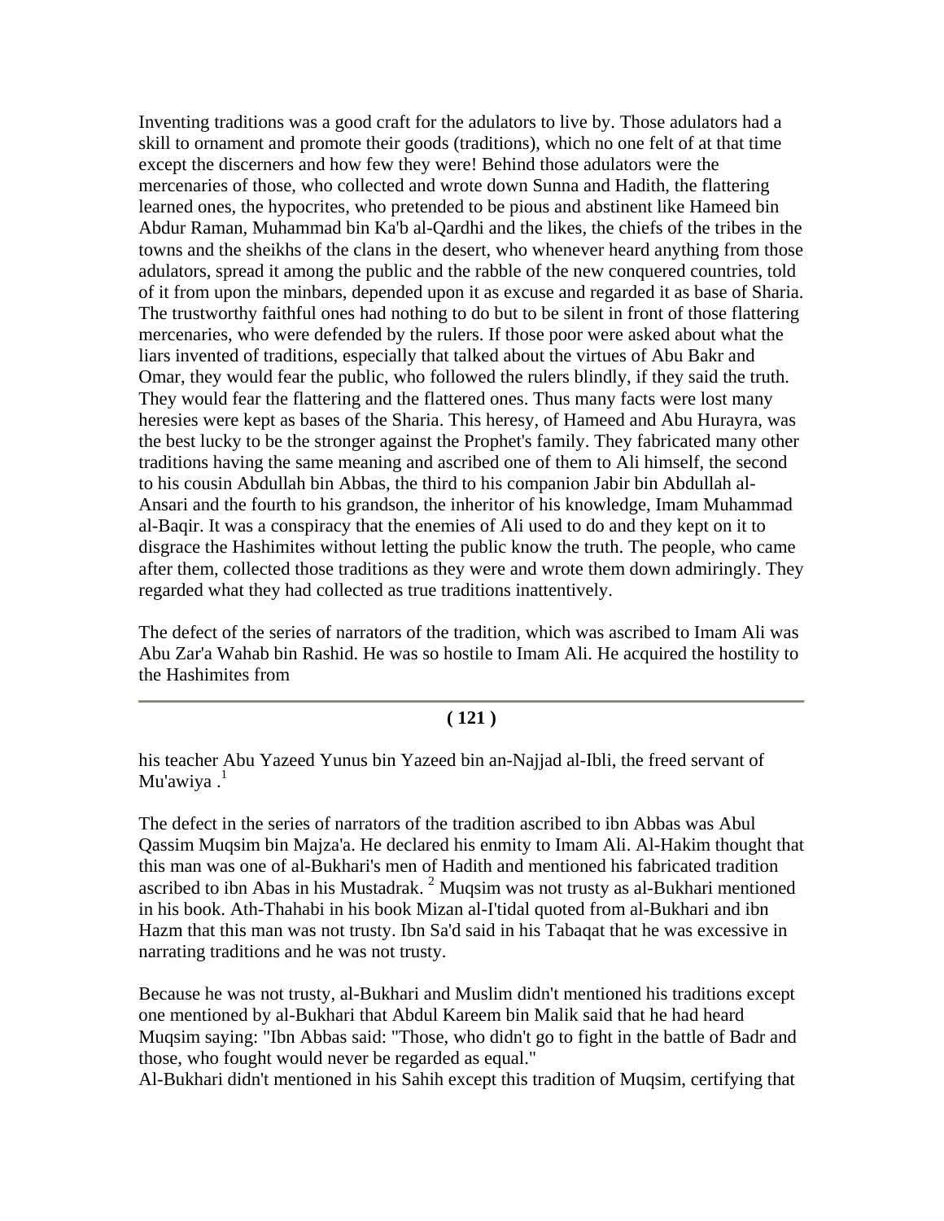Inventing traditions was a good craft for the adulators to live by. Those adulators had a skill to ornament and promote their goods (traditions), which no one felt of at that time except the discerners and how few they were! Behind those adulators were the mercenaries of those, who collected and wrote down Sunna and Hadith, the flattering learned ones, the hypocrites, who pretended to be pious and abstinent like Hameed bin Abdur Raman, Muhammad bin Ka'b al-Qardhi and the likes, the chiefs of the tribes in the towns and the sheikhs of the clans in the desert, who whenever heard anything from those adulators, spread it among the public and the rabble of the new conquered countries, told of it from upon the minbars, depended upon it as excuse and regarded it as base of Sharia. The trustworthy faithful ones had nothing to do but to be silent in front of those flattering mercenaries, who were defended by the rulers. If those poor were asked about what the liars invented of traditions, especially that talked about the virtues of Abu Bakr and Omar, they would fear the public, who followed the rulers blindly, if they said the truth. They would fear the flattering and the flattered ones. Thus many facts were lost many heresies were kept as bases of the Sharia. This heresy, of Hameed and Abu Hurayra, was the best lucky to be the stronger against the Prophet's family. They fabricated many other traditions having the same meaning and ascribed one of them to Ali himself, the second to his cousin Abdullah bin Abbas, the third to his companion Jabir bin Abdullah al-Ansari and the fourth to his grandson, the inheritor of his knowledge, Imam Muhammad al-Baqir. It was a conspiracy that the enemies of Ali used to do and they kept on it to disgrace the Hashimites without letting the public know the truth. The people, who came after them, collected those traditions as they were and wrote them down admiringly. They regarded what they had collected as true traditions inattentively.

The defect of the series of narrators of the tradition, which was ascribed to Imam Ali was Abu Zar'a Wahab bin Rashid. He was so hostile to Imam Ali. He acquired the hostility to the Hashimites from his teacher Abu Yazeed Yunus bin Yazeed bin an-Najjad al-Ibli, the freed servant of Mu'awiya .[1]

The defect in the series of narrators of the tradition ascribed to ibn Abbas was Abul Qassim Muqsim bin Majza'a. He declared his enmity to Imam Ali. Al-Hakim thought that this man was one of al-Bukhari's men of Hadith and mentioned his fabricated tradition ascribed to ibn Abas in his Mustadrak. [2] Muqsim was not trusty as al-Bukhari mentioned in his book. Ath-Thahabi in his book Mizan al-I'tidal quoted from al-Bukhari and ibn Hazm that this man was not trusty. Ibn Sa'd said in his Tabaqat that he was excessive in narrating traditions and he was not trusty.

Because he was not trusty, al-Bukhari and Muslim didn't mentioned his traditions except one mentioned by al-Bukhari that Abdul Kareem bin Malik said that he had heard Muqsim saying: "Ibn Abbas said: "Those, who didn't go to fight in the battle of Badr and those, who fought would never be regarded as equal."
Al-Bukhari didn't mentioned in his Sahih except this tradition of Muqsim, certifying that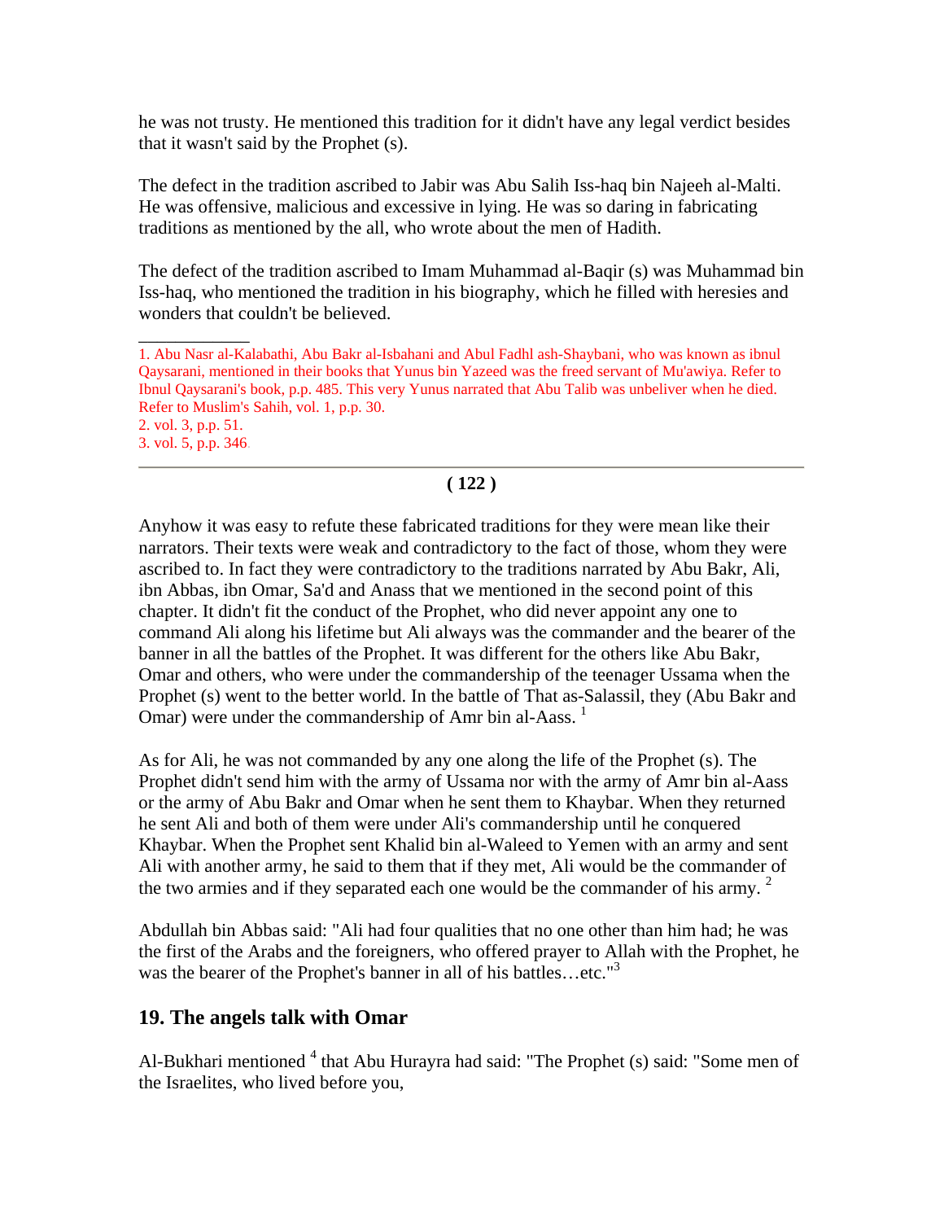he was not trusty. He mentioned this tradition for it didn't have any legal verdict besides that it wasn't said by the Prophet (s).

The defect in the tradition ascribed to Jabir was Abu Salih Iss-haq bin Najeeh al-Malti. He was offensive, malicious and excessive in lying. He was so daring in fabricating traditions as mentioned by the all, who wrote about the men of Hadith.

The defect of the tradition ascribed to Imam Muhammad al-Baqir (s) was Muhammad bin Iss-haq, who mentioned the tradition in his biography, which he filled with heresies and wonders that couldn't be believed.

---

1. Abu Nasr al-Kalabathi, Abu Bakr al-Isbahani and Abul Fadhl ash-Shaybani, who was known as ibnul Qaysarani, mentioned in their books that Yunus bin Yazeed was the freed servant of Mu'awiya. Refer to Ibnul Qaysarani's book, p.p. 485. This very Yunus narrated that Abu Talib was unbeliver when he died. Refer to Muslim's Sahih, vol. 1, p.p. 30.
2. vol. 3, p.p. 51.
3. vol. 5, p.p. 346.

---

Anyhow it was easy to refute these fabricated traditions for they were mean like their narrators. Their texts were weak and contradictory to the fact of those, whom they were ascribed to. In fact they were contradictory to the traditions narrated by Abu Bakr, Ali, ibn Abbas, ibn Omar, Sa'd and Anass that we mentioned in the second point of this chapter. It didn't fit the conduct of the Prophet, who did never appoint any one to command Ali along his lifetime but Ali always was the commander and the bearer of the banner in all the battles of the Prophet. It was different for the others like Abu Bakr, Omar and others, who were under the commandership of the teenager Ussama when the Prophet (s) went to the better world. In the battle of That as-Salassil, they (Abu Bakr and Omar) were under the commandership of Amr bin al-Aass. [1]

As for Ali, he was not commanded by any one along the life of the Prophet (s). The Prophet didn't send him with the army of Ussama nor with the army of Amr bin al-Aass or the army of Abu Bakr and Omar when he sent them to Khaybar. When they returned he sent Ali and both of them were under Ali's commandership until he conquered Khaybar. When the Prophet sent Khalid bin al-Waleed to Yemen with an army and sent Ali with another army, he said to them that if they met, Ali would be the commander of the two armies and if they separated each one would be the commander of his army. [2]

Abdullah bin Abbas said: "Ali had four qualities that no one other than him had; he was the first of the Arabs and the foreigners, who offered prayer to Allah with the Prophet, he was the bearer of the Prophet's banner in all of his battles…etc."[3]

## 19. The angels talk with Omar

Al-Bukhari mentioned [4] that Abu Hurayra had said: "The Prophet (s) said: "Some men of the Israelites, who lived before you,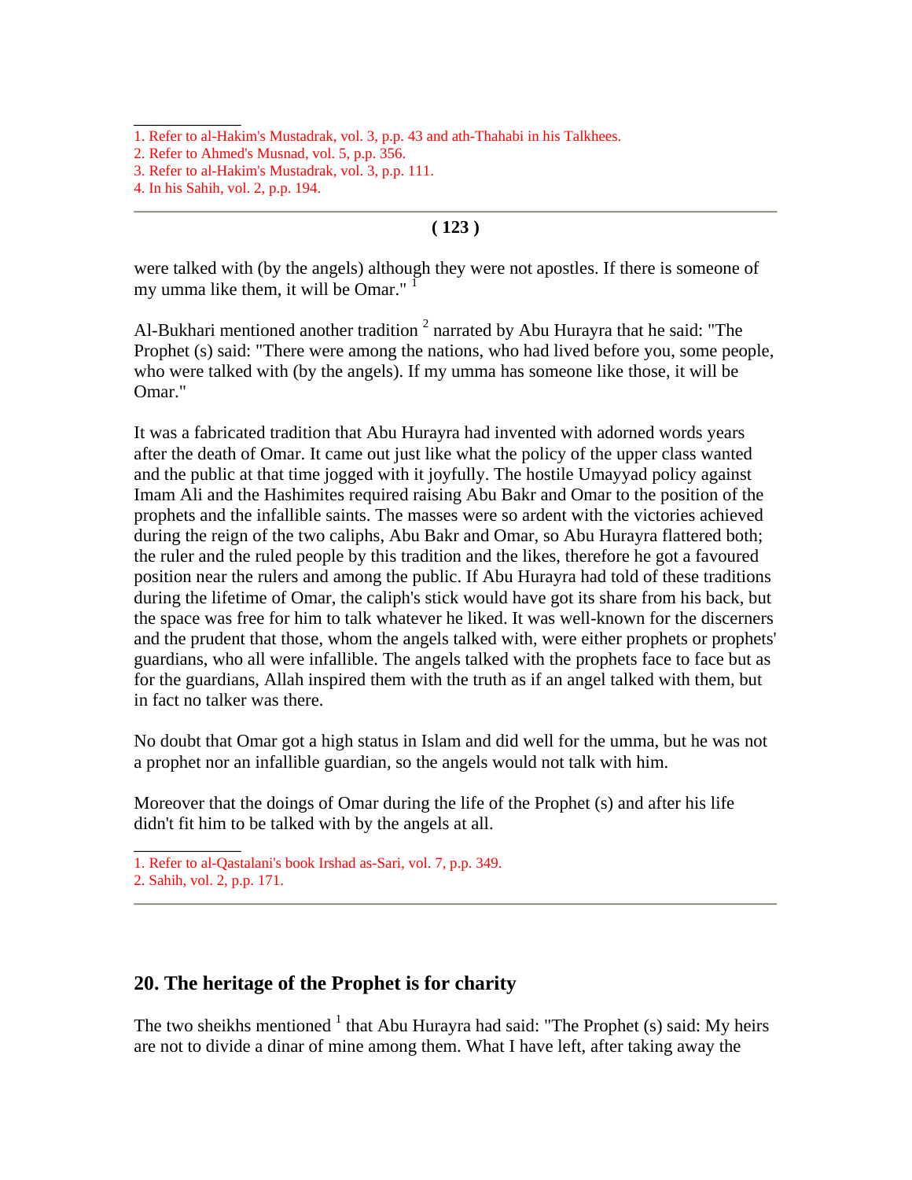1. Refer to al-Hakim's Mustadrak, vol. 3, p.p. 43 and ath-Thahabi in his Talkhees.
2. Refer to Ahmed's Musnad, vol. 5, p.p. 356.
3. Refer to al-Hakim's Mustadrak, vol. 3, p.p. 111.
4. In his Sahih, vol. 2, p.p. 194.

---

were talked with (by the angels) although they were not apostles. If there is someone of my umma like them, it will be Omar." [1]

Al-Bukhari mentioned another tradition [2] narrated by Abu Hurayra that he said: "The Prophet (s) said: "There were among the nations, who had lived before you, some people, who were talked with (by the angels). If my umma has someone like those, it will be Omar."

It was a fabricated tradition that Abu Hurayra had invented with adorned words years after the death of Omar. It came out just like what the policy of the upper class wanted and the public at that time jogged with it joyfully. The hostile Umayyad policy against Imam Ali and the Hashimites required raising Abu Bakr and Omar to the position of the prophets and the infallible saints. The masses were so ardent with the victories achieved during the reign of the two caliphs, Abu Bakr and Omar, so Abu Hurayra flattered both; the ruler and the ruled people by this tradition and the likes, therefore he got a favoured position near the rulers and among the public. If Abu Hurayra had told of these traditions during the lifetime of Omar, the caliph's stick would have got its share from his back, but the space was free for him to talk whatever he liked. It was well-known for the discerners and the prudent that those, whom the angels talked with, were either prophets or prophets' guardians, who all were infallible. The angels talked with the prophets face to face but as for the guardians, Allah inspired them with the truth as if an angel talked with them, but in fact no talker was there.

No doubt that Omar got a high status in Islam and did well for the umma, but he was not a prophet nor an infallible guardian, so the angels would not talk with him.

Moreover that the doings of Omar during the life of the Prophet (s) and after his life didn't fit him to be talked with by the angels at all.

1. Refer to al-Qastalani's book Irshad as-Sari, vol. 7, p.p. 349.
2. Sahih, vol. 2, p.p. 171.

---

## 20. The heritage of the Prophet is for charity

The two sheikhs mentioned [1] that Abu Hurayra had said: "The Prophet (s) said: My heirs are not to divide a dinar of mine among them. What I have left, after taking away the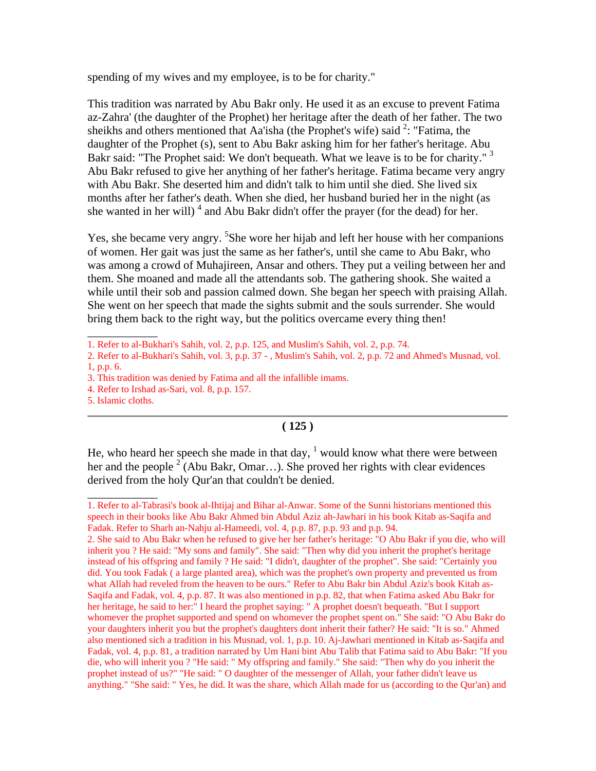spending of my wives and my employee, is to be for charity."

This tradition was narrated by Abu Bakr only. He used it as an excuse to prevent Fatima az-Zahra' (the daughter of the Prophet) her heritage after the death of her father. The two sheikhs and others mentioned that Aa'isha (the Prophet's wife) said [2]: "Fatima, the daughter of the Prophet (s), sent to Abu Bakr asking him for her father's heritage. Abu Bakr said: "The Prophet said: We don't bequeath. What we leave is to be for charity." [3] Abu Bakr refused to give her anything of her father's heritage. Fatima became very angry with Abu Bakr. She deserted him and didn't talk to him until she died. She lived six months after her father's death. When she died, her husband buried her in the night (as she wanted in her will) [4] and Abu Bakr didn't offer the prayer (for the dead) for her.

Yes, she became very angry. [5]She wore her hijab and left her house with her companions of women. Her gait was just the same as her father's, until she came to Abu Bakr, who was among a crowd of Muhajireen, Ansar and others. They put a veiling between her and them. She moaned and made all the attendants sob. The gathering shook. She waited a while until their sob and passion calmed down. She began her speech with praising Allah. She went on her speech that made the sights submit and the souls surrender. She would bring them back to the right way, but the politics overcame every thing then!

1. Refer to al-Bukhari's Sahih, vol. 2, p.p. 125, and Muslim's Sahih, vol. 2, p.p. 74.
2. Refer to al-Bukhari's Sahih, vol. 3, p.p. 37 - , Muslim's Sahih, vol. 2, p.p. 72 and Ahmed's Musnad, vol. 1, p.p. 6.
3. This tradition was denied by Fatima and all the infallible imams.
4. Refer to Irshad as-Sari, vol. 8, p.p. 157.
5. Islamic cloths.

He, who heard her speech she made in that day, [1] would know what there were between her and the people [2] (Abu Bakr, Omar…). She proved her rights with clear evidences derived from the holy Qur'an that couldn't be denied.

1. Refer to al-Tabrasi's book al-Ihtijaj and Bihar al-Anwar. Some of the Sunni historians mentioned this speech in their books like Abu Bakr Ahmed bin Abdul Aziz ah-Jawhari in his book Kitab as-Saqifa and Fadak. Refer to Sharh an-Nahju al-Hameedi, vol. 4, p.p. 87, p.p. 93 and p.p. 94.
2. She said to Abu Bakr when he refused to give her her father's heritage: "O Abu Bakr if you die, who will inherit you ? He said: "My sons and family". She said: "Then why did you inherit the prophet's heritage instead of his offspring and family ? He said: "I didn't, daughter of the prophet". She said: "Certainly you did. You took Fadak ( a large planted area), which was the prophet's own property and prevented us from what Allah had reveled from the heaven to be ours." Refer to Abu Bakr bin Abdul Aziz's book Kitab as-Saqifa and Fadak, vol. 4, p.p. 87. It was also mentioned in p.p. 82, that when Fatima asked Abu Bakr for her heritage, he said to her:" I heard the prophet saying: " A prophet doesn't bequeath. "But I support whomever the prophet supported and spend on whomever the prophet spent on." She said: "O Abu Bakr do your daughters inherit you but the prophet's daughters dont inherit their father? He said: "It is so." Ahmed also mentioned sich a tradition in his Musnad, vol. 1, p.p. 10. Aj-Jawhari mentioned in Kitab as-Saqifa and Fadak, vol. 4, p.p. 81, a tradition narrated by Um Hani bint Abu Talib that Fatima said to Abu Bakr: "If you die, who will inherit you ? "He said: " My offspring and family." She said: "Then why do you inherit the prophet instead of us?" "He said: " O daughter of the messenger of Allah, your father didn't leave us anything." "She said: " Yes, he did. It was the share, which Allah made for us (according to the Qur'an) and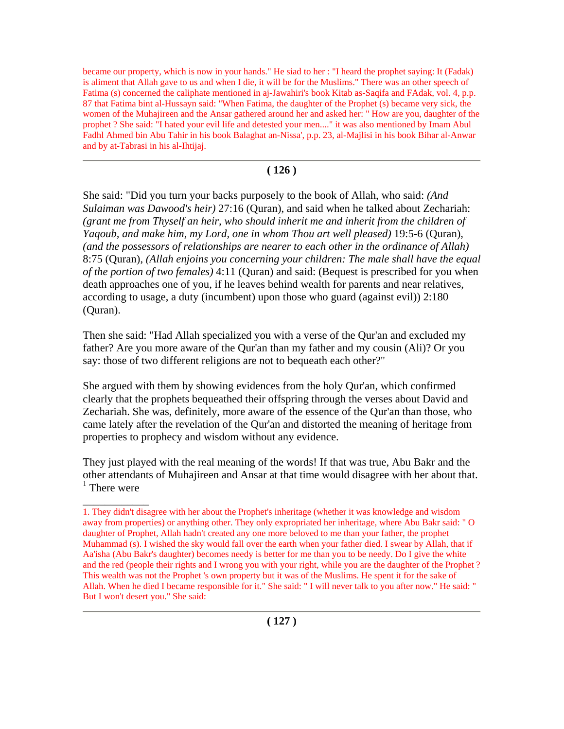became our property, which is now in your hands." He siad to her : "I heard the prophet saying: It (Fadak) is aliment that Allah gave to us and when I die, it will be for the Muslims." There was an other speech of Fatima (s) concerned the caliphate mentioned in aj-Jawahiri's book Kitab as-Saqifa and FAdak, vol. 4, p.p. 87 that Fatima bint al-Hussayn said: "When Fatima, the daughter of the Prophet (s) became very sick, the women of the Muhajireen and the Ansar gathered around her and asked her: " How are you, daughter of the prophet ? She said: "I hated your evil life and detested your men...." it was also mentioned by Imam Abul Fadhl Ahmed bin Abu Tahir in his book Balaghat an-Nissa', p.p. 23, al-Majlisi in his book Bihar al-Anwar and by at-Tabrasi in his al-Ihtijaj.

---

She said: "Did you turn your backs purposely to the book of Allah, who said: *(And Sulaiman was Dawood's heir)* 27:16 (Quran), and said when he talked about Zechariah: *(grant me from Thyself an heir, who should inherit me and inherit from the children of Yaqoub, and make him, my Lord, one in whom Thou art well pleased)* 19:5-6 (Quran), *(and the possessors of relationships are nearer to each other in the ordinance of Allah)* 8:75 (Quran), *(Allah enjoins you concerning your children: The male shall have the equal of the portion of two females)* 4:11 (Quran) and said: (Bequest is prescribed for you when death approaches one of you, if he leaves behind wealth for parents and near relatives, according to usage, a duty (incumbent) upon those who guard (against evil)) 2:180 (Quran).

Then she said: "Had Allah specialized you with a verse of the Qur'an and excluded my father? Are you more aware of the Qur'an than my father and my cousin (Ali)? Or you say: those of two different religions are not to bequeath each other?"

She argued with them by showing evidences from the holy Qur'an, which confirmed clearly that the prophets bequeathed their offspring through the verses about David and Zechariah. She was, definitely, more aware of the essence of the Qur'an than those, who came lately after the revelation of the Qur'an and distorted the meaning of heritage from properties to prophecy and wisdom without any evidence.

They just played with the real meaning of the words! If that was true, Abu Bakr and the other attendants of Muhajireen and Ansar at that time would disagree with her about that.[1] There were

---

1. They didn't disagree with her about the Prophet's inheritage (whether it was knowledge and wisdom away from properties) or anything other. They only expropriated her inheritance, where Abu Bakr said: " O daughter of Prophet, Allah hadn't created any one more beloved to me than your father, the prophet Muhammad (s). I wished the sky would fall over the earth when your father died. I swear by Allah, that if Aa'isha (Abu Bakr's daughter) becomes needy is better for me than you to be needy. Do I give the white and the red (people their rights and I wrong you with your right, while you are the daughter of the Prophet ? This wealth was not the Prophet 's own property but it was of the Muslims. He spent it for the sake of Allah. When he died I became responsible for it." She said: " I will never talk to you after now." He said: " But I won't desert you." She said: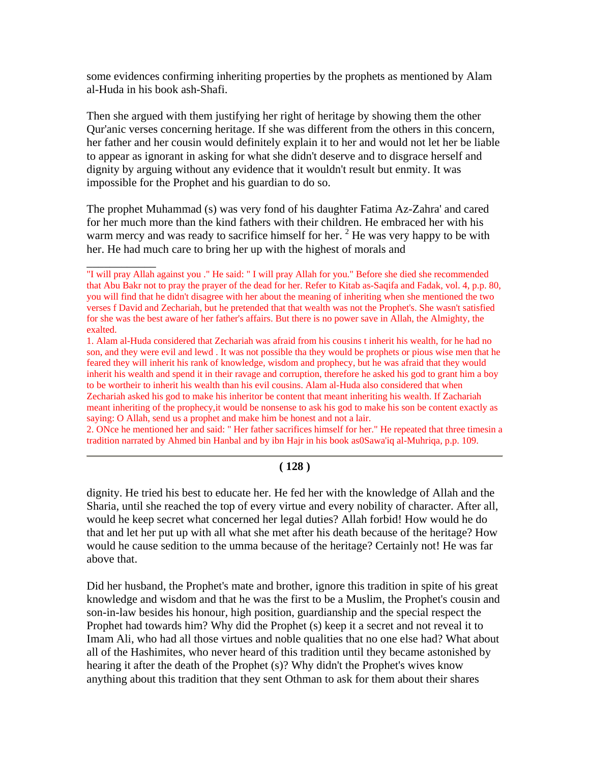some evidences confirming inheriting properties by the prophets as mentioned by Alam al-Huda in his book ash-Shafi.

Then she argued with them justifying her right of heritage by showing them the other Qur'anic verses concerning heritage. If she was different from the others in this concern, her father and her cousin would definitely explain it to her and would not let her be liable to appear as ignorant in asking for what she didn't deserve and to disgrace herself and dignity by arguing without any evidence that it wouldn't result but enmity. It was impossible for the Prophet and his guardian to do so.

The prophet Muhammad (s) was very fond of his daughter Fatima Az-Zahra' and cared for her much more than the kind fathers with their children. He embraced her with his warm mercy and was ready to sacrifice himself for her. [2] He was very happy to be with her. He had much care to bring her up with the highest of morals and

---

"I will pray Allah against you ." He said: " I will pray Allah for you." Before she died she recommended that Abu Bakr not to pray the prayer of the dead for her. Refer to Kitab as-Saqifa and Fadak, vol. 4, p.p. 80, you will find that he didn't disagree with her about the meaning of inheriting when she mentioned the two verses f David and Zechariah, but he pretended that that wealth was not the Prophet's. She wasn't satisfied for she was the best aware of her father's affairs. But there is no power save in Allah, the Almighty, the exalted.

1. Alam al-Huda considered that Zechariah was afraid from his cousins t inherit his wealth, for he had no son, and they were evil and lewd . It was not possible tha they would be prophets or pious wise men that he feared they will inherit his rank of knowledge, wisdom and prophecy, but he was afraid that they would inherit his wealth and spend it in their ravage and corruption, therefore he asked his god to grant him a boy to be wortheir to inherit his wealth than his evil cousins. Alam al-Huda also considered that when Zechariah asked his god to make his inheritor be content that meant inheriting his wealth. If Zachariah meant inheriting of the prophecy,it would be nonsense to ask his god to make his son be content exactly as saying: O Allah, send us a prophet and make him be honest and not a lair.

2. ONce he mentioned her and said: " Her father sacrifices himself for her." He repeated that three timesin a tradition narrated by Ahmed bin Hanbal and by ibn Hajr in his book as0Sawa'iq al-Muhriqa, p.p. 109.

---

dignity. He tried his best to educate her. He fed her with the knowledge of Allah and the Sharia, until she reached the top of every virtue and every nobility of character. After all, would he keep secret what concerned her legal duties? Allah forbid! How would he do that and let her put up with all what she met after his death because of the heritage? How would he cause sedition to the umma because of the heritage? Certainly not! He was far above that.

Did her husband, the Prophet's mate and brother, ignore this tradition in spite of his great knowledge and wisdom and that he was the first to be a Muslim, the Prophet's cousin and son-in-law besides his honour, high position, guardianship and the special respect the Prophet had towards him? Why did the Prophet (s) keep it a secret and not reveal it to Imam Ali, who had all those virtues and noble qualities that no one else had? What about all of the Hashimites, who never heard of this tradition until they became astonished by hearing it after the death of the Prophet (s)? Why didn't the Prophet's wives know anything about this tradition that they sent Othman to ask for them about their shares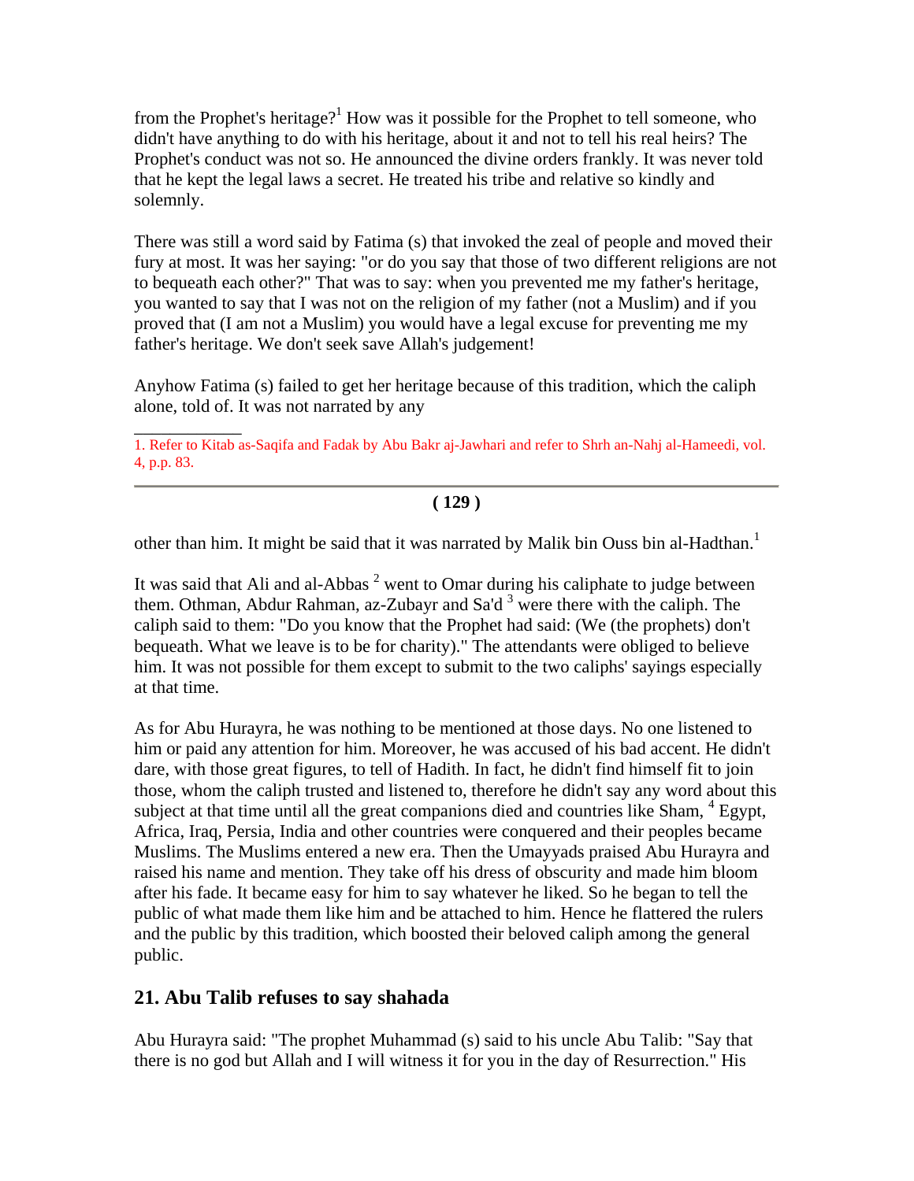from the Prophet's heritage?[1] How was it possible for the Prophet to tell someone, who didn't have anything to do with his heritage, about it and not to tell his real heirs? The Prophet's conduct was not so. He announced the divine orders frankly. It was never told that he kept the legal laws a secret. He treated his tribe and relative so kindly and solemnly.

There was still a word said by Fatima (s) that invoked the zeal of people and moved their fury at most. It was her saying: "or do you say that those of two different religions are not to bequeath each other?" That was to say: when you prevented me my father's heritage, you wanted to say that I was not on the religion of my father (not a Muslim) and if you proved that (I am not a Muslim) you would have a legal excuse for preventing me my father's heritage. We don't seek save Allah's judgement!

Anyhow Fatima (s) failed to get her heritage because of this tradition, which the caliph alone, told of. It was not narrated by any

---

1. Refer to Kitab as-Saqifa and Fadak by Abu Bakr aj-Jawhari and refer to Shrh an-Nahj al-Hameedi, vol. 4, p.p. 83.

---

other than him. It might be said that it was narrated by Malik bin Ouss bin al-Hadthan.[1]

It was said that Ali and al-Abbas [2] went to Omar during his caliphate to judge between them. Othman, Abdur Rahman, az-Zubayr and Sa'd [3] were there with the caliph. The caliph said to them: "Do you know that the Prophet had said: (We (the prophets) don't bequeath. What we leave is to be for charity)." The attendants were obliged to believe him. It was not possible for them except to submit to the two caliphs' sayings especially at that time.

As for Abu Hurayra, he was nothing to be mentioned at those days. No one listened to him or paid any attention for him. Moreover, he was accused of his bad accent. He didn't dare, with those great figures, to tell of Hadith. In fact, he didn't find himself fit to join those, whom the caliph trusted and listened to, therefore he didn't say any word about this subject at that time until all the great companions died and countries like Sham, [4] Egypt, Africa, Iraq, Persia, India and other countries were conquered and their peoples became Muslims. The Muslims entered a new era. Then the Umayyads praised Abu Hurayra and raised his name and mention. They take off his dress of obscurity and made him bloom after his fade. It became easy for him to say whatever he liked. So he began to tell the public of what made them like him and be attached to him. Hence he flattered the rulers and the public by this tradition, which boosted their beloved caliph among the general public.

## 21. Abu Talib refuses to say shahada

Abu Hurayra said: "The prophet Muhammad (s) said to his uncle Abu Talib: "Say that there is no god but Allah and I will witness it for you in the day of Resurrection." His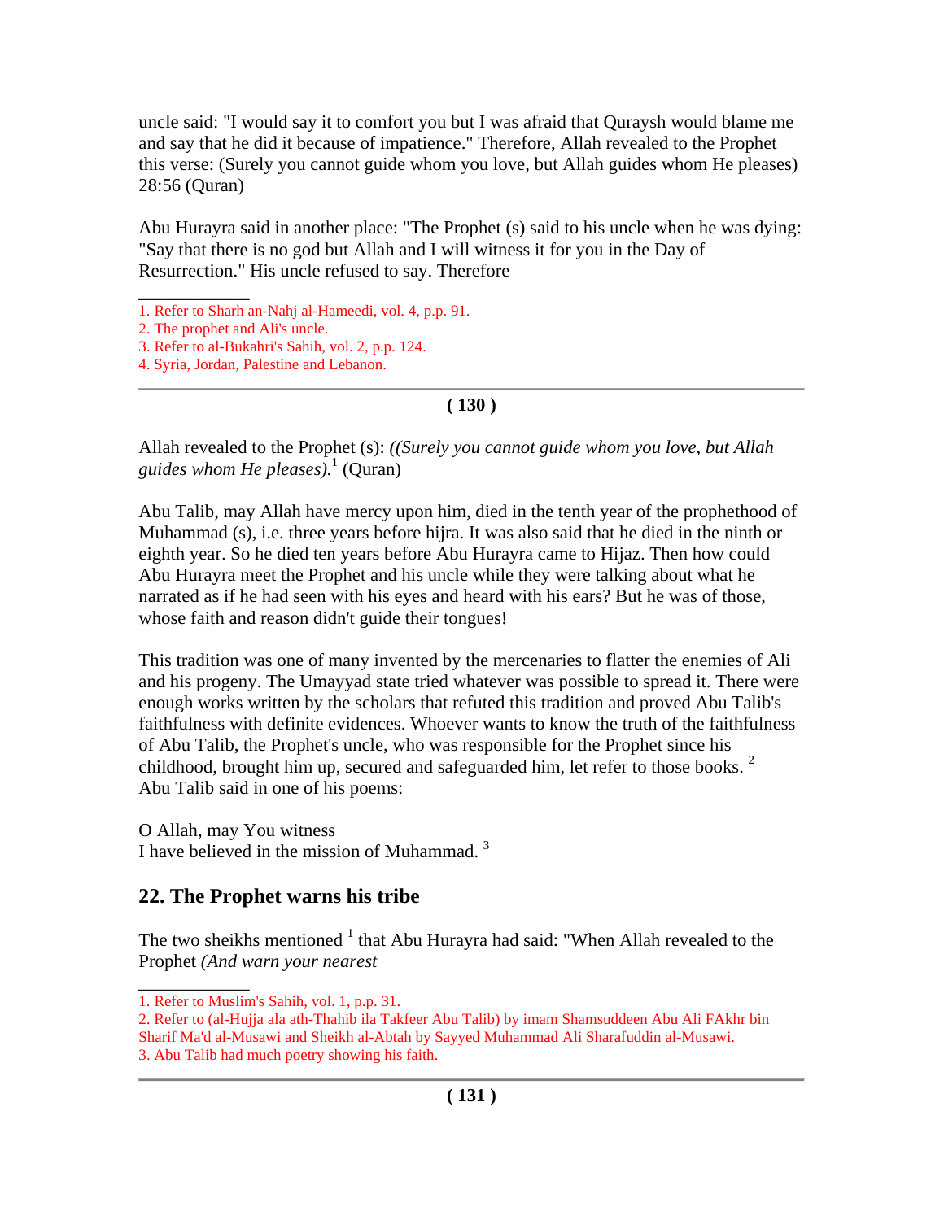uncle said: "I would say it to comfort you but I was afraid that Quraysh would blame me and say that he did it because of impatience." Therefore, Allah revealed to the Prophet this verse: (Surely you cannot guide whom you love, but Allah guides whom He pleases) 28:56 (Quran)

Abu Hurayra said in another place: "The Prophet (s) said to his uncle when he was dying: "Say that there is no god but Allah and I will witness it for you in the Day of Resurrection." His uncle refused to say. Therefore

1. Refer to Sharh an-Nahj al-Hameedi, vol. 4, p.p. 91.
2. The prophet and Ali's uncle.
3. Refer to al-Bukahri's Sahih, vol. 2, p.p. 124.
4. Syria, Jordan, Palestine and Lebanon.

---

Allah revealed to the Prophet (s): *((Surely you cannot guide whom you love, but Allah guides whom He pleases).*[1] (Quran)

Abu Talib, may Allah have mercy upon him, died in the tenth year of the prophethood of Muhammad (s), i.e. three years before hijra. It was also said that he died in the ninth or eighth year. So he died ten years before Abu Hurayra came to Hijaz. Then how could Abu Hurayra meet the Prophet and his uncle while they were talking about what he narrated as if he had seen with his eyes and heard with his ears? But he was of those, whose faith and reason didn't guide their tongues!

This tradition was one of many invented by the mercenaries to flatter the enemies of Ali and his progeny. The Umayyad state tried whatever was possible to spread it. There were enough works written by the scholars that refuted this tradition and proved Abu Talib's faithfulness with definite evidences. Whoever wants to know the truth of the faithfulness of Abu Talib, the Prophet's uncle, who was responsible for the Prophet since his childhood, brought him up, secured and safeguarded him, let refer to those books. [2]
Abu Talib said in one of his poems:

O Allah, may You witness
I have believed in the mission of Muhammad. [3]

## 22. The Prophet warns his tribe

The two sheikhs mentioned [1] that Abu Hurayra had said: "When Allah revealed to the Prophet *(And warn your nearest*

1. Refer to Muslim's Sahih, vol. 1, p.p. 31.
2. Refer to (al-Hujja ala ath-Thahib ila Takfeer Abu Talib) by imam Shamsuddeen Abu Ali FAkhr bin Sharif Ma'd al-Musawi and Sheikh al-Abtah by Sayyed Muhammad Ali Sharafuddin al-Musawi.
3. Abu Talib had much poetry showing his faith.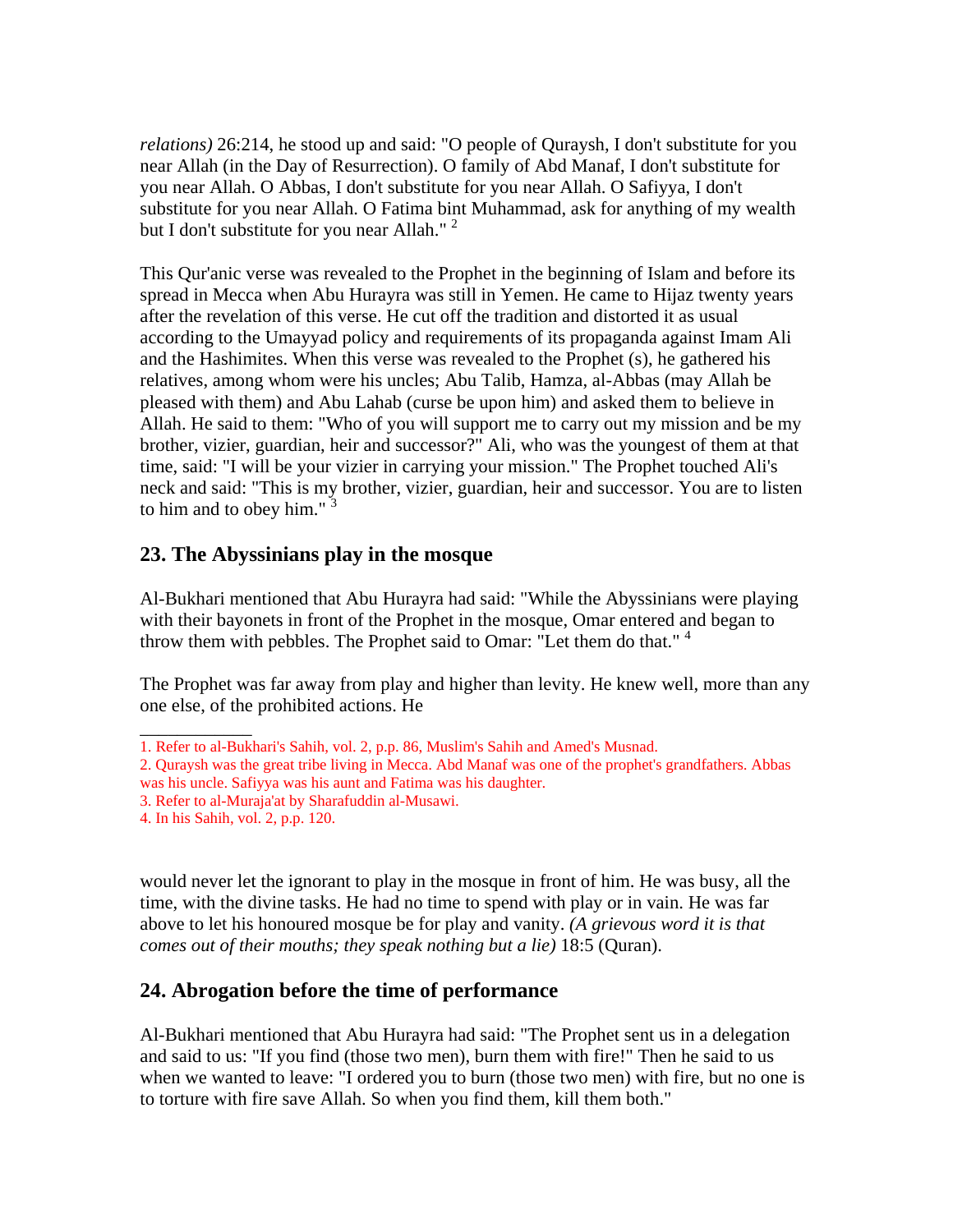*relations)* 26:214, he stood up and said: "O people of Quraysh, I don't substitute for you near Allah (in the Day of Resurrection). O family of Abd Manaf, I don't substitute for you near Allah. O Abbas, I don't substitute for you near Allah. O Safiyya, I don't substitute for you near Allah. O Fatima bint Muhammad, ask for anything of my wealth but I don't substitute for you near Allah." [2]

This Qur'anic verse was revealed to the Prophet in the beginning of Islam and before its spread in Mecca when Abu Hurayra was still in Yemen. He came to Hijaz twenty years after the revelation of this verse. He cut off the tradition and distorted it as usual according to the Umayyad policy and requirements of its propaganda against Imam Ali and the Hashimites. When this verse was revealed to the Prophet (s), he gathered his relatives, among whom were his uncles; Abu Talib, Hamza, al-Abbas (may Allah be pleased with them) and Abu Lahab (curse be upon him) and asked them to believe in Allah. He said to them: "Who of you will support me to carry out my mission and be my brother, vizier, guardian, heir and successor?" Ali, who was the youngest of them at that time, said: "I will be your vizier in carrying your mission." The Prophet touched Ali's neck and said: "This is my brother, vizier, guardian, heir and successor. You are to listen to him and to obey him." [3]

## 23. The Abyssinians play in the mosque

Al-Bukhari mentioned that Abu Hurayra had said: "While the Abyssinians were playing with their bayonets in front of the Prophet in the mosque, Omar entered and began to throw them with pebbles. The Prophet said to Omar: "Let them do that." [4]

The Prophet was far away from play and higher than levity. He knew well, more than any one else, of the prohibited actions. He would never let the ignorant to play in the mosque in front of him. He was busy, all the time, with the divine tasks. He had no time to spend with play or in vain. He was far above to let his honoured mosque be for play and vanity. *(A grievous word it is that comes out of their mouths; they speak nothing but a lie)* 18:5 (Quran).

## 24. Abrogation before the time of performance

Al-Bukhari mentioned that Abu Hurayra had said: "The Prophet sent us in a delegation and said to us: "If you find (those two men), burn them with fire!" Then he said to us when we wanted to leave: "I ordered you to burn (those two men) with fire, but no one is to torture with fire save Allah. So when you find them, kill them both."

---

1. Refer to al-Bukhari's Sahih, vol. 2, p.p. 86, Muslim's Sahih and Amed's Musnad.
2. Quraysh was the great tribe living in Mecca. Abd Manaf was one of the prophet's grandfathers. Abbas was his uncle. Safiyya was his aunt and Fatima was his daughter.
3. Refer to al-Muraja'at by Sharafuddin al-Musawi.
4. In his Sahih, vol. 2, p.p. 120.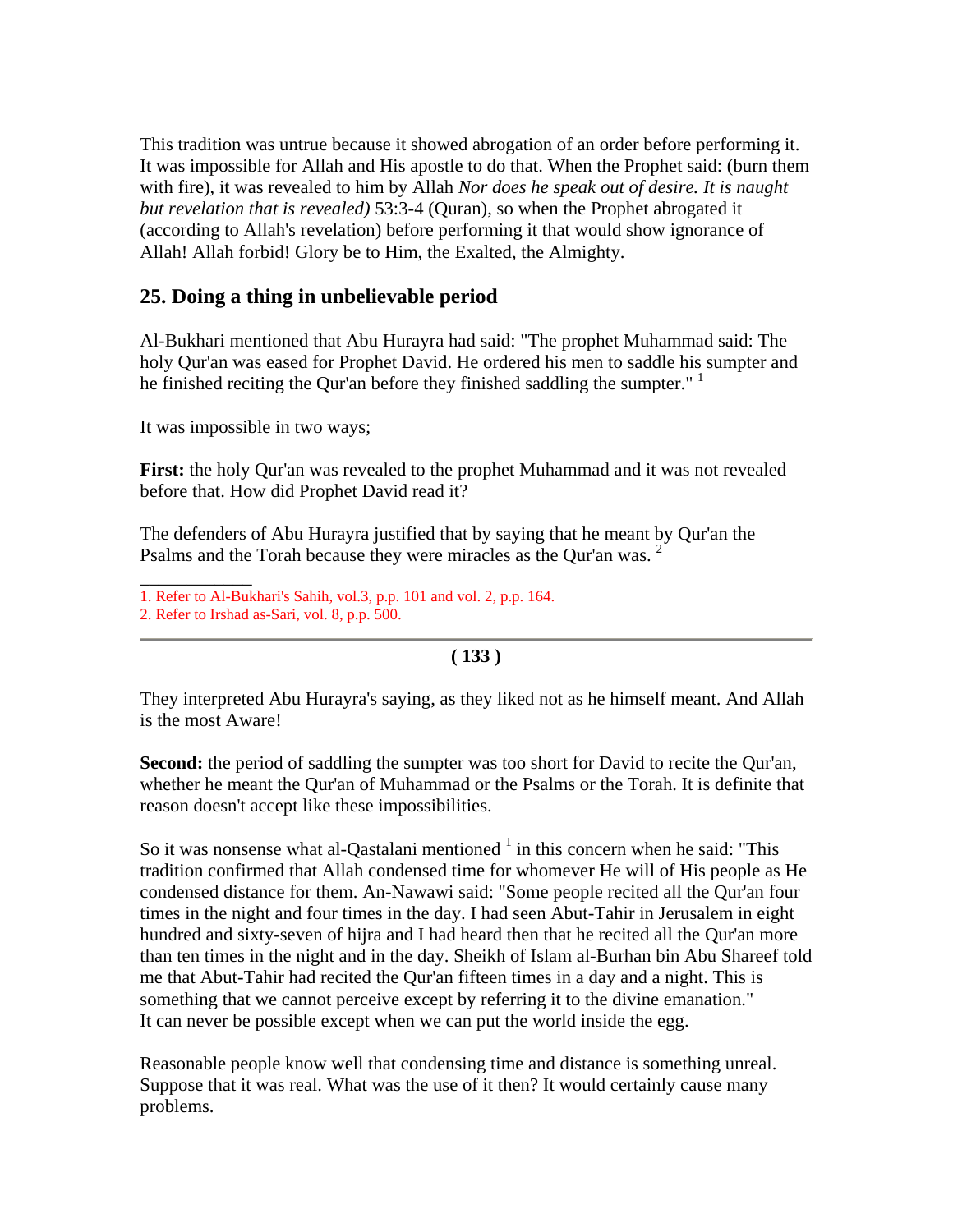This tradition was untrue because it showed abrogation of an order before performing it. It was impossible for Allah and His apostle to do that. When the Prophet said: (burn them with fire), it was revealed to him by Allah *Nor does he speak out of desire. It is naught but revelation that is revealed)* 53:3-4 (Quran), so when the Prophet abrogated it (according to Allah's revelation) before performing it that would show ignorance of Allah! Allah forbid! Glory be to Him, the Exalted, the Almighty.

## 25. Doing a thing in unbelievable period

Al-Bukhari mentioned that Abu Hurayra had said: "The prophet Muhammad said: The holy Qur'an was eased for Prophet David. He ordered his men to saddle his sumpter and he finished reciting the Qur'an before they finished saddling the sumpter." [1]

It was impossible in two ways;

**First:** the holy Qur'an was revealed to the prophet Muhammad and it was not revealed before that. How did Prophet David read it?

The defenders of Abu Hurayra justified that by saying that he meant by Qur'an the Psalms and the Torah because they were miracles as the Qur'an was. [2]

1. Refer to Al-Bukhari's Sahih, vol.3, p.p. 101 and vol. 2, p.p. 164.
2. Refer to Irshad as-Sari, vol. 8, p.p. 500.

They interpreted Abu Hurayra's saying, as they liked not as he himself meant. And Allah is the most Aware!

**Second:** the period of saddling the sumpter was too short for David to recite the Qur'an, whether he meant the Qur'an of Muhammad or the Psalms or the Torah. It is definite that reason doesn't accept like these impossibilities.

So it was nonsense what al-Qastalani mentioned [1] in this concern when he said: "This tradition confirmed that Allah condensed time for whomever He will of His people as He condensed distance for them. An-Nawawi said: "Some people recited all the Qur'an four times in the night and four times in the day. I had seen Abut-Tahir in Jerusalem in eight hundred and sixty-seven of hijra and I had heard then that he recited all the Qur'an more than ten times in the night and in the day. Sheikh of Islam al-Burhan bin Abu Shareef told me that Abut-Tahir had recited the Qur'an fifteen times in a day and a night. This is something that we cannot perceive except by referring it to the divine emanation."
It can never be possible except when we can put the world inside the egg.

Reasonable people know well that condensing time and distance is something unreal. Suppose that it was real. What was the use of it then? It would certainly cause many problems.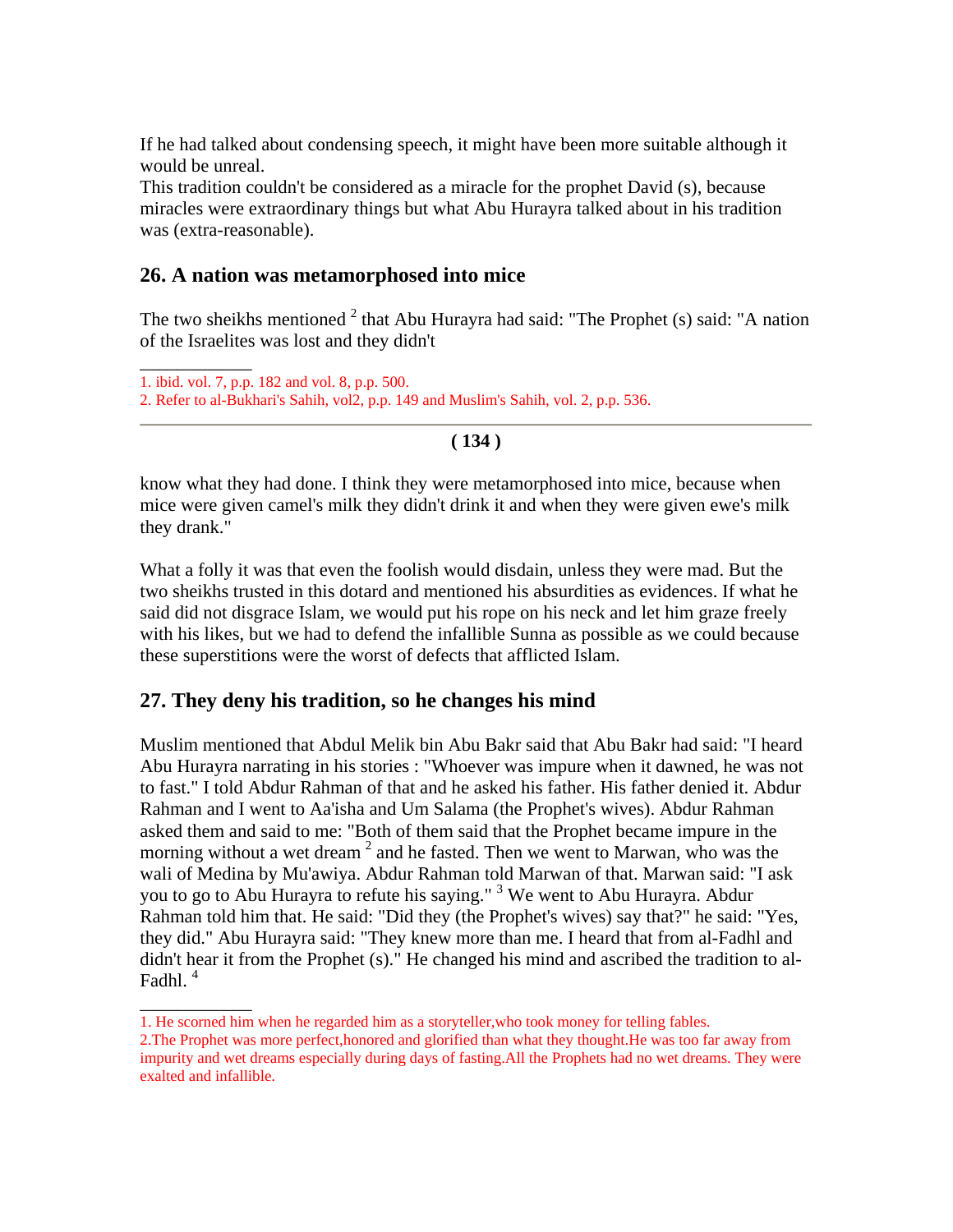If he had talked about condensing speech, it might have been more suitable although it would be unreal.

This tradition couldn't be considered as a miracle for the prophet David (s), because miracles were extraordinary things but what Abu Hurayra talked about in his tradition was (extra-reasonable).

## 26. A nation was metamorphosed into mice

The two sheikhs mentioned [2] that Abu Hurayra had said: "The Prophet (s) said: "A nation of the Israelites was lost and they didn't know what they had done. I think they were metamorphosed into mice, because when mice were given camel's milk they didn't drink it and when they were given ewe's milk they drank."

1. ibid. vol. 7, p.p. 182 and vol. 8, p.p. 500.
2. Refer to al-Bukhari's Sahih, vol2, p.p. 149 and Muslim's Sahih, vol. 2, p.p. 536.

What a folly it was that even the foolish would disdain, unless they were mad. But the two sheikhs trusted in this dotard and mentioned his absurdities as evidences. If what he said did not disgrace Islam, we would put his rope on his neck and let him graze freely with his likes, but we had to defend the infallible Sunna as possible as we could because these superstitions were the worst of defects that afflicted Islam.

## 27. They deny his tradition, so he changes his mind

Muslim mentioned that Abdul Melik bin Abu Bakr said that Abu Bakr had said: "I heard Abu Hurayra narrating in his stories : "Whoever was impure when it dawned, he was not to fast." I told Abdur Rahman of that and he asked his father. His father denied it. Abdur Rahman and I went to Aa'isha and Um Salama (the Prophet's wives). Abdur Rahman asked them and said to me: "Both of them said that the Prophet became impure in the morning without a wet dream [2] and he fasted. Then we went to Marwan, who was the wali of Medina by Mu'awiya. Abdur Rahman told Marwan of that. Marwan said: "I ask you to go to Abu Hurayra to refute his saying." [3] We went to Abu Hurayra. Abdur Rahman told him that. He said: "Did they (the Prophet's wives) say that?" he said: "Yes, they did." Abu Hurayra said: "They knew more than me. I heard that from al-Fadhl and didn't hear it from the Prophet (s)." He changed his mind and ascribed the tradition to al-Fadhl. [4]

1. He scorned him when he regarded him as a storyteller,who took money for telling fables.
2.The Prophet was more perfect,honored and glorified than what they thought.He was too far away from impurity and wet dreams especially during days of fasting.All the Prophets had no wet dreams. They were exalted and infallible.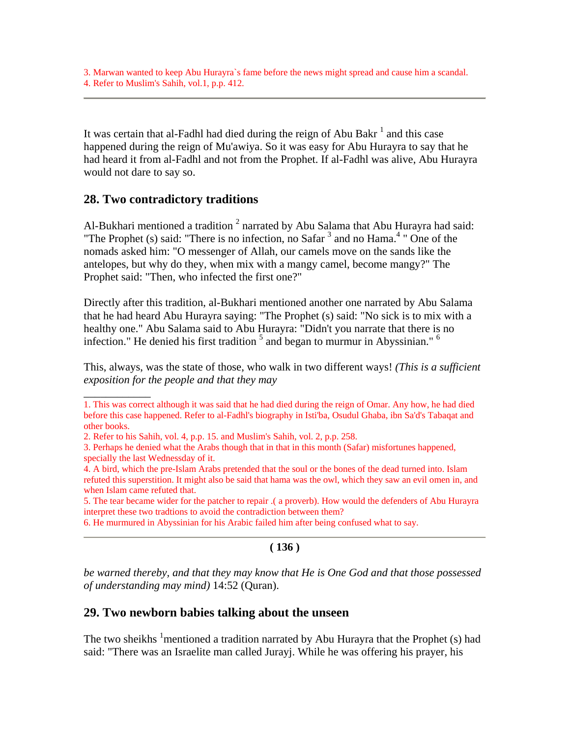3. Marwan wanted to keep Abu Hurayra`s fame before the news might spread and cause him a scandal.
4. Refer to Muslim's Sahih, vol.1, p.p. 412.

---

It was certain that al-Fadhl had died during the reign of Abu Bakr [1] and this case happened during the reign of Mu'awiya. So it was easy for Abu Hurayra to say that he had heard it from al-Fadhl and not from the Prophet. If al-Fadhl was alive, Abu Hurayra would not dare to say so.

## 28. Two contradictory traditions

Al-Bukhari mentioned a tradition [2] narrated by Abu Salama that Abu Hurayra had said: "The Prophet (s) said: "There is no infection, no Safar [3] and no Hama.[4] " One of the nomads asked him: "O messenger of Allah, our camels move on the sands like the antelopes, but why do they, when mix with a mangy camel, become mangy?" The Prophet said: "Then, who infected the first one?"

Directly after this tradition, al-Bukhari mentioned another one narrated by Abu Salama that he had heard Abu Hurayra saying: "The Prophet (s) said: "No sick is to mix with a healthy one." Abu Salama said to Abu Hurayra: "Didn't you narrate that there is no infection." He denied his first tradition [5] and began to murmur in Abyssinian." [6]

This, always, was the state of those, who walk in two different ways! *(This is a sufficient exposition for the people and that they may*

---

1. This was correct although it was said that he had died during the reign of Omar. Any how, he had died before this case happened. Refer to al-Fadhl's biography in Isti'ba, Osudul Ghaba, ibn Sa'd's Tabaqat and other books.
2. Refer to his Sahih, vol. 4, p.p. 15. and Muslim's Sahih, vol. 2, p.p. 258.
3. Perhaps he denied what the Arabs though that in that in this month (Safar) misfortunes happened, specially the last Wednesday of it.
4. A bird, which the pre-Islam Arabs pretended that the soul or the bones of the dead turned into. Islam refuted this superstition. It might also be said that hama was the owl, which they saw an evil omen in, and when Islam came refuted that.
5. The tear became wider for the patcher to repair .( a proverb). How would the defenders of Abu Hurayra interpret these two tradtions to avoid the contradiction between them?
6. He murmured in Abyssinian for his Arabic failed him after being confused what to say.

---

*be warned thereby, and that they may know that He is One God and that those possessed of understanding may mind)* 14:52 (Quran).

## 29. Two newborn babies talking about the unseen

The two sheikhs [1]mentioned a tradition narrated by Abu Hurayra that the Prophet (s) had said: "There was an Israelite man called Jurayj. While he was offering his prayer, his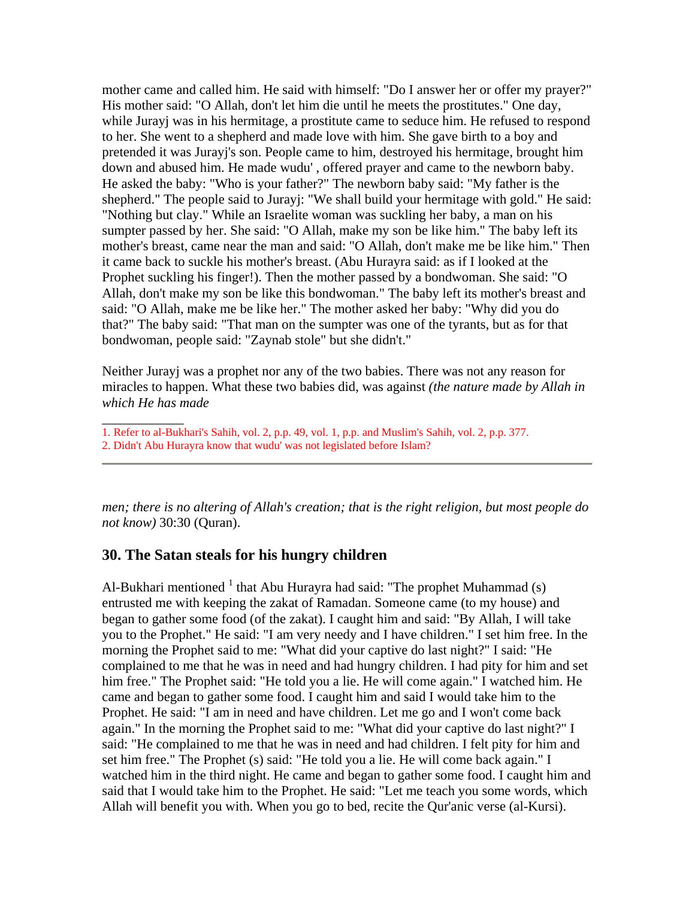mother came and called him. He said with himself: "Do I answer her or offer my prayer?" His mother said: "O Allah, don't let him die until he meets the prostitutes." One day, while Jurayj was in his hermitage, a prostitute came to seduce him. He refused to respond to her. She went to a shepherd and made love with him. She gave birth to a boy and pretended it was Jurayj's son. People came to him, destroyed his hermitage, brought him down and abused him. He made wudu' , offered prayer and came to the newborn baby. He asked the baby: "Who is your father?" The newborn baby said: "My father is the shepherd." The people said to Jurayj: "We shall build your hermitage with gold." He said: "Nothing but clay." While an Israelite woman was suckling her baby, a man on his sumpter passed by her. She said: "O Allah, make my son be like him." The baby left its mother's breast, came near the man and said: "O Allah, don't make me be like him." Then it came back to suckle his mother's breast. (Abu Hurayra said: as if I looked at the Prophet suckling his finger!). Then the mother passed by a bondwoman. She said: "O Allah, don't make my son be like this bondwoman." The baby left its mother's breast and said: "O Allah, make me be like her." The mother asked her baby: "Why did you do that?" The baby said: "That man on the sumpter was one of the tyrants, but as for that bondwoman, people said: "Zaynab stole" but she didn't."

Neither Jurayj was a prophet nor any of the two babies. There was not any reason for miracles to happen. What these two babies did, was against *(the nature made by Allah in which He has made men; there is no altering of Allah's creation; that is the right religion, but most people do not know)* 30:30 (Quran).

## 30. The Satan steals for his hungry children

Al-Bukhari mentioned [1] that Abu Hurayra had said: "The prophet Muhammad (s) entrusted me with keeping the zakat of Ramadan. Someone came (to my house) and began to gather some food (of the zakat). I caught him and said: "By Allah, I will take you to the Prophet." He said: "I am very needy and I have children." I set him free. In the morning the Prophet said to me: "What did your captive do last night?" I said: "He complained to me that he was in need and had hungry children. I had pity for him and set him free." The Prophet said: "He told you a lie. He will come again." I watched him. He came and began to gather some food. I caught him and said I would take him to the Prophet. He said: "I am in need and have children. Let me go and I won't come back again." In the morning the Prophet said to me: "What did your captive do last night?" I said: "He complained to me that he was in need and had children. I felt pity for him and set him free." The Prophet (s) said: "He told you a lie. He will come back again." I watched him in the third night. He came and began to gather some food. I caught him and said that I would take him to the Prophet. He said: "Let me teach you some words, which Allah will benefit you with. When you go to bed, recite the Qur'anic verse (al-Kursi).

---

1. Refer to al-Bukhari's Sahih, vol. 2, p.p. 49, vol. 1, p.p. and Muslim's Sahih, vol. 2, p.p. 377.
2. Didn't Abu Hurayra know that wudu' was not legislated before Islam?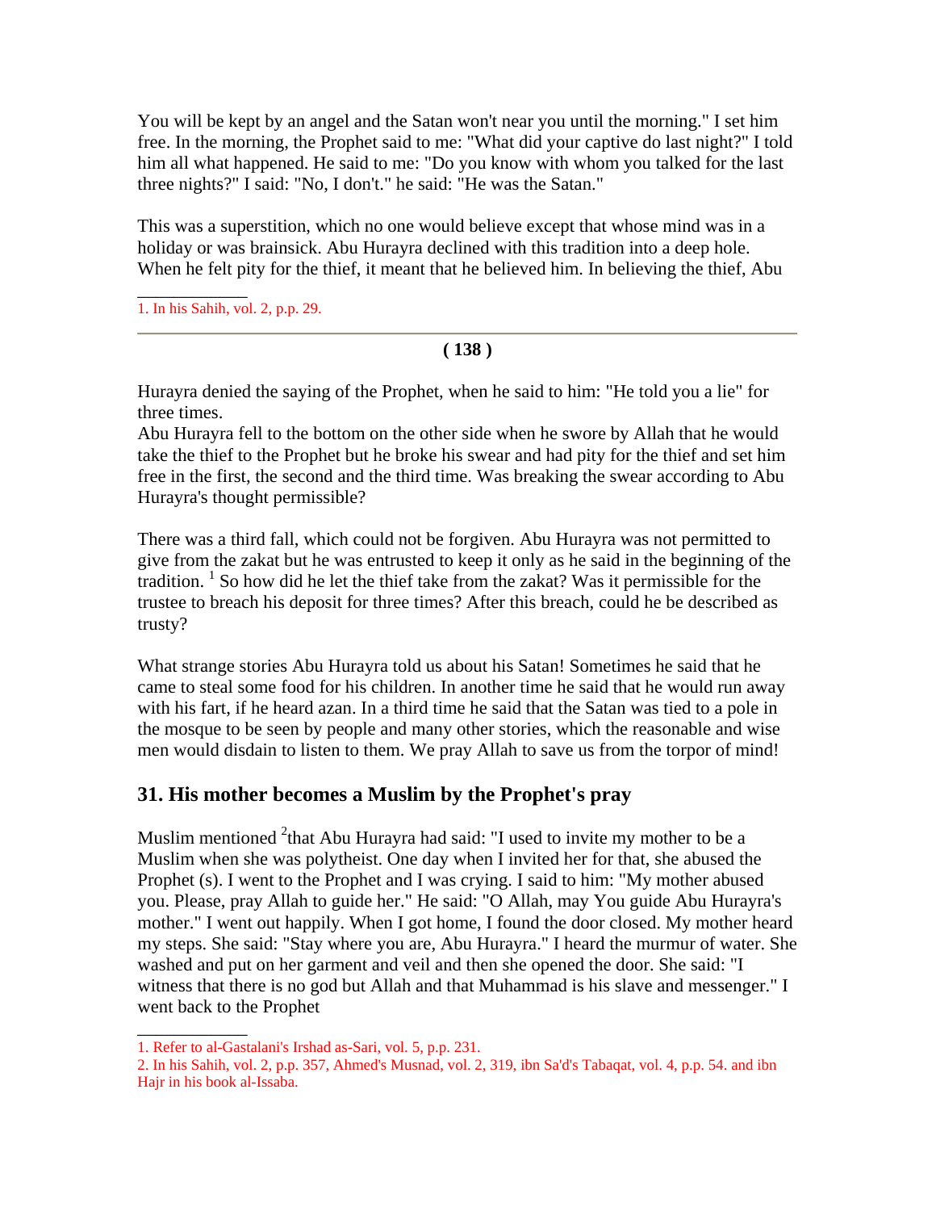You will be kept by an angel and the Satan won't near you until the morning." I set him free. In the morning, the Prophet said to me: "What did your captive do last night?" I told him all what happened. He said to me: "Do you know with whom you talked for the last three nights?" I said: "No, I don't." he said: "He was the Satan."

This was a superstition, which no one would believe except that whose mind was in a holiday or was brainsick. Abu Hurayra declined with this tradition into a deep hole. When he felt pity for the thief, it meant that he believed him. In believing the thief, Abu

1. In his Sahih, vol. 2, p.p. 29.

Hurayra denied the saying of the Prophet, when he said to him: "He told you a lie" for three times.

Abu Hurayra fell to the bottom on the other side when he swore by Allah that he would take the thief to the Prophet but he broke his swear and had pity for the thief and set him free in the first, the second and the third time. Was breaking the swear according to Abu Hurayra's thought permissible?

There was a third fall, which could not be forgiven. Abu Hurayra was not permitted to give from the zakat but he was entrusted to keep it only as he said in the beginning of the tradition. [1] So how did he let the thief take from the zakat? Was it permissible for the trustee to breach his deposit for three times? After this breach, could he be described as trusty?

What strange stories Abu Hurayra told us about his Satan! Sometimes he said that he came to steal some food for his children. In another time he said that he would run away with his fart, if he heard azan. In a third time he said that the Satan was tied to a pole in the mosque to be seen by people and many other stories, which the reasonable and wise men would disdain to listen to them. We pray Allah to save us from the torpor of mind!

## 31. His mother becomes a Muslim by the Prophet's pray

Muslim mentioned [2]that Abu Hurayra had said: "I used to invite my mother to be a Muslim when she was polytheist. One day when I invited her for that, she abused the Prophet (s). I went to the Prophet and I was crying. I said to him: "My mother abused you. Please, pray Allah to guide her." He said: "O Allah, may You guide Abu Hurayra's mother." I went out happily. When I got home, I found the door closed. My mother heard my steps. She said: "Stay where you are, Abu Hurayra." I heard the murmur of water. She washed and put on her garment and veil and then she opened the door. She said: "I witness that there is no god but Allah and that Muhammad is his slave and messenger." I went back to the Prophet

1. Refer to al-Gastalani's Irshad as-Sari, vol. 5, p.p. 231.
2. In his Sahih, vol. 2, p.p. 357, Ahmed's Musnad, vol. 2, 319, ibn Sa'd's Tabaqat, vol. 4, p.p. 54. and ibn Hajr in his book al-Issaba.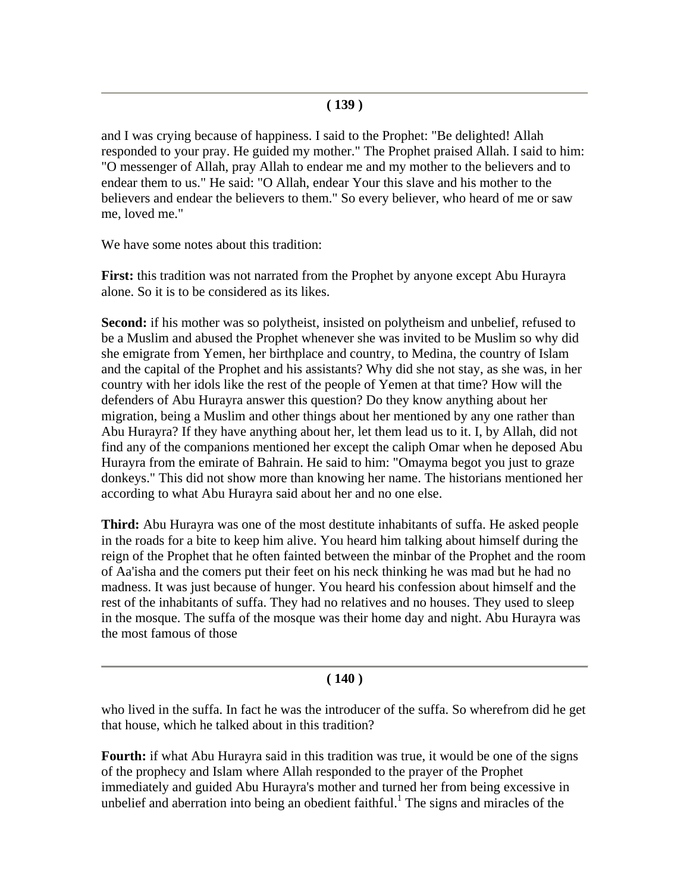and I was crying because of happiness. I said to the Prophet: "Be delighted! Allah responded to your pray. He guided my mother." The Prophet praised Allah. I said to him: "O messenger of Allah, pray Allah to endear me and my mother to the believers and to endear them to us." He said: "O Allah, endear Your this slave and his mother to the believers and endear the believers to them." So every believer, who heard of me or saw me, loved me."

We have some notes about this tradition:

**First:** this tradition was not narrated from the Prophet by anyone except Abu Hurayra alone. So it is to be considered as its likes.

**Second:** if his mother was so polytheist, insisted on polytheism and unbelief, refused to be a Muslim and abused the Prophet whenever she was invited to be Muslim so why did she emigrate from Yemen, her birthplace and country, to Medina, the country of Islam and the capital of the Prophet and his assistants? Why did she not stay, as she was, in her country with her idols like the rest of the people of Yemen at that time? How will the defenders of Abu Hurayra answer this question? Do they know anything about her migration, being a Muslim and other things about her mentioned by any one rather than Abu Hurayra? If they have anything about her, let them lead us to it. I, by Allah, did not find any of the companions mentioned her except the caliph Omar when he deposed Abu Hurayra from the emirate of Bahrain. He said to him: "Omayma begot you just to graze donkeys." This did not show more than knowing her name. The historians mentioned her according to what Abu Hurayra said about her and no one else.

**Third:** Abu Hurayra was one of the most destitute inhabitants of suffa. He asked people in the roads for a bite to keep him alive. You heard him talking about himself during the reign of the Prophet that he often fainted between the minbar of the Prophet and the room of Aa'isha and the comers put their feet on his neck thinking he was mad but he had no madness. It was just because of hunger. You heard his confession about himself and the rest of the inhabitants of suffa. They had no relatives and no houses. They used to sleep in the mosque. The suffa of the mosque was their home day and night. Abu Hurayra was the most famous of those who lived in the suffa. In fact he was the introducer of the suffa. So wherefrom did he get that house, which he talked about in this tradition?

**Fourth:** if what Abu Hurayra said in this tradition was true, it would be one of the signs of the prophecy and Islam where Allah responded to the prayer of the Prophet immediately and guided Abu Hurayra's mother and turned her from being excessive in unbelief and aberration into being an obedient faithful.[1] The signs and miracles of the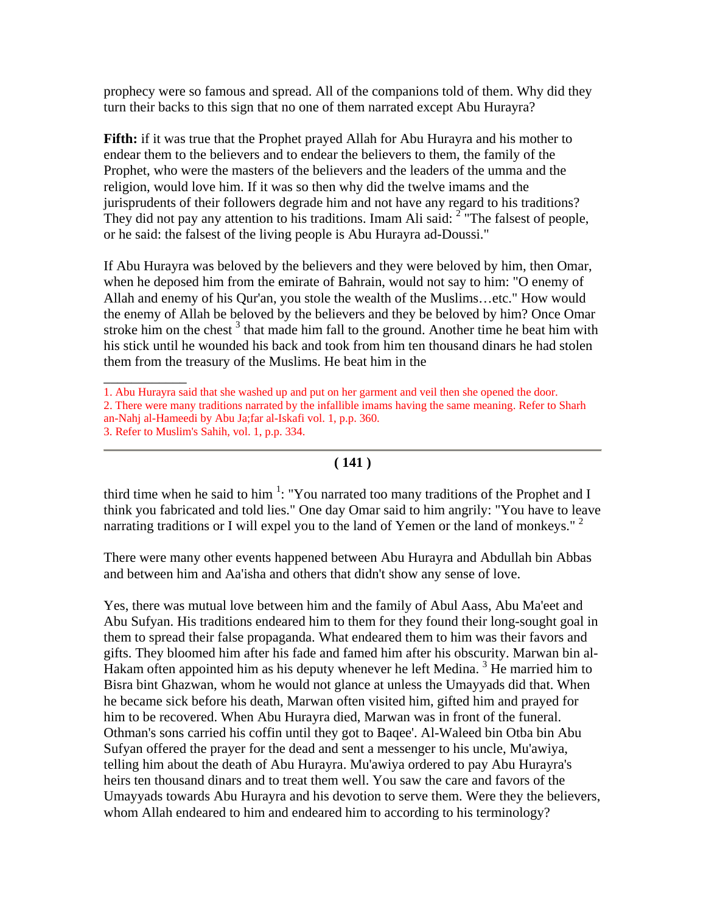prophecy were so famous and spread. All of the companions told of them. Why did they turn their backs to this sign that no one of them narrated except Abu Hurayra?

**Fifth:** if it was true that the Prophet prayed Allah for Abu Hurayra and his mother to endear them to the believers and to endear the believers to them, the family of the Prophet, who were the masters of the believers and the leaders of the umma and the religion, would love him. If it was so then why did the twelve imams and the jurisprudents of their followers degrade him and not have any regard to his traditions? They did not pay any attention to his traditions. Imam Ali said: [2] "The falsest of people, or he said: the falsest of the living people is Abu Hurayra ad-Doussi."

If Abu Hurayra was beloved by the believers and they were beloved by him, then Omar, when he deposed him from the emirate of Bahrain, would not say to him: "O enemy of Allah and enemy of his Qur'an, you stole the wealth of the Muslims…etc." How would the enemy of Allah be beloved by the believers and they be beloved by him? Once Omar stroke him on the chest [3] that made him fall to the ground. Another time he beat him with his stick until he wounded his back and took from him ten thousand dinars he had stolen them from the treasury of the Muslims. He beat him in the

1. Abu Hurayra said that she washed up and put on her garment and veil then she opened the door.
2. There were many traditions narrated by the infallible imams having the same meaning. Refer to Sharh an-Nahj al-Hameedi by Abu Ja;far al-Iskafi vol. 1, p.p. 360.
3. Refer to Muslim's Sahih, vol. 1, p.p. 334.

third time when he said to him [1]: "You narrated too many traditions of the Prophet and I think you fabricated and told lies." One day Omar said to him angrily: "You have to leave narrating traditions or I will expel you to the land of Yemen or the land of monkeys." [2]

There were many other events happened between Abu Hurayra and Abdullah bin Abbas and between him and Aa'isha and others that didn't show any sense of love.

Yes, there was mutual love between him and the family of Abul Aass, Abu Ma'eet and Abu Sufyan. His traditions endeared him to them for they found their long-sought goal in them to spread their false propaganda. What endeared them to him was their favors and gifts. They bloomed him after his fade and famed him after his obscurity. Marwan bin al-Hakam often appointed him as his deputy whenever he left Medina. [3] He married him to Bisra bint Ghazwan, whom he would not glance at unless the Umayyads did that. When he became sick before his death, Marwan often visited him, gifted him and prayed for him to be recovered. When Abu Hurayra died, Marwan was in front of the funeral. Othman's sons carried his coffin until they got to Baqee'. Al-Waleed bin Otba bin Abu Sufyan offered the prayer for the dead and sent a messenger to his uncle, Mu'awiya, telling him about the death of Abu Hurayra. Mu'awiya ordered to pay Abu Hurayra's heirs ten thousand dinars and to treat them well. You saw the care and favors of the Umayyads towards Abu Hurayra and his devotion to serve them. Were they the believers, whom Allah endeared to him and endeared him to according to his terminology?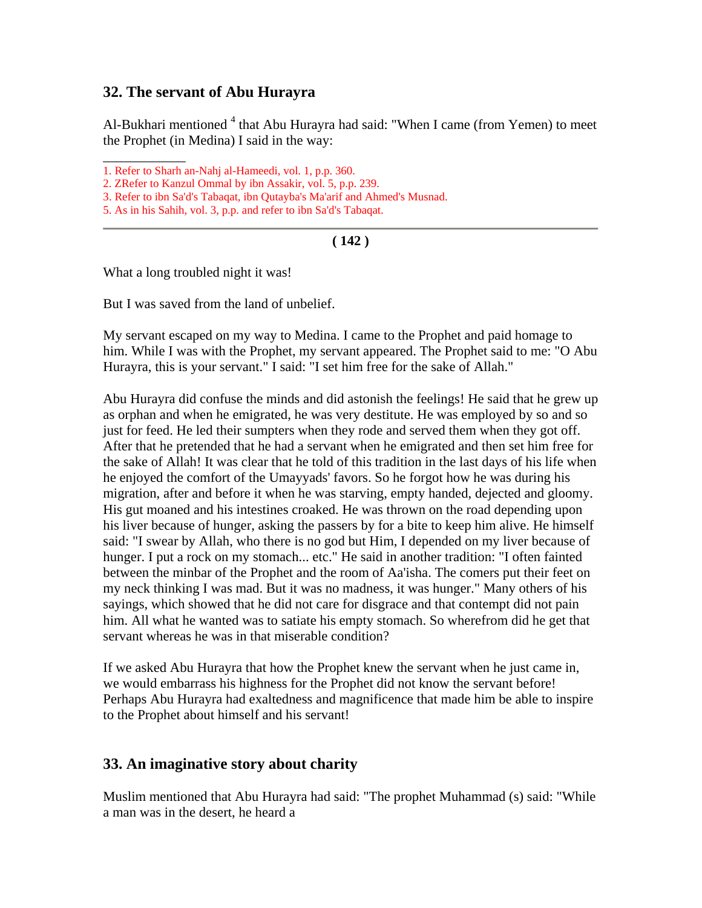## 32. The servant of Abu Hurayra

Al-Bukhari mentioned [4] that Abu Hurayra had said: "When I came (from Yemen) to meet the Prophet (in Medina) I said in the way:

1. Refer to Sharh an-Nahj al-Hameedi, vol. 1, p.p. 360.
2. ZRefer to Kanzul Ommal by ibn Assakir, vol. 5, p.p. 239.
3. Refer to ibn Sa'd's Tabaqat, ibn Qutayba's Ma'arif and Ahmed's Musnad.
5. As in his Sahih, vol. 3, p.p. and refer to ibn Sa'd's Tabaqat.

What a long troubled night it was!

But I was saved from the land of unbelief.

My servant escaped on my way to Medina. I came to the Prophet and paid homage to him. While I was with the Prophet, my servant appeared. The Prophet said to me: "O Abu Hurayra, this is your servant." I said: "I set him free for the sake of Allah."

Abu Hurayra did confuse the minds and did astonish the feelings! He said that he grew up as orphan and when he emigrated, he was very destitute. He was employed by so and so just for feed. He led their sumpters when they rode and served them when they got off. After that he pretended that he had a servant when he emigrated and then set him free for the sake of Allah! It was clear that he told of this tradition in the last days of his life when he enjoyed the comfort of the Umayyads' favors. So he forgot how he was during his migration, after and before it when he was starving, empty handed, dejected and gloomy. His gut moaned and his intestines croaked. He was thrown on the road depending upon his liver because of hunger, asking the passers by for a bite to keep him alive. He himself said: "I swear by Allah, who there is no god but Him, I depended on my liver because of hunger. I put a rock on my stomach... etc." He said in another tradition: "I often fainted between the minbar of the Prophet and the room of Aa'isha. The comers put their feet on my neck thinking I was mad. But it was no madness, it was hunger." Many others of his sayings, which showed that he did not care for disgrace and that contempt did not pain him. All what he wanted was to satiate his empty stomach. So wherefrom did he get that servant whereas he was in that miserable condition?

If we asked Abu Hurayra that how the Prophet knew the servant when he just came in, we would embarrass his highness for the Prophet did not know the servant before! Perhaps Abu Hurayra had exaltedness and magnificence that made him be able to inspire to the Prophet about himself and his servant!

## 33. An imaginative story about charity

Muslim mentioned that Abu Hurayra had said: "The prophet Muhammad (s) said: "While a man was in the desert, he heard a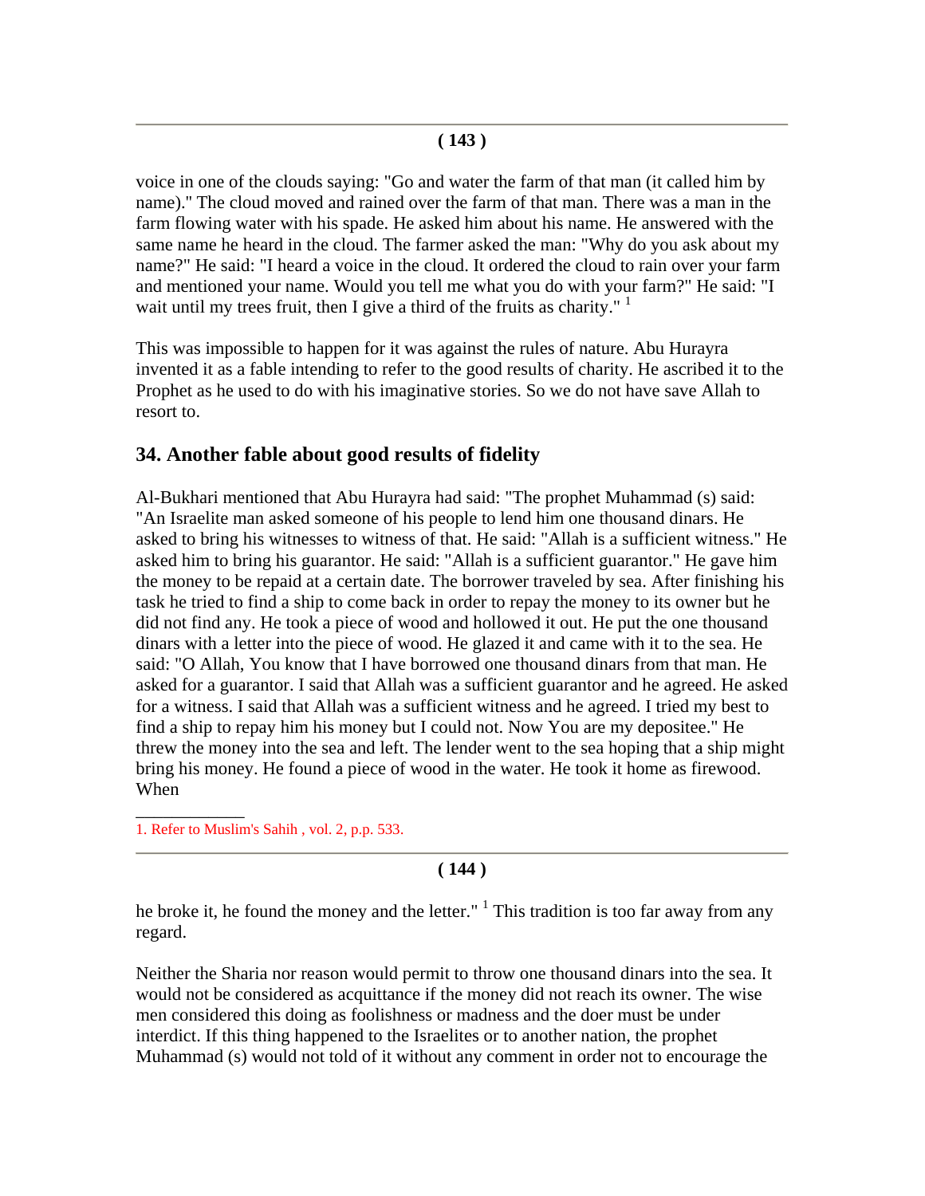voice in one of the clouds saying: "Go and water the farm of that man (it called him by name)." The cloud moved and rained over the farm of that man. There was a man in the farm flowing water with his spade. He asked him about his name. He answered with the same name he heard in the cloud. The farmer asked the man: "Why do you ask about my name?" He said: "I heard a voice in the cloud. It ordered the cloud to rain over your farm and mentioned your name. Would you tell me what you do with your farm?" He said: "I wait until my trees fruit, then I give a third of the fruits as charity." [1]

This was impossible to happen for it was against the rules of nature. Abu Hurayra invented it as a fable intending to refer to the good results of charity. He ascribed it to the Prophet as he used to do with his imaginative stories. So we do not have save Allah to resort to.

## 34. Another fable about good results of fidelity

Al-Bukhari mentioned that Abu Hurayra had said: "The prophet Muhammad (s) said: "An Israelite man asked someone of his people to lend him one thousand dinars. He asked to bring his witnesses to witness of that. He said: "Allah is a sufficient witness." He asked him to bring his guarantor. He said: "Allah is a sufficient guarantor." He gave him the money to be repaid at a certain date. The borrower traveled by sea. After finishing his task he tried to find a ship to come back in order to repay the money to its owner but he did not find any. He took a piece of wood and hollowed it out. He put the one thousand dinars with a letter into the piece of wood. He glazed it and came with it to the sea. He said: "O Allah, You know that I have borrowed one thousand dinars from that man. He asked for a guarantor. I said that Allah was a sufficient guarantor and he agreed. He asked for a witness. I said that Allah was a sufficient witness and he agreed. I tried my best to find a ship to repay him his money but I could not. Now You are my depositee." He threw the money into the sea and left. The lender went to the sea hoping that a ship might bring his money. He found a piece of wood in the water. He took it home as firewood. When

1. Refer to Muslim's Sahih , vol. 2, p.p. 533.

he broke it, he found the money and the letter." [1] This tradition is too far away from any regard.

Neither the Sharia nor reason would permit to throw one thousand dinars into the sea. It would not be considered as acquittance if the money did not reach its owner. The wise men considered this doing as foolishness or madness and the doer must be under interdict. If this thing happened to the Israelites or to another nation, the prophet Muhammad (s) would not told of it without any comment in order not to encourage the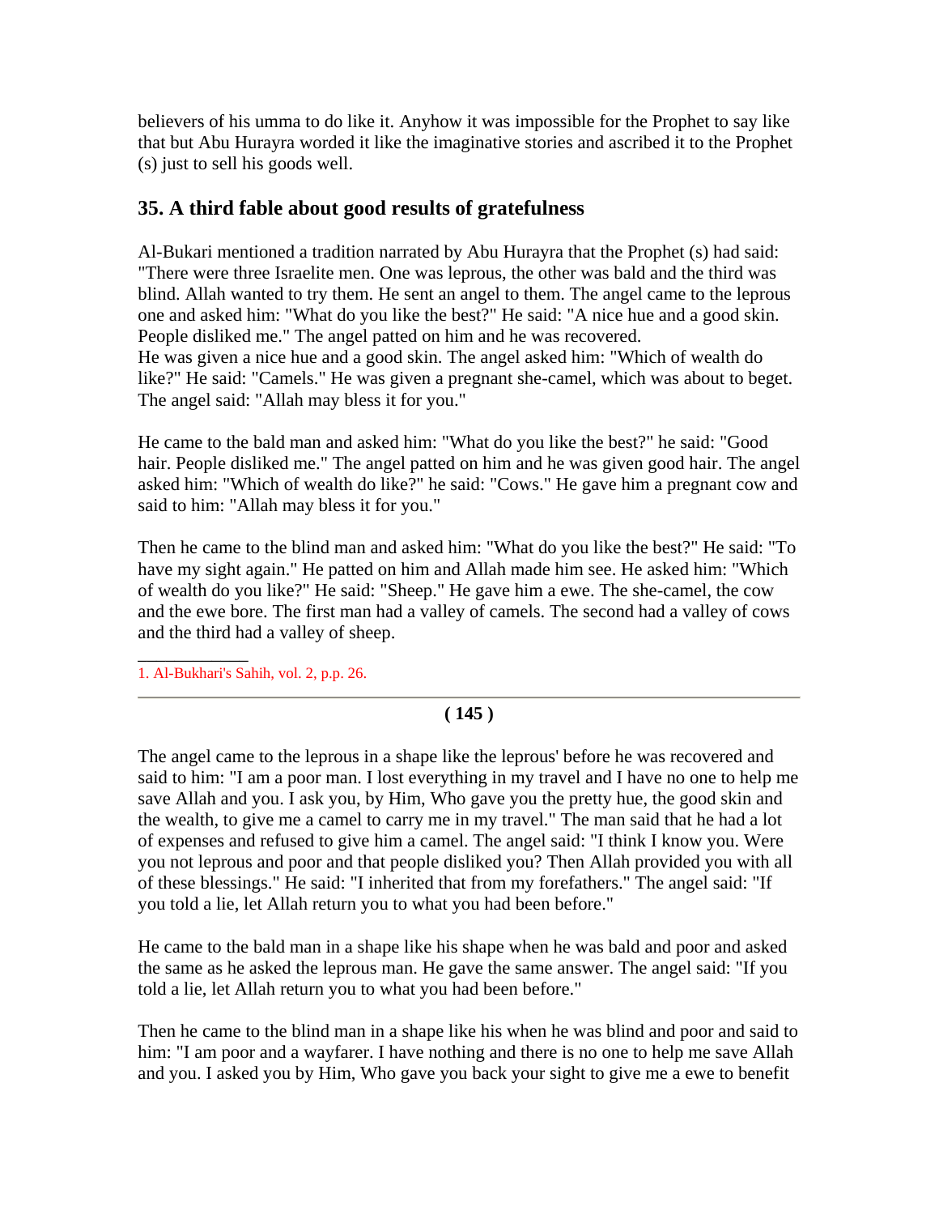believers of his umma to do like it. Anyhow it was impossible for the Prophet to say like that but Abu Hurayra worded it like the imaginative stories and ascribed it to the Prophet (s) just to sell his goods well.

## 35. A third fable about good results of gratefulness

Al-Bukari mentioned a tradition narrated by Abu Hurayra that the Prophet (s) had said: "There were three Israelite men. One was leprous, the other was bald and the third was blind. Allah wanted to try them. He sent an angel to them. The angel came to the leprous one and asked him: "What do you like the best?" He said: "A nice hue and a good skin. People disliked me." The angel patted on him and he was recovered.
He was given a nice hue and a good skin. The angel asked him: "Which of wealth do like?" He said: "Camels." He was given a pregnant she-camel, which was about to beget. The angel said: "Allah may bless it for you."

He came to the bald man and asked him: "What do you like the best?" he said: "Good hair. People disliked me." The angel patted on him and he was given good hair. The angel asked him: "Which of wealth do like?" he said: "Cows." He gave him a pregnant cow and said to him: "Allah may bless it for you."

Then he came to the blind man and asked him: "What do you like the best?" He said: "To have my sight again." He patted on him and Allah made him see. He asked him: "Which of wealth do you like?" He said: "Sheep." He gave him a ewe. The she-camel, the cow and the ewe bore. The first man had a valley of camels. The second had a valley of cows and the third had a valley of sheep.

1. Al-Bukhari's Sahih, vol. 2, p.p. 26.

The angel came to the leprous in a shape like the leprous' before he was recovered and said to him: "I am a poor man. I lost everything in my travel and I have no one to help me save Allah and you. I ask you, by Him, Who gave you the pretty hue, the good skin and the wealth, to give me a camel to carry me in my travel." The man said that he had a lot of expenses and refused to give him a camel. The angel said: "I think I know you. Were you not leprous and poor and that people disliked you? Then Allah provided you with all of these blessings." He said: "I inherited that from my forefathers." The angel said: "If you told a lie, let Allah return you to what you had been before."

He came to the bald man in a shape like his shape when he was bald and poor and asked the same as he asked the leprous man. He gave the same answer. The angel said: "If you told a lie, let Allah return you to what you had been before."

Then he came to the blind man in a shape like his when he was blind and poor and said to him: "I am poor and a wayfarer. I have nothing and there is no one to help me save Allah and you. I asked you by Him, Who gave you back your sight to give me a ewe to benefit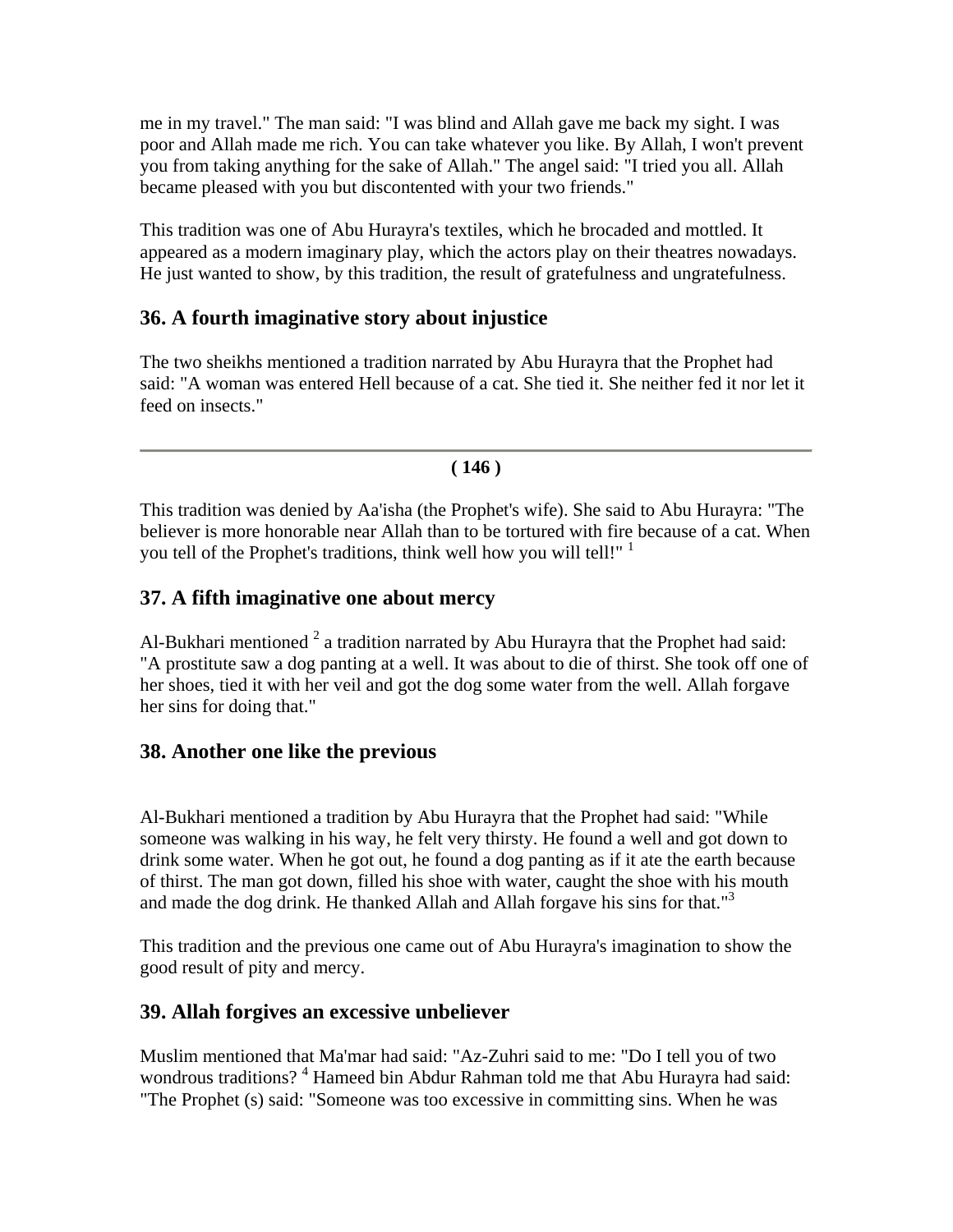me in my travel." The man said: "I was blind and Allah gave me back my sight. I was poor and Allah made me rich. You can take whatever you like. By Allah, I won't prevent you from taking anything for the sake of Allah." The angel said: "I tried you all. Allah became pleased with you but discontented with your two friends."

This tradition was one of Abu Hurayra's textiles, which he brocaded and mottled. It appeared as a modern imaginary play, which the actors play on their theatres nowadays. He just wanted to show, by this tradition, the result of gratefulness and ungratefulness.

## 36. A fourth imaginative story about injustice

The two sheikhs mentioned a tradition narrated by Abu Hurayra that the Prophet had said: "A woman was entered Hell because of a cat. She tied it. She neither fed it nor let it feed on insects."

---

**( 146 )**

This tradition was denied by Aa'isha (the Prophet's wife). She said to Abu Hurayra: "The believer is more honorable near Allah than to be tortured with fire because of a cat. When you tell of the Prophet's traditions, think well how you will tell!" [1]

## 37. A fifth imaginative one about mercy

Al-Bukhari mentioned [2] a tradition narrated by Abu Hurayra that the Prophet had said: "A prostitute saw a dog panting at a well. It was about to die of thirst. She took off one of her shoes, tied it with her veil and got the dog some water from the well. Allah forgave her sins for doing that."

## 38. Another one like the previous

Al-Bukhari mentioned a tradition by Abu Hurayra that the Prophet had said: "While someone was walking in his way, he felt very thirsty. He found a well and got down to drink some water. When he got out, he found a dog panting as if it ate the earth because of thirst. The man got down, filled his shoe with water, caught the shoe with his mouth and made the dog drink. He thanked Allah and Allah forgave his sins for that."[3]

This tradition and the previous one came out of Abu Hurayra's imagination to show the good result of pity and mercy.

## 39. Allah forgives an excessive unbeliever

Muslim mentioned that Ma'mar had said: "Az-Zuhri said to me: "Do I tell you of two wondrous traditions? [4] Hameed bin Abdur Rahman told me that Abu Hurayra had said: "The Prophet (s) said: "Someone was too excessive in committing sins. When he was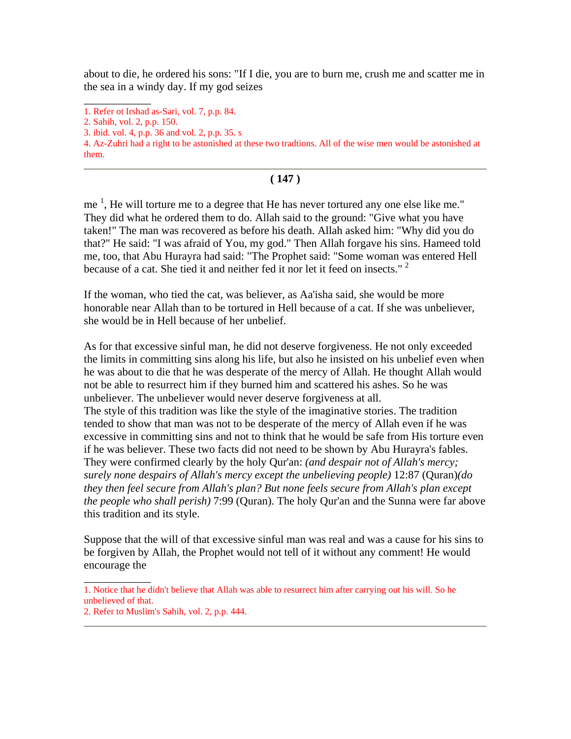about to die, he ordered his sons: "If I die, you are to burn me, crush me and scatter me in the sea in a windy day. If my god seizes

---

1. Refer ot Irshad as-Sari, vol. 7, p.p. 84.
2. Sahih, vol. 2, p.p. 150.
3. ibid. vol. 4, p.p. 36 and vol. 2, p.p. 35. s
4. Az-Zuhri had a right to be astonished at these two tradtions. All of the wise men would be astonished at them.

---

me [1], He will torture me to a degree that He has never tortured any one else like me." They did what he ordered them to do. Allah said to the ground: "Give what you have taken!" The man was recovered as before his death. Allah asked him: "Why did you do that?" He said: "I was afraid of You, my god." Then Allah forgave his sins. Hameed told me, too, that Abu Hurayra had said: "The Prophet said: "Some woman was entered Hell because of a cat. She tied it and neither fed it nor let it feed on insects." [2]

If the woman, who tied the cat, was believer, as Aa'isha said, she would be more honorable near Allah than to be tortured in Hell because of a cat. If she was unbeliever, she would be in Hell because of her unbelief.

As for that excessive sinful man, he did not deserve forgiveness. He not only exceeded the limits in committing sins along his life, but also he insisted on his unbelief even when he was about to die that he was desperate of the mercy of Allah. He thought Allah would not be able to resurrect him if they burned him and scattered his ashes. So he was unbeliever. The unbeliever would never deserve forgiveness at all.
The style of this tradition was like the style of the imaginative stories. The tradition tended to show that man was not to be desperate of the mercy of Allah even if he was excessive in committing sins and not to think that he would be safe from His torture even if he was believer. These two facts did not need to be shown by Abu Hurayra's fables. They were confirmed clearly by the holy Qur'an: *(and despair not of Allah's mercy; surely none despairs of Allah's mercy except the unbelieving people)* 12:87 (Quran)*(do they then feel secure from Allah's plan? But none feels secure from Allah's plan except the people who shall perish)* 7:99 (Quran). The holy Qur'an and the Sunna were far above this tradition and its style.

Suppose that the will of that excessive sinful man was real and was a cause for his sins to be forgiven by Allah, the Prophet would not tell of it without any comment! He would encourage the

---

1. Notice that he didn't believe that Allah was able to resurrect him after carrying out his will. So he unbelieved of that.
2. Refer to Muslim's Sahih, vol. 2, p.p. 444.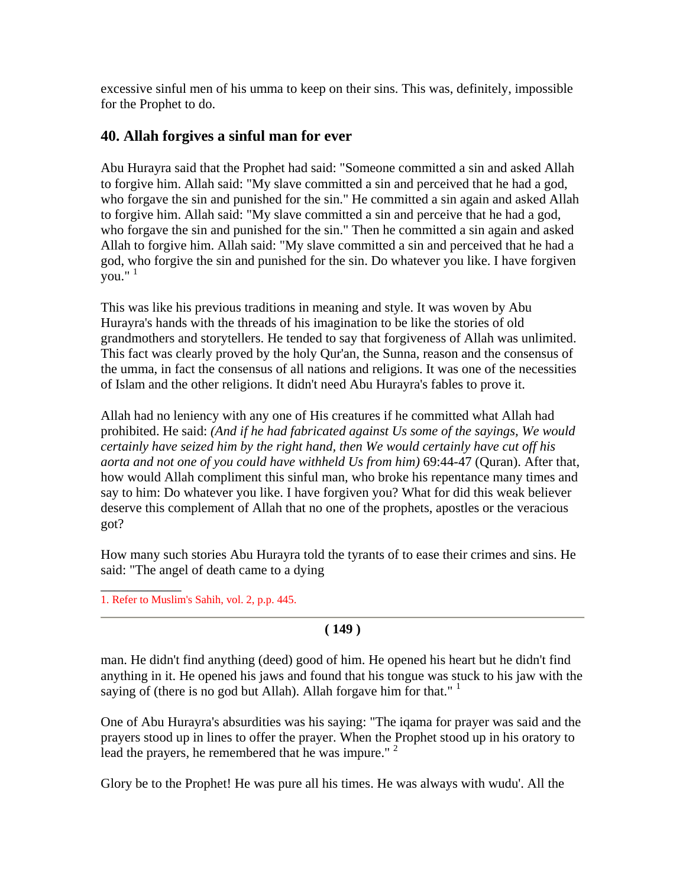excessive sinful men of his umma to keep on their sins. This was, definitely, impossible for the Prophet to do.

## 40. Allah forgives a sinful man for ever

Abu Hurayra said that the Prophet had said: "Someone committed a sin and asked Allah to forgive him. Allah said: "My slave committed a sin and perceived that he had a god, who forgave the sin and punished for the sin." He committed a sin again and asked Allah to forgive him. Allah said: "My slave committed a sin and perceive that he had a god, who forgave the sin and punished for the sin." Then he committed a sin again and asked Allah to forgive him. Allah said: "My slave committed a sin and perceived that he had a god, who forgive the sin and punished for the sin. Do whatever you like. I have forgiven you." [1]

This was like his previous traditions in meaning and style. It was woven by Abu Hurayra's hands with the threads of his imagination to be like the stories of old grandmothers and storytellers. He tended to say that forgiveness of Allah was unlimited. This fact was clearly proved by the holy Qur'an, the Sunna, reason and the consensus of the umma, in fact the consensus of all nations and religions. It was one of the necessities of Islam and the other religions. It didn't need Abu Hurayra's fables to prove it.

Allah had no leniency with any one of His creatures if he committed what Allah had prohibited. He said: *(And if he had fabricated against Us some of the sayings, We would certainly have seized him by the right hand, then We would certainly have cut off his aorta and not one of you could have withheld Us from him)* 69:44-47 (Quran). After that, how would Allah compliment this sinful man, who broke his repentance many times and say to him: Do whatever you like. I have forgiven you? What for did this weak believer deserve this complement of Allah that no one of the prophets, apostles or the veracious got?

How many such stories Abu Hurayra told the tyrants of to ease their crimes and sins. He said: "The angel of death came to a dying

1. Refer to Muslim's Sahih, vol. 2, p.p. 445.

man. He didn't find anything (deed) good of him. He opened his heart but he didn't find anything in it. He opened his jaws and found that his tongue was stuck to his jaw with the saying of (there is no god but Allah). Allah forgave him for that." [1]

One of Abu Hurayra's absurdities was his saying: "The iqama for prayer was said and the prayers stood up in lines to offer the prayer. When the Prophet stood up in his oratory to lead the prayers, he remembered that he was impure." [2]

Glory be to the Prophet! He was pure all his times. He was always with wudu'. All the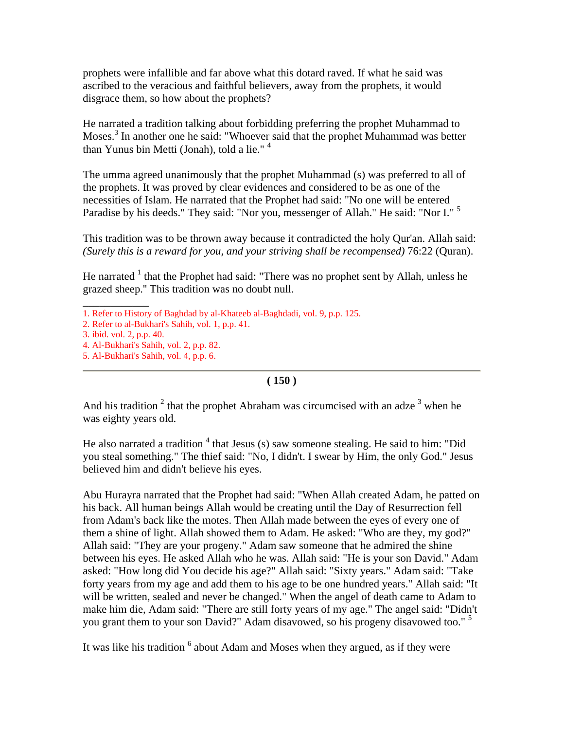prophets were infallible and far above what this dotard raved. If what he said was ascribed to the veracious and faithful believers, away from the prophets, it would disgrace them, so how about the prophets?

He narrated a tradition talking about forbidding preferring the prophet Muhammad to Moses.[3] In another one he said: "Whoever said that the prophet Muhammad was better than Yunus bin Metti (Jonah), told a lie." [4]

The umma agreed unanimously that the prophet Muhammad (s) was preferred to all of the prophets. It was proved by clear evidences and considered to be as one of the necessities of Islam. He narrated that the Prophet had said: "No one will be entered Paradise by his deeds." They said: "Nor you, messenger of Allah." He said: "Nor I." [5]

This tradition was to be thrown away because it contradicted the holy Qur'an. Allah said: *(Surely this is a reward for you, and your striving shall be recompensed)* 76:22 (Quran).

He narrated [1] that the Prophet had said: "There was no prophet sent by Allah, unless he grazed sheep." This tradition was no doubt null.

---

1. Refer to History of Baghdad by al-Khateeb al-Baghdadi, vol. 9, p.p. 125.
2. Refer to al-Bukhari's Sahih, vol. 1, p.p. 41.
3. ibid. vol. 2, p.p. 40.
4. Al-Bukhari's Sahih, vol. 2, p.p. 82.
5. Al-Bukhari's Sahih, vol. 4, p.p. 6.

---

And his tradition [2] that the prophet Abraham was circumcised with an adze [3] when he was eighty years old.

He also narrated a tradition [4] that Jesus (s) saw someone stealing. He said to him: "Did you steal something." The thief said: "No, I didn't. I swear by Him, the only God." Jesus believed him and didn't believe his eyes.

Abu Hurayra narrated that the Prophet had said: "When Allah created Adam, he patted on his back. All human beings Allah would be creating until the Day of Resurrection fell from Adam's back like the motes. Then Allah made between the eyes of every one of them a shine of light. Allah showed them to Adam. He asked: "Who are they, my god?" Allah said: "They are your progeny." Adam saw someone that he admired the shine between his eyes. He asked Allah who he was. Allah said: "He is your son David." Adam asked: "How long did You decide his age?" Allah said: "Sixty years." Adam said: "Take forty years from my age and add them to his age to be one hundred years." Allah said: "It will be written, sealed and never be changed." When the angel of death came to Adam to make him die, Adam said: "There are still forty years of my age." The angel said: "Didn't you grant them to your son David?" Adam disavowed, so his progeny disavowed too." [5]

It was like his tradition [6] about Adam and Moses when they argued, as if they were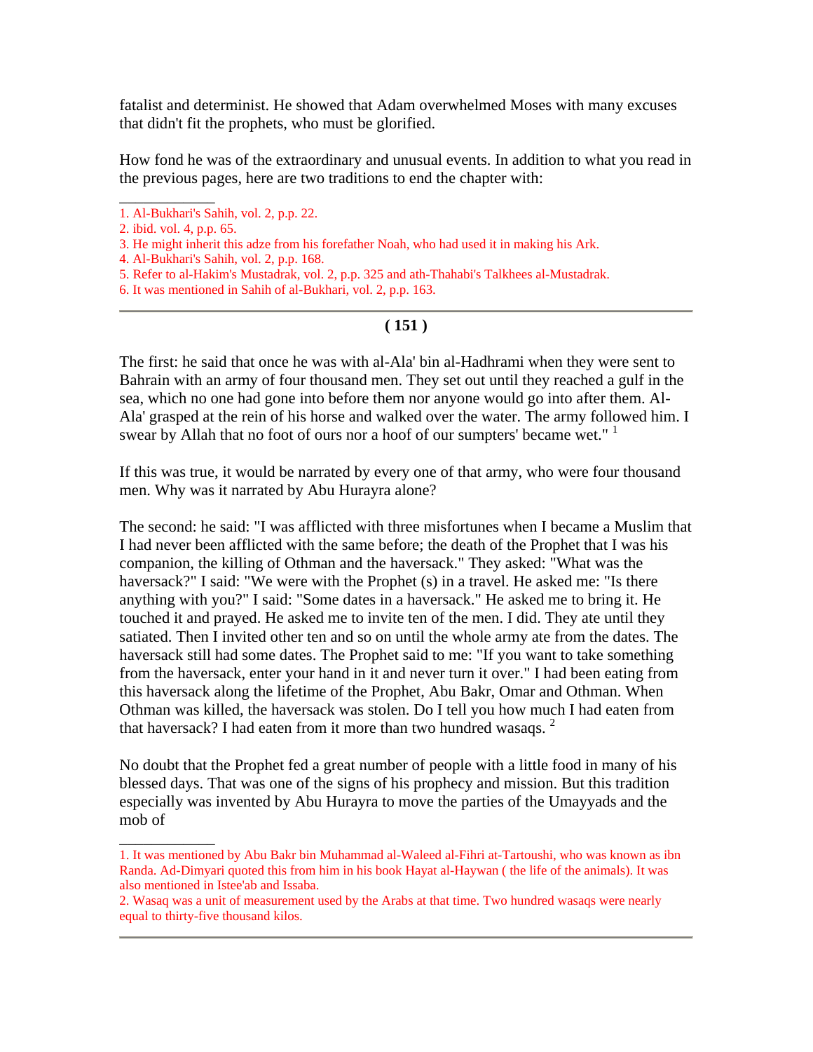fatalist and determinist. He showed that Adam overwhelmed Moses with many excuses that didn't fit the prophets, who must be glorified.

How fond he was of the extraordinary and unusual events. In addition to what you read in the previous pages, here are two traditions to end the chapter with:

1. Al-Bukhari's Sahih, vol. 2, p.p. 22.
2. ibid. vol. 4, p.p. 65.
3. He might inherit this adze from his forefather Noah, who had used it in making his Ark.
4. Al-Bukhari's Sahih, vol. 2, p.p. 168.
5. Refer to al-Hakim's Mustadrak, vol. 2, p.p. 325 and ath-Thahabi's Talkhees al-Mustadrak.
6. It was mentioned in Sahih of al-Bukhari, vol. 2, p.p. 163.

---

The first: he said that once he was with al-Ala' bin al-Hadhrami when they were sent to Bahrain with an army of four thousand men. They set out until they reached a gulf in the sea, which no one had gone into before them nor anyone would go into after them. Al-Ala' grasped at the rein of his horse and walked over the water. The army followed him. I swear by Allah that no foot of ours nor a hoof of our sumpters' became wet." [1]

If this was true, it would be narrated by every one of that army, who were four thousand men. Why was it narrated by Abu Hurayra alone?

The second: he said: "I was afflicted with three misfortunes when I became a Muslim that I had never been afflicted with the same before; the death of the Prophet that I was his companion, the killing of Othman and the haversack." They asked: "What was the haversack?" I said: "We were with the Prophet (s) in a travel. He asked me: "Is there anything with you?" I said: "Some dates in a haversack." He asked me to bring it. He touched it and prayed. He asked me to invite ten of the men. I did. They ate until they satiated. Then I invited other ten and so on until the whole army ate from the dates. The haversack still had some dates. The Prophet said to me: "If you want to take something from the haversack, enter your hand in it and never turn it over." I had been eating from this haversack along the lifetime of the Prophet, Abu Bakr, Omar and Othman. When Othman was killed, the haversack was stolen. Do I tell you how much I had eaten from that haversack? I had eaten from it more than two hundred wasaqs. [2]

No doubt that the Prophet fed a great number of people with a little food in many of his blessed days. That was one of the signs of his prophecy and mission. But this tradition especially was invented by Abu Hurayra to move the parties of the Umayyads and the mob of

1. It was mentioned by Abu Bakr bin Muhammad al-Waleed al-Fihri at-Tartoushi, who was known as ibn Randa. Ad-Dimyari quoted this from him in his book Hayat al-Haywan ( the life of the animals). It was also mentioned in Istee'ab and Issaba.
2. Wasaq was a unit of measurement used by the Arabs at that time. Two hundred wasaqs were nearly equal to thirty-five thousand kilos.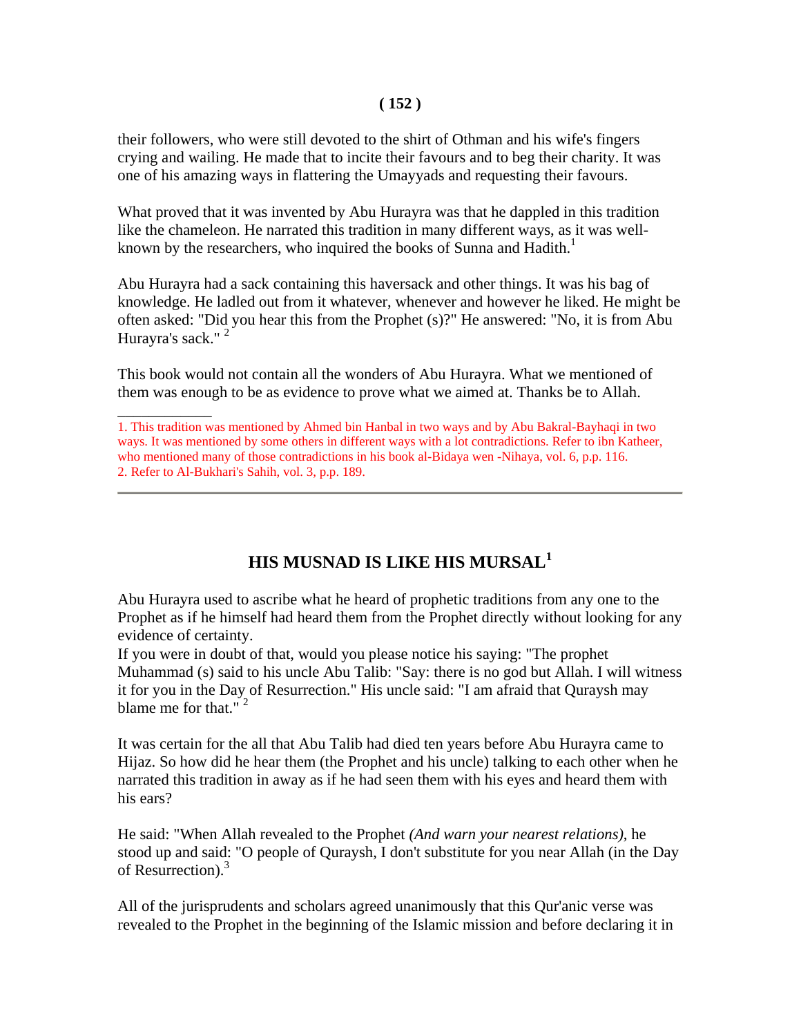their followers, who were still devoted to the shirt of Othman and his wife's fingers crying and wailing. He made that to incite their favours and to beg their charity. It was one of his amazing ways in flattering the Umayyads and requesting their favours.

What proved that it was invented by Abu Hurayra was that he dappled in this tradition like the chameleon. He narrated this tradition in many different ways, as it was well-known by the researchers, who inquired the books of Sunna and Hadith.[1]

Abu Hurayra had a sack containing this haversack and other things. It was his bag of knowledge. He ladled out from it whatever, whenever and however he liked. He might be often asked: "Did you hear this from the Prophet (s)?" He answered: "No, it is from Abu Hurayra's sack." [2]

This book would not contain all the wonders of Abu Hurayra. What we mentioned of them was enough to be as evidence to prove what we aimed at. Thanks be to Allah.

---

1. This tradition was mentioned by Ahmed bin Hanbal in two ways and by Abu Bakral-Bayhaqi in two ways. It was mentioned by some others in different ways with a lot contradictions. Refer to ibn Katheer, who mentioned many of those contradictions in his book al-Bidaya wen -Nihaya, vol. 6, p.p. 116.
2. Refer to Al-Bukhari's Sahih, vol. 3, p.p. 189.

---

## HIS MUSNAD IS LIKE HIS MURSAL[1]

Abu Hurayra used to ascribe what he heard of prophetic traditions from any one to the Prophet as if he himself had heard them from the Prophet directly without looking for any evidence of certainty.
If you were in doubt of that, would you please notice his saying: "The prophet Muhammad (s) said to his uncle Abu Talib: "Say: there is no god but Allah. I will witness it for you in the Day of Resurrection." His uncle said: "I am afraid that Quraysh may blame me for that." [2]

It was certain for the all that Abu Talib had died ten years before Abu Hurayra came to Hijaz. So how did he hear them (the Prophet and his uncle) talking to each other when he narrated this tradition in away as if he had seen them with his eyes and heard them with his ears?

He said: "When Allah revealed to the Prophet *(And warn your nearest relations)*, he stood up and said: "O people of Quraysh, I don't substitute for you near Allah (in the Day of Resurrection).[3]

All of the jurisprudents and scholars agreed unanimously that this Qur'anic verse was revealed to the Prophet in the beginning of the Islamic mission and before declaring it in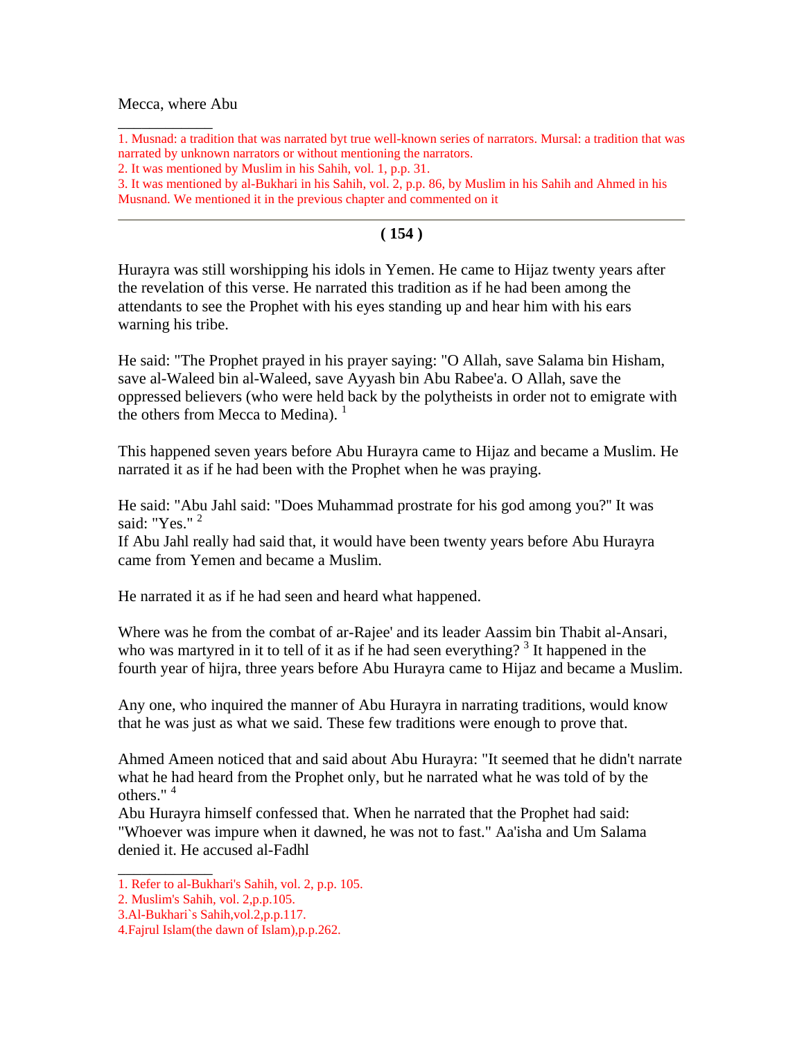Mecca, where Abu

1. Musnad: a tradition that was narrated byt true well-known series of narrators. Mursal: a tradition that was narrated by unknown narrators or without mentioning the narrators.
2. It was mentioned by Muslim in his Sahih, vol. 1, p.p. 31.
3. It was mentioned by al-Bukhari in his Sahih, vol. 2, p.p. 86, by Muslim in his Sahih and Ahmed in his Musnand. We mentioned it in the previous chapter and commented on it

---

Hurayra was still worshipping his idols in Yemen. He came to Hijaz twenty years after the revelation of this verse. He narrated this tradition as if he had been among the attendants to see the Prophet with his eyes standing up and hear him with his ears warning his tribe.

He said: "The Prophet prayed in his prayer saying: "O Allah, save Salama bin Hisham, save al-Waleed bin al-Waleed, save Ayyash bin Abu Rabee'a. O Allah, save the oppressed believers (who were held back by the polytheists in order not to emigrate with the others from Mecca to Medina). [1]

This happened seven years before Abu Hurayra came to Hijaz and became a Muslim. He narrated it as if he had been with the Prophet when he was praying.

He said: "Abu Jahl said: "Does Muhammad prostrate for his god among you?" It was said: "Yes." [2]
If Abu Jahl really had said that, it would have been twenty years before Abu Hurayra came from Yemen and became a Muslim.

He narrated it as if he had seen and heard what happened.

Where was he from the combat of ar-Rajee' and its leader Aassim bin Thabit al-Ansari, who was martyred in it to tell of it as if he had seen everything? [3] It happened in the fourth year of hijra, three years before Abu Hurayra came to Hijaz and became a Muslim.

Any one, who inquired the manner of Abu Hurayra in narrating traditions, would know that he was just as what we said. These few traditions were enough to prove that.

Ahmed Ameen noticed that and said about Abu Hurayra: "It seemed that he didn't narrate what he had heard from the Prophet only, but he narrated what he was told of by the others." [4]
Abu Hurayra himself confessed that. When he narrated that the Prophet had said: "Whoever was impure when it dawned, he was not to fast." Aa'isha and Um Salama denied it. He accused al-Fadhl

1. Refer to al-Bukhari's Sahih, vol. 2, p.p. 105.
2. Muslim's Sahih, vol. 2,p.p.105.
3.Al-Bukhari`s Sahih,vol.2,p.p.117.
4.Fajrul Islam(the dawn of Islam),p.p.262.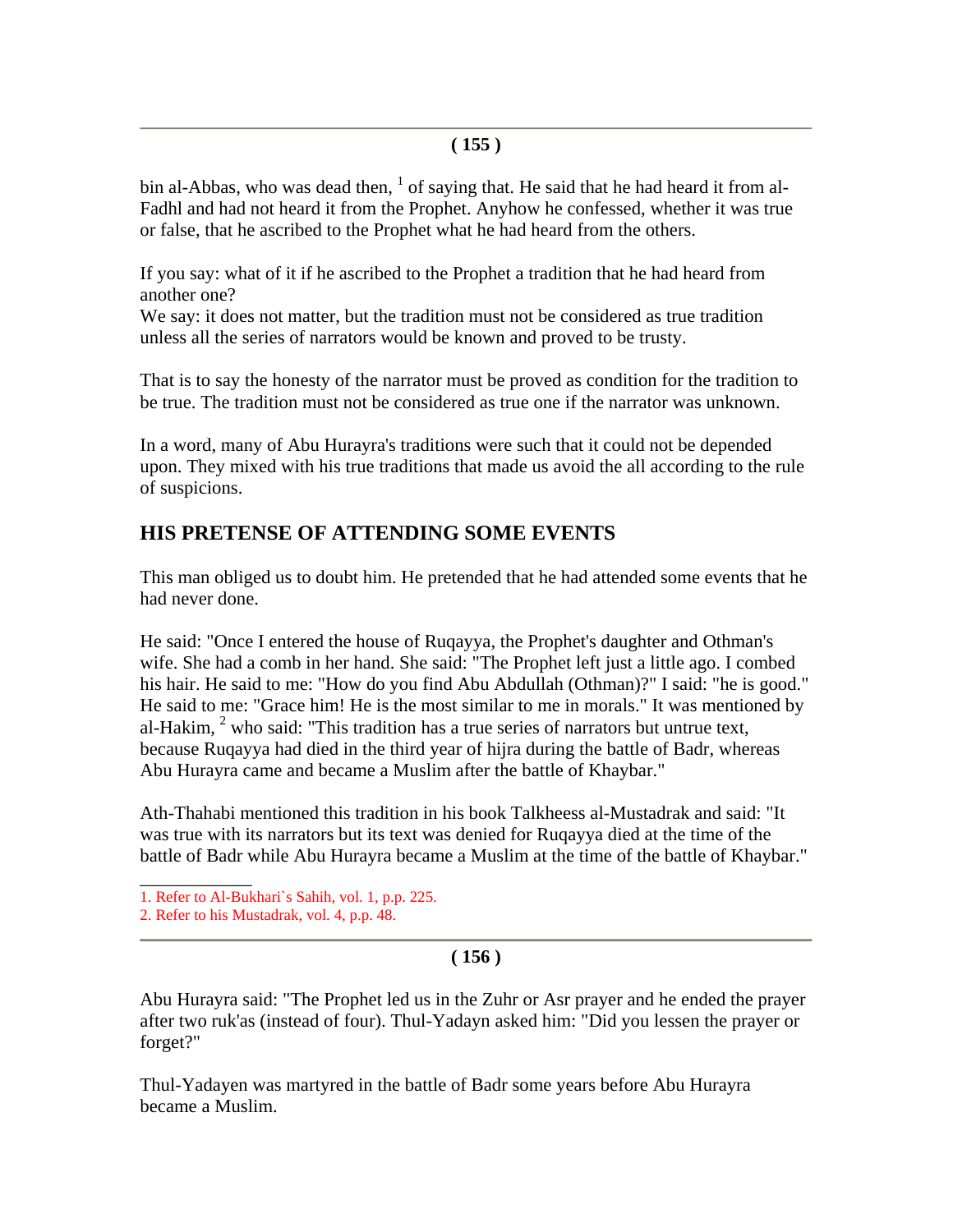bin al-Abbas, who was dead then, [1] of saying that. He said that he had heard it from al-Fadhl and had not heard it from the Prophet. Anyhow he confessed, whether it was true or false, that he ascribed to the Prophet what he had heard from the others.

If you say: what of it if he ascribed to the Prophet a tradition that he had heard from another one?
We say: it does not matter, but the tradition must not be considered as true tradition unless all the series of narrators would be known and proved to be trusty.

That is to say the honesty of the narrator must be proved as condition for the tradition to be true. The tradition must not be considered as true one if the narrator was unknown.

In a word, many of Abu Hurayra's traditions were such that it could not be depended upon. They mixed with his true traditions that made us avoid the all according to the rule of suspicions.

## HIS PRETENSE OF ATTENDING SOME EVENTS

This man obliged us to doubt him. He pretended that he had attended some events that he had never done.

He said: "Once I entered the house of Ruqayya, the Prophet's daughter and Othman's wife. She had a comb in her hand. She said: "The Prophet left just a little ago. I combed his hair. He said to me: "How do you find Abu Abdullah (Othman)?" I said: "he is good." He said to me: "Grace him! He is the most similar to me in morals." It was mentioned by al-Hakim, [2] who said: "This tradition has a true series of narrators but untrue text, because Ruqayya had died in the third year of hijra during the battle of Badr, whereas Abu Hurayra came and became a Muslim after the battle of Khaybar."

Ath-Thahabi mentioned this tradition in his book Talkheess al-Mustadrak and said: "It was true with its narrators but its text was denied for Ruqayya died at the time of the battle of Badr while Abu Hurayra became a Muslim at the time of the battle of Khaybar."

1. Refer to Al-Bukhari`s Sahih, vol. 1, p.p. 225.
2. Refer to his Mustadrak, vol. 4, p.p. 48.

Abu Hurayra said: "The Prophet led us in the Zuhr or Asr prayer and he ended the prayer after two ruk'as (instead of four). Thul-Yadayn asked him: "Did you lessen the prayer or forget?"

Thul-Yadayen was martyred in the battle of Badr some years before Abu Hurayra became a Muslim.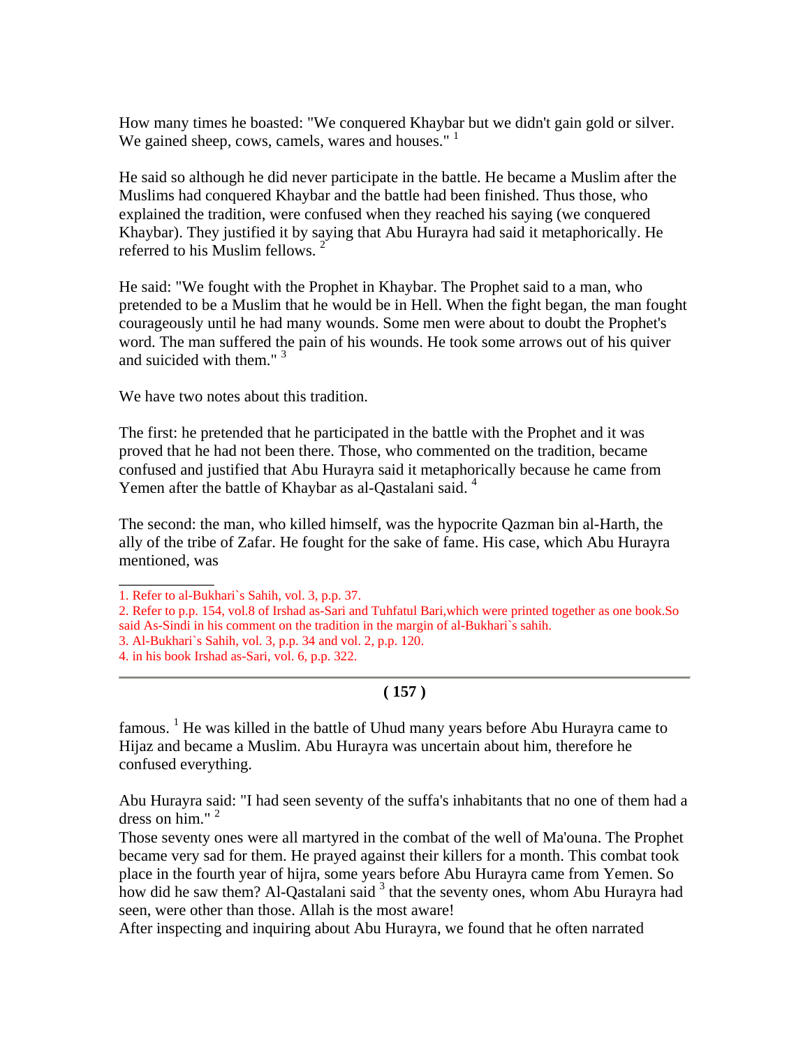How many times he boasted: "We conquered Khaybar but we didn't gain gold or silver. We gained sheep, cows, camels, wares and houses." [1]

He said so although he did never participate in the battle. He became a Muslim after the Muslims had conquered Khaybar and the battle had been finished. Thus those, who explained the tradition, were confused when they reached his saying (we conquered Khaybar). They justified it by saying that Abu Hurayra had said it metaphorically. He referred to his Muslim fellows. [2]

He said: "We fought with the Prophet in Khaybar. The Prophet said to a man, who pretended to be a Muslim that he would be in Hell. When the fight began, the man fought courageously until he had many wounds. Some men were about to doubt the Prophet's word. The man suffered the pain of his wounds. He took some arrows out of his quiver and suicided with them." [3]

We have two notes about this tradition.

The first: he pretended that he participated in the battle with the Prophet and it was proved that he had not been there. Those, who commented on the tradition, became confused and justified that Abu Hurayra said it metaphorically because he came from Yemen after the battle of Khaybar as al-Qastalani said. [4]

The second: the man, who killed himself, was the hypocrite Qazman bin al-Harth, the ally of the tribe of Zafar. He fought for the sake of fame. His case, which Abu Hurayra mentioned, was

1. Refer to al-Bukhari`s Sahih, vol. 3, p.p. 37.
2. Refer to p.p. 154, vol.8 of Irshad as-Sari and Tuhfatul Bari,which were printed together as one book.So said As-Sindi in his comment on the tradition in the margin of al-Bukhari`s sahih.
3. Al-Bukhari`s Sahih, vol. 3, p.p. 34 and vol. 2, p.p. 120.
4. in his book Irshad as-Sari, vol. 6, p.p. 322.

famous. [1] He was killed in the battle of Uhud many years before Abu Hurayra came to Hijaz and became a Muslim. Abu Hurayra was uncertain about him, therefore he confused everything.

Abu Hurayra said: "I had seen seventy of the suffa's inhabitants that no one of them had a dress on him." [2]

Those seventy ones were all martyred in the combat of the well of Ma'ouna. The Prophet became very sad for them. He prayed against their killers for a month. This combat took place in the fourth year of hijra, some years before Abu Hurayra came from Yemen. So how did he saw them? Al-Qastalani said [3] that the seventy ones, whom Abu Hurayra had seen, were other than those. Allah is the most aware!

After inspecting and inquiring about Abu Hurayra, we found that he often narrated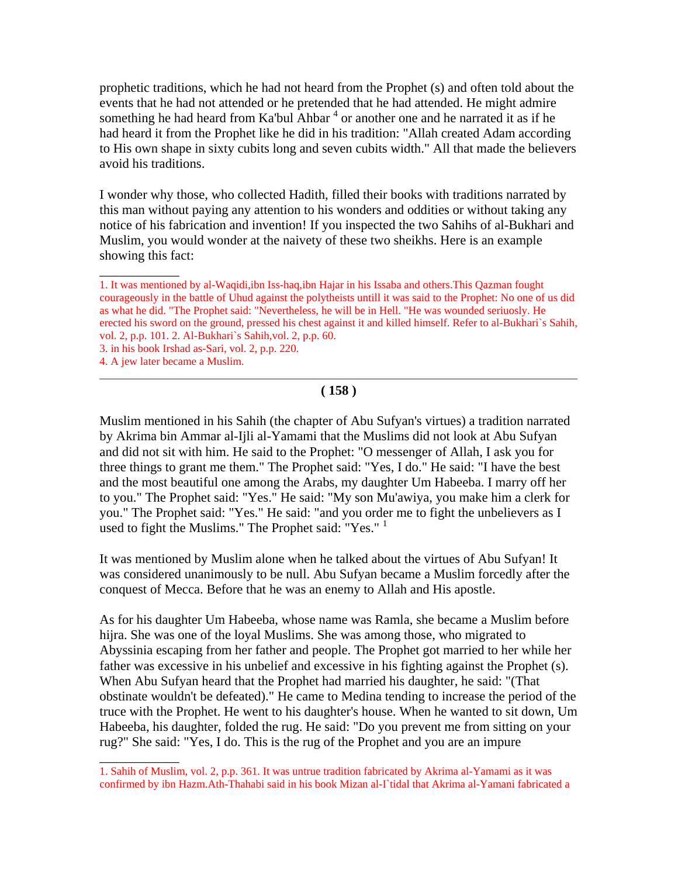prophetic traditions, which he had not heard from the Prophet (s) and often told about the events that he had not attended or he pretended that he had attended. He might admire something he had heard from Ka'bul Ahbar [4] or another one and he narrated it as if he had heard it from the Prophet like he did in his tradition: "Allah created Adam according to His own shape in sixty cubits long and seven cubits width." All that made the believers avoid his traditions.

I wonder why those, who collected Hadith, filled their books with traditions narrated by this man without paying any attention to his wonders and oddities or without taking any notice of his fabrication and invention! If you inspected the two Sahihs of al-Bukhari and Muslim, you would wonder at the naivety of these two sheikhs. Here is an example showing this fact:

---

1. It was mentioned by al-Waqidi,ibn Iss-haq,ibn Hajar in his Issaba and others.This Qazman fought courageously in the battle of Uhud against the polytheists untill it was said to the Prophet: No one of us did as what he did. "The Prophet said: "Nevertheless, he will be in Hell. "He was wounded seriuosly. He erected his sword on the ground, pressed his chest against it and killed himself. Refer to al-Bukhari`s Sahih, vol. 2, p.p. 101. 2. Al-Bukhari`s Sahih,vol. 2, p.p. 60.

3. in his book Irshad as-Sari, vol. 2, p.p. 220.

4. A jew later became a Muslim.

---

Muslim mentioned in his Sahih (the chapter of Abu Sufyan's virtues) a tradition narrated by Akrima bin Ammar al-Ijli al-Yamami that the Muslims did not look at Abu Sufyan and did not sit with him. He said to the Prophet: "O messenger of Allah, I ask you for three things to grant me them." The Prophet said: "Yes, I do." He said: "I have the best and the most beautiful one among the Arabs, my daughter Um Habeeba. I marry off her to you." The Prophet said: "Yes." He said: "My son Mu'awiya, you make him a clerk for you." The Prophet said: "Yes." He said: "and you order me to fight the unbelievers as I used to fight the Muslims." The Prophet said: "Yes." [1]

It was mentioned by Muslim alone when he talked about the virtues of Abu Sufyan! It was considered unanimously to be null. Abu Sufyan became a Muslim forcedly after the conquest of Mecca. Before that he was an enemy to Allah and His apostle.

As for his daughter Um Habeeba, whose name was Ramla, she became a Muslim before hijra. She was one of the loyal Muslims. She was among those, who migrated to Abyssinia escaping from her father and people. The Prophet got married to her while her father was excessive in his unbelief and excessive in his fighting against the Prophet (s). When Abu Sufyan heard that the Prophet had married his daughter, he said: "(That obstinate wouldn't be defeated)." He came to Medina tending to increase the period of the truce with the Prophet. He went to his daughter's house. When he wanted to sit down, Um Habeeba, his daughter, folded the rug. He said: "Do you prevent me from sitting on your rug?" She said: "Yes, I do. This is the rug of the Prophet and you are an impure

---

1. Sahih of Muslim, vol. 2, p.p. 361. It was untrue tradition fabricated by Akrima al-Yamami as it was confirmed by ibn Hazm.Ath-Thahabi said in his book Mizan al-I`tidal that Akrima al-Yamani fabricated a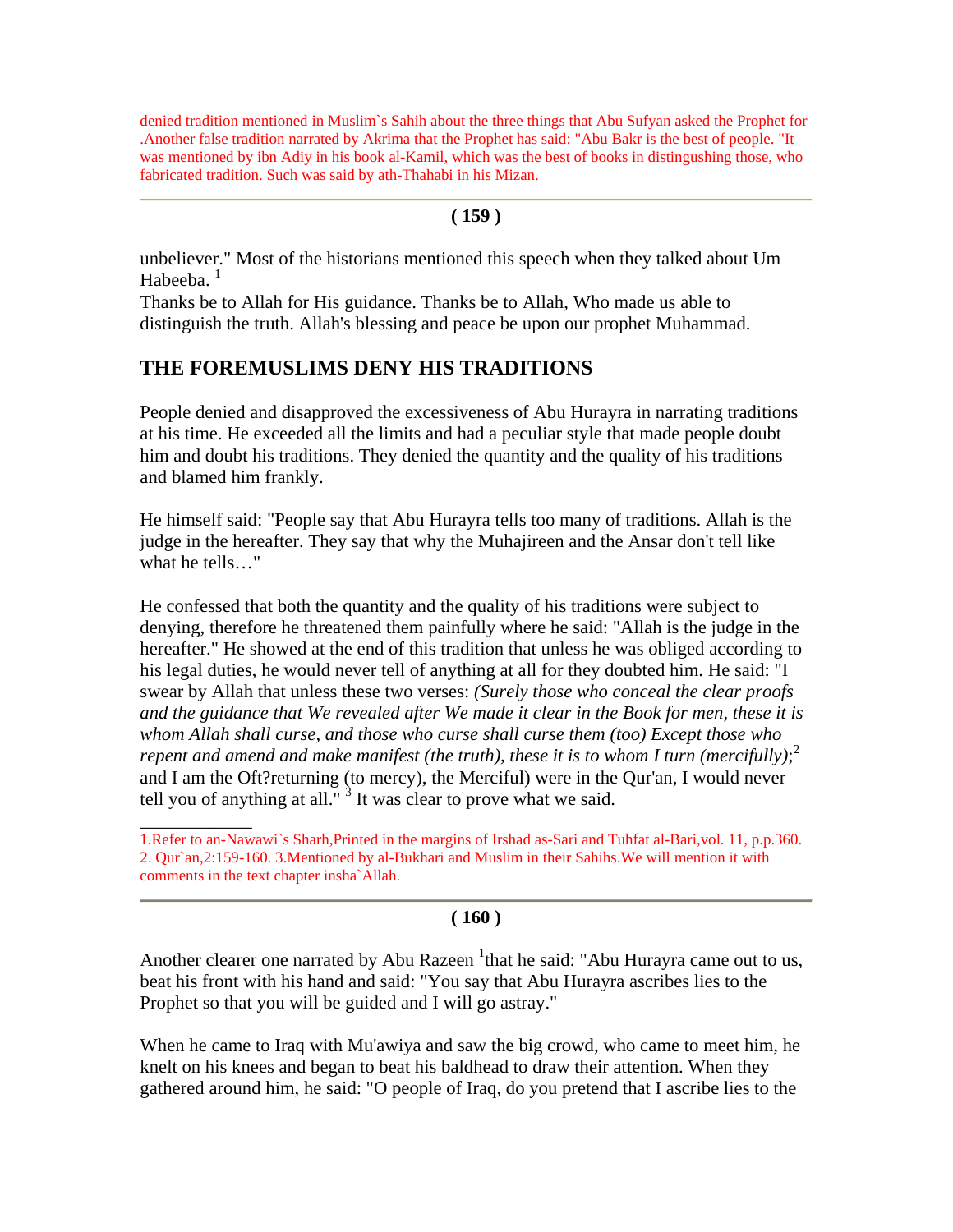denied tradition mentioned in Muslim`s Sahih about the three things that Abu Sufyan asked the Prophet for .Another false tradition narrated by Akrima that the Prophet has said: "Abu Bakr is the best of people. "It was mentioned by ibn Adiy in his book al-Kamil, which was the best of books in distingushing those, who fabricated tradition. Such was said by ath-Thahabi in his Mizan.

---

unbeliever." Most of the historians mentioned this speech when they talked about Um Habeeba. [1]

Thanks be to Allah for His guidance. Thanks be to Allah, Who made us able to distinguish the truth. Allah's blessing and peace be upon our prophet Muhammad.

## THE FOREMUSLIMS DENY HIS TRADITIONS

People denied and disapproved the excessiveness of Abu Hurayra in narrating traditions at his time. He exceeded all the limits and had a peculiar style that made people doubt him and doubt his traditions. They denied the quantity and the quality of his traditions and blamed him frankly.

He himself said: "People say that Abu Hurayra tells too many of traditions. Allah is the judge in the hereafter. They say that why the Muhajireen and the Ansar don't tell like what he tells…"

He confessed that both the quantity and the quality of his traditions were subject to denying, therefore he threatened them painfully where he said: "Allah is the judge in the hereafter." He showed at the end of this tradition that unless he was obliged according to his legal duties, he would never tell of anything at all for they doubted him. He said: "I swear by Allah that unless these two verses: *(Surely those who conceal the clear proofs and the guidance that We revealed after We made it clear in the Book for men, these it is whom Allah shall curse, and those who curse shall curse them (too) Except those who repent and amend and make manifest (the truth), these it is to whom I turn (mercifully)*;[2] and I am the Oft?returning (to mercy), the Merciful) were in the Qur'an, I would never tell you of anything at all." [3] It was clear to prove what we said.

---

1.Refer to an-Nawawi`s Sharh,Printed in the margins of Irshad as-Sari and Tuhfat al-Bari,vol. 11, p.p.360. 2. Qur`an,2:159-160. 3.Mentioned by al-Bukhari and Muslim in their Sahihs.We will mention it with comments in the text chapter insha`Allah.

---

Another clearer one narrated by Abu Razeen [1]that he said: "Abu Hurayra came out to us, beat his front with his hand and said: "You say that Abu Hurayra ascribes lies to the Prophet so that you will be guided and I will go astray."

When he came to Iraq with Mu'awiya and saw the big crowd, who came to meet him, he knelt on his knees and began to beat his baldhead to draw their attention. When they gathered around him, he said: "O people of Iraq, do you pretend that I ascribe lies to the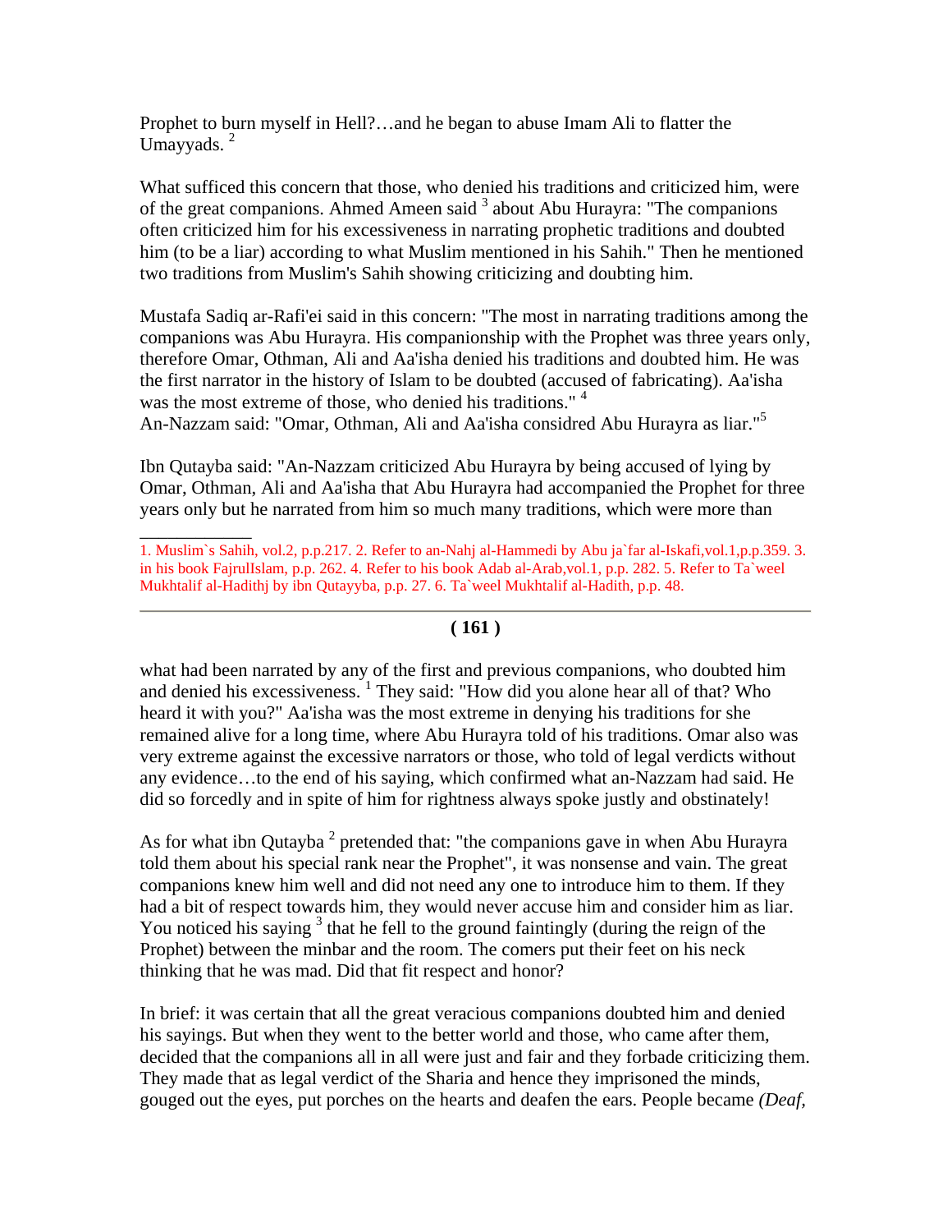Prophet to burn myself in Hell?…and he began to abuse Imam Ali to flatter the Umayyads. [2]

What sufficed this concern that those, who denied his traditions and criticized him, were of the great companions. Ahmed Ameen said [3] about Abu Hurayra: "The companions often criticized him for his excessiveness in narrating prophetic traditions and doubted him (to be a liar) according to what Muslim mentioned in his Sahih." Then he mentioned two traditions from Muslim's Sahih showing criticizing and doubting him.

Mustafa Sadiq ar-Rafi'ei said in this concern: "The most in narrating traditions among the companions was Abu Hurayra. His companionship with the Prophet was three years only, therefore Omar, Othman, Ali and Aa'isha denied his traditions and doubted him. He was the first narrator in the history of Islam to be doubted (accused of fabricating). Aa'isha was the most extreme of those, who denied his traditions." [4]
An-Nazzam said: "Omar, Othman, Ali and Aa'isha considred Abu Hurayra as liar."[5]

Ibn Qutayba said: "An-Nazzam criticized Abu Hurayra by being accused of lying by Omar, Othman, Ali and Aa'isha that Abu Hurayra had accompanied the Prophet for three years only but he narrated from him so much many traditions, which were more than

1. Muslim`s Sahih, vol.2, p.p.217. 2. Refer to an-Nahj al-Hammedi by Abu ja`far al-Iskafi,vol.1,p.p.359. 3. in his book FajrulIslam, p.p. 262. 4. Refer to his book Adab al-Arab,vol.1, p.p. 282. 5. Refer to Ta`weel Mukhtalif al-Hadithj by ibn Qutayyba, p.p. 27. 6. Ta`weel Mukhtalif al-Hadith, p.p. 48.

what had been narrated by any of the first and previous companions, who doubted him and denied his excessiveness. [1] They said: "How did you alone hear all of that? Who heard it with you?" Aa'isha was the most extreme in denying his traditions for she remained alive for a long time, where Abu Hurayra told of his traditions. Omar also was very extreme against the excessive narrators or those, who told of legal verdicts without any evidence…to the end of his saying, which confirmed what an-Nazzam had said. He did so forcedly and in spite of him for rightness always spoke justly and obstinately!

As for what ibn Qutayba [2] pretended that: "the companions gave in when Abu Hurayra told them about his special rank near the Prophet", it was nonsense and vain. The great companions knew him well and did not need any one to introduce him to them. If they had a bit of respect towards him, they would never accuse him and consider him as liar. You noticed his saying [3] that he fell to the ground faintingly (during the reign of the Prophet) between the minbar and the room. The comers put their feet on his neck thinking that he was mad. Did that fit respect and honor?

In brief: it was certain that all the great veracious companions doubted him and denied his sayings. But when they went to the better world and those, who came after them, decided that the companions all in all were just and fair and they forbade criticizing them. They made that as legal verdict of the Sharia and hence they imprisoned the minds, gouged out the eyes, put porches on the hearts and deafen the ears. People became *(Deaf,*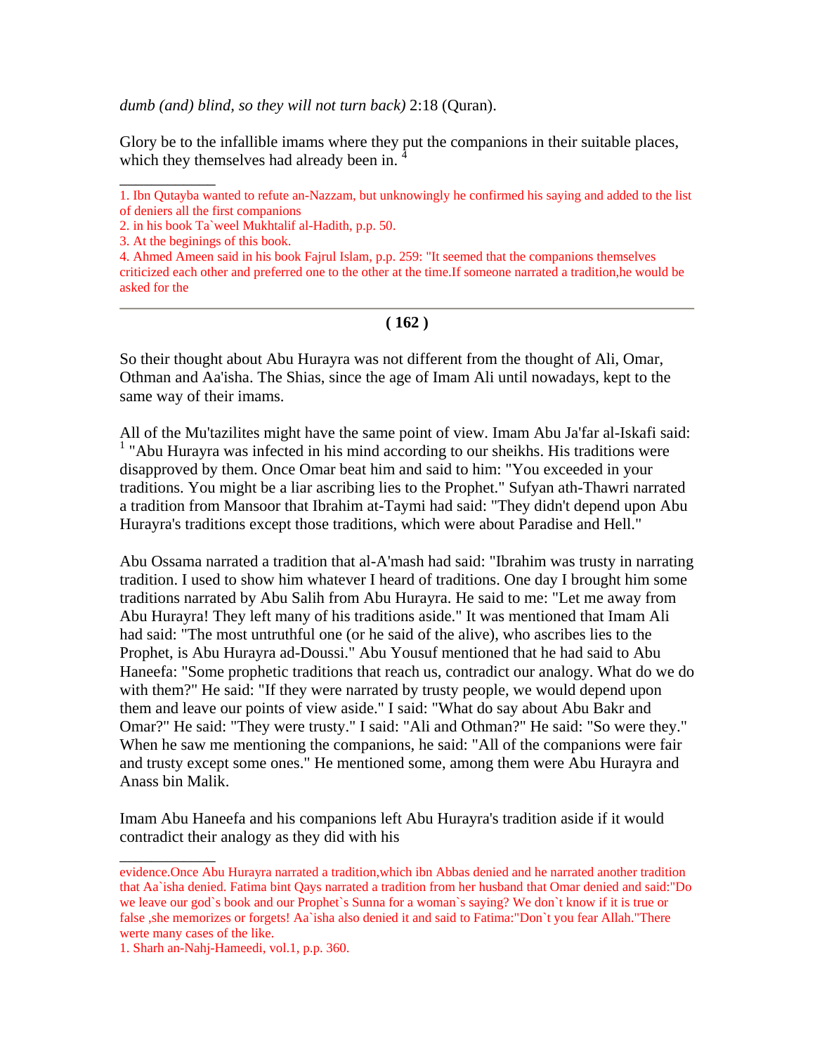*dumb (and) blind, so they will not turn back)* 2:18 (Quran).

Glory be to the infallible imams where they put the companions in their suitable places, which they themselves had already been in. [4]

---

1. Ibn Qutayba wanted to refute an-Nazzam, but unknowingly he confirmed his saying and added to the list of deniers all the first companions
2. in his book Ta`weel Mukhtalif al-Hadith, p.p. 50.
3. At the beginings of this book.
4. Ahmed Ameen said in his book Fajrul Islam, p.p. 259: "It seemed that the companions themselves criticized each other and preferred one to the other at the time.If someone narrated a tradition,he would be asked for the

---

So their thought about Abu Hurayra was not different from the thought of Ali, Omar, Othman and Aa'isha. The Shias, since the age of Imam Ali until nowadays, kept to the same way of their imams.

All of the Mu'tazilites might have the same point of view. Imam Abu Ja'far al-Iskafi said: [1] "Abu Hurayra was infected in his mind according to our sheikhs. His traditions were disapproved by them. Once Omar beat him and said to him: "You exceeded in your traditions. You might be a liar ascribing lies to the Prophet." Sufyan ath-Thawri narrated a tradition from Mansoor that Ibrahim at-Taymi had said: "They didn't depend upon Abu Hurayra's traditions except those traditions, which were about Paradise and Hell."

Abu Ossama narrated a tradition that al-A'mash had said: "Ibrahim was trusty in narrating tradition. I used to show him whatever I heard of traditions. One day I brought him some traditions narrated by Abu Salih from Abu Hurayra. He said to me: "Let me away from Abu Hurayra! They left many of his traditions aside." It was mentioned that Imam Ali had said: "The most untruthful one (or he said of the alive), who ascribes lies to the Prophet, is Abu Hurayra ad-Doussi." Abu Yousuf mentioned that he had said to Abu Haneefa: "Some prophetic traditions that reach us, contradict our analogy. What do we do with them?" He said: "If they were narrated by trusty people, we would depend upon them and leave our points of view aside." I said: "What do say about Abu Bakr and Omar?" He said: "They were trusty." I said: "Ali and Othman?" He said: "So were they." When he saw me mentioning the companions, he said: "All of the companions were fair and trusty except some ones." He mentioned some, among them were Abu Hurayra and Anass bin Malik.

Imam Abu Haneefa and his companions left Abu Hurayra's tradition aside if it would contradict their analogy as they did with his

---

evidence.Once Abu Hurayra narrated a tradition,which ibn Abbas denied and he narrated another tradition that Aa`isha denied. Fatima bint Qays narrated a tradition from her husband that Omar denied and said:"Do we leave our god`s book and our Prophet`s Sunna for a woman`s saying? We don`t know if it is true or false ,she memorizes or forgets! Aa`isha also denied it and said to Fatima:"Don`t you fear Allah."There werte many cases of the like.

1. Sharh an-Nahj-Hameedi, vol.1, p.p. 360.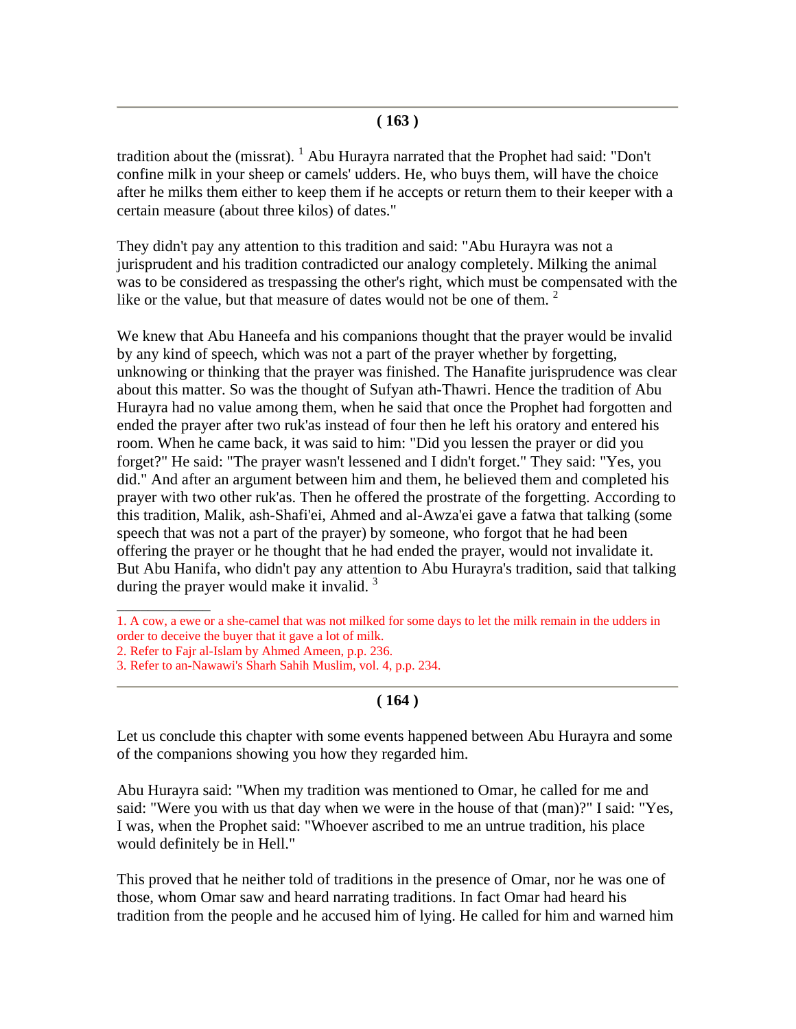tradition about the (missrat). [1] Abu Hurayra narrated that the Prophet had said: "Don't confine milk in your sheep or camels' udders. He, who buys them, will have the choice after he milks them either to keep them if he accepts or return them to their keeper with a certain measure (about three kilos) of dates."

They didn't pay any attention to this tradition and said: "Abu Hurayra was not a jurisprudent and his tradition contradicted our analogy completely. Milking the animal was to be considered as trespassing the other's right, which must be compensated with the like or the value, but that measure of dates would not be one of them. [2]

We knew that Abu Haneefa and his companions thought that the prayer would be invalid by any kind of speech, which was not a part of the prayer whether by forgetting, unknowing or thinking that the prayer was finished. The Hanafite jurisprudence was clear about this matter. So was the thought of Sufyan ath-Thawri. Hence the tradition of Abu Hurayra had no value among them, when he said that once the Prophet had forgotten and ended the prayer after two ruk'as instead of four then he left his oratory and entered his room. When he came back, it was said to him: "Did you lessen the prayer or did you forget?" He said: "The prayer wasn't lessened and I didn't forget." They said: "Yes, you did." And after an argument between him and them, he believed them and completed his prayer with two other ruk'as. Then he offered the prostrate of the forgetting. According to this tradition, Malik, ash-Shafi'ei, Ahmed and al-Awza'ei gave a fatwa that talking (some speech that was not a part of the prayer) by someone, who forgot that he had been offering the prayer or he thought that he had ended the prayer, would not invalidate it. But Abu Hanifa, who didn't pay any attention to Abu Hurayra's tradition, said that talking during the prayer would make it invalid. [3]

---

1. A cow, a ewe or a she-camel that was not milked for some days to let the milk remain in the udders in order to deceive the buyer that it gave a lot of milk.
2. Refer to Fajr al-Islam by Ahmed Ameen, p.p. 236.
3. Refer to an-Nawawi's Sharh Sahih Muslim, vol. 4, p.p. 234.

---

Let us conclude this chapter with some events happened between Abu Hurayra and some of the companions showing you how they regarded him.

Abu Hurayra said: "When my tradition was mentioned to Omar, he called for me and said: "Were you with us that day when we were in the house of that (man)?" I said: "Yes, I was, when the Prophet said: "Whoever ascribed to me an untrue tradition, his place would definitely be in Hell."

This proved that he neither told of traditions in the presence of Omar, nor he was one of those, whom Omar saw and heard narrating traditions. In fact Omar had heard his tradition from the people and he accused him of lying. He called for him and warned him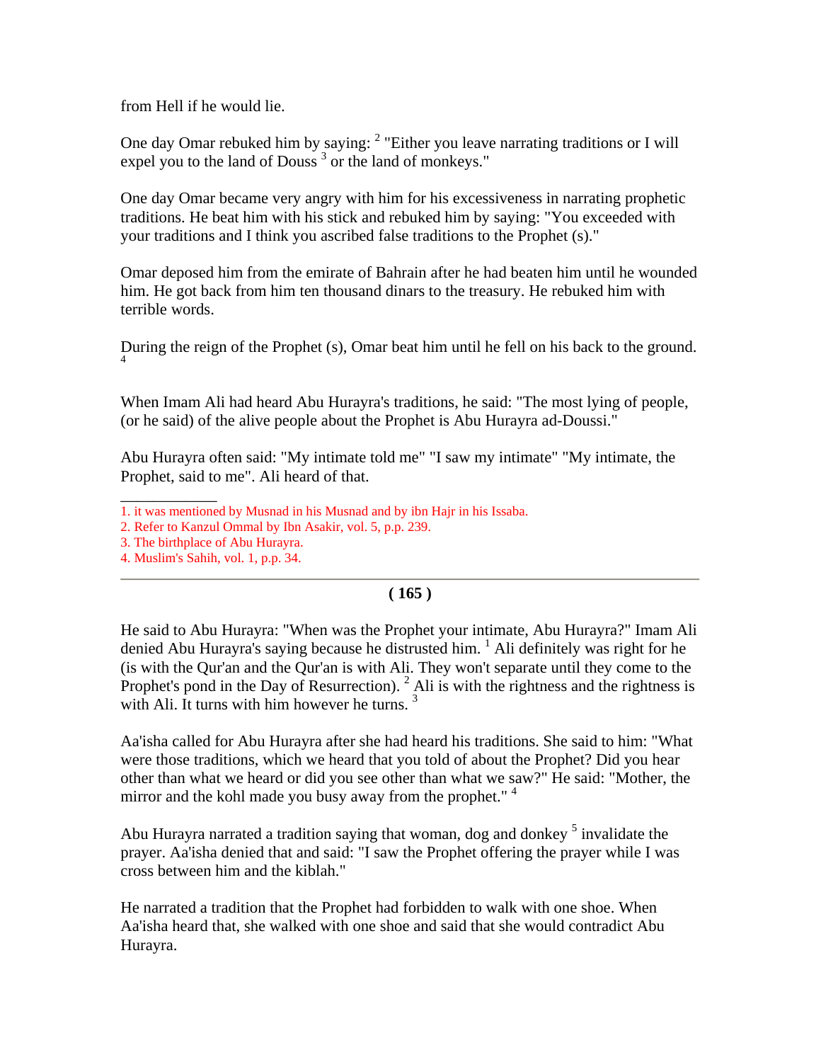from Hell if he would lie.

One day Omar rebuked him by saying: [2] "Either you leave narrating traditions or I will expel you to the land of Douss [3] or the land of monkeys."

One day Omar became very angry with him for his excessiveness in narrating prophetic traditions. He beat him with his stick and rebuked him by saying: "You exceeded with your traditions and I think you ascribed false traditions to the Prophet (s)."

Omar deposed him from the emirate of Bahrain after he had beaten him until he wounded him. He got back from him ten thousand dinars to the treasury. He rebuked him with terrible words.

During the reign of the Prophet (s), Omar beat him until he fell on his back to the ground. [4]

When Imam Ali had heard Abu Hurayra's traditions, he said: "The most lying of people, (or he said) of the alive people about the Prophet is Abu Hurayra ad-Doussi."

Abu Hurayra often said: "My intimate told me" "I saw my intimate" "My intimate, the Prophet, said to me". Ali heard of that.

---

1. it was mentioned by Musnad in his Musnad and by ibn Hajr in his Issaba.
2. Refer to Kanzul Ommal by Ibn Asakir, vol. 5, p.p. 239.
3. The birthplace of Abu Hurayra.
4. Muslim's Sahih, vol. 1, p.p. 34.

---

He said to Abu Hurayra: "When was the Prophet your intimate, Abu Hurayra?" Imam Ali denied Abu Hurayra's saying because he distrusted him. [1] Ali definitely was right for he (is with the Qur'an and the Qur'an is with Ali. They won't separate until they come to the Prophet's pond in the Day of Resurrection). [2] Ali is with the rightness and the rightness is with Ali. It turns with him however he turns. [3]

Aa'isha called for Abu Hurayra after she had heard his traditions. She said to him: "What were those traditions, which we heard that you told of about the Prophet? Did you hear other than what we heard or did you see other than what we saw?" He said: "Mother, the mirror and the kohl made you busy away from the prophet." [4]

Abu Hurayra narrated a tradition saying that woman, dog and donkey [5] invalidate the prayer. Aa'isha denied that and said: "I saw the Prophet offering the prayer while I was cross between him and the kiblah."

He narrated a tradition that the Prophet had forbidden to walk with one shoe. When Aa'isha heard that, she walked with one shoe and said that she would contradict Abu Hurayra.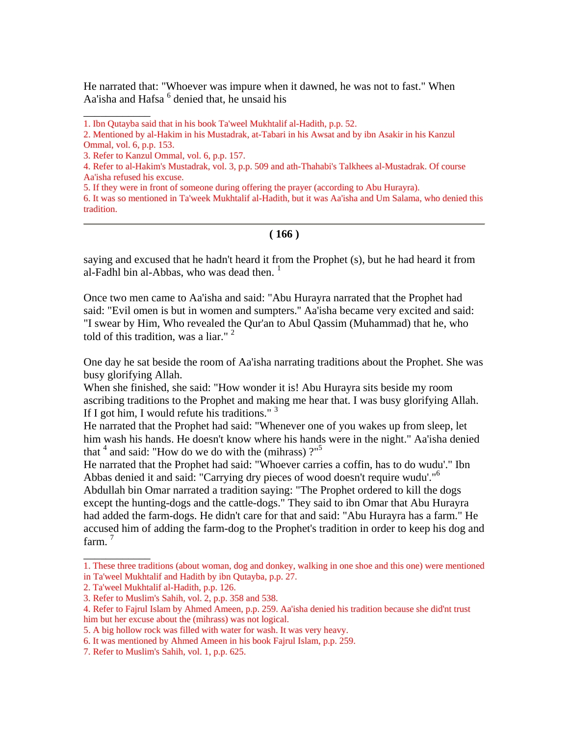He narrated that: "Whoever was impure when it dawned, he was not to fast." When Aa'isha and Hafsa [6] denied that, he unsaid his

1. Ibn Qutayba said that in his book Ta'weel Mukhtalif al-Hadith, p.p. 52.
2. Mentioned by al-Hakim in his Mustadrak, at-Tabari in his Awsat and by ibn Asakir in his Kanzul Ommal, vol. 6, p.p. 153.
3. Refer to Kanzul Ommal, vol. 6, p.p. 157.
4. Refer to al-Hakim's Mustadrak, vol. 3, p.p. 509 and ath-Thahabi's Talkhees al-Mustadrak. Of course Aa'isha refused his excuse.
5. If they were in front of someone during offering the prayer (according to Abu Hurayra).
6. It was so mentioned in Ta'week Mukhtalif al-Hadith, but it was Aa'isha and Um Salama, who denied this tradition.

---

saying and excused that he hadn't heard it from the Prophet (s), but he had heard it from al-Fadhl bin al-Abbas, who was dead then. [1]

Once two men came to Aa'isha and said: "Abu Hurayra narrated that the Prophet had said: "Evil omen is but in women and sumpters." Aa'isha became very excited and said: "I swear by Him, Who revealed the Qur'an to Abul Qassim (Muhammad) that he, who told of this tradition, was a liar." [2]

One day he sat beside the room of Aa'isha narrating traditions about the Prophet. She was busy glorifying Allah.
When she finished, she said: "How wonder it is! Abu Hurayra sits beside my room ascribing traditions to the Prophet and making me hear that. I was busy glorifying Allah. If I got him, I would refute his traditions." [3]
He narrated that the Prophet had said: "Whenever one of you wakes up from sleep, let him wash his hands. He doesn't know where his hands were in the night." Aa'isha denied that [4] and said: "How do we do with the (mihrass) ?"[5]
He narrated that the Prophet had said: "Whoever carries a coffin, has to do wudu'." Ibn Abbas denied it and said: "Carrying dry pieces of wood doesn't require wudu'."[6]
Abdullah bin Omar narrated a tradition saying: "The Prophet ordered to kill the dogs except the hunting-dogs and the cattle-dogs." They said to ibn Omar that Abu Hurayra had added the farm-dogs. He didn't care for that and said: "Abu Hurayra has a farm." He accused him of adding the farm-dog to the Prophet's tradition in order to keep his dog and farm. [7]

1. These three traditions (about woman, dog and donkey, walking in one shoe and this one) were mentioned in Ta'weel Mukhtalif and Hadith by ibn Qutayba, p.p. 27.
2. Ta'weel Mukhtalif al-Hadith, p.p. 126.
3. Refer to Muslim's Sahih, vol. 2, p.p. 358 and 538.
4. Refer to Fajrul Islam by Ahmed Ameen, p.p. 259. Aa'isha denied his tradition because she did'nt trust him but her excuse about the (mihrass) was not logical.
5. A big hollow rock was filled with water for wash. It was very heavy.
6. It was mentioned by Ahmed Ameen in his book Fajrul Islam, p.p. 259.
7. Refer to Muslim's Sahih, vol. 1, p.p. 625.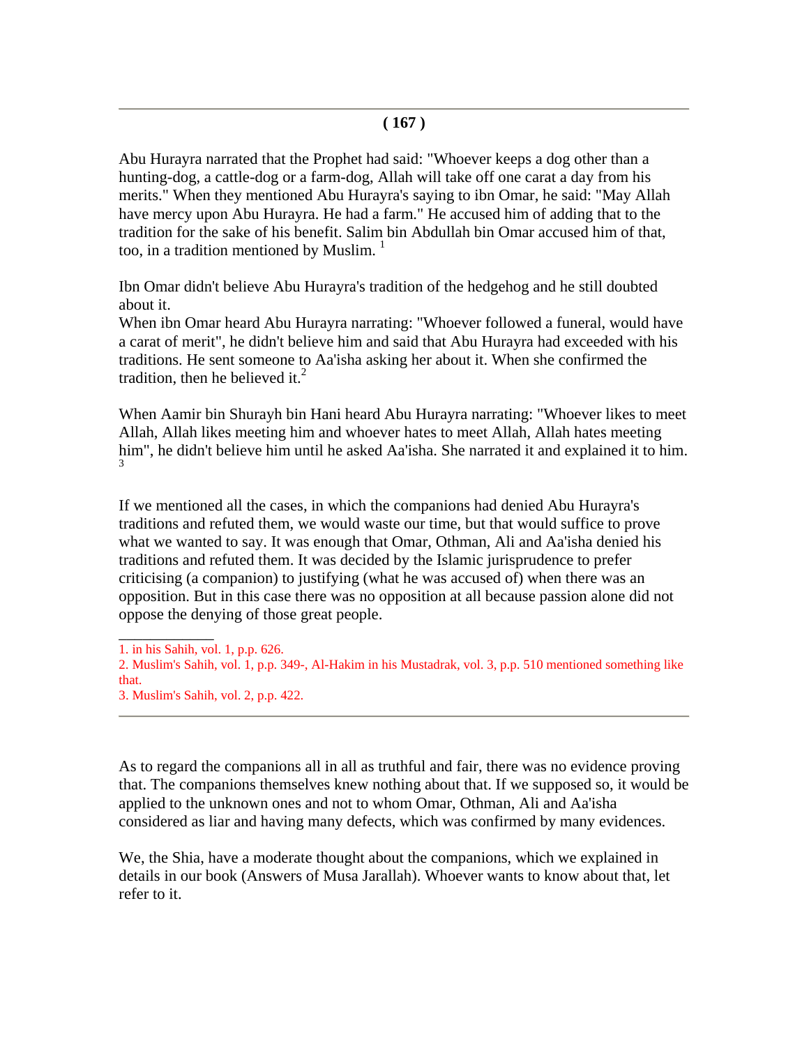Abu Hurayra narrated that the Prophet had said: "Whoever keeps a dog other than a hunting-dog, a cattle-dog or a farm-dog, Allah will take off one carat a day from his merits." When they mentioned Abu Hurayra's saying to ibn Omar, he said: "May Allah have mercy upon Abu Hurayra. He had a farm." He accused him of adding that to the tradition for the sake of his benefit. Salim bin Abdullah bin Omar accused him of that, too, in a tradition mentioned by Muslim. [1]

Ibn Omar didn't believe Abu Hurayra's tradition of the hedgehog and he still doubted about it.

When ibn Omar heard Abu Hurayra narrating: "Whoever followed a funeral, would have a carat of merit", he didn't believe him and said that Abu Hurayra had exceeded with his traditions. He sent someone to Aa'isha asking her about it. When she confirmed the tradition, then he believed it.[2]

When Aamir bin Shurayh bin Hani heard Abu Hurayra narrating: "Whoever likes to meet Allah, Allah likes meeting him and whoever hates to meet Allah, Allah hates meeting him", he didn't believe him until he asked Aa'isha. She narrated it and explained it to him. [3]

If we mentioned all the cases, in which the companions had denied Abu Hurayra's traditions and refuted them, we would waste our time, but that would suffice to prove what we wanted to say. It was enough that Omar, Othman, Ali and Aa'isha denied his traditions and refuted them. It was decided by the Islamic jurisprudence to prefer criticising (a companion) to justifying (what he was accused of) when there was an opposition. But in this case there was no opposition at all because passion alone did not oppose the denying of those great people.

---

1. in his Sahih, vol. 1, p.p. 626.
2. Muslim's Sahih, vol. 1, p.p. 349-, Al-Hakim in his Mustadrak, vol. 3, p.p. 510 mentioned something like that.
3. Muslim's Sahih, vol. 2, p.p. 422.

---

As to regard the companions all in all as truthful and fair, there was no evidence proving that. The companions themselves knew nothing about that. If we supposed so, it would be applied to the unknown ones and not to whom Omar, Othman, Ali and Aa'isha considered as liar and having many defects, which was confirmed by many evidences.

We, the Shia, have a moderate thought about the companions, which we explained in details in our book (Answers of Musa Jarallah). Whoever wants to know about that, let refer to it.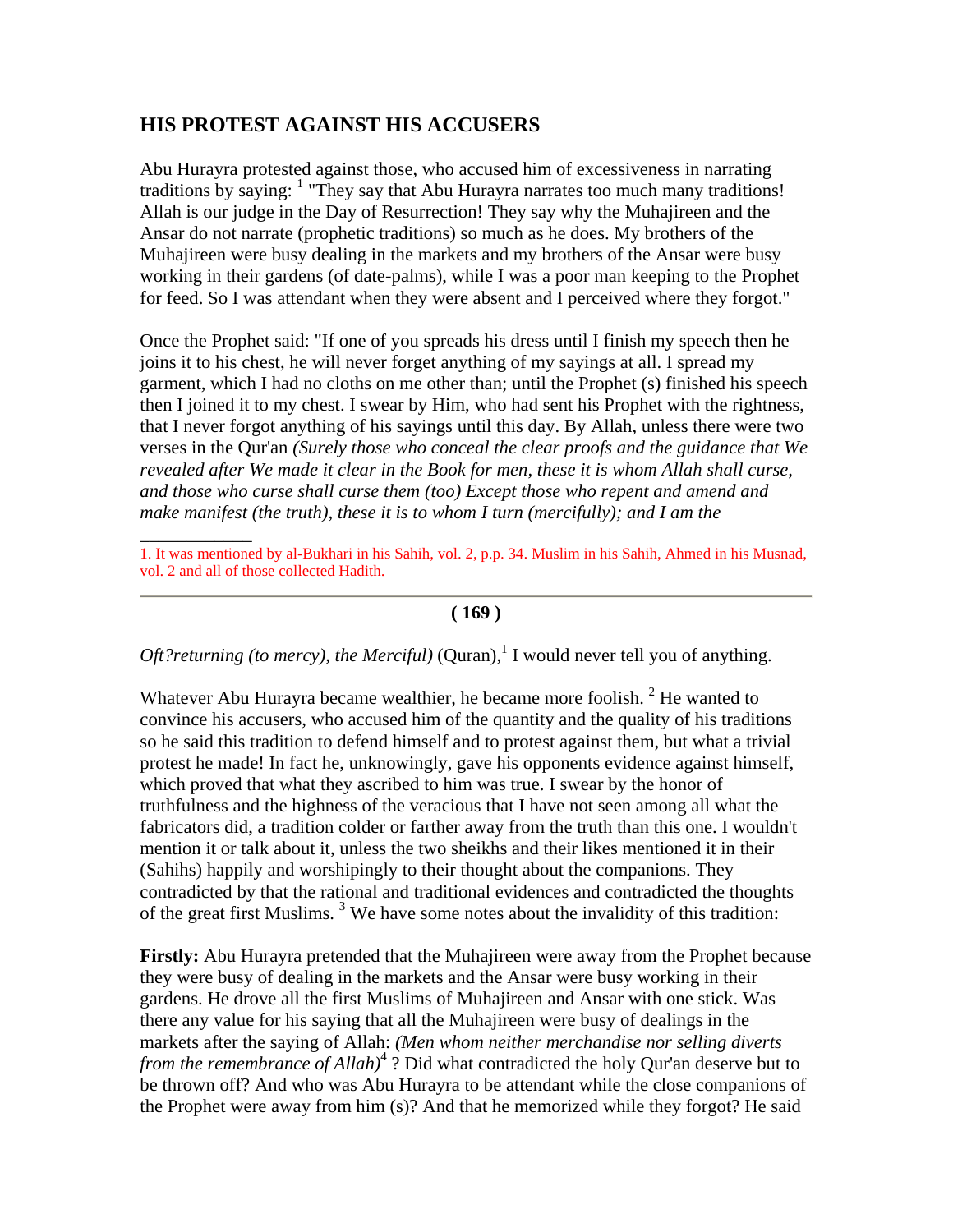## HIS PROTEST AGAINST HIS ACCUSERS

Abu Hurayra protested against those, who accused him of excessiveness in narrating traditions by saying: [1] "They say that Abu Hurayra narrates too much many traditions! Allah is our judge in the Day of Resurrection! They say why the Muhajireen and the Ansar do not narrate (prophetic traditions) so much as he does. My brothers of the Muhajireen were busy dealing in the markets and my brothers of the Ansar were busy working in their gardens (of date-palms), while I was a poor man keeping to the Prophet for feed. So I was attendant when they were absent and I perceived where they forgot."

Once the Prophet said: "If one of you spreads his dress until I finish my speech then he joins it to his chest, he will never forget anything of my sayings at all. I spread my garment, which I had no cloths on me other than; until the Prophet (s) finished his speech then I joined it to my chest. I swear by Him, who had sent his Prophet with the rightness, that I never forgot anything of his sayings until this day. By Allah, unless there were two verses in the Qur'an *(Surely those who conceal the clear proofs and the guidance that We revealed after We made it clear in the Book for men, these it is whom Allah shall curse, and those who curse shall curse them (too) Except those who repent and amend and make manifest (the truth), these it is to whom I turn (mercifully); and I am the Oft?returning (to mercy), the Merciful)* (Quran),[1] I would never tell you of anything.

1. It was mentioned by al-Bukhari in his Sahih, vol. 2, p.p. 34. Muslim in his Sahih, Ahmed in his Musnad, vol. 2 and all of those collected Hadith.

Whatever Abu Hurayra became wealthier, he became more foolish. [2] He wanted to convince his accusers, who accused him of the quantity and the quality of his traditions so he said this tradition to defend himself and to protest against them, but what a trivial protest he made! In fact he, unknowingly, gave his opponents evidence against himself, which proved that what they ascribed to him was true. I swear by the honor of truthfulness and the highness of the veracious that I have not seen among all what the fabricators did, a tradition colder or farther away from the truth than this one. I wouldn't mention it or talk about it, unless the two sheikhs and their likes mentioned it in their (Sahihs) happily and worshipingly to their thought about the companions. They contradicted by that the rational and traditional evidences and contradicted the thoughts of the great first Muslims. [3] We have some notes about the invalidity of this tradition:

**Firstly:** Abu Hurayra pretended that the Muhajireen were away from the Prophet because they were busy of dealing in the markets and the Ansar were busy working in their gardens. He drove all the first Muslims of Muhajireen and Ansar with one stick. Was there any value for his saying that all the Muhajireen were busy of dealings in the markets after the saying of Allah: *(Men whom neither merchandise nor selling diverts from the remembrance of Allah)*[4] ? Did what contradicted the holy Qur'an deserve but to be thrown off? And who was Abu Hurayra to be attendant while the close companions of the Prophet were away from him (s)? And that he memorized while they forgot? He said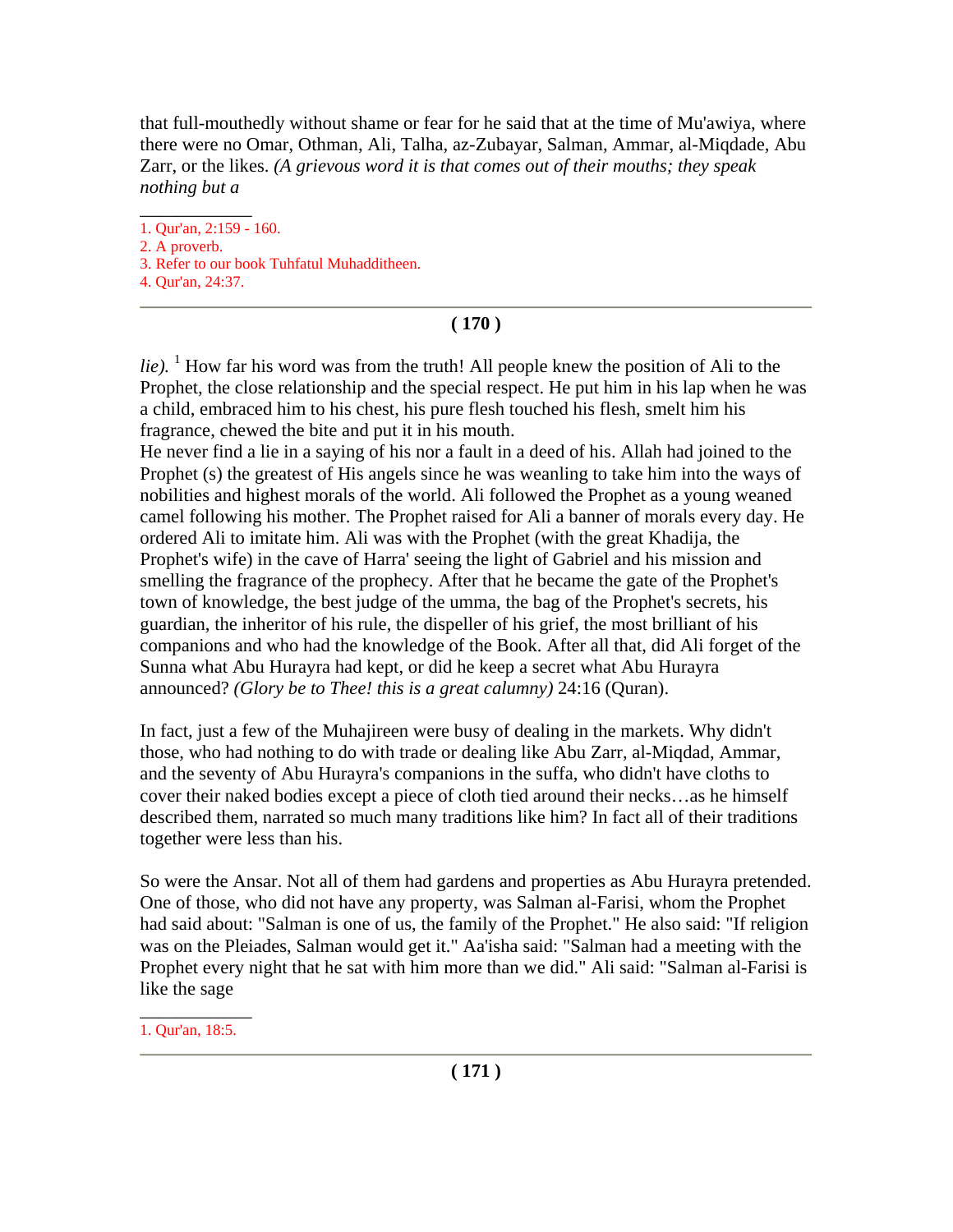that full-mouthedly without shame or fear for he said that at the time of Mu'awiya, where there were no Omar, Othman, Ali, Talha, az-Zubayar, Salman, Ammar, al-Miqdade, Abu Zarr, or the likes. *(A grievous word it is that comes out of their mouths; they speak nothing but a lie).* [1] How far his word was from the truth! All people knew the position of Ali to the Prophet, the close relationship and the special respect. He put him in his lap when he was a child, embraced him to his chest, his pure flesh touched his flesh, smelt him his fragrance, chewed the bite and put it in his mouth.

He never find a lie in a saying of his nor a fault in a deed of his. Allah had joined to the Prophet (s) the greatest of His angels since he was weanling to take him into the ways of nobilities and highest morals of the world. Ali followed the Prophet as a young weaned camel following his mother. The Prophet raised for Ali a banner of morals every day. He ordered Ali to imitate him. Ali was with the Prophet (with the great Khadija, the Prophet's wife) in the cave of Harra' seeing the light of Gabriel and his mission and smelling the fragrance of the prophecy. After that he became the gate of the Prophet's town of knowledge, the best judge of the umma, the bag of the Prophet's secrets, his guardian, the inheritor of his rule, the dispeller of his grief, the most brilliant of his companions and who had the knowledge of the Book. After all that, did Ali forget of the Sunna what Abu Hurayra had kept, or did he keep a secret what Abu Hurayra announced? *(Glory be to Thee! this is a great calumny)* 24:16 (Quran).

In fact, just a few of the Muhajireen were busy of dealing in the markets. Why didn't those, who had nothing to do with trade or dealing like Abu Zarr, al-Miqdad, Ammar, and the seventy of Abu Hurayra's companions in the suffa, who didn't have cloths to cover their naked bodies except a piece of cloth tied around their necks…as he himself described them, narrated so much many traditions like him? In fact all of their traditions together were less than his.

So were the Ansar. Not all of them had gardens and properties as Abu Hurayra pretended. One of those, who did not have any property, was Salman al-Farisi, whom the Prophet had said about: "Salman is one of us, the family of the Prophet." He also said: "If religion was on the Pleiades, Salman would get it." Aa'isha said: "Salman had a meeting with the Prophet every night that he sat with him more than we did." Ali said: "Salman al-Farisi is like the sage

---

1. Qur'an, 2:159 - 160.
2. A proverb.
3. Refer to our book Tuhfatul Muhadditheen.
4. Qur'an, 24:37.

1. Qur'an, 18:5.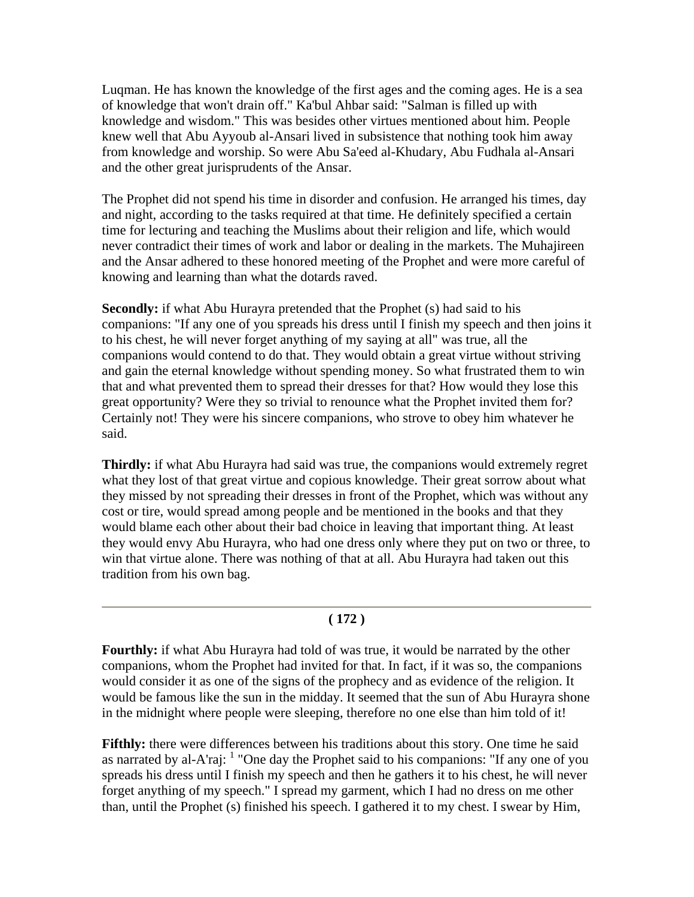Luqman. He has known the knowledge of the first ages and the coming ages. He is a sea of knowledge that won't drain off." Ka'bul Ahbar said: "Salman is filled up with knowledge and wisdom." This was besides other virtues mentioned about him. People knew well that Abu Ayyoub al-Ansari lived in subsistence that nothing took him away from knowledge and worship. So were Abu Sa'eed al-Khudary, Abu Fudhala al-Ansari and the other great jurisprudents of the Ansar.

The Prophet did not spend his time in disorder and confusion. He arranged his times, day and night, according to the tasks required at that time. He definitely specified a certain time for lecturing and teaching the Muslims about their religion and life, which would never contradict their times of work and labor or dealing in the markets. The Muhajireen and the Ansar adhered to these honored meeting of the Prophet and were more careful of knowing and learning than what the dotards raved.

**Secondly:** if what Abu Hurayra pretended that the Prophet (s) had said to his companions: "If any one of you spreads his dress until I finish my speech and then joins it to his chest, he will never forget anything of my saying at all" was true, all the companions would contend to do that. They would obtain a great virtue without striving and gain the eternal knowledge without spending money. So what frustrated them to win that and what prevented them to spread their dresses for that? How would they lose this great opportunity? Were they so trivial to renounce what the Prophet invited them for? Certainly not! They were his sincere companions, who strove to obey him whatever he said.

**Thirdly:** if what Abu Hurayra had said was true, the companions would extremely regret what they lost of that great virtue and copious knowledge. Their great sorrow about what they missed by not spreading their dresses in front of the Prophet, which was without any cost or tire, would spread among people and be mentioned in the books and that they would blame each other about their bad choice in leaving that important thing. At least they would envy Abu Hurayra, who had one dress only where they put on two or three, to win that virtue alone. There was nothing of that at all. Abu Hurayra had taken out this tradition from his own bag.

**Fourthly:** if what Abu Hurayra had told of was true, it would be narrated by the other companions, whom the Prophet had invited for that. In fact, if it was so, the companions would consider it as one of the signs of the prophecy and as evidence of the religion. It would be famous like the sun in the midday. It seemed that the sun of Abu Hurayra shone in the midnight where people were sleeping, therefore no one else than him told of it!

**Fifthly:** there were differences between his traditions about this story. One time he said as narrated by al-A'raj: [1] "One day the Prophet said to his companions: "If any one of you spreads his dress until I finish my speech and then he gathers it to his chest, he will never forget anything of my speech." I spread my garment, which I had no dress on me other than, until the Prophet (s) finished his speech. I gathered it to my chest. I swear by Him,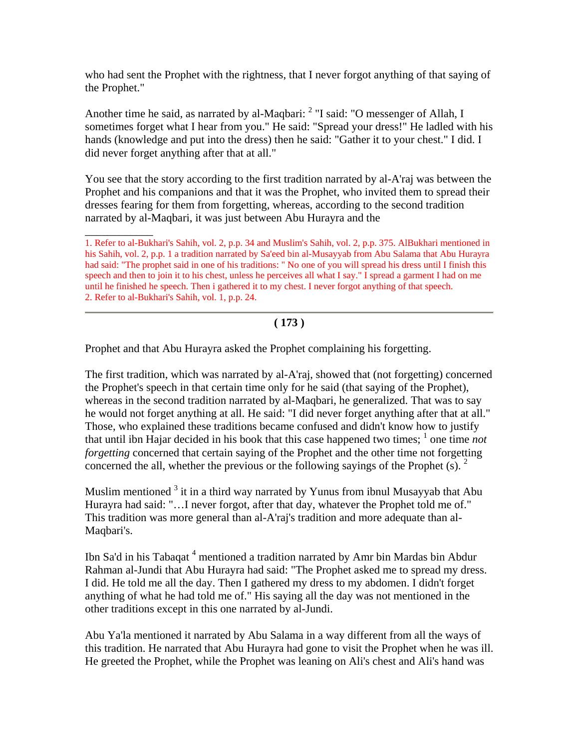who had sent the Prophet with the rightness, that I never forgot anything of that saying of the Prophet."

Another time he said, as narrated by al-Maqbari: [2] "I said: "O messenger of Allah, I sometimes forget what I hear from you." He said: "Spread your dress!" He ladled with his hands (knowledge and put into the dress) then he said: "Gather it to your chest." I did. I did never forget anything after that at all."

You see that the story according to the first tradition narrated by al-A'raj was between the Prophet and his companions and that it was the Prophet, who invited them to spread their dresses fearing for them from forgetting, whereas, according to the second tradition narrated by al-Maqbari, it was just between Abu Hurayra and the

1. Refer to al-Bukhari's Sahih, vol. 2, p.p. 34 and Muslim's Sahih, vol. 2, p.p. 375. AlBukhari mentioned in his Sahih, vol. 2, p.p. 1 a tradition narrated by Sa'eed bin al-Musayyab from Abu Salama that Abu Hurayra had said: "The prophet said in one of his traditions: " No one of you will spread his dress until I finish this speech and then to join it to his chest, unless he perceives all what I say." I spread a garment I had on me until he finished he speech. Then i gathered it to my chest. I never forgot anything of that speech.

2. Refer to al-Bukhari's Sahih, vol. 1, p.p. 24.

---

Prophet and that Abu Hurayra asked the Prophet complaining his forgetting.

The first tradition, which was narrated by al-A'raj, showed that (not forgetting) concerned the Prophet's speech in that certain time only for he said (that saying of the Prophet), whereas in the second tradition narrated by al-Maqbari, he generalized. That was to say he would not forget anything at all. He said: "I did never forget anything after that at all." Those, who explained these traditions became confused and didn't know how to justify that until ibn Hajar decided in his book that this case happened two times; [1] one time *not forgetting* concerned that certain saying of the Prophet and the other time not forgetting concerned the all, whether the previous or the following sayings of the Prophet (s). [2]

Muslim mentioned [3] it in a third way narrated by Yunus from ibnul Musayyab that Abu Hurayra had said: "…I never forgot, after that day, whatever the Prophet told me of." This tradition was more general than al-A'raj's tradition and more adequate than al-Maqbari's.

Ibn Sa'd in his Tabaqat [4] mentioned a tradition narrated by Amr bin Mardas bin Abdur Rahman al-Jundi that Abu Hurayra had said: "The Prophet asked me to spread my dress. I did. He told me all the day. Then I gathered my dress to my abdomen. I didn't forget anything of what he had told me of." His saying all the day was not mentioned in the other traditions except in this one narrated by al-Jundi.

Abu Ya'la mentioned it narrated by Abu Salama in a way different from all the ways of this tradition. He narrated that Abu Hurayra had gone to visit the Prophet when he was ill. He greeted the Prophet, while the Prophet was leaning on Ali's chest and Ali's hand was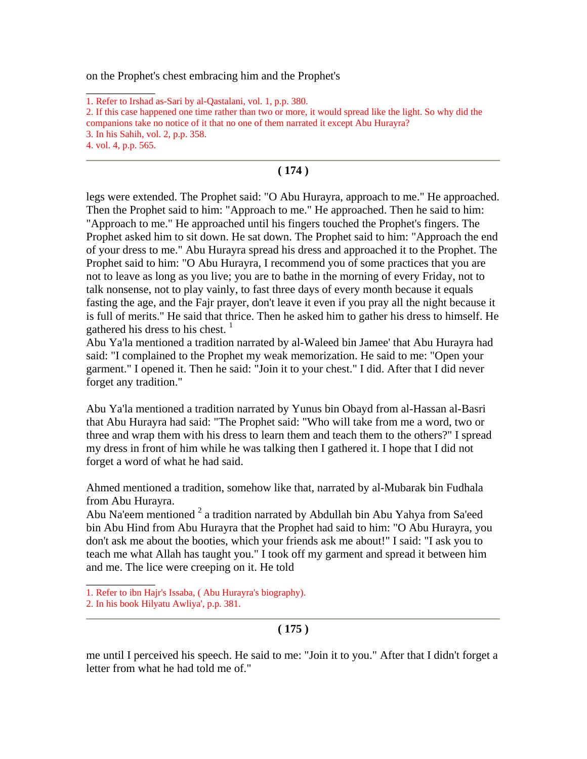on the Prophet's chest embracing him and the Prophet's

1. Refer to Irshad as-Sari by al-Qastalani, vol. 1, p.p. 380.
2. If this case happened one time rather than two or more, it would spread like the light. So why did the companions take no notice of it that no one of them narrated it except Abu Hurayra?
3. In his Sahih, vol. 2, p.p. 358.
4. vol. 4, p.p. 565.

legs were extended. The Prophet said: "O Abu Hurayra, approach to me." He approached. Then the Prophet said to him: "Approach to me." He approached. Then he said to him: "Approach to me." He approached until his fingers touched the Prophet's fingers. The Prophet asked him to sit down. He sat down. The Prophet said to him: "Approach the end of your dress to me." Abu Hurayra spread his dress and approached it to the Prophet. The Prophet said to him: "O Abu Hurayra, I recommend you of some practices that you are not to leave as long as you live; you are to bathe in the morning of every Friday, not to talk nonsense, not to play vainly, to fast three days of every month because it equals fasting the age, and the Fajr prayer, don't leave it even if you pray all the night because it is full of merits." He said that thrice. Then he asked him to gather his dress to himself. He gathered his dress to his chest. [1]

Abu Ya'la mentioned a tradition narrated by al-Waleed bin Jamee' that Abu Hurayra had said: "I complained to the Prophet my weak memorization. He said to me: "Open your garment." I opened it. Then he said: "Join it to your chest." I did. After that I did never forget any tradition."

Abu Ya'la mentioned a tradition narrated by Yunus bin Obayd from al-Hassan al-Basri that Abu Hurayra had said: "The Prophet said: "Who will take from me a word, two or three and wrap them with his dress to learn them and teach them to the others?" I spread my dress in front of him while he was talking then I gathered it. I hope that I did not forget a word of what he had said.

Ahmed mentioned a tradition, somehow like that, narrated by al-Mubarak bin Fudhala from Abu Hurayra.

Abu Na'eem mentioned [2] a tradition narrated by Abdullah bin Abu Yahya from Sa'eed bin Abu Hind from Abu Hurayra that the Prophet had said to him: "O Abu Hurayra, you don't ask me about the booties, which your friends ask me about!" I said: "I ask you to teach me what Allah has taught you." I took off my garment and spread it between him and me. The lice were creeping on it. He told

1. Refer to ibn Hajr's Issaba, ( Abu Hurayra's biography).
2. In his book Hilyatu Awliya', p.p. 381.

me until I perceived his speech. He said to me: "Join it to you." After that I didn't forget a letter from what he had told me of."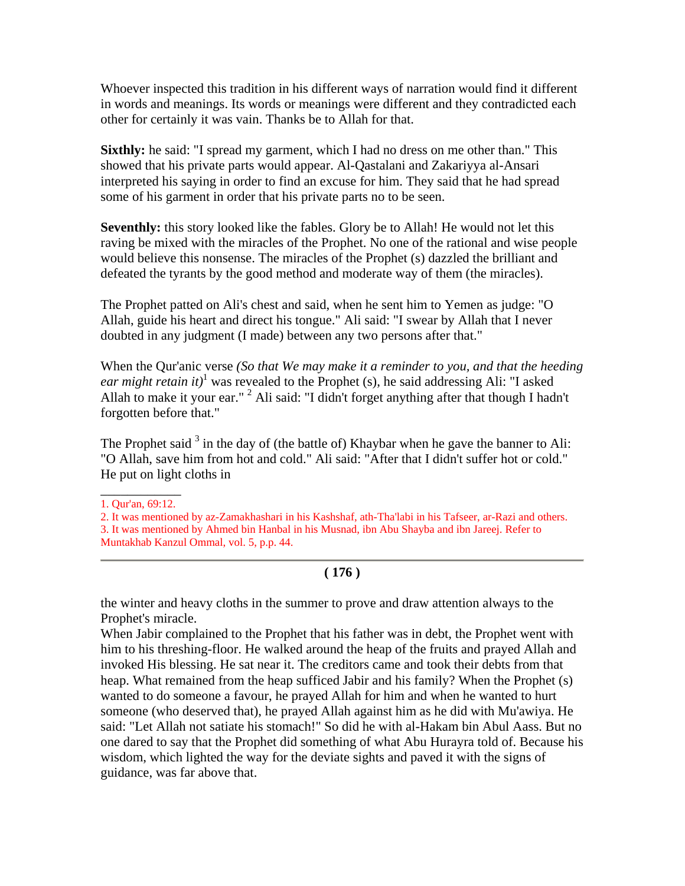Whoever inspected this tradition in his different ways of narration would find it different in words and meanings. Its words or meanings were different and they contradicted each other for certainly it was vain. Thanks be to Allah for that.

**Sixthly:** he said: "I spread my garment, which I had no dress on me other than." This showed that his private parts would appear. Al-Qastalani and Zakariyya al-Ansari interpreted his saying in order to find an excuse for him. They said that he had spread some of his garment in order that his private parts no to be seen.

**Seventhly:** this story looked like the fables. Glory be to Allah! He would not let this raving be mixed with the miracles of the Prophet. No one of the rational and wise people would believe this nonsense. The miracles of the Prophet (s) dazzled the brilliant and defeated the tyrants by the good method and moderate way of them (the miracles).

The Prophet patted on Ali's chest and said, when he sent him to Yemen as judge: "O Allah, guide his heart and direct his tongue." Ali said: "I swear by Allah that I never doubted in any judgment (I made) between any two persons after that."

When the Qur'anic verse *(So that We may make it a reminder to you, and that the heeding ear might retain it)*[1] was revealed to the Prophet (s), he said addressing Ali: "I asked Allah to make it your ear." [2] Ali said: "I didn't forget anything after that though I hadn't forgotten before that."

The Prophet said [3] in the day of (the battle of) Khaybar when he gave the banner to Ali: "O Allah, save him from hot and cold." Ali said: "After that I didn't suffer hot or cold." He put on light cloths in the winter and heavy cloths in the summer to prove and draw attention always to the Prophet's miracle.

When Jabir complained to the Prophet that his father was in debt, the Prophet went with him to his threshing-floor. He walked around the heap of the fruits and prayed Allah and invoked His blessing. He sat near it. The creditors came and took their debts from that heap. What remained from the heap sufficed Jabir and his family? When the Prophet (s) wanted to do someone a favour, he prayed Allah for him and when he wanted to hurt someone (who deserved that), he prayed Allah against him as he did with Mu'awiya. He said: "Let Allah not satiate his stomach!" So did he with al-Hakam bin Abul Aass. But no one dared to say that the Prophet did something of what Abu Hurayra told of. Because his wisdom, which lighted the way for the deviate sights and paved it with the signs of guidance, was far above that.

---

1. Qur'an, 69:12.
2. It was mentioned by az-Zamakhashari in his Kashshaf, ath-Tha'labi in his Tafseer, ar-Razi and others.
3. It was mentioned by Ahmed bin Hanbal in his Musnad, ibn Abu Shayba and ibn Jareej. Refer to Muntakhab Kanzul Ommal, vol. 5, p.p. 44.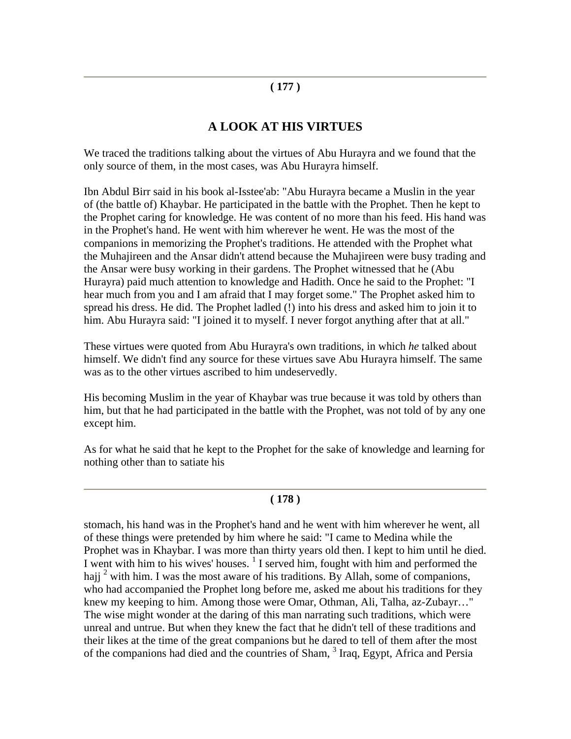## A LOOK AT HIS VIRTUES

We traced the traditions talking about the virtues of Abu Hurayra and we found that the only source of them, in the most cases, was Abu Hurayra himself.

Ibn Abdul Birr said in his book al-Isstee'ab: "Abu Hurayra became a Muslin in the year of (the battle of) Khaybar. He participated in the battle with the Prophet. Then he kept to the Prophet caring for knowledge. He was content of no more than his feed. His hand was in the Prophet's hand. He went with him wherever he went. He was the most of the companions in memorizing the Prophet's traditions. He attended with the Prophet what the Muhajireen and the Ansar didn't attend because the Muhajireen were busy trading and the Ansar were busy working in their gardens. The Prophet witnessed that he (Abu Hurayra) paid much attention to knowledge and Hadith. Once he said to the Prophet: "I hear much from you and I am afraid that I may forget some." The Prophet asked him to spread his dress. He did. The Prophet ladled (!) into his dress and asked him to join it to him. Abu Hurayra said: "I joined it to myself. I never forgot anything after that at all."

These virtues were quoted from Abu Hurayra's own traditions, in which *he* talked about himself. We didn't find any source for these virtues save Abu Hurayra himself. The same was as to the other virtues ascribed to him undeservedly.

His becoming Muslim in the year of Khaybar was true because it was told by others than him, but that he had participated in the battle with the Prophet, was not told of by any one except him.

As for what he said that he kept to the Prophet for the sake of knowledge and learning for nothing other than to satiate his stomach, his hand was in the Prophet's hand and he went with him wherever he went, all of these things were pretended by him where he said: "I came to Medina while the Prophet was in Khaybar. I was more than thirty years old then. I kept to him until he died. I went with him to his wives' houses. [1] I served him, fought with him and performed the hajj [2] with him. I was the most aware of his traditions. By Allah, some of companions, who had accompanied the Prophet long before me, asked me about his traditions for they knew my keeping to him. Among those were Omar, Othman, Ali, Talha, az-Zubayr…" The wise might wonder at the daring of this man narrating such traditions, which were unreal and untrue. But when they knew the fact that he didn't tell of these traditions and their likes at the time of the great companions but he dared to tell of them after the most of the companions had died and the countries of Sham, [3] Iraq, Egypt, Africa and Persia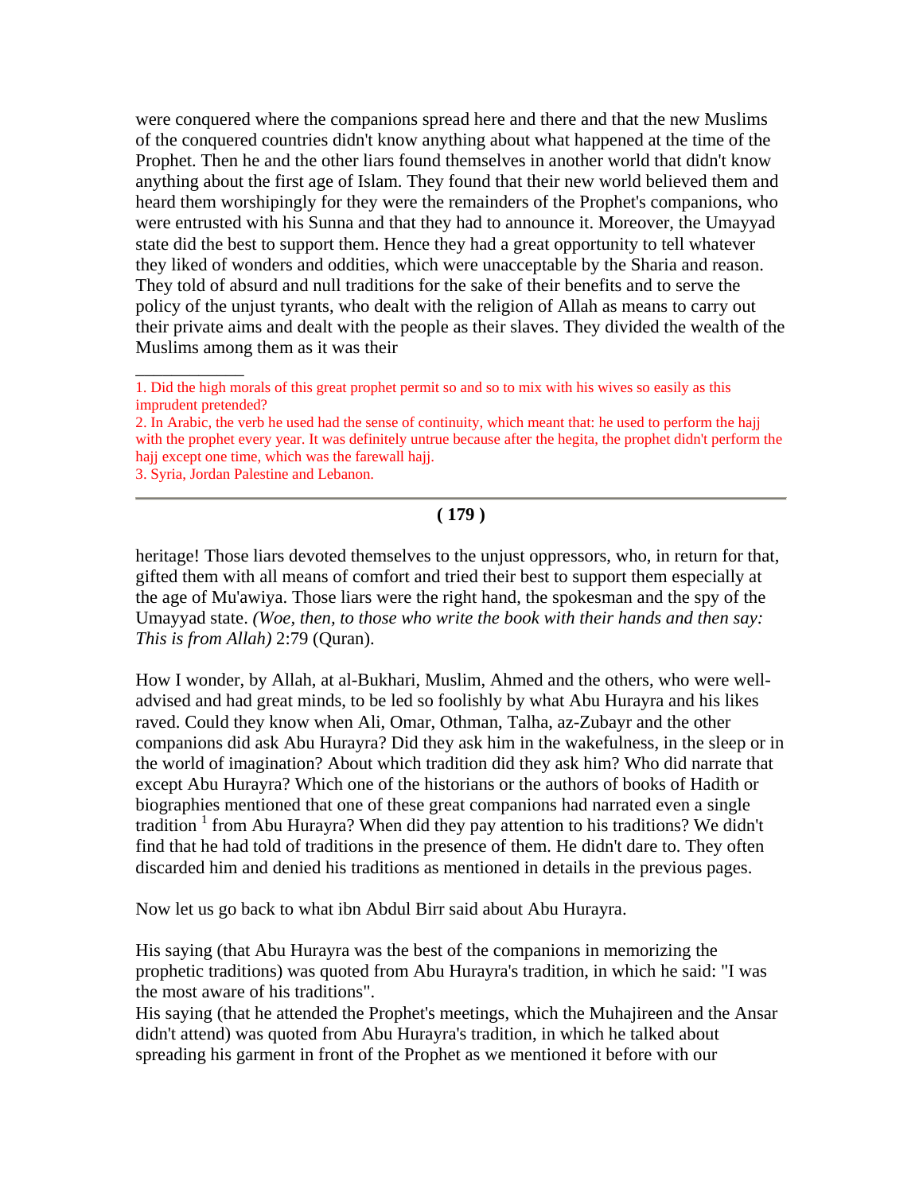were conquered where the companions spread here and there and that the new Muslims of the conquered countries didn't know anything about what happened at the time of the Prophet. Then he and the other liars found themselves in another world that didn't know anything about the first age of Islam. They found that their new world believed them and heard them worshipingly for they were the remainders of the Prophet's companions, who were entrusted with his Sunna and that they had to announce it. Moreover, the Umayyad state did the best to support them. Hence they had a great opportunity to tell whatever they liked of wonders and oddities, which were unacceptable by the Sharia and reason. They told of absurd and null traditions for the sake of their benefits and to serve the policy of the unjust tyrants, who dealt with the religion of Allah as means to carry out their private aims and dealt with the people as their slaves. They divided the wealth of the Muslims among them as it was their

---

1. Did the high morals of this great prophet permit so and so to mix with his wives so easily as this imprudent pretended?
2. In Arabic, the verb he used had the sense of continuity, which meant that: he used to perform the hajj with the prophet every year. It was definitely untrue because after the hegita, the prophet didn't perform the hajj except one time, which was the farewall hajj.
3. Syria, Jordan Palestine and Lebanon.

---

heritage! Those liars devoted themselves to the unjust oppressors, who, in return for that, gifted them with all means of comfort and tried their best to support them especially at the age of Mu'awiya. Those liars were the right hand, the spokesman and the spy of the Umayyad state. *(Woe, then, to those who write the book with their hands and then say: This is from Allah)* 2:79 (Quran).

How I wonder, by Allah, at al-Bukhari, Muslim, Ahmed and the others, who were well-advised and had great minds, to be led so foolishly by what Abu Hurayra and his likes raved. Could they know when Ali, Omar, Othman, Talha, az-Zubayr and the other companions did ask Abu Hurayra? Did they ask him in the wakefulness, in the sleep or in the world of imagination? About which tradition did they ask him? Who did narrate that except Abu Hurayra? Which one of the historians or the authors of books of Hadith or biographies mentioned that one of these great companions had narrated even a single tradition [1] from Abu Hurayra? When did they pay attention to his traditions? We didn't find that he had told of traditions in the presence of them. He didn't dare to. They often discarded him and denied his traditions as mentioned in details in the previous pages.

Now let us go back to what ibn Abdul Birr said about Abu Hurayra.

His saying (that Abu Hurayra was the best of the companions in memorizing the prophetic traditions) was quoted from Abu Hurayra's tradition, in which he said: "I was the most aware of his traditions".
His saying (that he attended the Prophet's meetings, which the Muhajireen and the Ansar didn't attend) was quoted from Abu Hurayra's tradition, in which he talked about spreading his garment in front of the Prophet as we mentioned it before with our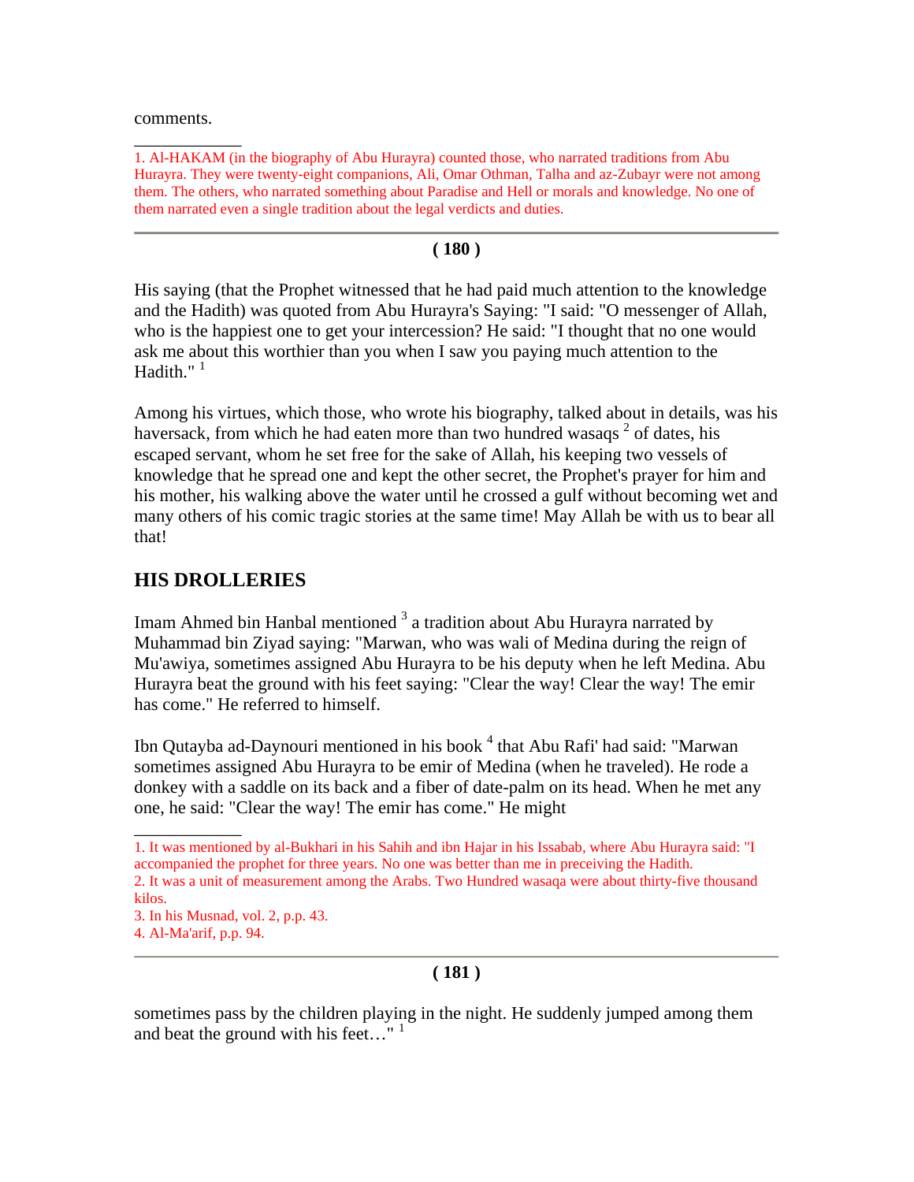comments.

---

1. Al-HAKAM (in the biography of Abu Hurayra) counted those, who narrated traditions from Abu Hurayra. They were twenty-eight companions, Ali, Omar Othman, Talha and az-Zubayr were not among them. The others, who narrated something about Paradise and Hell or morals and knowledge. No one of them narrated even a single tradition about the legal verdicts and duties.

---

His saying (that the Prophet witnessed that he had paid much attention to the knowledge and the Hadith) was quoted from Abu Hurayra's Saying: "I said: "O messenger of Allah, who is the happiest one to get your intercession? He said: "I thought that no one would ask me about this worthier than you when I saw you paying much attention to the Hadith." [1]

Among his virtues, which those, who wrote his biography, talked about in details, was his haversack, from which he had eaten more than two hundred wasaqs [2] of dates, his escaped servant, whom he set free for the sake of Allah, his keeping two vessels of knowledge that he spread one and kept the other secret, the Prophet's prayer for him and his mother, his walking above the water until he crossed a gulf without becoming wet and many others of his comic tragic stories at the same time! May Allah be with us to bear all that!

## HIS DROLLERIES

Imam Ahmed bin Hanbal mentioned [3] a tradition about Abu Hurayra narrated by Muhammad bin Ziyad saying: "Marwan, who was wali of Medina during the reign of Mu'awiya, sometimes assigned Abu Hurayra to be his deputy when he left Medina. Abu Hurayra beat the ground with his feet saying: "Clear the way! Clear the way! The emir has come." He referred to himself.

Ibn Qutayba ad-Daynouri mentioned in his book [4] that Abu Rafi' had said: "Marwan sometimes assigned Abu Hurayra to be emir of Medina (when he traveled). He rode a donkey with a saddle on its back and a fiber of date-palm on its head. When he met any one, he said: "Clear the way! The emir has come." He might

---

1. It was mentioned by al-Bukhari in his Sahih and ibn Hajar in his Issabab, where Abu Hurayra said: "I accompanied the prophet for three years. No one was better than me in preceiving the Hadith.
2. It was a unit of measurement among the Arabs. Two Hundred wasaqa were about thirty-five thousand kilos.
3. In his Musnad, vol. 2, p.p. 43.
4. Al-Ma'arif, p.p. 94.

---

sometimes pass by the children playing in the night. He suddenly jumped among them and beat the ground with his feet…" [1]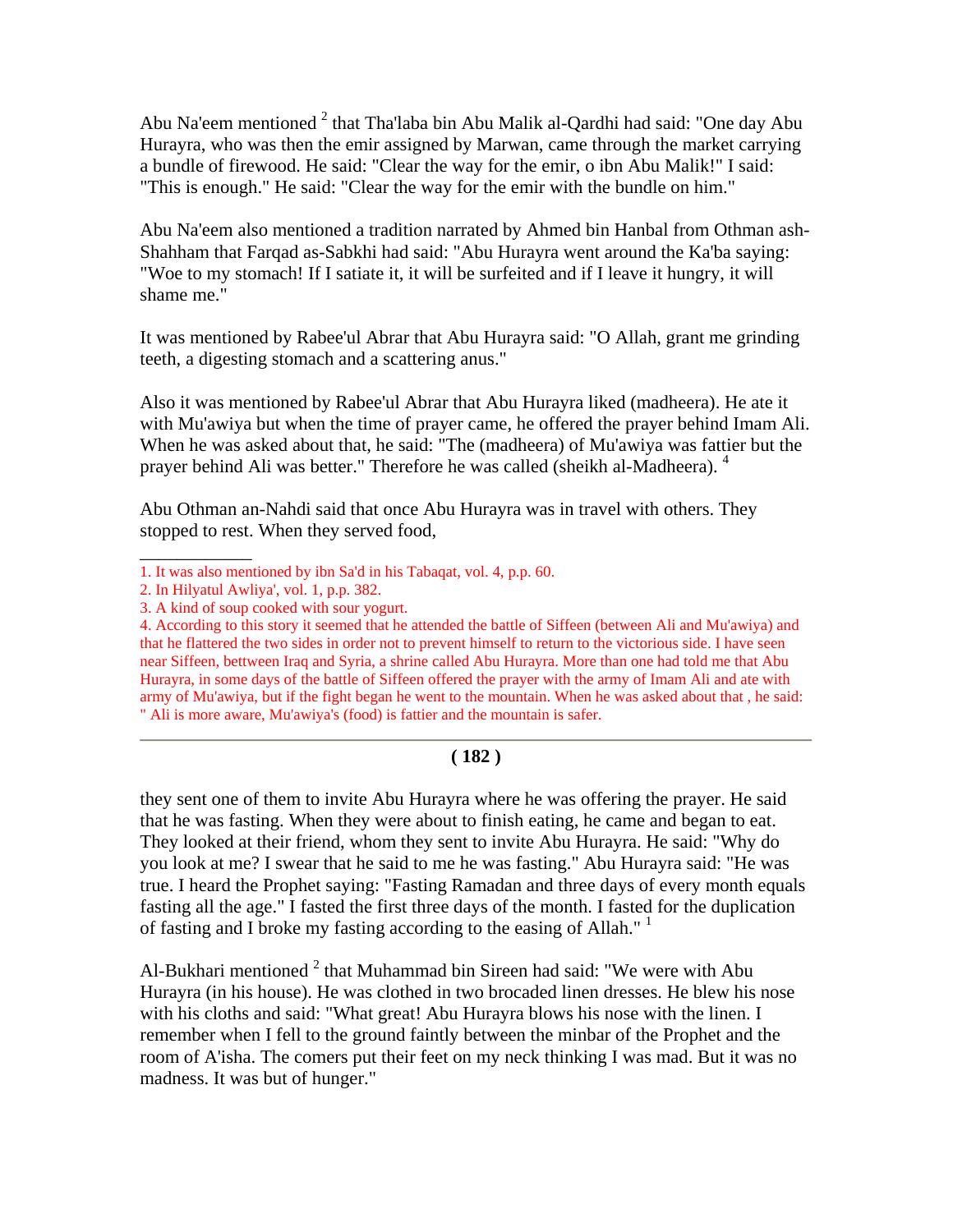Abu Na'eem mentioned [2] that Tha'laba bin Abu Malik al-Qardhi had said: "One day Abu Hurayra, who was then the emir assigned by Marwan, came through the market carrying a bundle of firewood. He said: "Clear the way for the emir, o ibn Abu Malik!" I said: "This is enough." He said: "Clear the way for the emir with the bundle on him."

Abu Na'eem also mentioned a tradition narrated by Ahmed bin Hanbal from Othman ash-Shahham that Farqad as-Sabkhi had said: "Abu Hurayra went around the Ka'ba saying: "Woe to my stomach! If I satiate it, it will be surfeited and if I leave it hungry, it will shame me."

It was mentioned by Rabee'ul Abrar that Abu Hurayra said: "O Allah, grant me grinding teeth, a digesting stomach and a scattering anus."

Also it was mentioned by Rabee'ul Abrar that Abu Hurayra liked (madheera). He ate it with Mu'awiya but when the time of prayer came, he offered the prayer behind Imam Ali. When he was asked about that, he said: "The (madheera) of Mu'awiya was fattier but the prayer behind Ali was better." Therefore he was called (sheikh al-Madheera). [4]

Abu Othman an-Nahdi said that once Abu Hurayra was in travel with others. They stopped to rest. When they served food,

---

1. It was also mentioned by ibn Sa'd in his Tabaqat, vol. 4, p.p. 60.
2. In Hilyatul Awliya', vol. 1, p.p. 382.
3. A kind of soup cooked with sour yogurt.
4. According to this story it seemed that he attended the battle of Siffeen (between Ali and Mu'awiya) and that he flattered the two sides in order not to prevent himself to return to the victorious side. I have seen near Siffeen, bettween Iraq and Syria, a shrine called Abu Hurayra. More than one had told me that Abu Hurayra, in some days of the battle of Siffeen offered the prayer with the army of Imam Ali and ate with army of Mu'awiya, but if the fight began he went to the mountain. When he was asked about that , he said: " Ali is more aware, Mu'awiya's (food) is fattier and the mountain is safer.

---

they sent one of them to invite Abu Hurayra where he was offering the prayer. He said that he was fasting. When they were about to finish eating, he came and began to eat. They looked at their friend, whom they sent to invite Abu Hurayra. He said: "Why do you look at me? I swear that he said to me he was fasting." Abu Hurayra said: "He was true. I heard the Prophet saying: "Fasting Ramadan and three days of every month equals fasting all the age." I fasted the first three days of the month. I fasted for the duplication of fasting and I broke my fasting according to the easing of Allah." [1]

Al-Bukhari mentioned [2] that Muhammad bin Sireen had said: "We were with Abu Hurayra (in his house). He was clothed in two brocaded linen dresses. He blew his nose with his cloths and said: "What great! Abu Hurayra blows his nose with the linen. I remember when I fell to the ground faintly between the minbar of the Prophet and the room of A'isha. The comers put their feet on my neck thinking I was mad. But it was no madness. It was but of hunger."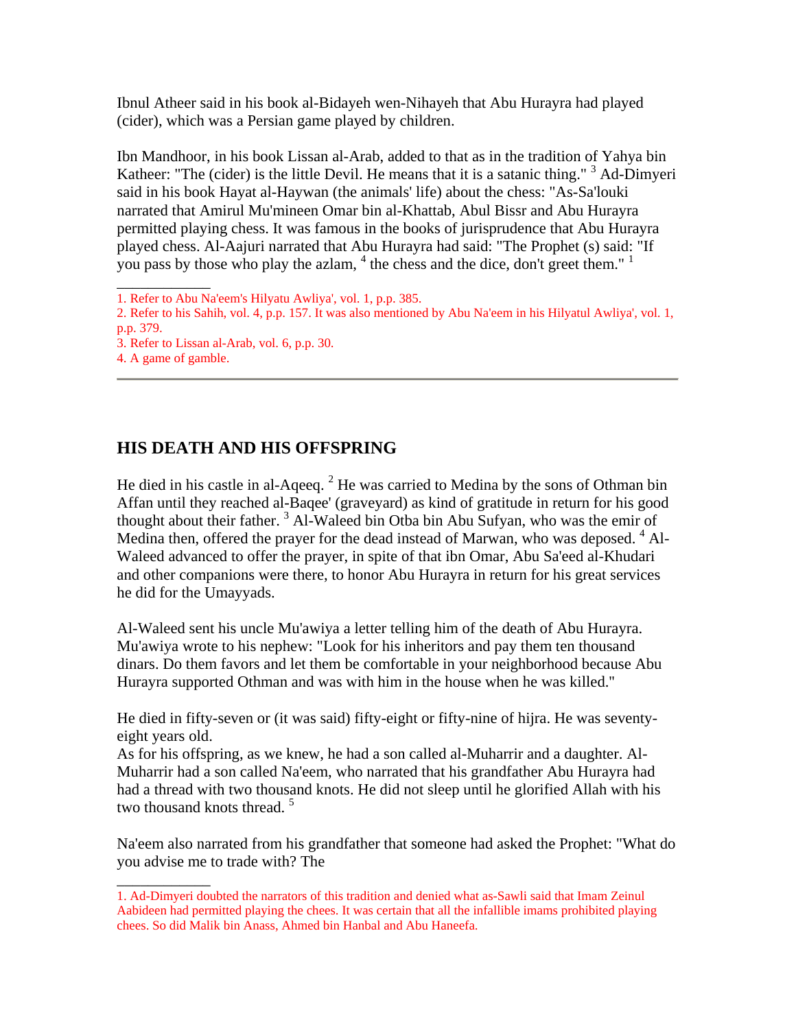Ibnul Atheer said in his book al-Bidayeh wen-Nihayeh that Abu Hurayra had played (cider), which was a Persian game played by children.

Ibn Mandhoor, in his book Lissan al-Arab, added to that as in the tradition of Yahya bin Katheer: "The (cider) is the little Devil. He means that it is a satanic thing." [3] Ad-Dimyeri said in his book Hayat al-Haywan (the animals' life) about the chess: "As-Sa'louki narrated that Amirul Mu'mineen Omar bin al-Khattab, Abul Bissr and Abu Hurayra permitted playing chess. It was famous in the books of jurisprudence that Abu Hurayra played chess. Al-Aajuri narrated that Abu Hurayra had said: "The Prophet (s) said: "If you pass by those who play the azlam, [4] the chess and the dice, don't greet them." [1]

---

1. Refer to Abu Na'eem's Hilyatu Awliya', vol. 1, p.p. 385.
2. Refer to his Sahih, vol. 4, p.p. 157. It was also mentioned by Abu Na'eem in his Hilyatul Awliya', vol. 1, p.p. 379.
3. Refer to Lissan al-Arab, vol. 6, p.p. 30.
4. A game of gamble.

---

## HIS DEATH AND HIS OFFSPRING

He died in his castle in al-Aqeeq. [2] He was carried to Medina by the sons of Othman bin Affan until they reached al-Baqee' (graveyard) as kind of gratitude in return for his good thought about their father. [3] Al-Waleed bin Otba bin Abu Sufyan, who was the emir of Medina then, offered the prayer for the dead instead of Marwan, who was deposed. [4] Al-Waleed advanced to offer the prayer, in spite of that ibn Omar, Abu Sa'eed al-Khudari and other companions were there, to honor Abu Hurayra in return for his great services he did for the Umayyads.

Al-Waleed sent his uncle Mu'awiya a letter telling him of the death of Abu Hurayra. Mu'awiya wrote to his nephew: "Look for his inheritors and pay them ten thousand dinars. Do them favors and let them be comfortable in your neighborhood because Abu Hurayra supported Othman and was with him in the house when he was killed."

He died in fifty-seven or (it was said) fifty-eight or fifty-nine of hijra. He was seventy-eight years old.
As for his offspring, as we knew, he had a son called al-Muharrir and a daughter. Al-Muharrir had a son called Na'eem, who narrated that his grandfather Abu Hurayra had had a thread with two thousand knots. He did not sleep until he glorified Allah with his two thousand knots thread. [5]

Na'eem also narrated from his grandfather that someone had asked the Prophet: "What do you advise me to trade with? The

---

1. Ad-Dimyeri doubted the narrators of this tradition and denied what as-Sawli said that Imam Zeinul Aabideen had permitted playing the chees. It was certain that all the infallible imams prohibited playing chees. So did Malik bin Anass, Ahmed bin Hanbal and Abu Haneefa.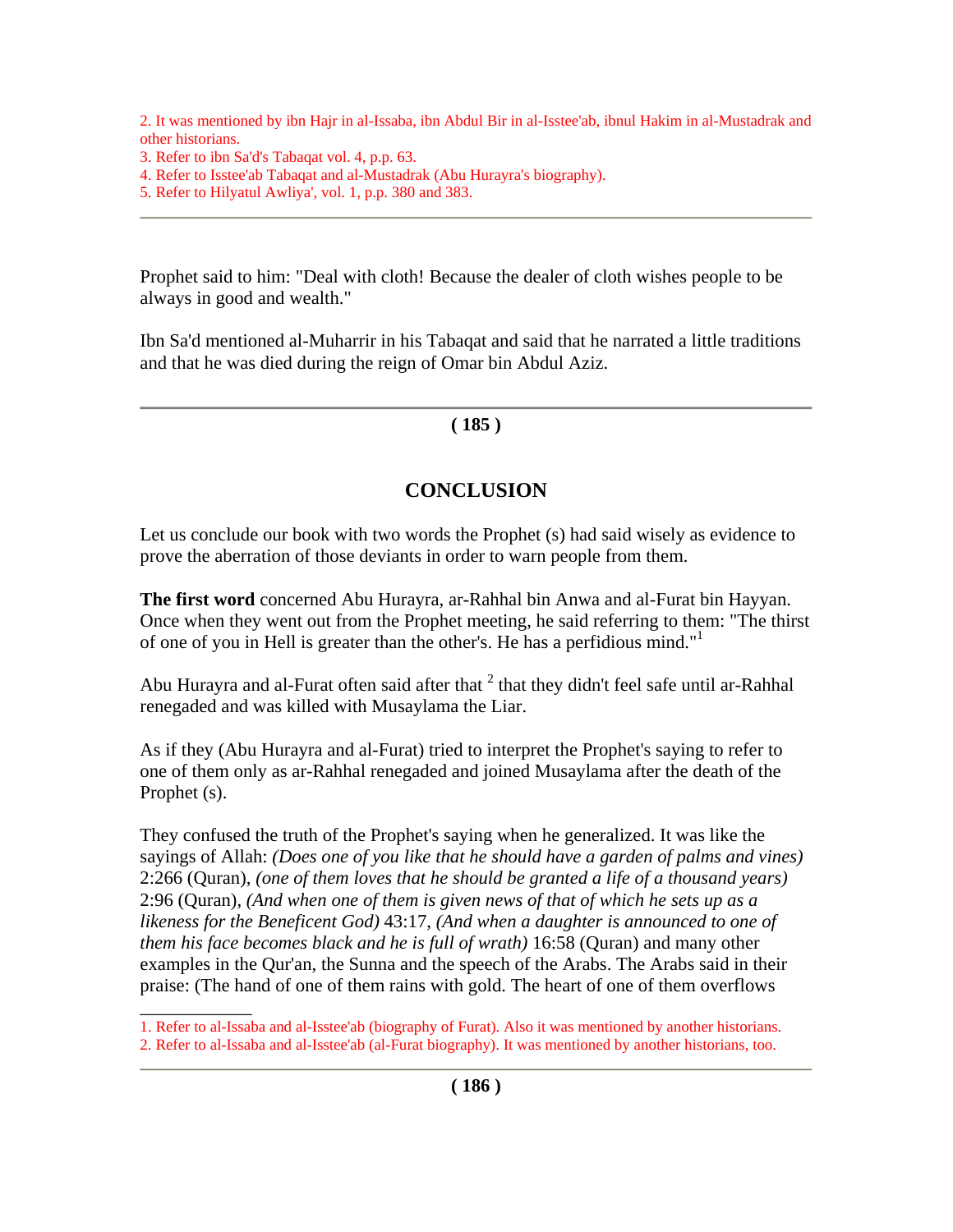2. It was mentioned by ibn Hajr in al-Issaba, ibn Abdul Bir in al-Isstee'ab, ibnul Hakim in al-Mustadrak and other historians.
3. Refer to ibn Sa'd's Tabaqat vol. 4, p.p. 63.
4. Refer to Isstee'ab Tabaqat and al-Mustadrak (Abu Hurayra's biography).
5. Refer to Hilyatul Awliya', vol. 1, p.p. 380 and 383.

---

Prophet said to him: "Deal with cloth! Because the dealer of cloth wishes people to be always in good and wealth."

Ibn Sa'd mentioned al-Muharrir in his Tabaqat and said that he narrated a little traditions and that he was died during the reign of Omar bin Abdul Aziz.

---

## CONCLUSION

Let us conclude our book with two words the Prophet (s) had said wisely as evidence to prove the aberration of those deviants in order to warn people from them.

**The first word** concerned Abu Hurayra, ar-Rahhal bin Anwa and al-Furat bin Hayyan. Once when they went out from the Prophet meeting, he said referring to them: "The thirst of one of you in Hell is greater than the other's. He has a perfidious mind."[1]

Abu Hurayra and al-Furat often said after that [2] that they didn't feel safe until ar-Rahhal renegaded and was killed with Musaylama the Liar.

As if they (Abu Hurayra and al-Furat) tried to interpret the Prophet's saying to refer to one of them only as ar-Rahhal renegaded and joined Musaylama after the death of the Prophet (s).

They confused the truth of the Prophet's saying when he generalized. It was like the sayings of Allah: *(Does one of you like that he should have a garden of palms and vines)* 2:266 (Quran), *(one of them loves that he should be granted a life of a thousand years)* 2:96 (Quran), *(And when one of them is given news of that of which he sets up as a likeness for the Beneficent God)* 43:17, *(And when a daughter is announced to one of them his face becomes black and he is full of wrath)* 16:58 (Quran) and many other examples in the Qur'an, the Sunna and the speech of the Arabs. The Arabs said in their praise: (The hand of one of them rains with gold. The heart of one of them overflows

---

1. Refer to al-Issaba and al-Isstee'ab (biography of Furat). Also it was mentioned by another historians.
2. Refer to al-Issaba and al-Isstee'ab (al-Furat biography). It was mentioned by another historians, too.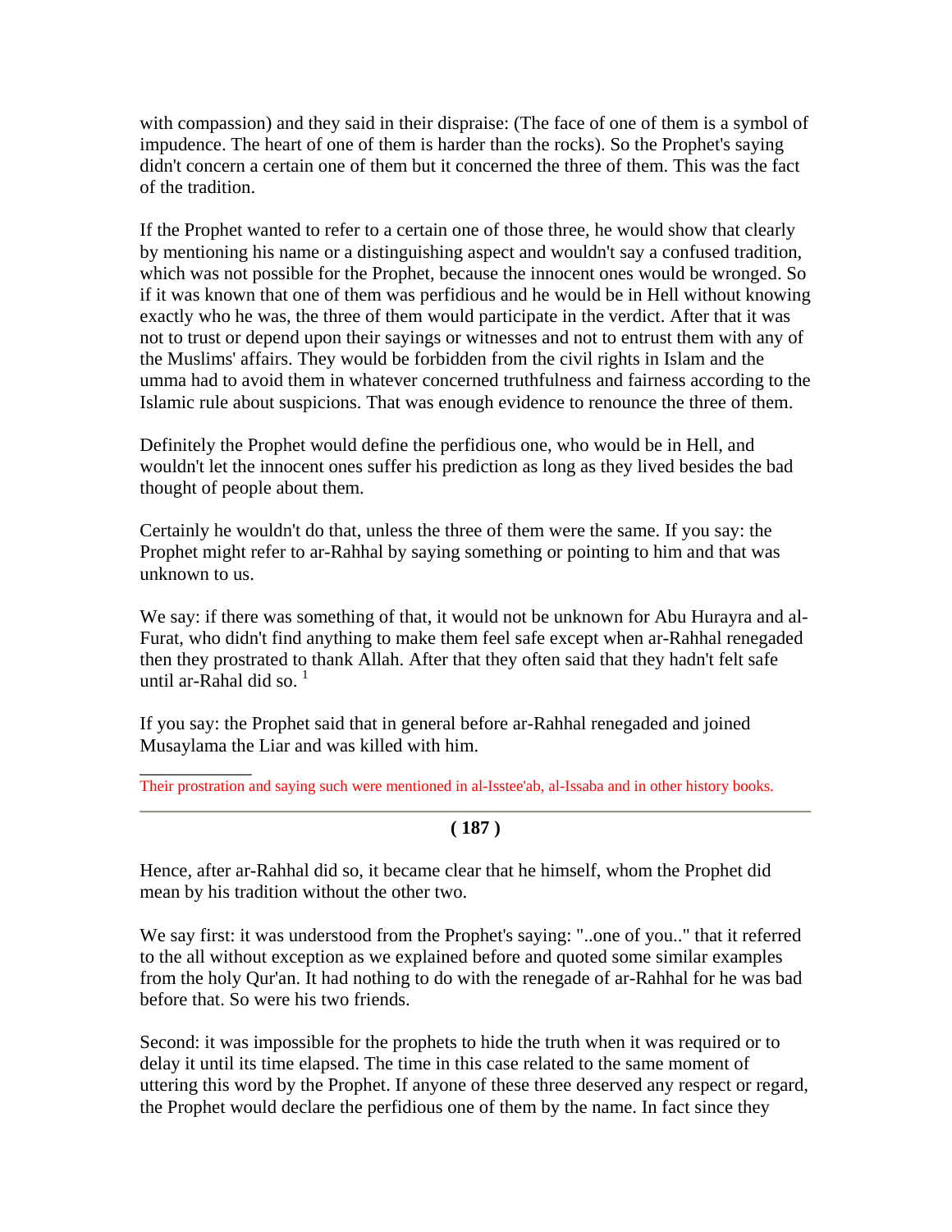with compassion) and they said in their dispraise: (The face of one of them is a symbol of impudence. The heart of one of them is harder than the rocks). So the Prophet's saying didn't concern a certain one of them but it concerned the three of them. This was the fact of the tradition.

If the Prophet wanted to refer to a certain one of those three, he would show that clearly by mentioning his name or a distinguishing aspect and wouldn't say a confused tradition, which was not possible for the Prophet, because the innocent ones would be wronged. So if it was known that one of them was perfidious and he would be in Hell without knowing exactly who he was, the three of them would participate in the verdict. After that it was not to trust or depend upon their sayings or witnesses and not to entrust them with any of the Muslims' affairs. They would be forbidden from the civil rights in Islam and the umma had to avoid them in whatever concerned truthfulness and fairness according to the Islamic rule about suspicions. That was enough evidence to renounce the three of them.

Definitely the Prophet would define the perfidious one, who would be in Hell, and wouldn't let the innocent ones suffer his prediction as long as they lived besides the bad thought of people about them.

Certainly he wouldn't do that, unless the three of them were the same. If you say: the Prophet might refer to ar-Rahhal by saying something or pointing to him and that was unknown to us.

We say: if there was something of that, it would not be unknown for Abu Hurayra and al-Furat, who didn't find anything to make them feel safe except when ar-Rahhal renegaded then they prostrated to thank Allah. After that they often said that they hadn't felt safe until ar-Rahal did so. [1]

If you say: the Prophet said that in general before ar-Rahhal renegaded and joined Musaylama the Liar and was killed with him.

[1] Their prostration and saying such were mentioned in al-Isstee'ab, al-Issaba and in other history books.

Hence, after ar-Rahhal did so, it became clear that he himself, whom the Prophet did mean by his tradition without the other two.

We say first: it was understood from the Prophet's saying: "..one of you.." that it referred to the all without exception as we explained before and quoted some similar examples from the holy Qur'an. It had nothing to do with the renegade of ar-Rahhal for he was bad before that. So were his two friends.

Second: it was impossible for the prophets to hide the truth when it was required or to delay it until its time elapsed. The time in this case related to the same moment of uttering this word by the Prophet. If anyone of these three deserved any respect or regard, the Prophet would declare the perfidious one of them by the name. In fact since they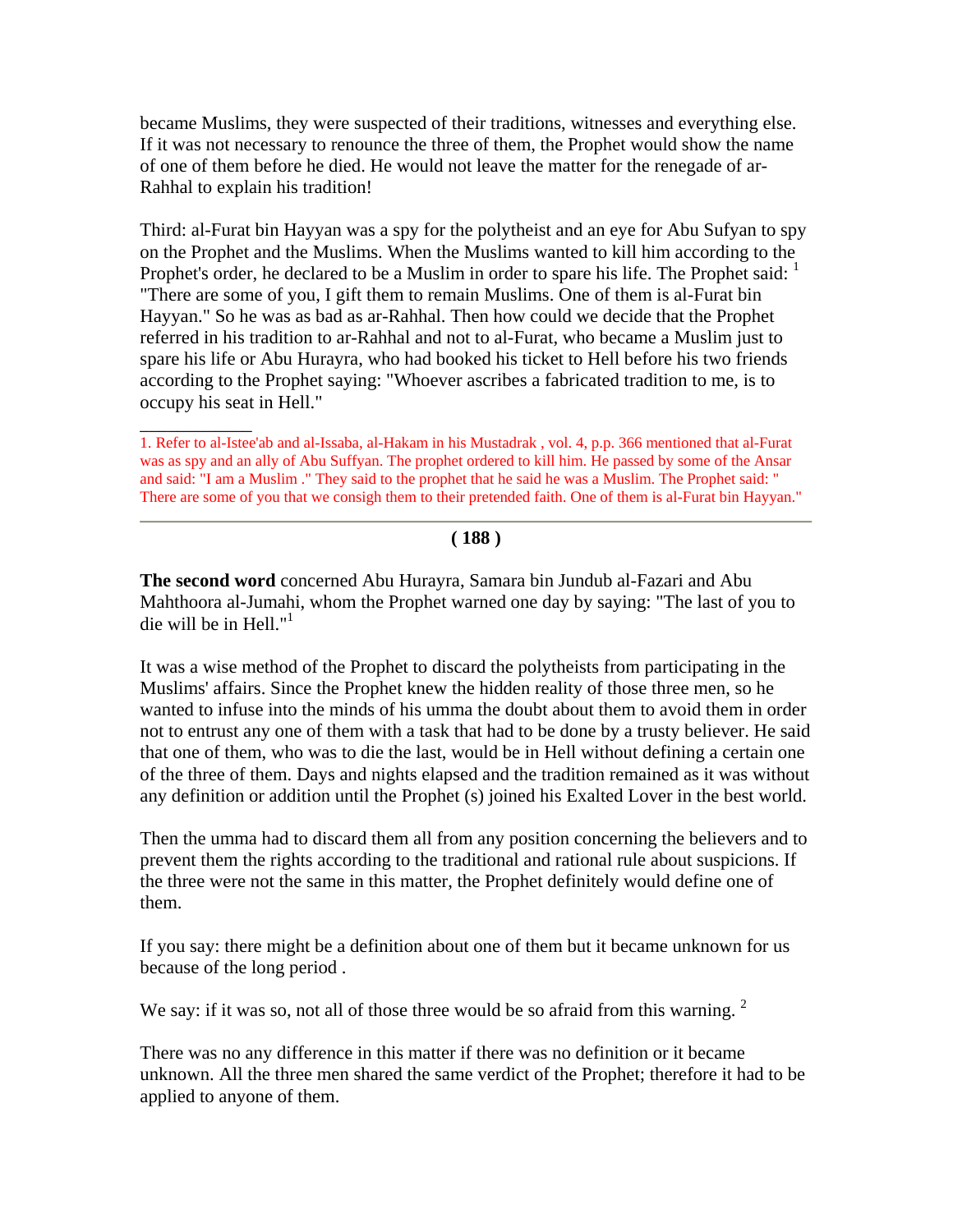became Muslims, they were suspected of their traditions, witnesses and everything else. If it was not necessary to renounce the three of them, the Prophet would show the name of one of them before he died. He would not leave the matter for the renegade of ar-Rahhal to explain his tradition!

Third: al-Furat bin Hayyan was a spy for the polytheist and an eye for Abu Sufyan to spy on the Prophet and the Muslims. When the Muslims wanted to kill him according to the Prophet's order, he declared to be a Muslim in order to spare his life. The Prophet said: [1] "There are some of you, I gift them to remain Muslims. One of them is al-Furat bin Hayyan." So he was as bad as ar-Rahhal. Then how could we decide that the Prophet referred in his tradition to ar-Rahhal and not to al-Furat, who became a Muslim just to spare his life or Abu Hurayra, who had booked his ticket to Hell before his two friends according to the Prophet saying: "Whoever ascribes a fabricated tradition to me, is to occupy his seat in Hell."

---

1. Refer to al-Istee'ab and al-Issaba, al-Hakam in his Mustadrak , vol. 4, p.p. 366 mentioned that al-Furat was as spy and an ally of Abu Suffyan. The prophet ordered to kill him. He passed by some of the Ansar and said: "I am a Muslim ." They said to the prophet that he said he was a Muslim. The Prophet said: " There are some of you that we consigh them to their pretended faith. One of them is al-Furat bin Hayyan."

---

**( 188 )**

**The second word** concerned Abu Hurayra, Samara bin Jundub al-Fazari and Abu Mahthoora al-Jumahi, whom the Prophet warned one day by saying: "The last of you to die will be in Hell."[1]

It was a wise method of the Prophet to discard the polytheists from participating in the Muslims' affairs. Since the Prophet knew the hidden reality of those three men, so he wanted to infuse into the minds of his umma the doubt about them to avoid them in order not to entrust any one of them with a task that had to be done by a trusty believer. He said that one of them, who was to die the last, would be in Hell without defining a certain one of the three of them. Days and nights elapsed and the tradition remained as it was without any definition or addition until the Prophet (s) joined his Exalted Lover in the best world.

Then the umma had to discard them all from any position concerning the believers and to prevent them the rights according to the traditional and rational rule about suspicions. If the three were not the same in this matter, the Prophet definitely would define one of them.

If you say: there might be a definition about one of them but it became unknown for us because of the long period .

We say: if it was so, not all of those three would be so afraid from this warning. [2]

There was no any difference in this matter if there was no definition or it became unknown. All the three men shared the same verdict of the Prophet; therefore it had to be applied to anyone of them.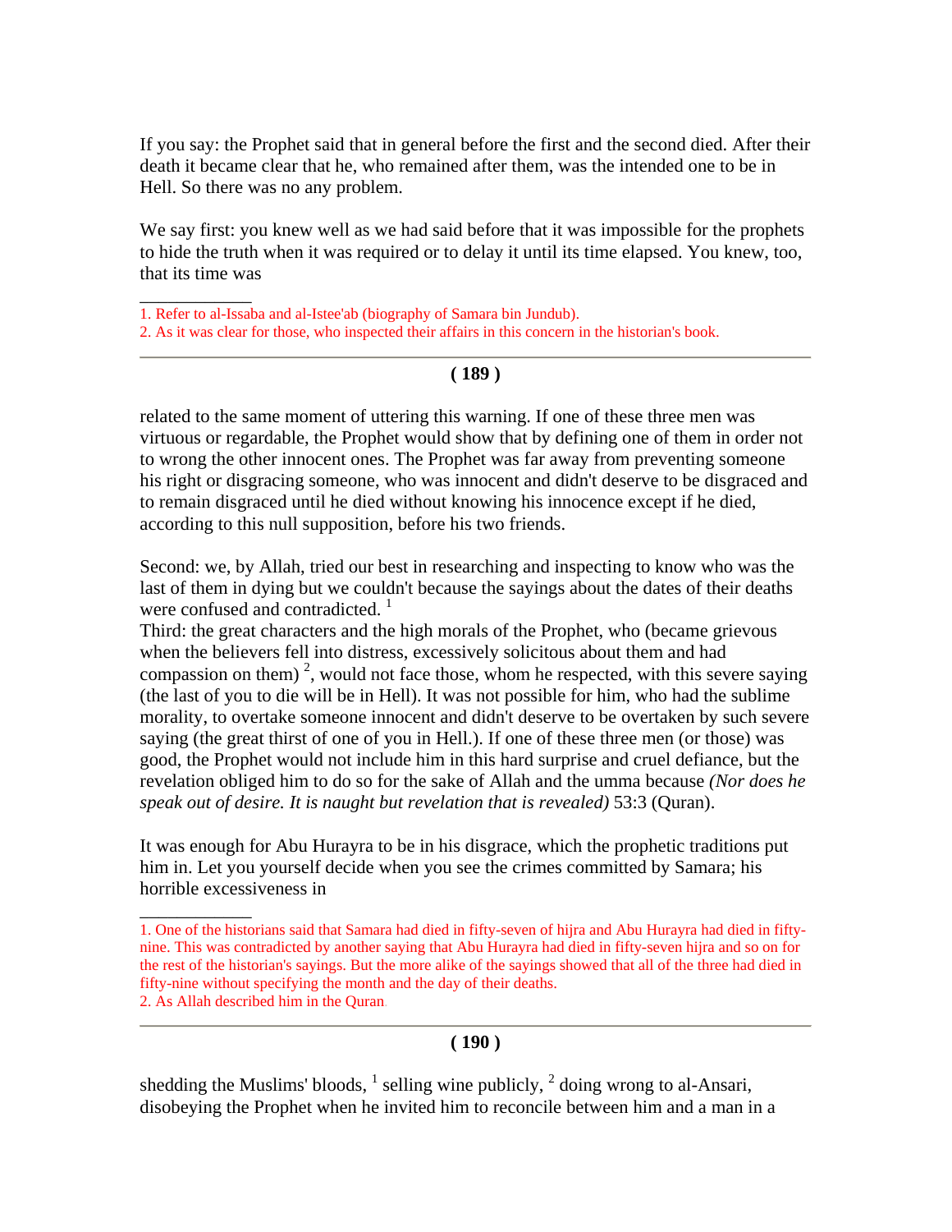If you say: the Prophet said that in general before the first and the second died. After their death it became clear that he, who remained after them, was the intended one to be in Hell. So there was no any problem.

We say first: you knew well as we had said before that it was impossible for the prophets to hide the truth when it was required or to delay it until its time elapsed. You knew, too, that its time was

---

1. Refer to al-Issaba and al-Istee'ab (biography of Samara bin Jundub).
2. As it was clear for those, who inspected their affairs in this concern in the historian's book.

---

related to the same moment of uttering this warning. If one of these three men was virtuous or regardable, the Prophet would show that by defining one of them in order not to wrong the other innocent ones. The Prophet was far away from preventing someone his right or disgracing someone, who was innocent and didn't deserve to be disgraced and to remain disgraced until he died without knowing his innocence except if he died, according to this null supposition, before his two friends.

Second: we, by Allah, tried our best in researching and inspecting to know who was the last of them in dying but we couldn't because the sayings about the dates of their deaths were confused and contradicted. [1]

Third: the great characters and the high morals of the Prophet, who (became grievous when the believers fell into distress, excessively solicitous about them and had compassion on them) [2], would not face those, whom he respected, with this severe saying (the last of you to die will be in Hell). It was not possible for him, who had the sublime morality, to overtake someone innocent and didn't deserve to be overtaken by such severe saying (the great thirst of one of you in Hell.). If one of these three men (or those) was good, the Prophet would not include him in this hard surprise and cruel defiance, but the revelation obliged him to do so for the sake of Allah and the umma because *(Nor does he speak out of desire. It is naught but revelation that is revealed)* 53:3 (Quran).

It was enough for Abu Hurayra to be in his disgrace, which the prophetic traditions put him in. Let you yourself decide when you see the crimes committed by Samara; his horrible excessiveness in

---

1. One of the historians said that Samara had died in fifty-seven of hijra and Abu Hurayra had died in fifty-nine. This was contradicted by another saying that Abu Hurayra had died in fifty-seven hijra and so on for the rest of the historian's sayings. But the more alike of the sayings showed that all of the three had died in fifty-nine without specifying the month and the day of their deaths.
2. As Allah described him in the Quran.

---

shedding the Muslims' bloods, [1] selling wine publicly, [2] doing wrong to al-Ansari, disobeying the Prophet when he invited him to reconcile between him and a man in a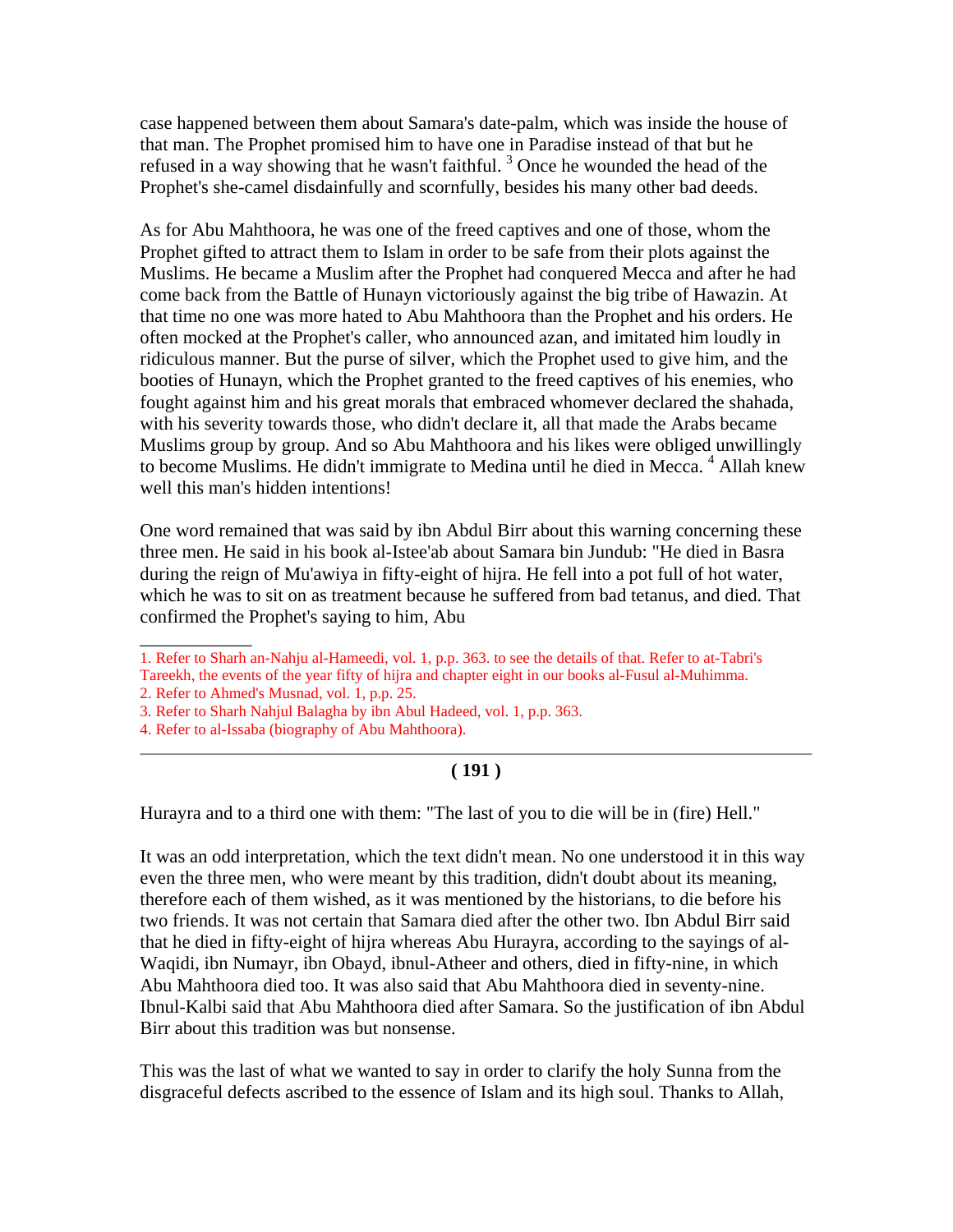case happened between them about Samara's date-palm, which was inside the house of that man. The Prophet promised him to have one in Paradise instead of that but he refused in a way showing that he wasn't faithful. [3] Once he wounded the head of the Prophet's she-camel disdainfully and scornfully, besides his many other bad deeds.

As for Abu Mahthoora, he was one of the freed captives and one of those, whom the Prophet gifted to attract them to Islam in order to be safe from their plots against the Muslims. He became a Muslim after the Prophet had conquered Mecca and after he had come back from the Battle of Hunayn victoriously against the big tribe of Hawazin. At that time no one was more hated to Abu Mahthoora than the Prophet and his orders. He often mocked at the Prophet's caller, who announced azan, and imitated him loudly in ridiculous manner. But the purse of silver, which the Prophet used to give him, and the booties of Hunayn, which the Prophet granted to the freed captives of his enemies, who fought against him and his great morals that embraced whomever declared the shahada, with his severity towards those, who didn't declare it, all that made the Arabs became Muslims group by group. And so Abu Mahthoora and his likes were obliged unwillingly to become Muslims. He didn't immigrate to Medina until he died in Mecca. [4] Allah knew well this man's hidden intentions!

One word remained that was said by ibn Abdul Birr about this warning concerning these three men. He said in his book al-Istee'ab about Samara bin Jundub: "He died in Basra during the reign of Mu'awiya in fifty-eight of hijra. He fell into a pot full of hot water, which he was to sit on as treatment because he suffered from bad tetanus, and died. That confirmed the Prophet's saying to him, Abu Hurayra and to a third one with them: "The last of you to die will be in (fire) Hell."

It was an odd interpretation, which the text didn't mean. No one understood it in this way even the three men, who were meant by this tradition, didn't doubt about its meaning, therefore each of them wished, as it was mentioned by the historians, to die before his two friends. It was not certain that Samara died after the other two. Ibn Abdul Birr said that he died in fifty-eight of hijra whereas Abu Hurayra, according to the sayings of al-Waqidi, ibn Numayr, ibn Obayd, ibnul-Atheer and others, died in fifty-nine, in which Abu Mahthoora died too. It was also said that Abu Mahthoora died in seventy-nine. Ibnul-Kalbi said that Abu Mahthoora died after Samara. So the justification of ibn Abdul Birr about this tradition was but nonsense.

This was the last of what we wanted to say in order to clarify the holy Sunna from the disgraceful defects ascribed to the essence of Islam and its high soul. Thanks to Allah,

---

1. Refer to Sharh an-Nahju al-Hameedi, vol. 1, p.p. 363. to see the details of that. Refer to at-Tabri's Tareekh, the events of the year fifty of hijra and chapter eight in our books al-Fusul al-Muhimma.
2. Refer to Ahmed's Musnad, vol. 1, p.p. 25.
3. Refer to Sharh Nahjul Balagha by ibn Abul Hadeed, vol. 1, p.p. 363.
4. Refer to al-Issaba (biography of Abu Mahthoora).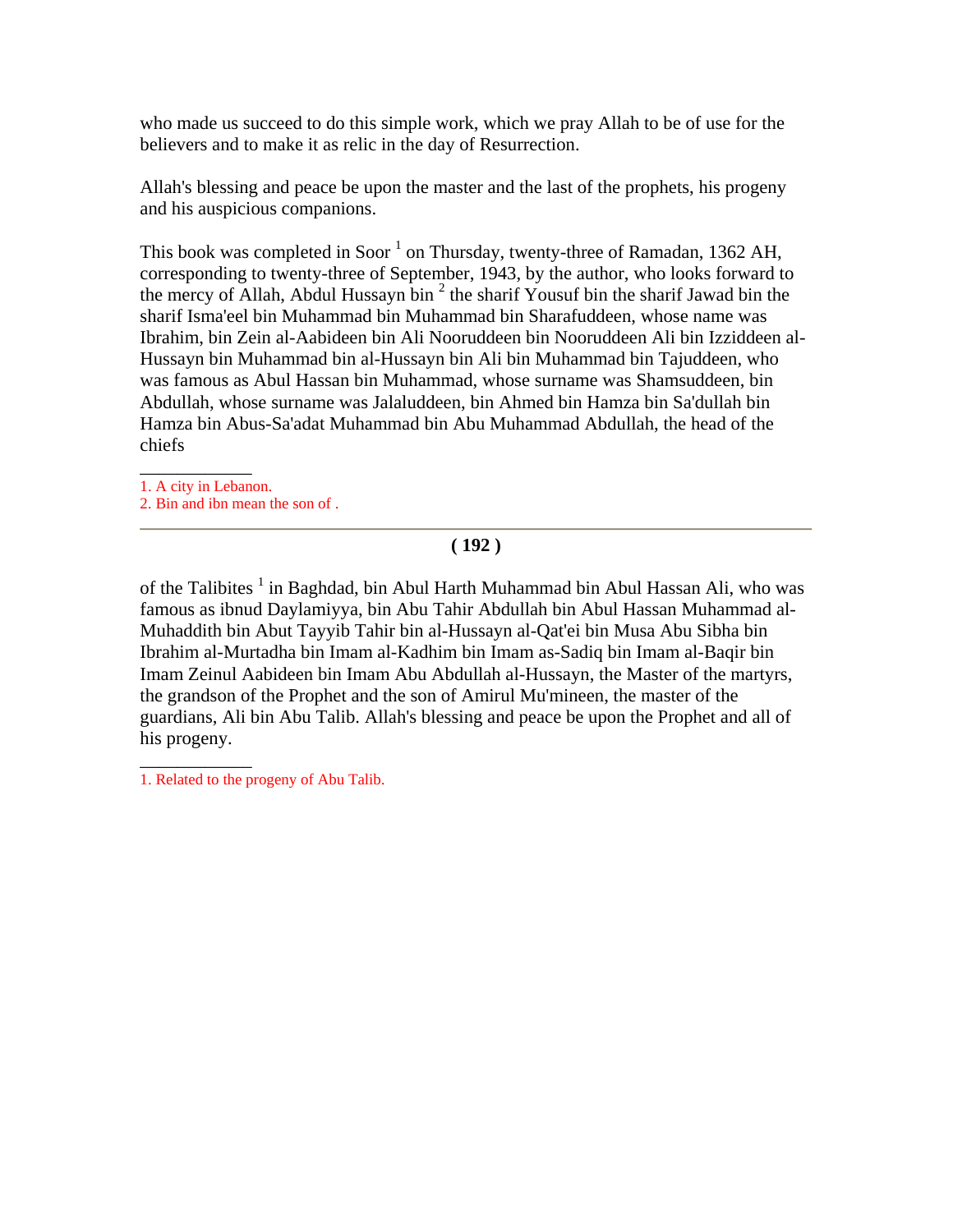who made us succeed to do this simple work, which we pray Allah to be of use for the believers and to make it as relic in the day of Resurrection.

Allah's blessing and peace be upon the master and the last of the prophets, his progeny and his auspicious companions.

This book was completed in Soor [1] on Thursday, twenty-three of Ramadan, 1362 AH, corresponding to twenty-three of September, 1943, by the author, who looks forward to the mercy of Allah, Abdul Hussayn bin [2] the sharif Yousuf bin the sharif Jawad bin the sharif Isma'eel bin Muhammad bin Muhammad bin Sharafuddeen, whose name was Ibrahim, bin Zein al-Aabideen bin Ali Nooruddeen bin Nooruddeen Ali bin Izziddeen al-Hussayn bin Muhammad bin al-Hussayn bin Ali bin Muhammad bin Tajuddeen, who was famous as Abul Hassan bin Muhammad, whose surname was Shamsuddeen, bin Abdullah, whose surname was Jalaluddeen, bin Ahmed bin Hamza bin Sa'dullah bin Hamza bin Abus-Sa'adat Muhammad bin Abu Muhammad Abdullah, the head of the chiefs

---

1. A city in Lebanon.
2. Bin and ibn mean the son of .

---

of the Talibites [1] in Baghdad, bin Abul Harth Muhammad bin Abul Hassan Ali, who was famous as ibnud Daylamiyya, bin Abu Tahir Abdullah bin Abul Hassan Muhammad al-Muhaddith bin Abut Tayyib Tahir bin al-Hussayn al-Qat'ei bin Musa Abu Sibha bin Ibrahim al-Murtadha bin Imam al-Kadhim bin Imam as-Sadiq bin Imam al-Baqir bin Imam Zeinul Aabideen bin Imam Abu Abdullah al-Hussayn, the Master of the martyrs, the grandson of the Prophet and the son of Amirul Mu'mineen, the master of the guardians, Ali bin Abu Talib. Allah's blessing and peace be upon the Prophet and all of his progeny.

---

1. Related to the progeny of Abu Talib.